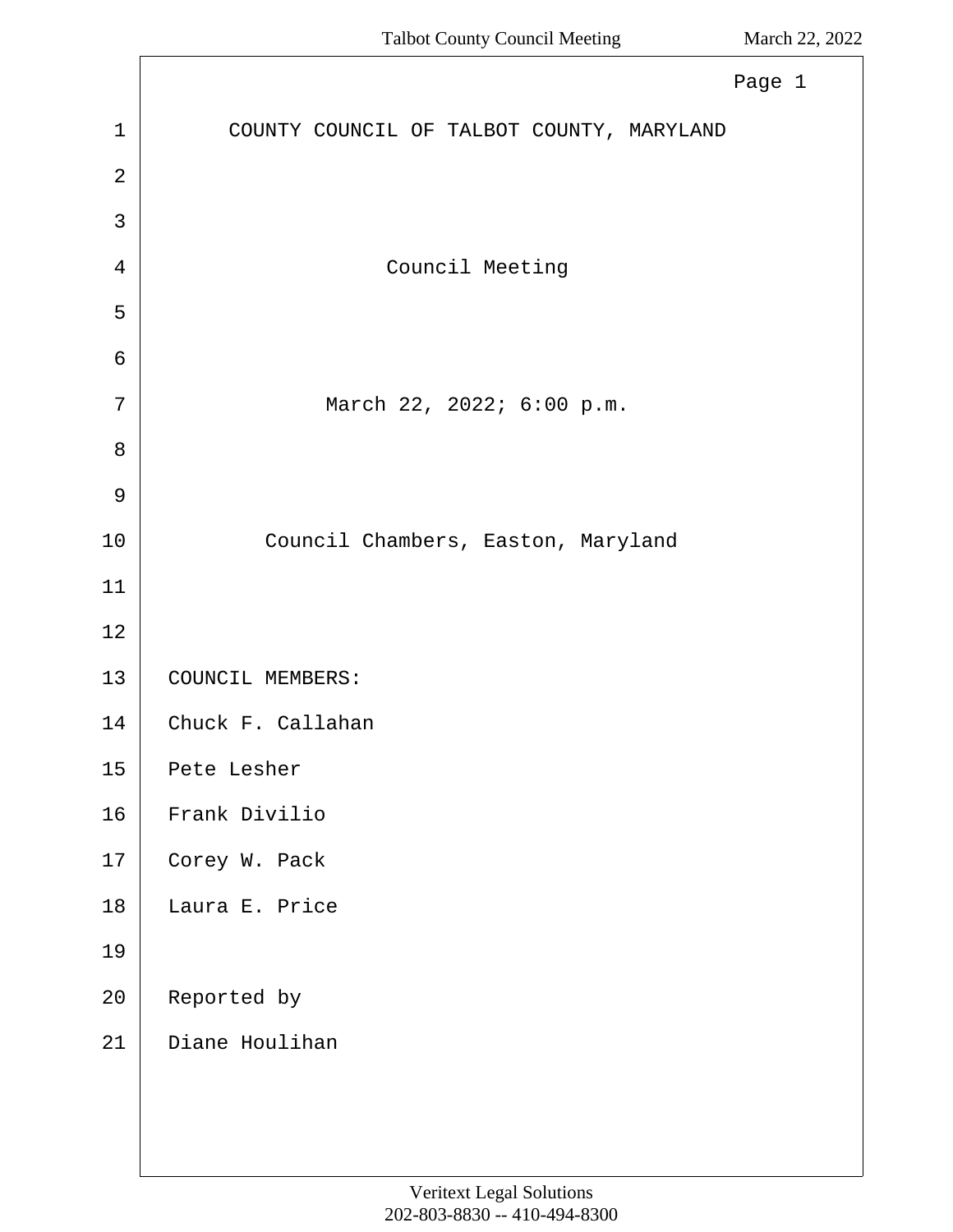COUNTY COUNCIL OF TALBOT COUNTY, MARYLAND

Council Meeting

March 22, 2022; 6:00 p.m.

Council Chambers, Easton, Maryland

COUNCIL MEMBERS:

Chuck F. Callahan

Pete Lesher

Frank Divilio

Corey W. Pack

Laura E. Price

Reported by

Diane Houlihan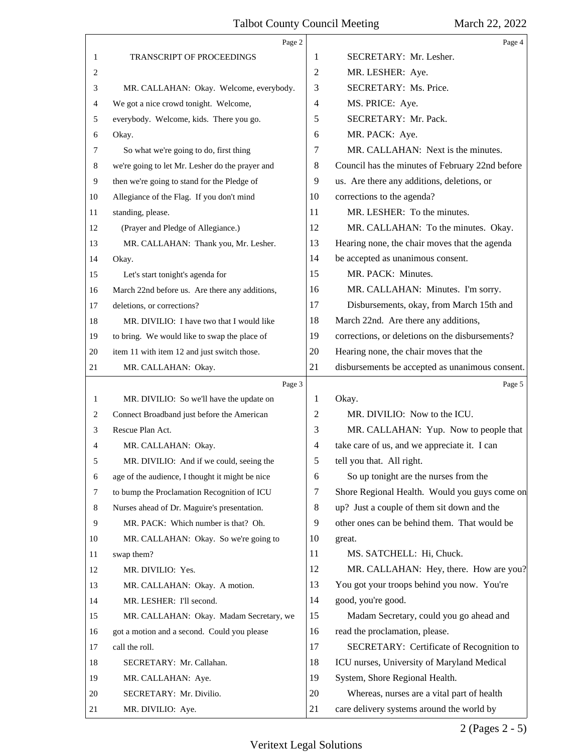TRANSCRIPT OF PROCEEDINGS

MR. CALLAHAN: Okay. Welcome, everybody. We got a nice crowd tonight. Welcome, everybody. Welcome, kids. There you go. Okay.

So what we're going to do, first thing we're going to let Mr. Lesher do the prayer and then we're going to stand for the Pledge of Allegiance of the Flag. If you don't mind standing, please.

(Prayer and Pledge of Allegiance.)

MR. CALLAHAN: Thank you, Mr. Lesher. Okay.

Let's start tonight's agenda for March 22nd before us. Are there any additions, deletions, or corrections?

MR. DIVILIO: I have two that I would like to bring. We would like to swap the place of item 11 with item 12 and just switch those.

MR. CALLAHAN: Okay.

MR. DIVILIO: So we'll have the update on Connect Broadband just before the American Rescue Plan Act.

MR. CALLAHAN: Okay.

MR. DIVILIO: And if we could, seeing the age of the audience, I thought it might be nice to bump the Proclamation Recognition of ICU Nurses ahead of Dr. Maguire's presentation.

MR. PACK: Which number is that? Oh.

MR. CALLAHAN: Okay. So we're going to swap them?

MR. DIVILIO: Yes.

MR. CALLAHAN: Okay. A motion.

MR. LESHER: I'll second.

MR. CALLAHAN: Okay. Madam Secretary, we got a motion and a second. Could you please call the roll.

SECRETARY: Mr. Callahan.

MR. CALLAHAN: Aye.

SECRETARY: Mr. Divilio.

MR. DIVILIO: Aye.

SECRETARY: Mr. Lesher.

MR. LESHER: Aye.

SECRETARY: Ms. Price.

MS. PRICE: Aye.

SECRETARY: Mr. Pack.

MR. PACK: Aye.

MR. CALLAHAN: Next is the minutes. Council has the minutes of February 22nd before us. Are there any additions, deletions, or corrections to the agenda?

MR. LESHER: To the minutes.

MR. CALLAHAN: To the minutes. Okay. Hearing none, the chair moves that the agenda be accepted as unanimous consent.

MR. PACK: Minutes.

MR. CALLAHAN: Minutes. I'm sorry.

Disbursements, okay, from March 15th and March 22nd. Are there any additions, corrections, or deletions on the disbursements? Hearing none, the chair moves that the disbursements be accepted as unanimous consent. Okay.

MR. DIVILIO: Now to the ICU.

MR. CALLAHAN: Yup. Now to people that take care of us, and we appreciate it. I can tell you that. All right.

So up tonight are the nurses from the Shore Regional Health. Would you guys come on up? Just a couple of them sit down and the other ones can be behind them. That would be great.

MS. SATCHELL: Hi, Chuck.

MR. CALLAHAN: Hey, there. How are you? You got your troops behind you now. You're good, you're good.

Madam Secretary, could you go ahead and read the proclamation, please.

SECRETARY: Certificate of Recognition to ICU nurses, University of Maryland Medical System, Shore Regional Health.

Whereas, nurses are a vital part of health care delivery systems around the world by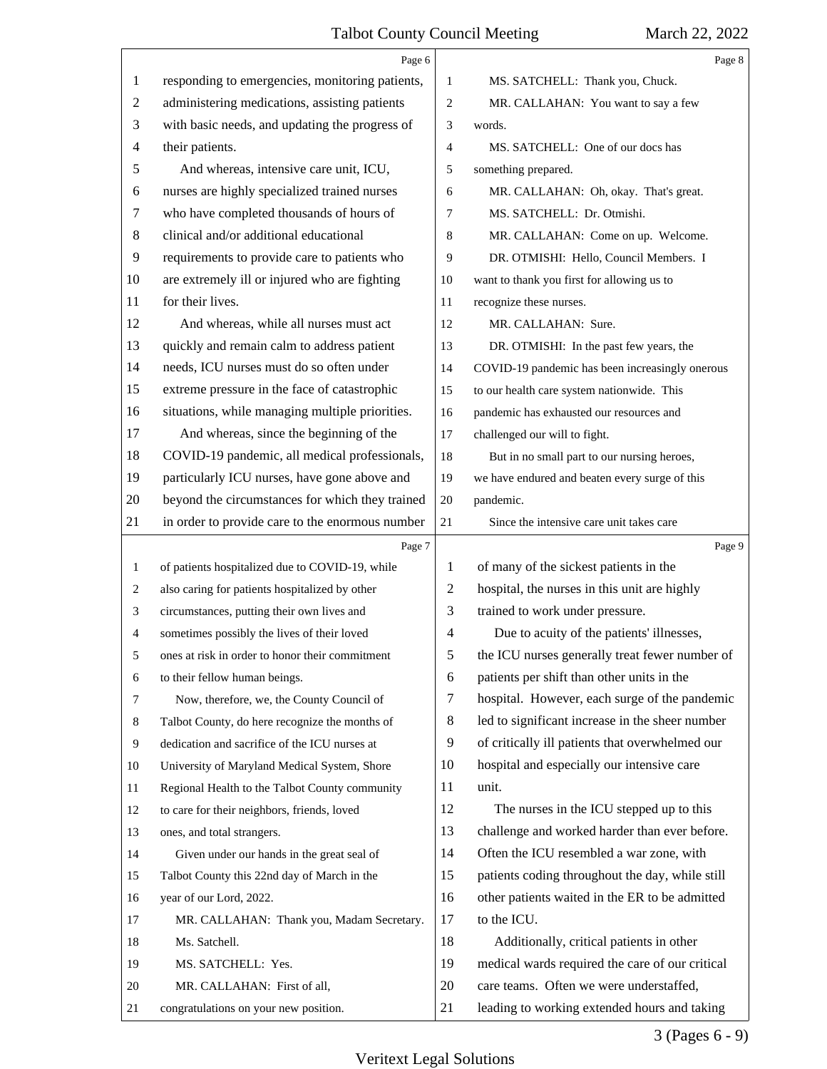responding to emergencies, monitoring patients, administering medications, assisting patients with basic needs, and updating the progress of their patients.

And whereas, intensive care unit, ICU, nurses are highly specialized trained nurses who have completed thousands of hours of clinical and/or additional educational requirements to provide care to patients who are extremely ill or injured who are fighting for their lives.

And whereas, while all nurses must act quickly and remain calm to address patient needs, ICU nurses must do so often under extreme pressure in the face of catastrophic situations, while managing multiple priorities.

And whereas, since the beginning of the COVID-19 pandemic, all medical professionals, particularly ICU nurses, have gone above and beyond the circumstances for which they trained in order to provide care to the enormous number of patients hospitalized due to COVID-19, while also caring for patients hospitalized by other circumstances, putting their own lives and sometimes possibly the lives of their loved ones at risk in order to honor their commitment to their fellow human beings.

Now, therefore, we, the County Council of Talbot County, do here recognize the months of dedication and sacrifice of the ICU nurses at University of Maryland Medical System, Shore Regional Health to the Talbot County community to care for their neighbors, friends, loved ones, and total strangers.

Given under our hands in the great seal of Talbot County this 22nd day of March in the year of our Lord, 2022.

MR. CALLAHAN: Thank you, Madam Secretary. Ms. Satchell.

MS. SATCHELL: Yes.

MR. CALLAHAN: First of all, congratulations on your new position.

MS. SATCHELL: Thank you, Chuck.

MR. CALLAHAN: You want to say a few words.

MS. SATCHELL: One of our docs has something prepared.

MR. CALLAHAN: Oh, okay. That's great.

MS. SATCHELL: Dr. Otmishi.

MR. CALLAHAN: Come on up. Welcome.

DR. OTMISHI: Hello, Council Members. I want to thank you first for allowing us to recognize these nurses.

MR. CALLAHAN: Sure.

DR. OTMISHI: In the past few years, the COVID-19 pandemic has been increasingly onerous to our health care system nationwide. This pandemic has exhausted our resources and challenged our will to fight.

But in no small part to our nursing heroes, we have endured and beaten every surge of this pandemic.

Since the intensive care unit takes care of many of the sickest patients in the hospital, the nurses in this unit are highly trained to work under pressure.

Due to acuity of the patients' illnesses, the ICU nurses generally treat fewer number of patients per shift than other units in the hospital. However, each surge of the pandemic led to significant increase in the sheer number of critically ill patients that overwhelmed our hospital and especially our intensive care unit.

The nurses in the ICU stepped up to this challenge and worked harder than ever before. Often the ICU resembled a war zone, with patients coding throughout the day, while still other patients waited in the ER to be admitted to the ICU.

Additionally, critical patients in other medical wards required the care of our critical care teams. Often we were understaffed, leading to working extended hours and taking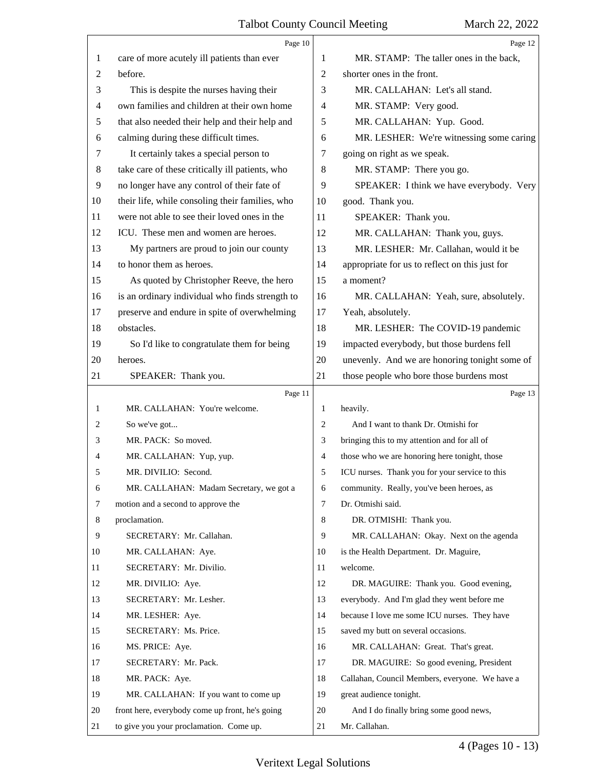care of more acutely ill patients than ever before.

This is despite the nurses having their own families and children at their own home that also needed their help and their help and calming during these difficult times.

It certainly takes a special person to take care of these critically ill patients, who no longer have any control of their fate of their life, while consoling their families, who were not able to see their loved ones in the ICU. These men and women are heroes.

My partners are proud to join our county to honor them as heroes.

As quoted by Christopher Reeve, the hero is an ordinary individual who finds strength to preserve and endure in spite of overwhelming obstacles.

So I'd like to congratulate them for being heroes.

SPEAKER: Thank you.

MR. CALLAHAN: You're welcome.

So we've got...

MR. PACK: So moved.

MR. CALLAHAN: Yup, yup.

MR. DIVILIO: Second.

MR. CALLAHAN: Madam Secretary, we got a motion and a second to approve the proclamation.

SECRETARY: Mr. Callahan.

MR. CALLAHAN: Aye.

SECRETARY: Mr. Divilio.

MR. DIVILIO: Aye.

SECRETARY: Mr. Lesher.

MR. LESHER: Aye.

SECRETARY: Ms. Price.

MS. PRICE: Aye.

SECRETARY: Mr. Pack.

MR. PACK: Aye.

MR. CALLAHAN: If you want to come up front here, everybody come up front, he's going to give you your proclamation. Come up.

MR. STAMP: The taller ones in the back, shorter ones in the front.

MR. CALLAHAN: Let's all stand.

MR. STAMP: Very good.

MR. CALLAHAN: Yup. Good.

MR. LESHER: We're witnessing some caring going on right as we speak.

MR. STAMP: There you go.

SPEAKER: I think we have everybody. Very good. Thank you.

SPEAKER: Thank you.

MR. CALLAHAN: Thank you, guys.

MR. LESHER: Mr. Callahan, would it be appropriate for us to reflect on this just for a moment?

MR. CALLAHAN: Yeah, sure, absolutely. Yeah, absolutely.

MR. LESHER: The COVID-19 pandemic impacted everybody, but those burdens fell unevenly. And we are honoring tonight some of those people who bore those burdens most heavily.

And I want to thank Dr. Otmishi for bringing this to my attention and for all of those who we are honoring here tonight, those ICU nurses. Thank you for your service to this community. Really, you've been heroes, as Dr. Otmishi said.

DR. OTMISHI: Thank you.

MR. CALLAHAN: Okay. Next on the agenda is the Health Department. Dr. Maguire, welcome.

DR. MAGUIRE: Thank you. Good evening, everybody. And I'm glad they went before me because I love me some ICU nurses. They have saved my butt on several occasions.

MR. CALLAHAN: Great. That's great.

DR. MAGUIRE: So good evening, President Callahan, Council Members, everyone. We have a great audience tonight.

And I do finally bring some good news, Mr. Callahan.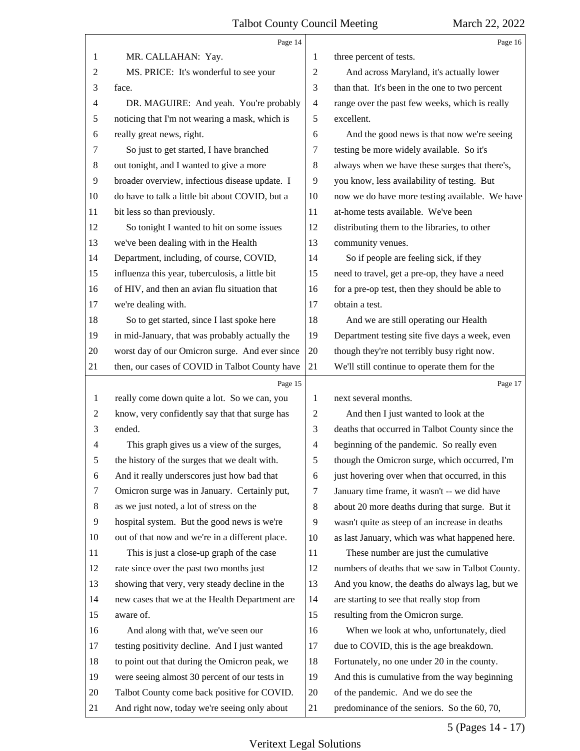MR. CALLAHAN: Yay.

MS. PRICE: It's wonderful to see your face.

DR. MAGUIRE: And yeah. You're probably noticing that I'm not wearing a mask, which is really great news, right.

So just to get started, I have branched out tonight, and I wanted to give a more broader overview, infectious disease update. I do have to talk a little bit about COVID, but a bit less so than previously.

So tonight I wanted to hit on some issues we've been dealing with in the Health Department, including, of course, COVID, influenza this year, tuberculosis, a little bit of HIV, and then an avian flu situation that we're dealing with.

So to get started, since I last spoke here in mid-January, that was probably actually the worst day of our Omicron surge. And ever since then, our cases of COVID in Talbot County have really come down quite a lot. So we can, you know, very confidently say that that surge has ended.

This graph gives us a view of the surges, the history of the surges that we dealt with. And it really underscores just how bad that Omicron surge was in January. Certainly put, as we just noted, a lot of stress on the hospital system. But the good news is we're out of that now and we're in a different place.

This is just a close-up graph of the case rate since over the past two months just showing that very, very steady decline in the new cases that we at the Health Department are aware of.

And along with that, we've seen our testing positivity decline. And I just wanted to point out that during the Omicron peak, we were seeing almost 30 percent of our tests in Talbot County come back positive for COVID. And right now, today we're seeing only about three percent of tests.

And across Maryland, it's actually lower than that. It's been in the one to two percent range over the past few weeks, which is really excellent.

And the good news is that now we're seeing testing be more widely available. So it's always when we have these surges that there's, you know, less availability of testing. But now we do have more testing available. We have at-home tests available. We've been distributing them to the libraries, to other community venues.

So if people are feeling sick, if they need to travel, get a pre-op, they have a need for a pre-op test, then they should be able to obtain a test.

And we are still operating our Health Department testing site five days a week, even though they're not terribly busy right now. We'll still continue to operate them for the next several months.

And then I just wanted to look at the deaths that occurred in Talbot County since the beginning of the pandemic. So really even though the Omicron surge, which occurred, I'm just hovering over when that occurred, in this January time frame, it wasn't -- we did have about 20 more deaths during that surge. But it wasn't quite as steep of an increase in deaths as last January, which was what happened here.

These number are just the cumulative numbers of deaths that we saw in Talbot County. And you know, the deaths do always lag, but we are starting to see that really stop from resulting from the Omicron surge.

When we look at who, unfortunately, died due to COVID, this is the age breakdown. Fortunately, no one under 20 in the county. And this is cumulative from the way beginning of the pandemic. And we do see the predominance of the seniors. So the 60, 70,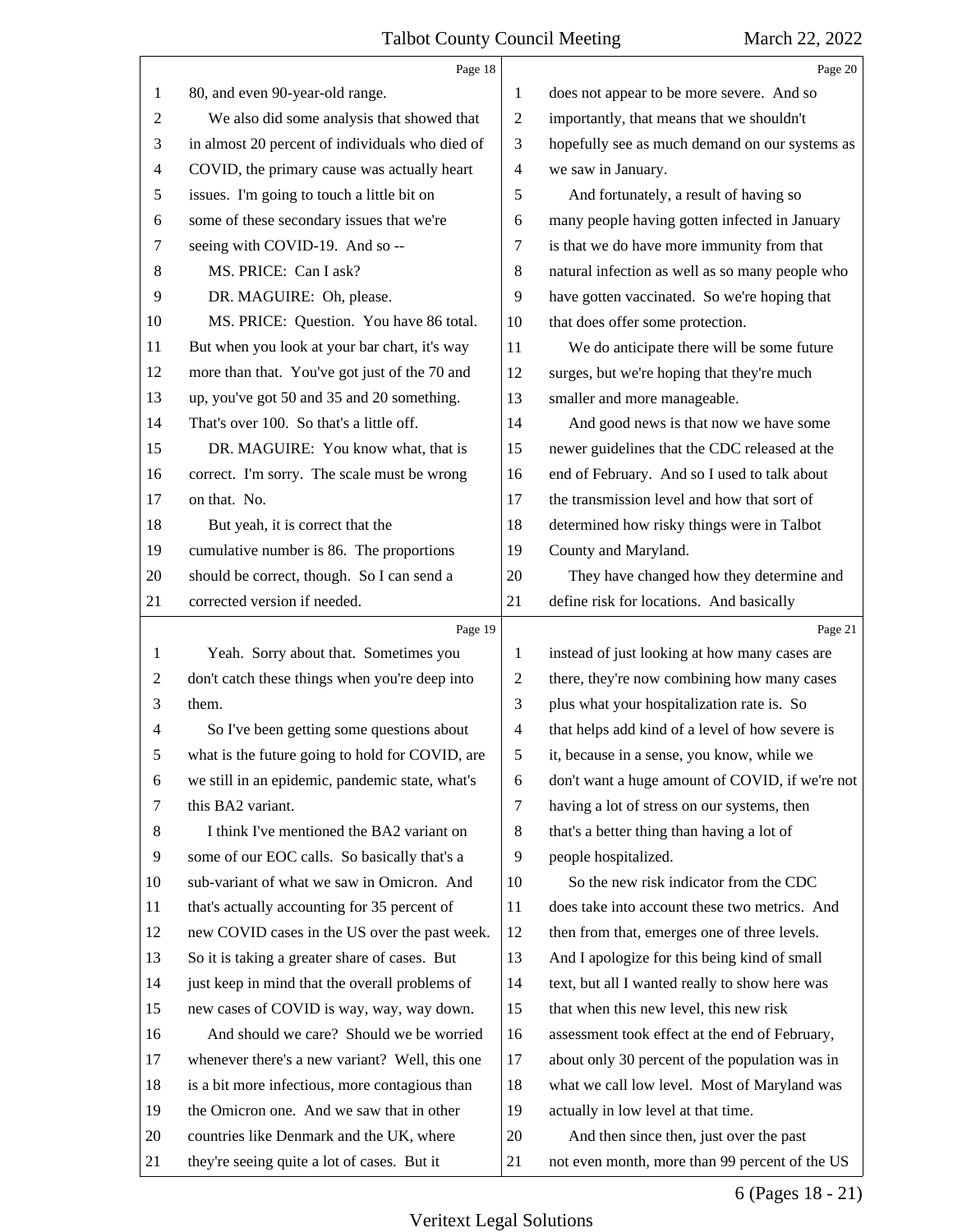80, and even 90-year-old range.

We also did some analysis that showed that in almost 20 percent of individuals who died of COVID, the primary cause was actually heart issues. I'm going to touch a little bit on some of these secondary issues that we're seeing with COVID-19. And so --

MS. PRICE: Can I ask?

DR. MAGUIRE: Oh, please.

MS. PRICE: Question. You have 86 total. But when you look at your bar chart, it's way more than that. You've got just of the 70 and up, you've got 50 and 35 and 20 something. That's over 100. So that's a little off.

DR. MAGUIRE: You know what, that is correct. I'm sorry. The scale must be wrong on that. No.

But yeah, it is correct that the cumulative number is 86. The proportions should be correct, though. So I can send a corrected version if needed.

Yeah. Sorry about that. Sometimes you don't catch these things when you're deep into them.

So I've been getting some questions about what is the future going to hold for COVID, are we still in an epidemic, pandemic state, what's this BA2 variant.

I think I've mentioned the BA2 variant on some of our EOC calls. So basically that's a sub-variant of what we saw in Omicron. And that's actually accounting for 35 percent of new COVID cases in the US over the past week. So it is taking a greater share of cases. But just keep in mind that the overall problems of new cases of COVID is way, way, way down.

And should we care? Should we be worried whenever there's a new variant? Well, this one is a bit more infectious, more contagious than the Omicron one. And we saw that in other countries like Denmark and the UK, where they're seeing quite a lot of cases. But it does not appear to be more severe. And so importantly, that means that we shouldn't hopefully see as much demand on our systems as we saw in January.

And fortunately, a result of having so many people having gotten infected in January is that we do have more immunity from that natural infection as well as so many people who have gotten vaccinated. So we're hoping that that does offer some protection.

We do anticipate there will be some future surges, but we're hoping that they're much smaller and more manageable.

And good news is that now we have some newer guidelines that the CDC released at the end of February. And so I used to talk about the transmission level and how that sort of determined how risky things were in Talbot County and Maryland.

They have changed how they determine and define risk for locations. And basically instead of just looking at how many cases are there, they're now combining how many cases plus what your hospitalization rate is. So that helps add kind of a level of how severe is it, because in a sense, you know, while we don't want a huge amount of COVID, if we're not having a lot of stress on our systems, then that's a better thing than having a lot of people hospitalized.

So the new risk indicator from the CDC does take into account these two metrics. And then from that, emerges one of three levels. And I apologize for this being kind of small text, but all I wanted really to show here was that when this new level, this new risk assessment took effect at the end of February, about only 30 percent of the population was in what we call low level. Most of Maryland was actually in low level at that time.

And then since then, just over the past not even month, more than 99 percent of the US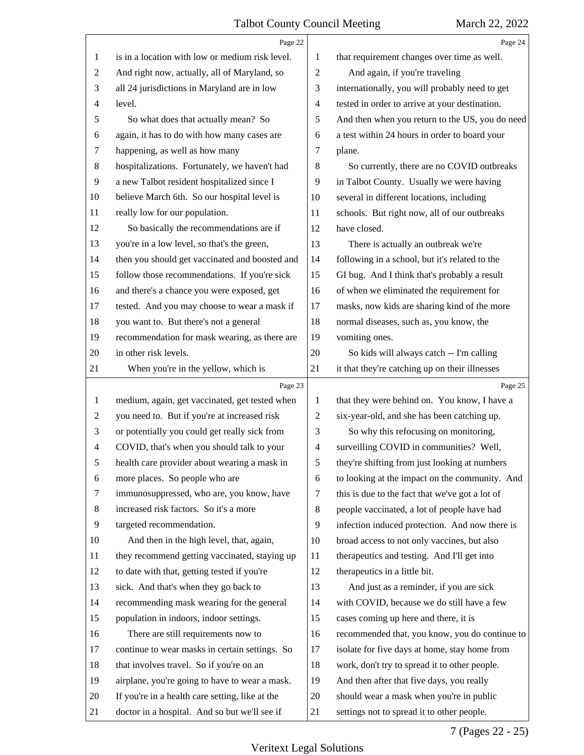is in a location with low or medium risk level. And right now, actually, all of Maryland, so all 24 jurisdictions in Maryland are in low level.

So what does that actually mean? So again, it has to do with how many cases are happening, as well as how many hospitalizations. Fortunately, we haven't had a new Talbot resident hospitalized since I believe March 6th. So our hospital level is really low for our population.

So basically the recommendations are if you're in a low level, so that's the green, then you should get vaccinated and boosted and follow those recommendations. If you're sick and there's a chance you were exposed, get tested. And you may choose to wear a mask if you want to. But there's not a general recommendation for mask wearing, as there are in other risk levels.

When you're in the yellow, which is medium, again, get vaccinated, get tested when you need to. But if you're at increased risk or potentially you could get really sick from COVID, that's when you should talk to your health care provider about wearing a mask in more places. So people who are immunosuppressed, who are, you know, have increased risk factors. So it's a more targeted recommendation.

And then in the high level, that, again, they recommend getting vaccinated, staying up to date with that, getting tested if you're sick. And that's when they go back to recommending mask wearing for the general population in indoors, indoor settings.

There are still requirements now to continue to wear masks in certain settings. So that involves travel. So if you're on an airplane, you're going to have to wear a mask. If you're in a health care setting, like at the doctor in a hospital. And so but we'll see if that requirement changes over time as well.

And again, if you're traveling internationally, you will probably need to get tested in order to arrive at your destination. And then when you return to the US, you do need a test within 24 hours in order to board your plane.

So currently, there are no COVID outbreaks in Talbot County. Usually we were having several in different locations, including schools. But right now, all of our outbreaks have closed.

There is actually an outbreak we're following in a school, but it's related to the GI bug. And I think that's probably a result of when we eliminated the requirement for masks, now kids are sharing kind of the more normal diseases, such as, you know, the vomiting ones.

So kids will always catch -- I'm calling it that they're catching up on their illnesses that they were behind on. You know, I have a six-year-old, and she has been catching up.

So why this refocusing on monitoring, surveilling COVID in communities? Well, they're shifting from just looking at numbers to looking at the impact on the community. And this is due to the fact that we've got a lot of people vaccinated, a lot of people have had infection induced protection. And now there is broad access to not only vaccines, but also therapeutics and testing. And I'll get into therapeutics in a little bit.

And just as a reminder, if you are sick with COVID, because we do still have a few cases coming up here and there, it is recommended that, you know, you do continue to isolate for five days at home, stay home from work, don't try to spread it to other people. And then after that five days, you really should wear a mask when you're in public settings not to spread it to other people.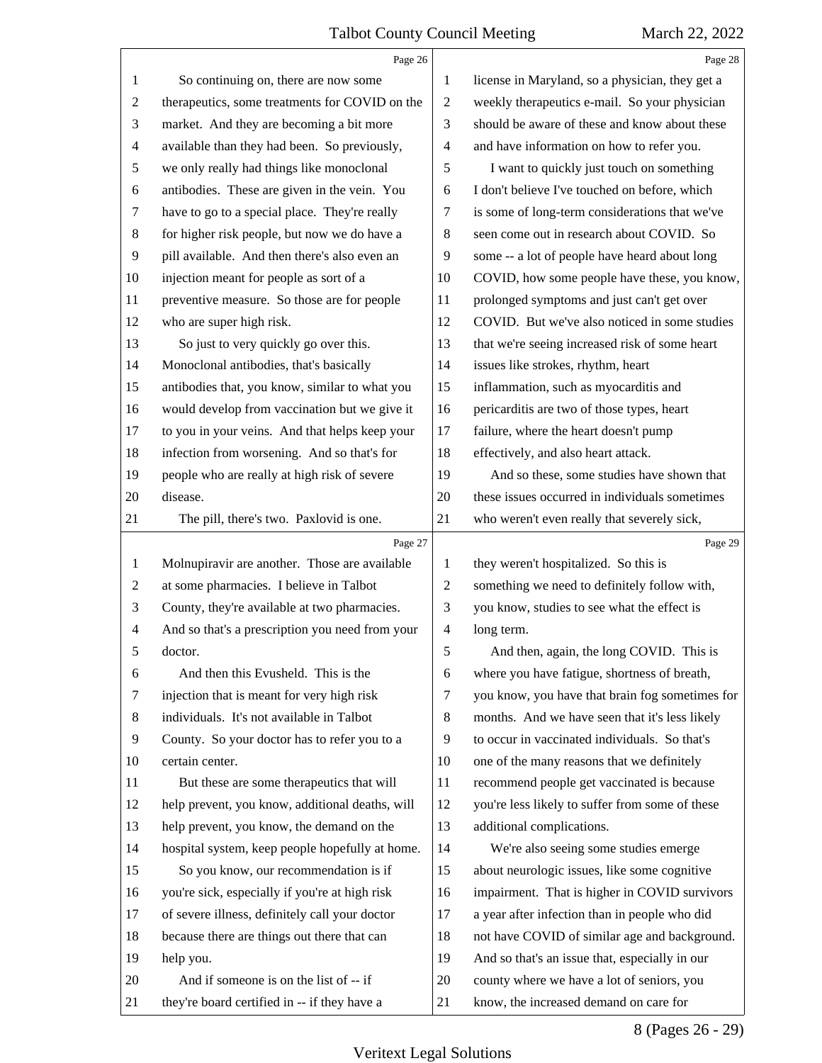So continuing on, there are now some therapeutics, some treatments for COVID on the market. And they are becoming a bit more available than they had been. So previously, we only really had things like monoclonal antibodies. These are given in the vein. You have to go to a special place. They're really for higher risk people, but now we do have a pill available. And then there's also even an injection meant for people as sort of a preventive measure. So those are for people who are super high risk.

So just to very quickly go over this. Monoclonal antibodies, that's basically antibodies that, you know, similar to what you would develop from vaccination but we give it to you in your veins. And that helps keep your infection from worsening. And so that's for people who are really at high risk of severe disease.

The pill, there's two. Paxlovid is one. Molnupiravir are another. Those are available at some pharmacies. I believe in Talbot County, they're available at two pharmacies. And so that's a prescription you need from your doctor.

And then this Evusheld. This is the injection that is meant for very high risk individuals. It's not available in Talbot County. So your doctor has to refer you to a certain center.

But these are some therapeutics that will help prevent, you know, additional deaths, will help prevent, you know, the demand on the hospital system, keep people hopefully at home.

So you know, our recommendation is if you're sick, especially if you're at high risk of severe illness, definitely call your doctor because there are things out there that can help you.

And if someone is on the list of -- if they're board certified in -- if they have a license in Maryland, so a physician, they get a weekly therapeutics e-mail. So your physician should be aware of these and know about these and have information on how to refer you.

I want to quickly just touch on something I don't believe I've touched on before, which is some of long-term considerations that we've seen come out in research about COVID. So some -- a lot of people have heard about long COVID, how some people have these, you know, prolonged symptoms and just can't get over COVID. But we've also noticed in some studies that we're seeing increased risk of some heart issues like strokes, rhythm, heart inflammation, such as myocarditis and pericarditis are two of those types, heart failure, where the heart doesn't pump effectively, and also heart attack.

And so these, some studies have shown that these issues occurred in individuals sometimes who weren't even really that severely sick, they weren't hospitalized. So this is something we need to definitely follow with, you know, studies to see what the effect is long term.

And then, again, the long COVID. This is where you have fatigue, shortness of breath, you know, you have that brain fog sometimes for months. And we have seen that it's less likely to occur in vaccinated individuals. So that's one of the many reasons that we definitely recommend people get vaccinated is because you're less likely to suffer from some of these additional complications.

We're also seeing some studies emerge about neurologic issues, like some cognitive impairment. That is higher in COVID survivors a year after infection than in people who did not have COVID of similar age and background. And so that's an issue that, especially in our county where we have a lot of seniors, you know, the increased demand on care for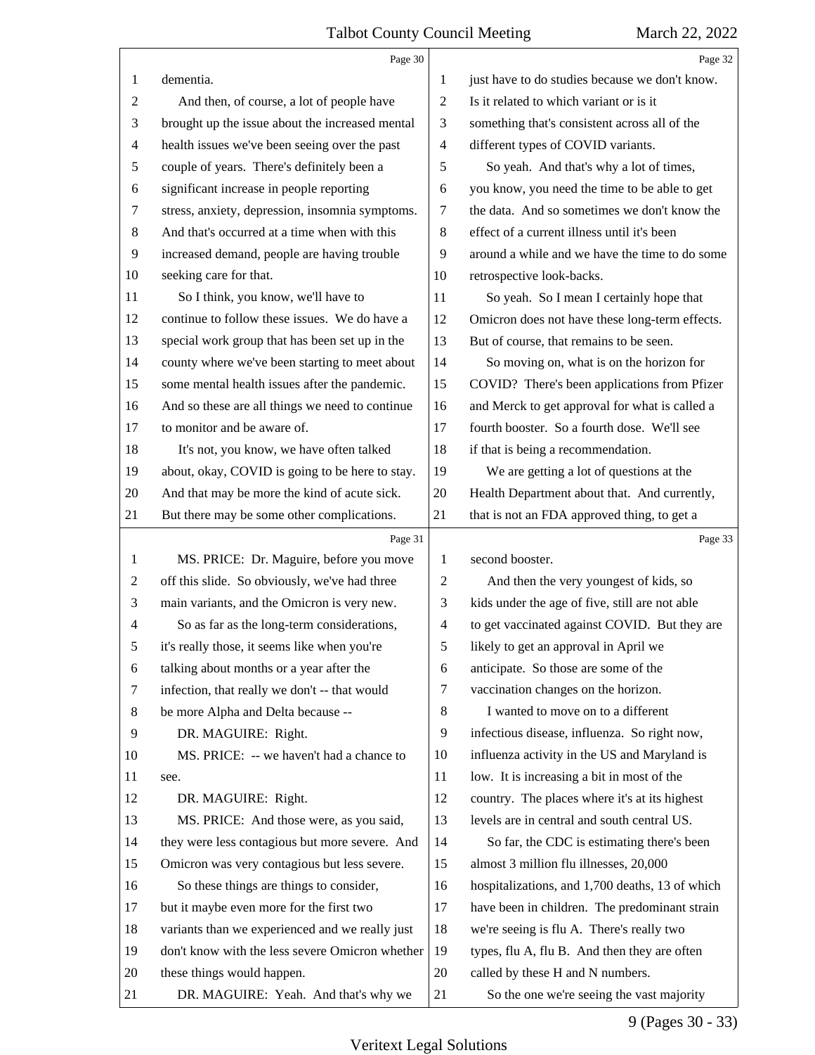dementia.

And then, of course, a lot of people have brought up the issue about the increased mental health issues we've been seeing over the past couple of years. There's definitely been a significant increase in people reporting stress, anxiety, depression, insomnia symptoms. And that's occurred at a time when with this increased demand, people are having trouble seeking care for that.

So I think, you know, we'll have to continue to follow these issues. We do have a special work group that has been set up in the county where we've been starting to meet about some mental health issues after the pandemic. And so these are all things we need to continue to monitor and be aware of.

It's not, you know, we have often talked about, okay, COVID is going to be here to stay. And that may be more the kind of acute sick. But there may be some other complications.

MS. PRICE: Dr. Maguire, before you move off this slide. So obviously, we've had three main variants, and the Omicron is very new.

So as far as the long-term considerations, it's really those, it seems like when you're talking about months or a year after the infection, that really we don't -- that would be more Alpha and Delta because --

DR. MAGUIRE: Right.

MS. PRICE: -- we haven't had a chance to see.

DR. MAGUIRE: Right.

MS. PRICE: And those were, as you said, they were less contagious but more severe. And Omicron was very contagious but less severe.

So these things are things to consider, but it maybe even more for the first two variants than we experienced and we really just don't know with the less severe Omicron whether these things would happen.

DR. MAGUIRE: Yeah. And that's why we just have to do studies because we don't know. Is it related to which variant or is it something that's consistent across all of the different types of COVID variants.

So yeah. And that's why a lot of times, you know, you need the time to be able to get the data. And so sometimes we don't know the effect of a current illness until it's been around a while and we have the time to do some retrospective look-backs.

So yeah. So I mean I certainly hope that Omicron does not have these long-term effects. But of course, that remains to be seen.

So moving on, what is on the horizon for COVID? There's been applications from Pfizer and Merck to get approval for what is called a fourth booster. So a fourth dose. We'll see if that is being a recommendation.

We are getting a lot of questions at the Health Department about that. And currently, that is not an FDA approved thing, to get a second booster.

And then the very youngest of kids, so kids under the age of five, still are not able to get vaccinated against COVID. But they are likely to get an approval in April we anticipate. So those are some of the vaccination changes on the horizon.

I wanted to move on to a different infectious disease, influenza. So right now, influenza activity in the US and Maryland is low. It is increasing a bit in most of the country. The places where it's at its highest levels are in central and south central US.

So far, the CDC is estimating there's been almost 3 million flu illnesses, 20,000 hospitalizations, and 1,700 deaths, 13 of which have been in children. The predominant strain we're seeing is flu A. There's really two types, flu A, flu B. And then they are often called by these H and N numbers.

So the one we're seeing the vast majority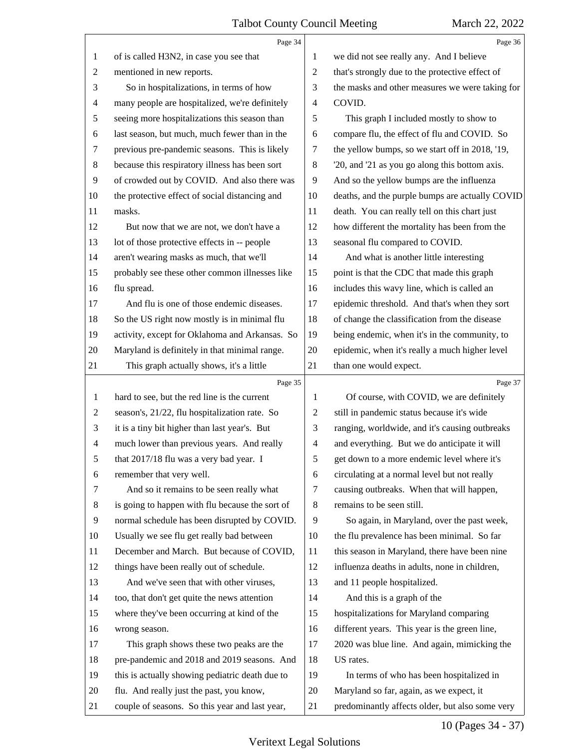of is called H3N2, in case you see that mentioned in new reports.

So in hospitalizations, in terms of how many people are hospitalized, we're definitely seeing more hospitalizations this season than last season, but much, much fewer than in the previous pre-pandemic seasons. This is likely because this respiratory illness has been sort of crowded out by COVID. And also there was the protective effect of social distancing and masks.

But now that we are not, we don't have a lot of those protective effects in -- people aren't wearing masks as much, that we'll probably see these other common illnesses like flu spread.

And flu is one of those endemic diseases. So the US right now mostly is in minimal flu activity, except for Oklahoma and Arkansas. So Maryland is definitely in that minimal range.

This graph actually shows, it's a little hard to see, but the red line is the current season's, 21/22, flu hospitalization rate. So it is a tiny bit higher than last year's. But much lower than previous years. And really that 2017/18 flu was a very bad year. I remember that very well.

And so it remains to be seen really what is going to happen with flu because the sort of normal schedule has been disrupted by COVID. Usually we see flu get really bad between December and March. But because of COVID, things have been really out of schedule.

And we've seen that with other viruses, too, that don't get quite the news attention where they've been occurring at kind of the wrong season.

This graph shows these two peaks are the pre-pandemic and 2018 and 2019 seasons. And this is actually showing pediatric death due to flu. And really just the past, you know, couple of seasons. So this year and last year, we did not see really any. And I believe that's strongly due to the protective effect of the masks and other measures we were taking for COVID.

This graph I included mostly to show to compare flu, the effect of flu and COVID. So the yellow bumps, so we start off in 2018, '19, '20, and '21 as you go along this bottom axis. And so the yellow bumps are the influenza deaths, and the purple bumps are actually COVID death. You can really tell on this chart just how different the mortality has been from the seasonal flu compared to COVID.

And what is another little interesting point is that the CDC that made this graph includes this wavy line, which is called an epidemic threshold. And that's when they sort of change the classification from the disease being endemic, when it's in the community, to epidemic, when it's really a much higher level than one would expect.

Of course, with COVID, we are definitely still in pandemic status because it's wide ranging, worldwide, and it's causing outbreaks and everything. But we do anticipate it will get down to a more endemic level where it's circulating at a normal level but not really causing outbreaks. When that will happen, remains to be seen still.

So again, in Maryland, over the past week, the flu prevalence has been minimal. So far this season in Maryland, there have been nine influenza deaths in adults, none in children, and 11 people hospitalized.

And this is a graph of the hospitalizations for Maryland comparing different years. This year is the green line, 2020 was blue line. And again, mimicking the US rates.

In terms of who has been hospitalized in Maryland so far, again, as we expect, it predominantly affects older, but also some very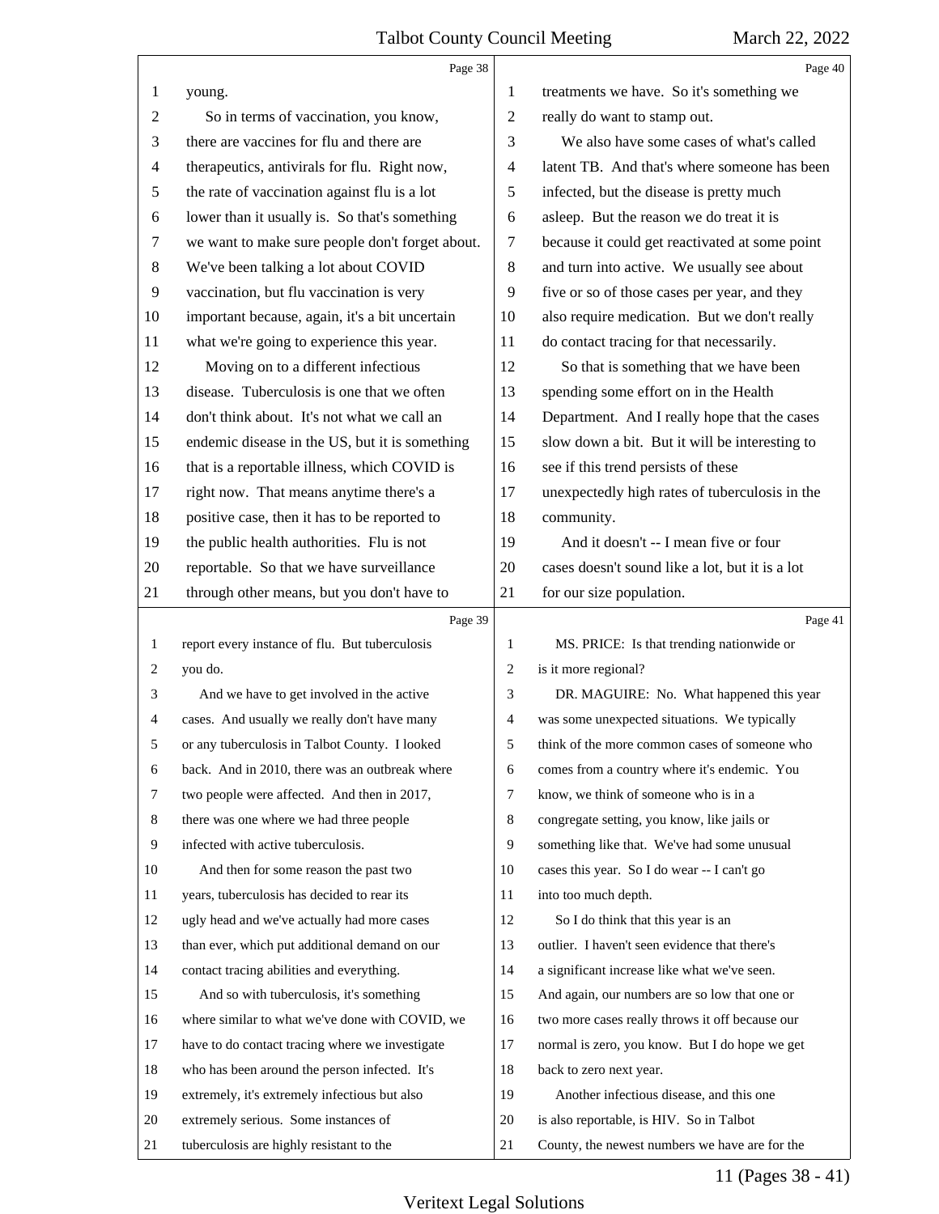young.

So in terms of vaccination, you know, there are vaccines for flu and there are therapeutics, antivirals for flu. Right now, the rate of vaccination against flu is a lot lower than it usually is. So that's something we want to make sure people don't forget about. We've been talking a lot about COVID vaccination, but flu vaccination is very important because, again, it's a bit uncertain what we're going to experience this year.

Moving on to a different infectious disease. Tuberculosis is one that we often don't think about. It's not what we call an endemic disease in the US, but it is something that is a reportable illness, which COVID is right now. That means anytime there's a positive case, then it has to be reported to the public health authorities. Flu is not reportable. So that we have surveillance through other means, but you don't have to report every instance of flu. But tuberculosis you do.

And we have to get involved in the active cases. And usually we really don't have many or any tuberculosis in Talbot County. I looked back. And in 2010, there was an outbreak where two people were affected. And then in 2017, there was one where we had three people infected with active tuberculosis.

And then for some reason the past two years, tuberculosis has decided to rear its ugly head and we've actually had more cases than ever, which put additional demand on our contact tracing abilities and everything.

And so with tuberculosis, it's something where similar to what we've done with COVID, we have to do contact tracing where we investigate who has been around the person infected. It's extremely, it's extremely infectious but also extremely serious. Some instances of tuberculosis are highly resistant to the treatments we have. So it's something we really do want to stamp out.

We also have some cases of what's called latent TB. And that's where someone has been infected, but the disease is pretty much asleep. But the reason we do treat it is because it could get reactivated at some point and turn into active. We usually see about five or so of those cases per year, and they also require medication. But we don't really do contact tracing for that necessarily.

So that is something that we have been spending some effort on in the Health Department. And I really hope that the cases slow down a bit. But it will be interesting to see if this trend persists of these unexpectedly high rates of tuberculosis in the community.

And it doesn't -- I mean five or four cases doesn't sound like a lot, but it is a lot for our size population.

MS. PRICE: Is that trending nationwide or is it more regional?

DR. MAGUIRE: No. What happened this year was some unexpected situations. We typically think of the more common cases of someone who comes from a country where it's endemic. You know, we think of someone who is in a congregate setting, you know, like jails or something like that. We've had some unusual cases this year. So I do wear -- I can't go into too much depth.

So I do think that this year is an outlier. I haven't seen evidence that there's a significant increase like what we've seen. And again, our numbers are so low that one or two more cases really throws it off because our normal is zero, you know. But I do hope we get back to zero next year.

Another infectious disease, and this one is also reportable, is HIV. So in Talbot County, the newest numbers we have are for the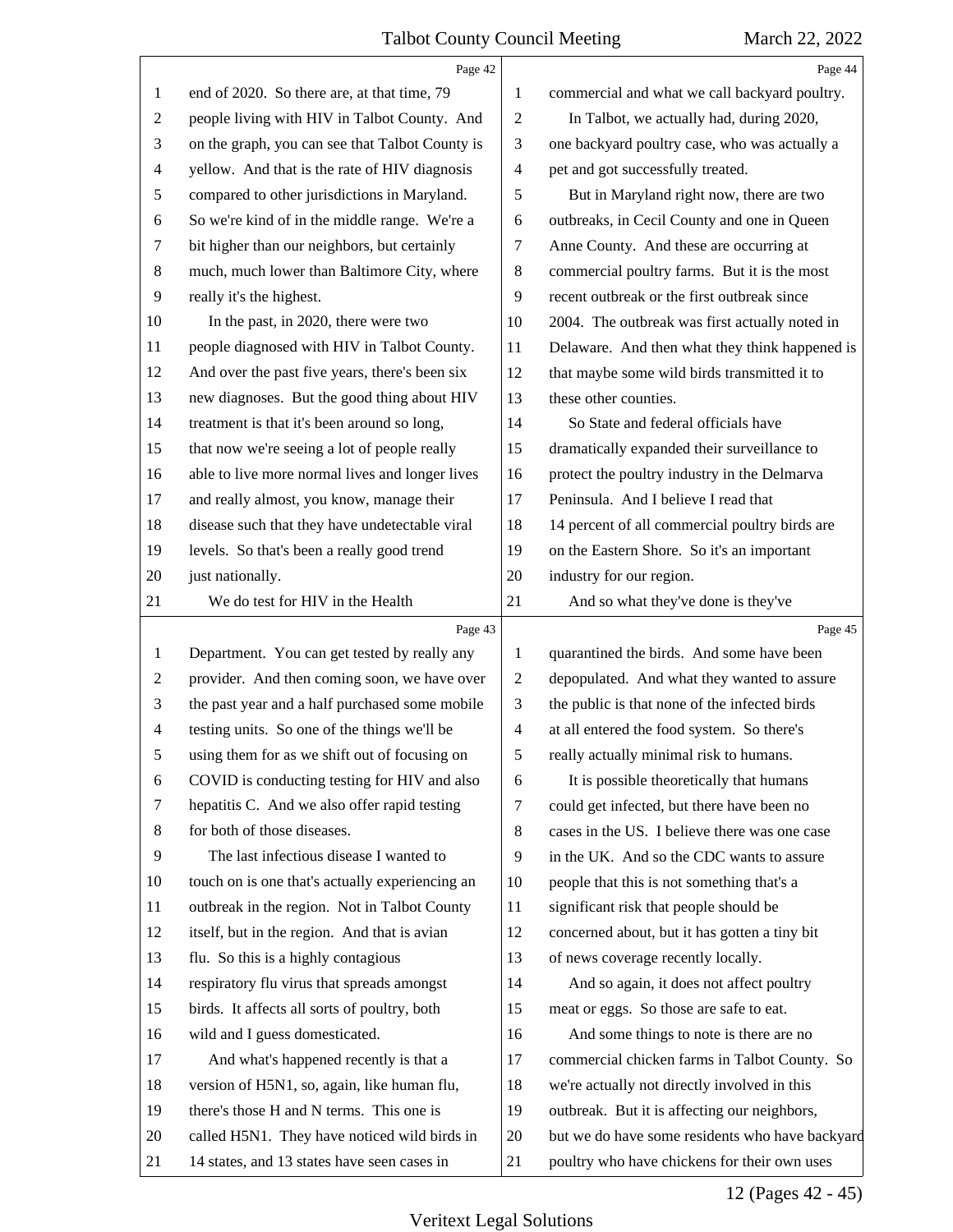end of 2020. So there are, at that time, 79 people living with HIV in Talbot County. And on the graph, you can see that Talbot County is yellow. And that is the rate of HIV diagnosis compared to other jurisdictions in Maryland. So we're kind of in the middle range. We're a bit higher than our neighbors, but certainly much, much lower than Baltimore City, where really it's the highest.

In the past, in 2020, there were two people diagnosed with HIV in Talbot County. And over the past five years, there's been six new diagnoses. But the good thing about HIV treatment is that it's been around so long, that now we're seeing a lot of people really able to live more normal lives and longer lives and really almost, you know, manage their disease such that they have undetectable viral levels. So that's been a really good trend just nationally.

We do test for HIV in the Health Department. You can get tested by really any provider. And then coming soon, we have over the past year and a half purchased some mobile testing units. So one of the things we'll be using them for as we shift out of focusing on COVID is conducting testing for HIV and also hepatitis C. And we also offer rapid testing for both of those diseases.

The last infectious disease I wanted to touch on is one that's actually experiencing an outbreak in the region. Not in Talbot County itself, but in the region. And that is avian flu. So this is a highly contagious respiratory flu virus that spreads amongst birds. It affects all sorts of poultry, both wild and I guess domesticated.

And what's happened recently is that a version of H5N1, so, again, like human flu, there's those H and N terms. This one is called H5N1. They have noticed wild birds in 14 states, and 13 states have seen cases in commercial and what we call backyard poultry.

In Talbot, we actually had, during 2020, one backyard poultry case, who was actually a pet and got successfully treated.

But in Maryland right now, there are two outbreaks, in Cecil County and one in Queen Anne County. And these are occurring at commercial poultry farms. But it is the most recent outbreak or the first outbreak since 2004. The outbreak was first actually noted in Delaware. And then what they think happened is that maybe some wild birds transmitted it to these other counties.

So State and federal officials have dramatically expanded their surveillance to protect the poultry industry in the Delmarva Peninsula. And I believe I read that 14 percent of all commercial poultry birds are on the Eastern Shore. So it's an important industry for our region.

And so what they've done is they've quarantined the birds. And some have been depopulated. And what they wanted to assure the public is that none of the infected birds at all entered the food system. So there's really actually minimal risk to humans.

It is possible theoretically that humans could get infected, but there have been no cases in the US. I believe there was one case in the UK. And so the CDC wants to assure people that this is not something that's a significant risk that people should be concerned about, but it has gotten a tiny bit of news coverage recently locally.

And so again, it does not affect poultry meat or eggs. So those are safe to eat.

And some things to note is there are no commercial chicken farms in Talbot County. So we're actually not directly involved in this outbreak. But it is affecting our neighbors, but we do have some residents who have backyard poultry who have chickens for their own uses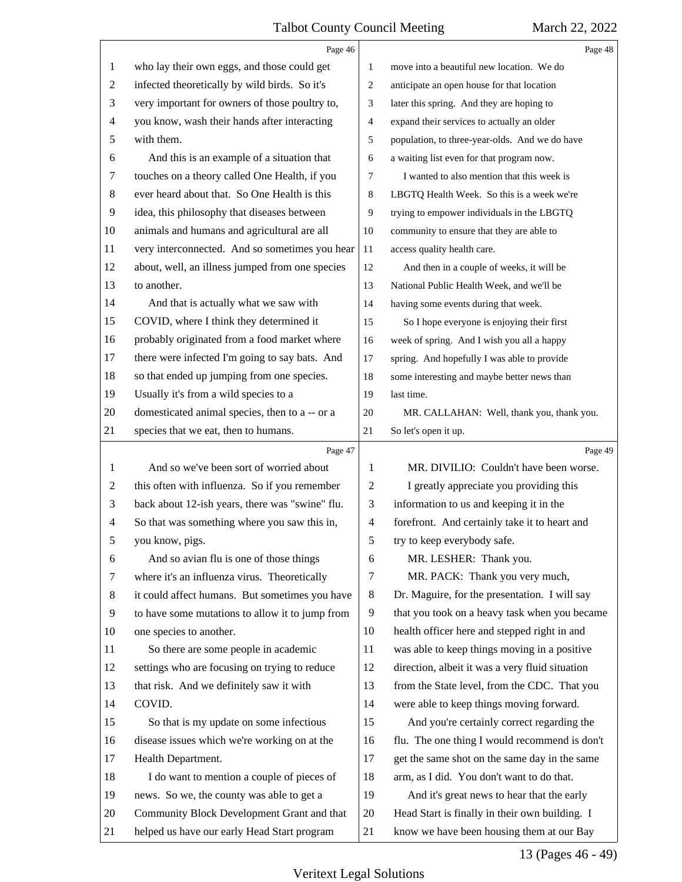who lay their own eggs, and those could get infected theoretically by wild birds. So it's very important for owners of those poultry to, you know, wash their hands after interacting with them.

And this is an example of a situation that touches on a theory called One Health, if you ever heard about that. So One Health is this idea, this philosophy that diseases between animals and humans and agricultural are all very interconnected. And so sometimes you hear about, well, an illness jumped from one species to another.

And that is actually what we saw with COVID, where I think they determined it probably originated from a food market where there were infected I'm going to say bats. And so that ended up jumping from one species. Usually it's from a wild species to a domesticated animal species, then to a -- or a species that we eat, then to humans.

And so we've been sort of worried about this often with influenza. So if you remember back about 12-ish years, there was "swine" flu. So that was something where you saw this in, you know, pigs.

And so avian flu is one of those things where it's an influenza virus. Theoretically it could affect humans. But sometimes you have to have some mutations to allow it to jump from one species to another.

So there are some people in academic settings who are focusing on trying to reduce that risk. And we definitely saw it with COVID.

So that is my update on some infectious disease issues which we're working on at the Health Department.

I do want to mention a couple of pieces of news. So we, the county was able to get a Community Block Development Grant and that helped us have our early Head Start program move into a beautiful new location. We do anticipate an open house for that location later this spring. And they are hoping to expand their services to actually an older population, to three-year-olds. And we do have a waiting list even for that program now.

I wanted to also mention that this week is LBGTQ Health Week. So this is a week we're trying to empower individuals in the LBGTQ community to ensure that they are able to access quality health care.

And then in a couple of weeks, it will be National Public Health Week, and we'll be having some events during that week.

So I hope everyone is enjoying their first week of spring. And I wish you all a happy spring. And hopefully I was able to provide some interesting and maybe better news than last time.

MR. CALLAHAN: Well, thank you, thank you. So let's open it up.

MR. DIVILIO: Couldn't have been worse.

I greatly appreciate you providing this information to us and keeping it in the forefront. And certainly take it to heart and try to keep everybody safe.

MR. LESHER: Thank you.

MR. PACK: Thank you very much, Dr. Maguire, for the presentation. I will say that you took on a heavy task when you became health officer here and stepped right in and was able to keep things moving in a positive direction, albeit it was a very fluid situation from the State level, from the CDC. That you were able to keep things moving forward.

And you're certainly correct regarding the flu. The one thing I would recommend is don't get the same shot on the same day in the same arm, as I did. You don't want to do that.

And it's great news to hear that the early Head Start is finally in their own building. I know we have been housing them at our Bay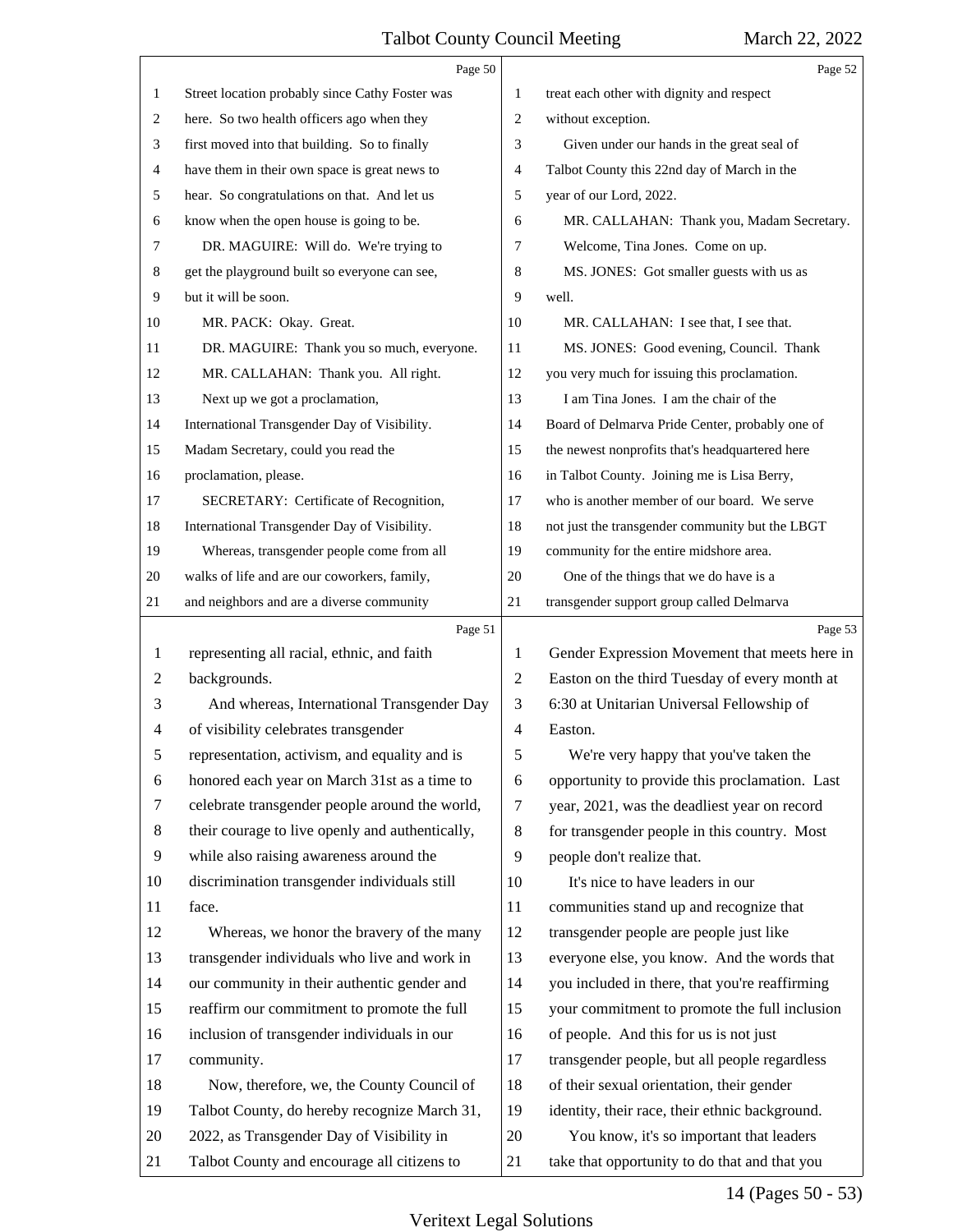Street location probably since Cathy Foster was here. So two health officers ago when they first moved into that building. So to finally have them in their own space is great news to hear. So congratulations on that. And let us know when the open house is going to be.

DR. MAGUIRE: Will do. We're trying to get the playground built so everyone can see, but it will be soon.

MR. PACK: Okay. Great.

DR. MAGUIRE: Thank you so much, everyone.

MR. CALLAHAN: Thank you. All right.

Next up we got a proclamation, International Transgender Day of Visibility. Madam Secretary, could you read the proclamation, please.

SECRETARY: Certificate of Recognition, International Transgender Day of Visibility.

Whereas, transgender people come from all walks of life and are our coworkers, family, and neighbors and are a diverse community representing all racial, ethnic, and faith backgrounds.

And whereas, International Transgender Day of visibility celebrates transgender representation, activism, and equality and is honored each year on March 31st as a time to celebrate transgender people around the world, their courage to live openly and authentically, while also raising awareness around the discrimination transgender individuals still face.

Whereas, we honor the bravery of the many transgender individuals who live and work in our community in their authentic gender and reaffirm our commitment to promote the full inclusion of transgender individuals in our community.

Now, therefore, we, the County Council of Talbot County, do hereby recognize March 31, 2022, as Transgender Day of Visibility in Talbot County and encourage all citizens to treat each other with dignity and respect without exception.

Given under our hands in the great seal of Talbot County this 22nd day of March in the year of our Lord, 2022.

MR. CALLAHAN: Thank you, Madam Secretary.

Welcome, Tina Jones. Come on up.

MS. JONES: Got smaller guests with us as well.

MR. CALLAHAN: I see that, I see that.

MS. JONES: Good evening, Council. Thank you very much for issuing this proclamation.

I am Tina Jones. I am the chair of the Board of Delmarva Pride Center, probably one of the newest nonprofits that's headquartered here in Talbot County. Joining me is Lisa Berry, who is another member of our board. We serve not just the transgender community but the LBGT community for the entire midshore area.

One of the things that we do have is a transgender support group called Delmarva Gender Expression Movement that meets here in Easton on the third Tuesday of every month at 6:30 at Unitarian Universal Fellowship of Easton.

We're very happy that you've taken the opportunity to provide this proclamation. Last year, 2021, was the deadliest year on record for transgender people in this country. Most people don't realize that.

It's nice to have leaders in our communities stand up and recognize that transgender people are people just like everyone else, you know. And the words that you included in there, that you're reaffirming your commitment to promote the full inclusion of people. And this for us is not just transgender people, but all people regardless of their sexual orientation, their gender identity, their race, their ethnic background.

You know, it's so important that leaders take that opportunity to do that and that you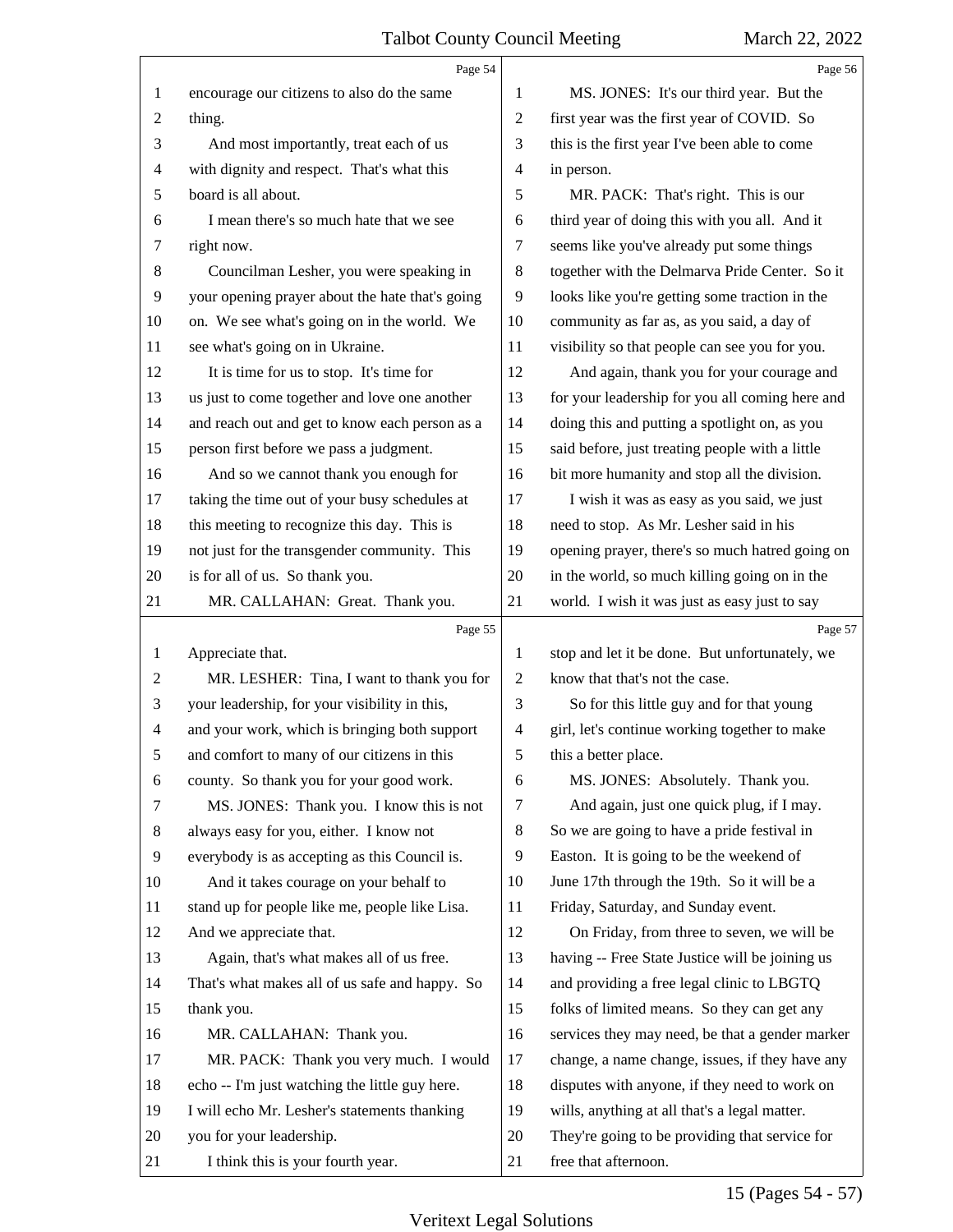encourage our citizens to also do the same thing.

And most importantly, treat each of us with dignity and respect. That's what this board is all about.

I mean there's so much hate that we see right now.

Councilman Lesher, you were speaking in your opening prayer about the hate that's going on. We see what's going on in the world. We see what's going on in Ukraine.

It is time for us to stop. It's time for us just to come together and love one another and reach out and get to know each person as a person first before we pass a judgment.

And so we cannot thank you enough for taking the time out of your busy schedules at this meeting to recognize this day. This is not just for the transgender community. This is for all of us. So thank you.

MR. CALLAHAN: Great. Thank you. Appreciate that.

MR. LESHER: Tina, I want to thank you for your leadership, for your visibility in this, and your work, which is bringing both support and comfort to many of our citizens in this county. So thank you for your good work.

MS. JONES: Thank you. I know this is not always easy for you, either. I know not everybody is as accepting as this Council is.

And it takes courage on your behalf to stand up for people like me, people like Lisa. And we appreciate that.

Again, that's what makes all of us free. That's what makes all of us safe and happy. So thank you.

MR. CALLAHAN: Thank you.

MR. PACK: Thank you very much. I would echo -- I'm just watching the little guy here. I will echo Mr. Lesher's statements thanking you for your leadership.

I think this is your fourth year.

MS. JONES: It's our third year. But the first year was the first year of COVID. So this is the first year I've been able to come in person.

MR. PACK: That's right. This is our third year of doing this with you all. And it seems like you've already put some things together with the Delmarva Pride Center. So it looks like you're getting some traction in the community as far as, as you said, a day of visibility so that people can see you for you.

And again, thank you for your courage and for your leadership for you all coming here and doing this and putting a spotlight on, as you said before, just treating people with a little bit more humanity and stop all the division.

I wish it was as easy as you said, we just need to stop. As Mr. Lesher said in his opening prayer, there's so much hatred going on in the world, so much killing going on in the world. I wish it was just as easy just to say stop and let it be done. But unfortunately, we know that that's not the case.

So for this little guy and for that young girl, let's continue working together to make this a better place.

MS. JONES: Absolutely. Thank you.

And again, just one quick plug, if I may. So we are going to have a pride festival in Easton. It is going to be the weekend of June 17th through the 19th. So it will be a Friday, Saturday, and Sunday event.

On Friday, from three to seven, we will be having -- Free State Justice will be joining us and providing a free legal clinic to LBGTQ folks of limited means. So they can get any services they may need, be that a gender marker change, a name change, issues, if they have any disputes with anyone, if they need to work on wills, anything at all that's a legal matter. They're going to be providing that service for free that afternoon.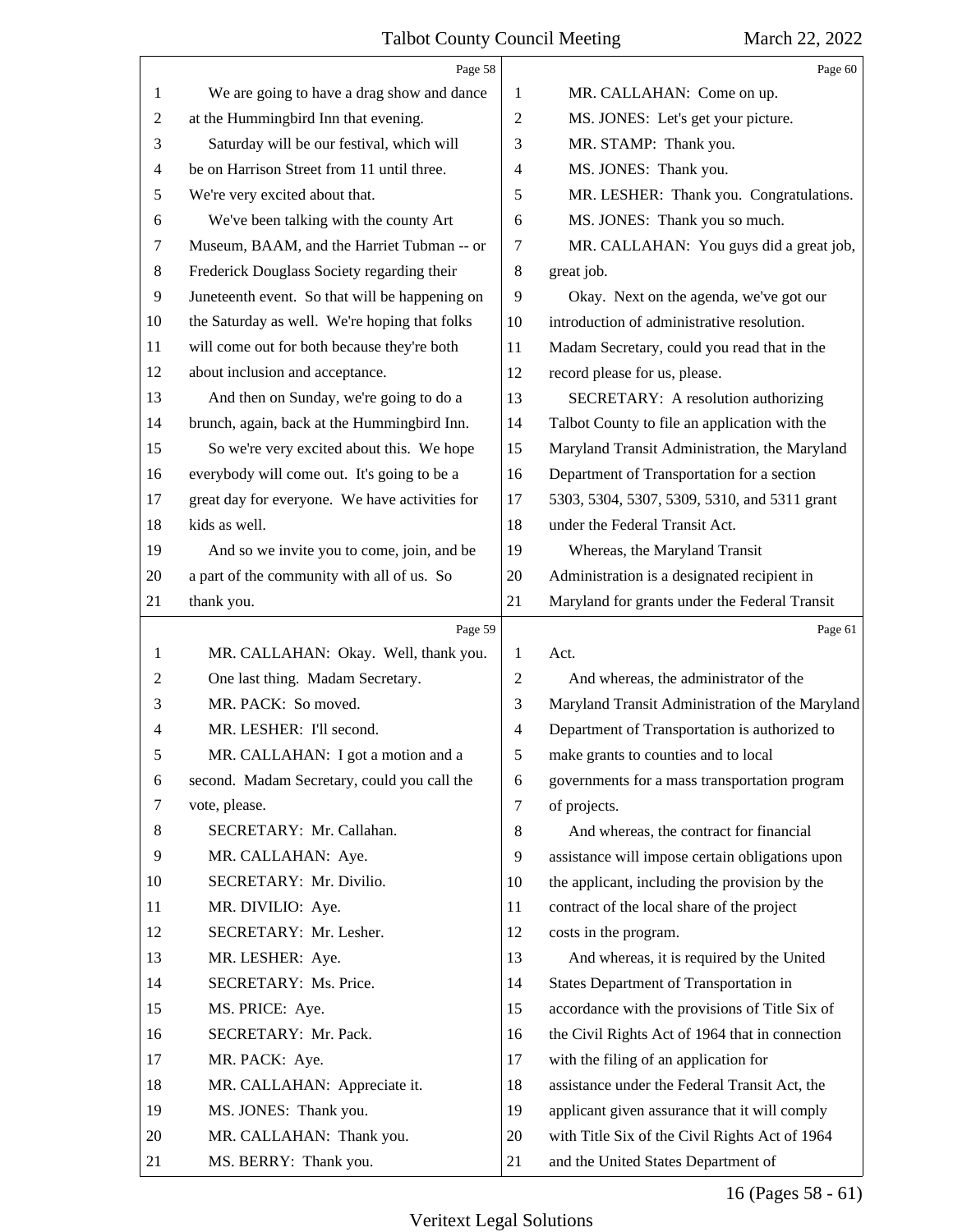Page 58

We are going to have a drag show and dance at the Hummingbird Inn that evening.

Saturday will be our festival, which will be on Harrison Street from 11 until three. We're very excited about that.

We've been talking with the county Art Museum, BAAM, and the Harriet Tubman -- or Frederick Douglass Society regarding their Juneteenth event. So that will be happening on the Saturday as well. We're hoping that folks will come out for both because they're both about inclusion and acceptance.

And then on Sunday, we're going to do a brunch, again, back at the Hummingbird Inn.

So we're very excited about this. We hope everybody will come out. It's going to be a great day for everyone. We have activities for kids as well.

And so we invite you to come, join, and be a part of the community with all of us. So thank you.

Page 59

MR. CALLAHAN: Okay. Well, thank you.

One last thing. Madam Secretary.

MR. PACK: So moved.

MR. LESHER: I'll second.

MR. CALLAHAN: I got a motion and a second. Madam Secretary, could you call the vote, please.

SECRETARY: Mr. Callahan.

MR. CALLAHAN: Aye.

SECRETARY: Mr. Divilio.

MR. DIVILIO: Aye.

SECRETARY: Mr. Lesher.

MR. LESHER: Aye.

SECRETARY: Ms. Price.

MS. PRICE: Aye.

SECRETARY: Mr. Pack.

MR. PACK: Aye.

MR. CALLAHAN: Appreciate it.

MS. JONES: Thank you.

MR. CALLAHAN: Thank you.

MS. BERRY: Thank you.

Page 60

MR. CALLAHAN: Come on up.

MS. JONES: Let's get your picture.

MR. STAMP: Thank you.

MS. JONES: Thank you.

MR. LESHER: Thank you. Congratulations.

MS. JONES: Thank you so much.

MR. CALLAHAN: You guys did a great job, great job.

Okay. Next on the agenda, we've got our introduction of administrative resolution. Madam Secretary, could you read that in the record please for us, please.

SECRETARY: A resolution authorizing Talbot County to file an application with the Maryland Transit Administration, the Maryland Department of Transportation for a section 5303, 5304, 5307, 5309, 5310, and 5311 grant under the Federal Transit Act.

Whereas, the Maryland Transit Administration is a designated recipient in Maryland for grants under the Federal Transit

Page 61

Act.

And whereas, the administrator of the Maryland Transit Administration of the Maryland Department of Transportation is authorized to make grants to counties and to local governments for a mass transportation program of projects.

And whereas, the contract for financial assistance will impose certain obligations upon the applicant, including the provision by the contract of the local share of the project costs in the program.

And whereas, it is required by the United States Department of Transportation in accordance with the provisions of Title Six of the Civil Rights Act of 1964 that in connection with the filing of an application for assistance under the Federal Transit Act, the applicant given assurance that it will comply with Title Six of the Civil Rights Act of 1964 and the United States Department of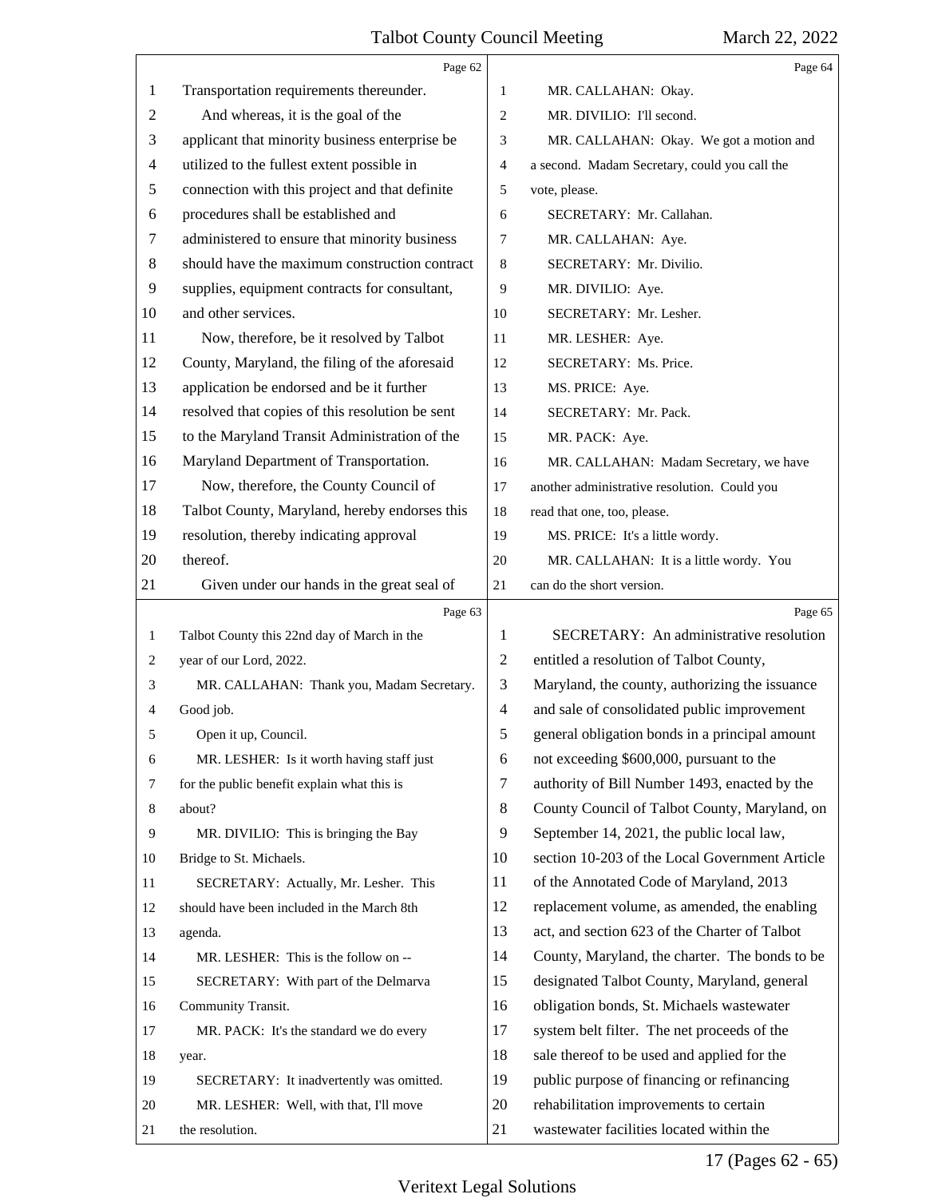Transportation requirements thereunder.

And whereas, it is the goal of the applicant that minority business enterprise be utilized to the fullest extent possible in connection with this project and that definite procedures shall be established and administered to ensure that minority business should have the maximum construction contract supplies, equipment contracts for consultant, and other services.

Now, therefore, be it resolved by Talbot County, Maryland, the filing of the aforesaid application be endorsed and be it further resolved that copies of this resolution be sent to the Maryland Transit Administration of the Maryland Department of Transportation.

Now, therefore, the County Council of Talbot County, Maryland, hereby endorses this resolution, thereby indicating approval thereof.

Given under our hands in the great seal of Talbot County this 22nd day of March in the year of our Lord, 2022.

MR. CALLAHAN: Thank you, Madam Secretary. Good job.

Open it up, Council.

MR. LESHER: Is it worth having staff just for the public benefit explain what this is about?

MR. DIVILIO: This is bringing the Bay Bridge to St. Michaels.

SECRETARY: Actually, Mr. Lesher. This should have been included in the March 8th agenda.

MR. LESHER: This is the follow on --

SECRETARY: With part of the Delmarva Community Transit.

MR. PACK: It's the standard we do every year.

SECRETARY: It inadvertently was omitted.

MR. LESHER: Well, with that, I'll move the resolution.

MR. CALLAHAN: Okay.

MR. DIVILIO: I'll second.

MR. CALLAHAN: Okay. We got a motion and a second. Madam Secretary, could you call the vote, please.

SECRETARY: Mr. Callahan.

MR. CALLAHAN: Aye.

SECRETARY: Mr. Divilio.

MR. DIVILIO: Aye.

SECRETARY: Mr. Lesher.

MR. LESHER: Aye.

SECRETARY: Ms. Price.

MS. PRICE: Aye.

SECRETARY: Mr. Pack.

MR. PACK: Aye.

MR. CALLAHAN: Madam Secretary, we have another administrative resolution. Could you read that one, too, please.

MS. PRICE: It's a little wordy.

MR. CALLAHAN: It is a little wordy. You can do the short version.

SECRETARY: An administrative resolution entitled a resolution of Talbot County, Maryland, the county, authorizing the issuance and sale of consolidated public improvement general obligation bonds in a principal amount not exceeding $600,000, pursuant to the authority of Bill Number 1493, enacted by the County Council of Talbot County, Maryland, on September 14, 2021, the public local law, section 10-203 of the Local Government Article of the Annotated Code of Maryland, 2013 replacement volume, as amended, the enabling act, and section 623 of the Charter of Talbot County, Maryland, the charter. The bonds to be designated Talbot County, Maryland, general obligation bonds, St. Michaels wastewater system belt filter. The net proceeds of the sale thereof to be used and applied for the public purpose of financing or refinancing rehabilitation improvements to certain wastewater facilities located within the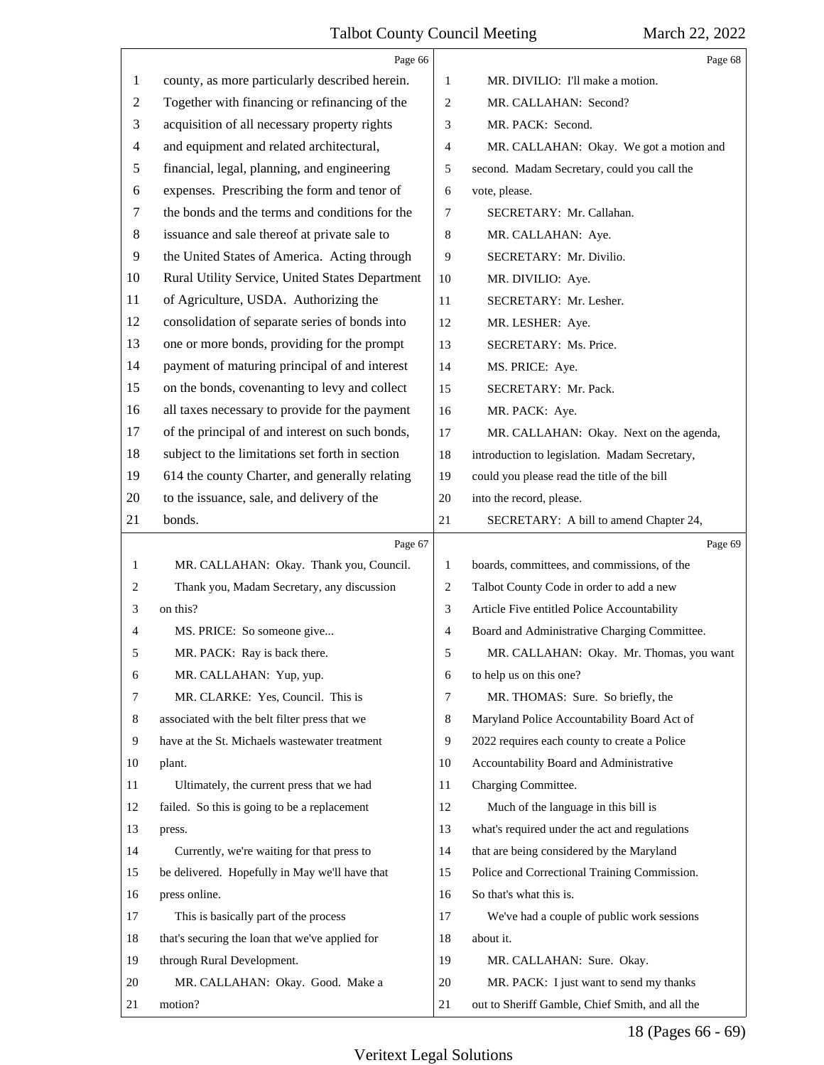**Page 66**

county, as more particularly described herein. Together with financing or refinancing of the acquisition of all necessary property rights and equipment and related architectural, financial, legal, planning, and engineering expenses. Prescribing the form and tenor of the bonds and the terms and conditions for the issuance and sale thereof at private sale to the United States of America. Acting through Rural Utility Service, United States Department of Agriculture, USDA. Authorizing the consolidation of separate series of bonds into one or more bonds, providing for the prompt payment of maturing principal of and interest on the bonds, covenanting to levy and collect all taxes necessary to provide for the payment of the principal of and interest on such bonds, subject to the limitations set forth in section 614 the county Charter, and generally relating to the issuance, sale, and delivery of the bonds.

**Page 67**

MR. CALLAHAN: Okay. Thank you, Council. Thank you, Madam Secretary, any discussion on this?

MS. PRICE: So someone give...

MR. PACK: Ray is back there.

MR. CALLAHAN: Yup, yup.

MR. CLARKE: Yes, Council. This is associated with the belt filter press that we have at the St. Michaels wastewater treatment plant.

Ultimately, the current press that we had failed. So this is going to be a replacement press.

Currently, we're waiting for that press to be delivered. Hopefully in May we'll have that press online.

This is basically part of the process that's securing the loan that we've applied for through Rural Development.

MR. CALLAHAN: Okay. Good. Make a motion?

**Page 68**

MR. DIVILIO: I'll make a motion.

MR. CALLAHAN: Second?

MR. PACK: Second.

MR. CALLAHAN: Okay. We got a motion and second. Madam Secretary, could you call the vote, please.

SECRETARY: Mr. Callahan.

MR. CALLAHAN: Aye.

SECRETARY: Mr. Divilio.

MR. DIVILIO: Aye.

SECRETARY: Mr. Lesher.

MR. LESHER: Aye.

SECRETARY: Ms. Price.

MS. PRICE: Aye.

SECRETARY: Mr. Pack.

MR. PACK: Aye.

MR. CALLAHAN: Okay. Next on the agenda, introduction to legislation. Madam Secretary, could you please read the title of the bill into the record, please.

SECRETARY: A bill to amend Chapter 24,

**Page 69**

boards, committees, and commissions, of the Talbot County Code in order to add a new Article Five entitled Police Accountability Board and Administrative Charging Committee.

MR. CALLAHAN: Okay. Mr. Thomas, you want to help us on this one?

MR. THOMAS: Sure. So briefly, the Maryland Police Accountability Board Act of 2022 requires each county to create a Police Accountability Board and Administrative Charging Committee.

Much of the language in this bill is what's required under the act and regulations that are being considered by the Maryland Police and Correctional Training Commission. So that's what this is.

We've had a couple of public work sessions about it.

MR. CALLAHAN: Sure. Okay.

MR. PACK: I just want to send my thanks out to Sheriff Gamble, Chief Smith, and all the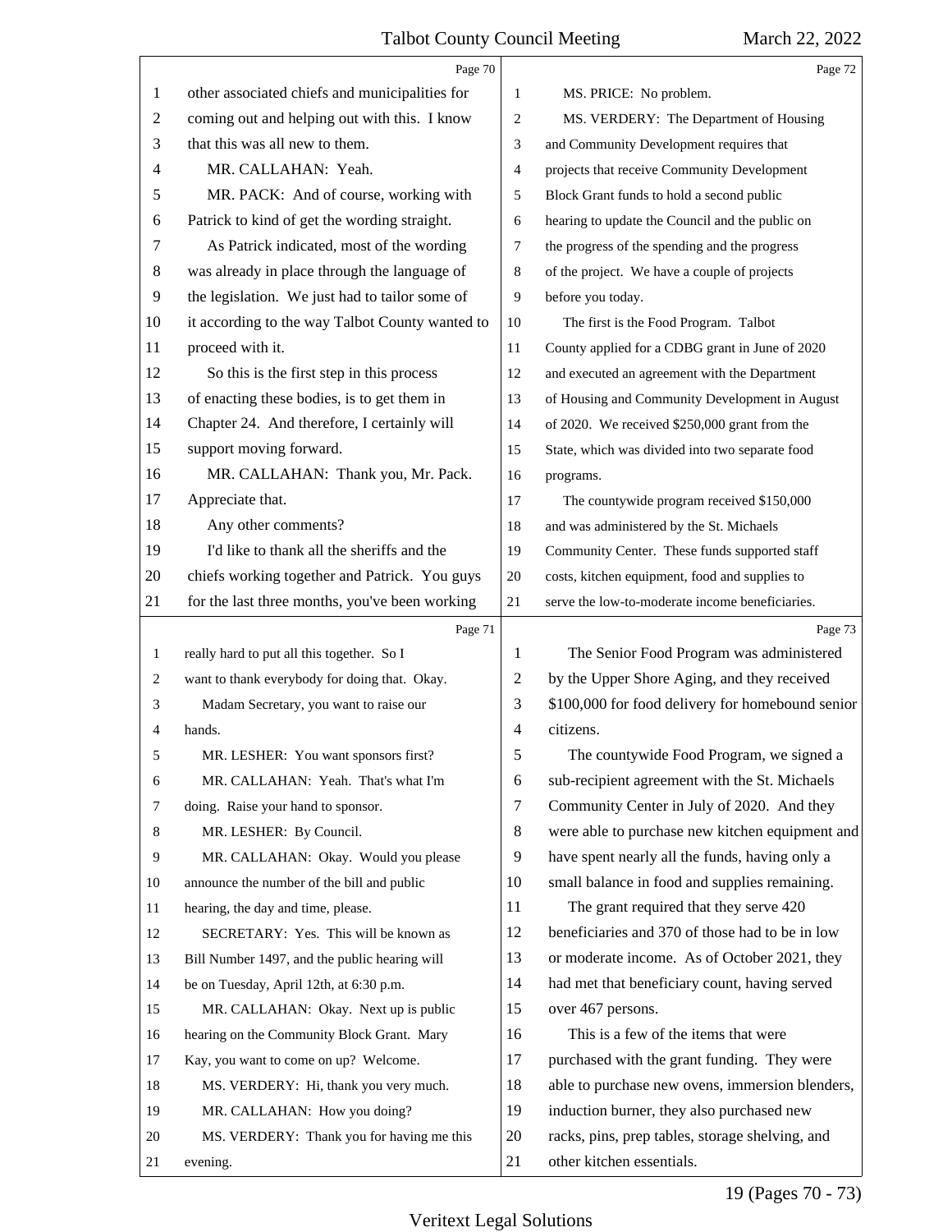other associated chiefs and municipalities for coming out and helping out with this. I know that this was all new to them.

MR. CALLAHAN: Yeah.

MR. PACK: And of course, working with Patrick to kind of get the wording straight.

As Patrick indicated, most of the wording was already in place through the language of the legislation. We just had to tailor some of it according to the way Talbot County wanted to proceed with it.

So this is the first step in this process of enacting these bodies, is to get them in Chapter 24. And therefore, I certainly will support moving forward.

MR. CALLAHAN: Thank you, Mr. Pack. Appreciate that.

Any other comments?

I'd like to thank all the sheriffs and the chiefs working together and Patrick. You guys for the last three months, you've been working really hard to put all this together. So I want to thank everybody for doing that. Okay.

Madam Secretary, you want to raise our hands.

MR. LESHER: You want sponsors first?

MR. CALLAHAN: Yeah. That's what I'm doing. Raise your hand to sponsor.

MR. LESHER: By Council.

MR. CALLAHAN: Okay. Would you please announce the number of the bill and public hearing, the day and time, please.

SECRETARY: Yes. This will be known as Bill Number 1497, and the public hearing will be on Tuesday, April 12th, at 6:30 p.m.

MR. CALLAHAN: Okay. Next up is public hearing on the Community Block Grant. Mary Kay, you want to come on up? Welcome.

MS. VERDERY: Hi, thank you very much.

MR. CALLAHAN: How you doing?

MS. VERDERY: Thank you for having me this evening.

MS. PRICE: No problem.

MS. VERDERY: The Department of Housing and Community Development requires that projects that receive Community Development Block Grant funds to hold a second public hearing to update the Council and the public on the progress of the spending and the progress of the project. We have a couple of projects before you today.

The first is the Food Program. Talbot County applied for a CDBG grant in June of 2020 and executed an agreement with the Department of Housing and Community Development in August of 2020. We received $250,000 grant from the State, which was divided into two separate food programs.

The countywide program received $150,000 and was administered by the St. Michaels Community Center. These funds supported staff costs, kitchen equipment, food and supplies to serve the low-to-moderate income beneficiaries.

The Senior Food Program was administered by the Upper Shore Aging, and they received $100,000 for food delivery for homebound senior citizens.

The countywide Food Program, we signed a sub-recipient agreement with the St. Michaels Community Center in July of 2020. And they were able to purchase new kitchen equipment and have spent nearly all the funds, having only a small balance in food and supplies remaining.

The grant required that they serve 420 beneficiaries and 370 of those had to be in low or moderate income. As of October 2021, they had met that beneficiary count, having served over 467 persons.

This is a few of the items that were purchased with the grant funding. They were able to purchase new ovens, immersion blenders, induction burner, they also purchased new racks, pins, prep tables, storage shelving, and other kitchen essentials.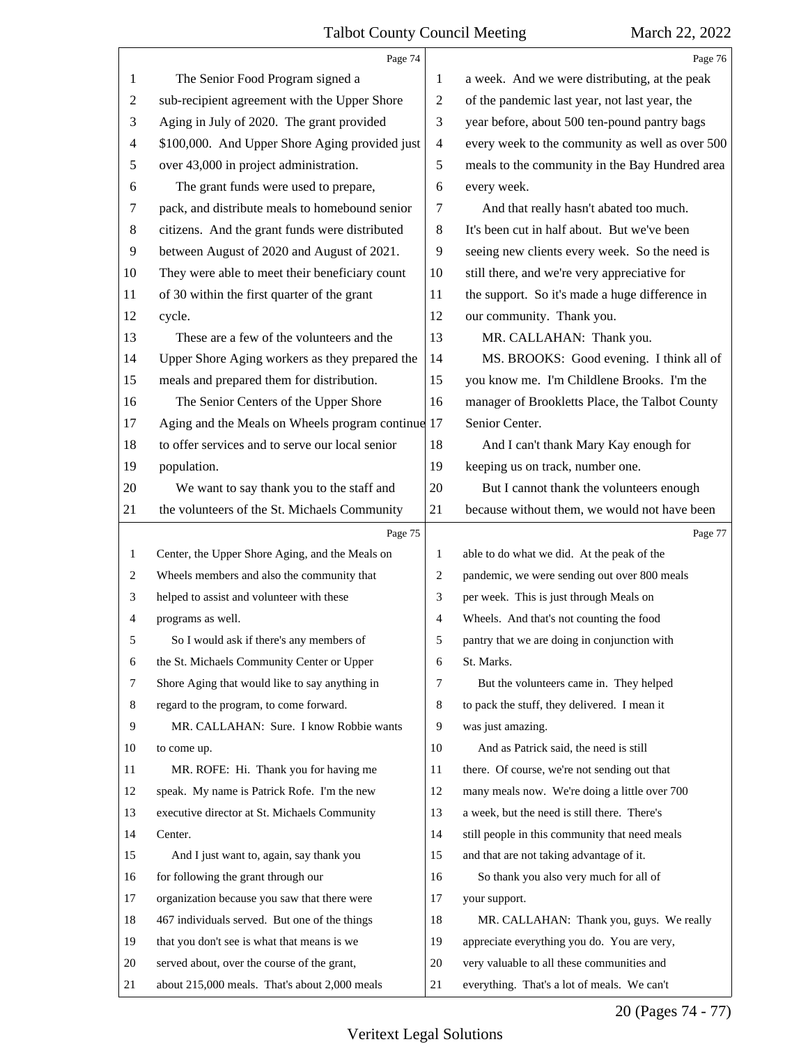The Senior Food Program signed a sub-recipient agreement with the Upper Shore Aging in July of 2020. The grant provided $100,000. And Upper Shore Aging provided just over 43,000 in project administration.

The grant funds were used to prepare, pack, and distribute meals to homebound senior citizens. And the grant funds were distributed between August of 2020 and August of 2021. They were able to meet their beneficiary count of 30 within the first quarter of the grant cycle.

These are a few of the volunteers and the Upper Shore Aging workers as they prepared the meals and prepared them for distribution.

The Senior Centers of the Upper Shore Aging and the Meals on Wheels program continue to offer services and to serve our local senior population.

We want to say thank you to the staff and the volunteers of the St. Michaels Community Center, the Upper Shore Aging, and the Meals on Wheels members and also the community that helped to assist and volunteer with these programs as well.

So I would ask if there's any members of the St. Michaels Community Center or Upper Shore Aging that would like to say anything in regard to the program, to come forward.

MR. CALLAHAN: Sure. I know Robbie wants to come up.

MR. ROFE: Hi. Thank you for having me speak. My name is Patrick Rofe. I'm the new executive director at St. Michaels Community Center.

And I just want to, again, say thank you for following the grant through our organization because you saw that there were 467 individuals served. But one of the things that you don't see is what that means is we served about, over the course of the grant, about 215,000 meals. That's about 2,000 meals a week. And we were distributing, at the peak of the pandemic last year, not last year, the year before, about 500 ten-pound pantry bags every week to the community as well as over 500 meals to the community in the Bay Hundred area every week.

And that really hasn't abated too much. It's been cut in half about. But we've been seeing new clients every week. So the need is still there, and we're very appreciative for the support. So it's made a huge difference in our community. Thank you.

MR. CALLAHAN: Thank you.

MS. BROOKS: Good evening. I think all of you know me. I'm Childlene Brooks. I'm the manager of Brookletts Place, the Talbot County Senior Center.

And I can't thank Mary Kay enough for keeping us on track, number one.

But I cannot thank the volunteers enough because without them, we would not have been able to do what we did. At the peak of the pandemic, we were sending out over 800 meals per week. This is just through Meals on Wheels. And that's not counting the food pantry that we are doing in conjunction with St. Marks.

But the volunteers came in. They helped to pack the stuff, they delivered. I mean it was just amazing.

And as Patrick said, the need is still there. Of course, we're not sending out that many meals now. We're doing a little over 700 a week, but the need is still there. There's still people in this community that need meals and that are not taking advantage of it.

So thank you also very much for all of your support.

MR. CALLAHAN: Thank you, guys. We really appreciate everything you do. You are very, very valuable to all these communities and everything. That's a lot of meals. We can't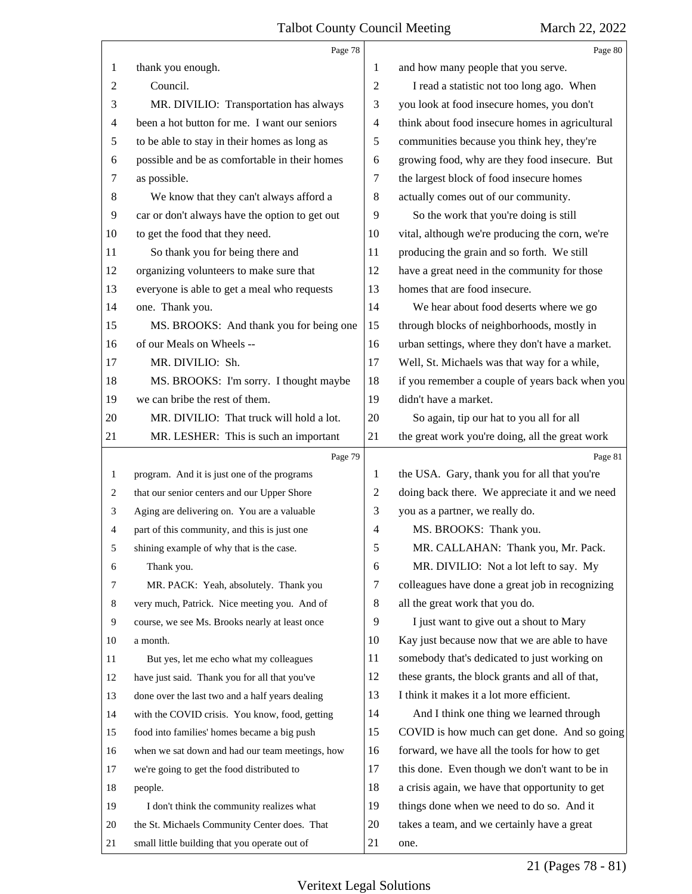thank you enough.

Council.

MR. DIVILIO: Transportation has always been a hot button for me. I want our seniors to be able to stay in their homes as long as possible and be as comfortable in their homes as possible.

We know that they can't always afford a car or don't always have the option to get out to get the food that they need.

So thank you for being there and organizing volunteers to make sure that everyone is able to get a meal who requests one. Thank you.

MS. BROOKS: And thank you for being one of our Meals on Wheels --

MR. DIVILIO: Sh.

MS. BROOKS: I'm sorry. I thought maybe we can bribe the rest of them.

MR. DIVILIO: That truck will hold a lot.

MR. LESHER: This is such an important program. And it is just one of the programs that our senior centers and our Upper Shore Aging are delivering on. You are a valuable part of this community, and this is just one shining example of why that is the case.

Thank you.

MR. PACK: Yeah, absolutely. Thank you very much, Patrick. Nice meeting you. And of course, we see Ms. Brooks nearly at least once a month.

But yes, let me echo what my colleagues have just said. Thank you for all that you've done over the last two and a half years dealing with the COVID crisis. You know, food, getting food into families' homes became a big push when we sat down and had our team meetings, how we're going to get the food distributed to people.

I don't think the community realizes what the St. Michaels Community Center does. That small little building that you operate out of and how many people that you serve.

I read a statistic not too long ago. When you look at food insecure homes, you don't think about food insecure homes in agricultural communities because you think hey, they're growing food, why are they food insecure. But the largest block of food insecure homes actually comes out of our community.

So the work that you're doing is still vital, although we're producing the corn, we're producing the grain and so forth. We still have a great need in the community for those homes that are food insecure.

We hear about food deserts where we go through blocks of neighborhoods, mostly in urban settings, where they don't have a market. Well, St. Michaels was that way for a while, if you remember a couple of years back when you didn't have a market.

So again, tip our hat to you all for all the great work you're doing, all the great work the USA. Gary, thank you for all that you're doing back there. We appreciate it and we need you as a partner, we really do.

MS. BROOKS: Thank you.

MR. CALLAHAN: Thank you, Mr. Pack.

MR. DIVILIO: Not a lot left to say. My colleagues have done a great job in recognizing all the great work that you do.

I just want to give out a shout to Mary Kay just because now that we are able to have somebody that's dedicated to just working on these grants, the block grants and all of that, I think it makes it a lot more efficient.

And I think one thing we learned through COVID is how much can get done. And so going forward, we have all the tools for how to get this done. Even though we don't want to be in a crisis again, we have that opportunity to get things done when we need to do so. And it takes a team, and we certainly have a great one.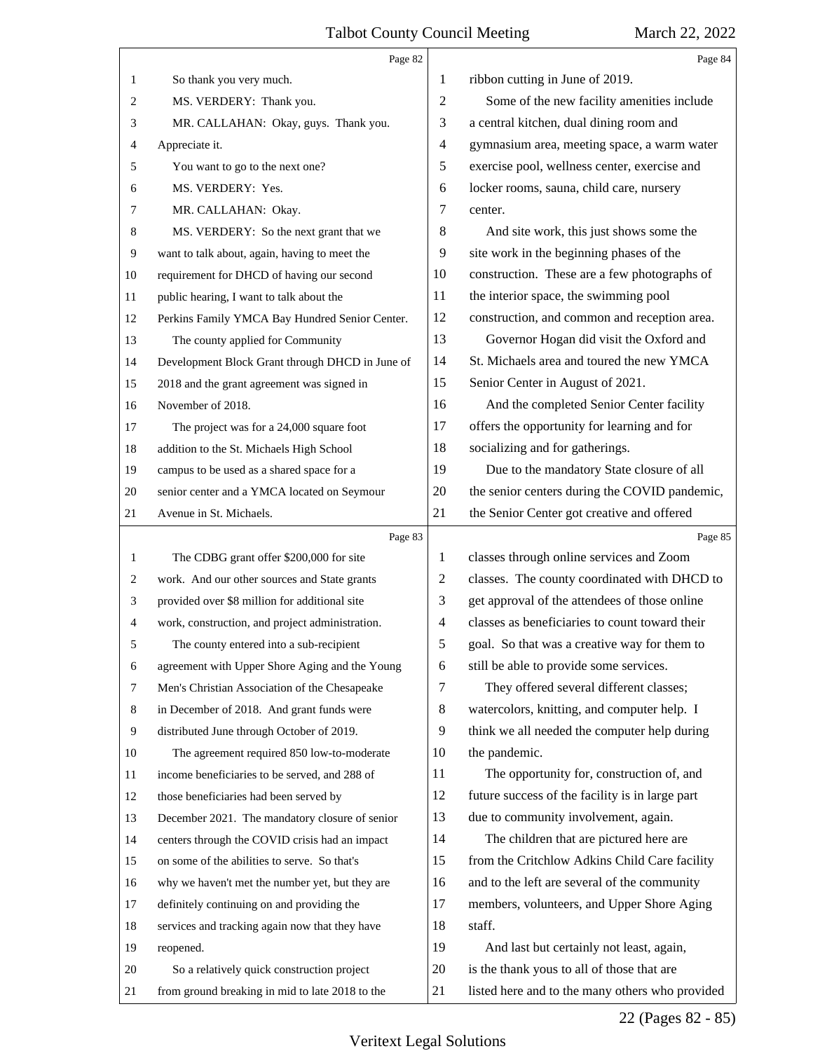So thank you very much.

MS. VERDERY: Thank you.

MR. CALLAHAN: Okay, guys. Thank you. Appreciate it.

You want to go to the next one?

MS. VERDERY: Yes.

MR. CALLAHAN: Okay.

MS. VERDERY: So the next grant that we want to talk about, again, having to meet the requirement for DHCD of having our second public hearing, I want to talk about the Perkins Family YMCA Bay Hundred Senior Center.

The county applied for Community Development Block Grant through DHCD in June of 2018 and the grant agreement was signed in November of 2018.

The project was for a 24,000 square foot addition to the St. Michaels High School campus to be used as a shared space for a senior center and a YMCA located on Seymour Avenue in St. Michaels.

The CDBG grant offer $200,000 for site work. And our other sources and State grants provided over $8 million for additional site work, construction, and project administration.

The county entered into a sub-recipient agreement with Upper Shore Aging and the Young Men's Christian Association of the Chesapeake in December of 2018. And grant funds were distributed June through October of 2019.

The agreement required 850 low-to-moderate income beneficiaries to be served, and 288 of those beneficiaries had been served by December 2021. The mandatory closure of senior centers through the COVID crisis had an impact on some of the abilities to serve. So that's why we haven't met the number yet, but they are definitely continuing on and providing the services and tracking again now that they have reopened.

So a relatively quick construction project from ground breaking in mid to late 2018 to the ribbon cutting in June of 2019.

Some of the new facility amenities include a central kitchen, dual dining room and gymnasium area, meeting space, a warm water exercise pool, wellness center, exercise and locker rooms, sauna, child care, nursery center.

And site work, this just shows some the site work in the beginning phases of the construction. These are a few photographs of the interior space, the swimming pool construction, and common and reception area.

Governor Hogan did visit the Oxford and St. Michaels area and toured the new YMCA Senior Center in August of 2021.

And the completed Senior Center facility offers the opportunity for learning and for socializing and for gatherings.

Due to the mandatory State closure of all the senior centers during the COVID pandemic, the Senior Center got creative and offered classes through online services and Zoom classes. The county coordinated with DHCD to get approval of the attendees of those online classes as beneficiaries to count toward their goal. So that was a creative way for them to still be able to provide some services.

They offered several different classes; watercolors, knitting, and computer help. I think we all needed the computer help during the pandemic.

The opportunity for, construction of, and future success of the facility is in large part due to community involvement, again.

The children that are pictured here are from the Critchlow Adkins Child Care facility and to the left are several of the community members, volunteers, and Upper Shore Aging staff.

And last but certainly not least, again, is the thank yous to all of those that are listed here and to the many others who provided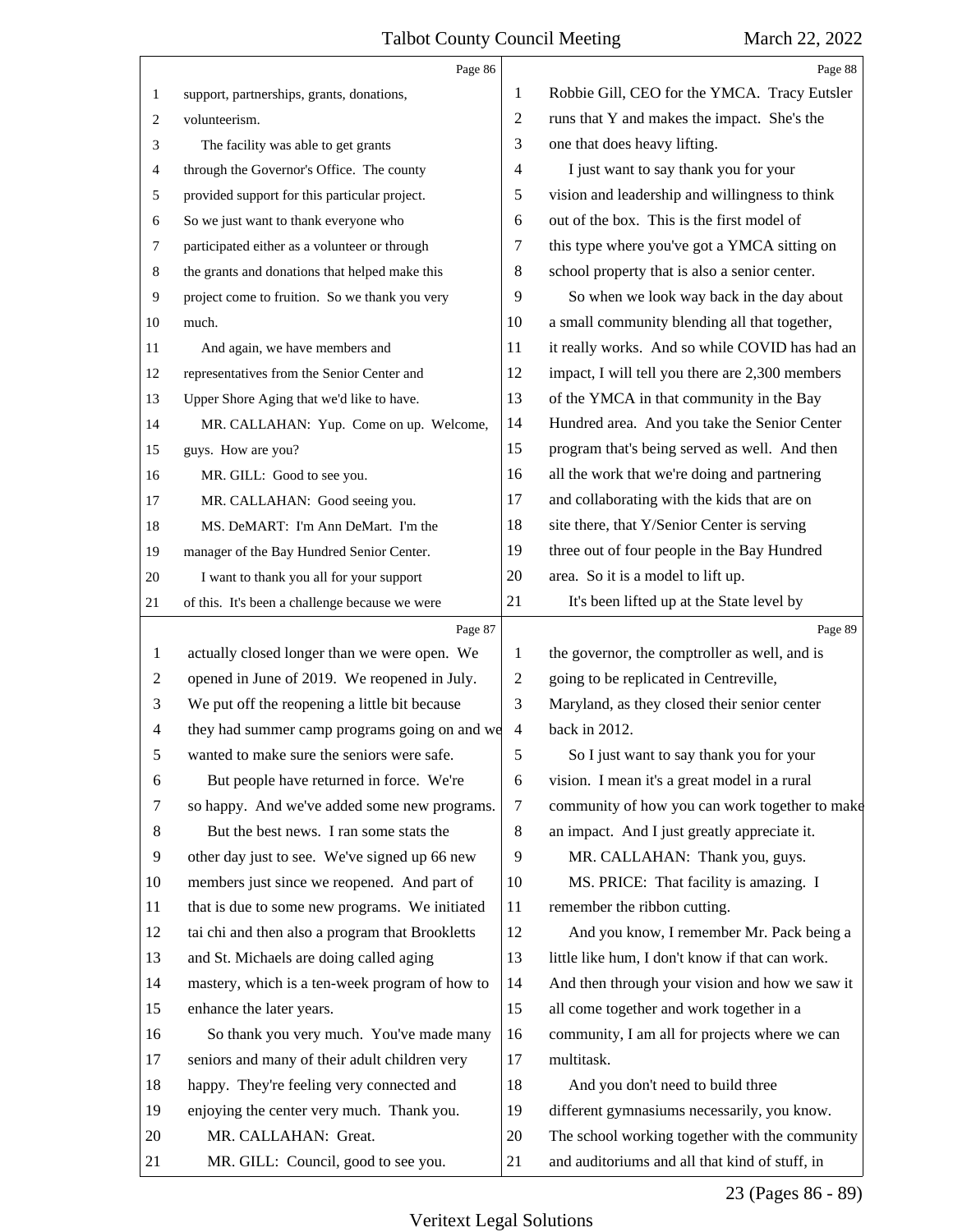support, partnerships, grants, donations, volunteerism.

The facility was able to get grants through the Governor's Office. The county provided support for this particular project. So we just want to thank everyone who participated either as a volunteer or through the grants and donations that helped make this project come to fruition. So we thank you very much.

And again, we have members and representatives from the Senior Center and Upper Shore Aging that we'd like to have.

MR. CALLAHAN: Yup. Come on up. Welcome, guys. How are you?

MR. GILL: Good to see you.

MR. CALLAHAN: Good seeing you.

MS. DeMART: I'm Ann DeMart. I'm the manager of the Bay Hundred Senior Center.

I want to thank you all for your support of this. It's been a challenge because we were actually closed longer than we were open. We opened in June of 2019. We reopened in July. We put off the reopening a little bit because they had summer camp programs going on and we wanted to make sure the seniors were safe.

But people have returned in force. We're so happy. And we've added some new programs.

But the best news. I ran some stats the other day just to see. We've signed up 66 new members just since we reopened. And part of that is due to some new programs. We initiated tai chi and then also a program that Brookletts and St. Michaels are doing called aging mastery, which is a ten-week program of how to enhance the later years.

So thank you very much. You've made many seniors and many of their adult children very happy. They're feeling very connected and enjoying the center very much. Thank you.

MR. CALLAHAN: Great.

MR. GILL: Council, good to see you. Robbie Gill, CEO for the YMCA. Tracy Eutsler runs that Y and makes the impact. She's the one that does heavy lifting.

I just want to say thank you for your vision and leadership and willingness to think out of the box. This is the first model of this type where you've got a YMCA sitting on school property that is also a senior center.

So when we look way back in the day about a small community blending all that together, it really works. And so while COVID has had an impact, I will tell you there are 2,300 members of the YMCA in that community in the Bay Hundred area. And you take the Senior Center program that's being served as well. And then all the work that we're doing and partnering and collaborating with the kids that are on site there, that Y/Senior Center is serving three out of four people in the Bay Hundred area. So it is a model to lift up.

It's been lifted up at the State level by the governor, the comptroller as well, and is going to be replicated in Centreville, Maryland, as they closed their senior center back in 2012.

So I just want to say thank you for your vision. I mean it's a great model in a rural community of how you can work together to make an impact. And I just greatly appreciate it.

MR. CALLAHAN: Thank you, guys.

MS. PRICE: That facility is amazing. I remember the ribbon cutting.

And you know, I remember Mr. Pack being a little like hum, I don't know if that can work. And then through your vision and how we saw it all come together and work together in a community, I am all for projects where we can multitask.

And you don't need to build three different gymnasiums necessarily, you know. The school working together with the community and auditoriums and all that kind of stuff, in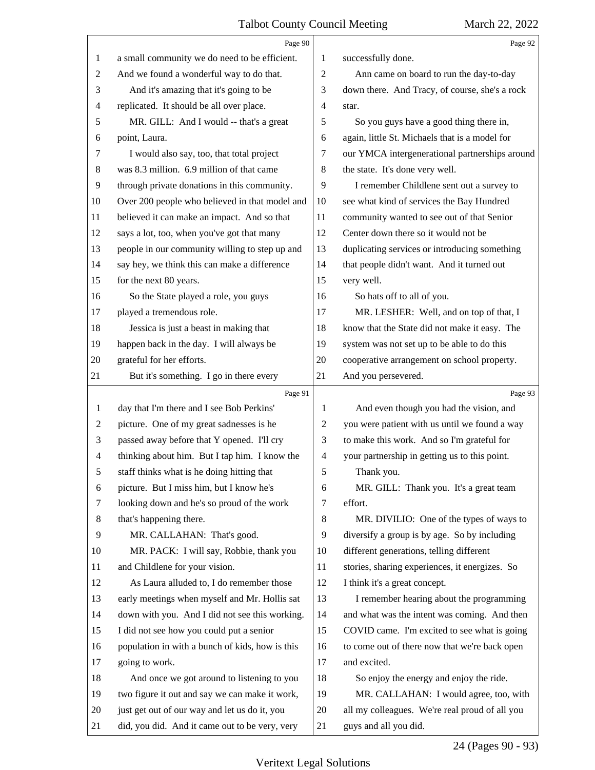a small community we do need to be efficient. And we found a wonderful way to do that.

And it's amazing that it's going to be replicated. It should be all over place.

MR. GILL: And I would -- that's a great point, Laura.

I would also say, too, that total project was 8.3 million. 6.9 million of that came through private donations in this community. Over 200 people who believed in that model and believed it can make an impact. And so that says a lot, too, when you've got that many people in our community willing to step up and say hey, we think this can make a difference for the next 80 years.

So the State played a role, you guys played a tremendous role.

Jessica is just a beast in making that happen back in the day. I will always be grateful for her efforts.

But it's something. I go in there every day that I'm there and I see Bob Perkins' picture. One of my great sadnesses is he passed away before that Y opened. I'll cry thinking about him. But I tap him. I know the staff thinks what is he doing hitting that picture. But I miss him, but I know he's looking down and he's so proud of the work that's happening there.

MR. CALLAHAN: That's good.

MR. PACK: I will say, Robbie, thank you and Childlene for your vision.

As Laura alluded to, I do remember those early meetings when myself and Mr. Hollis sat down with you. And I did not see this working. I did not see how you could put a senior population in with a bunch of kids, how is this going to work.

And once we got around to listening to you two figure it out and say we can make it work, just get out of our way and let us do it, you did, you did. And it came out to be very, very successfully done.

Ann came on board to run the day-to-day down there. And Tracy, of course, she's a rock star.

So you guys have a good thing there in, again, little St. Michaels that is a model for our YMCA intergenerational partnerships around the state. It's done very well.

I remember Childlene sent out a survey to see what kind of services the Bay Hundred community wanted to see out of that Senior Center down there so it would not be duplicating services or introducing something that people didn't want. And it turned out very well.

So hats off to all of you.

MR. LESHER: Well, and on top of that, I know that the State did not make it easy. The system was not set up to be able to do this cooperative arrangement on school property. And you persevered.

And even though you had the vision, and you were patient with us until we found a way to make this work. And so I'm grateful for your partnership in getting us to this point.

Thank you.

MR. GILL: Thank you. It's a great team effort.

MR. DIVILIO: One of the types of ways to diversify a group is by age. So by including different generations, telling different stories, sharing experiences, it energizes. So I think it's a great concept.

I remember hearing about the programming and what was the intent was coming. And then COVID came. I'm excited to see what is going to come out of there now that we're back open and excited.

So enjoy the energy and enjoy the ride.

MR. CALLAHAN: I would agree, too, with all my colleagues. We're real proud of all you guys and all you did.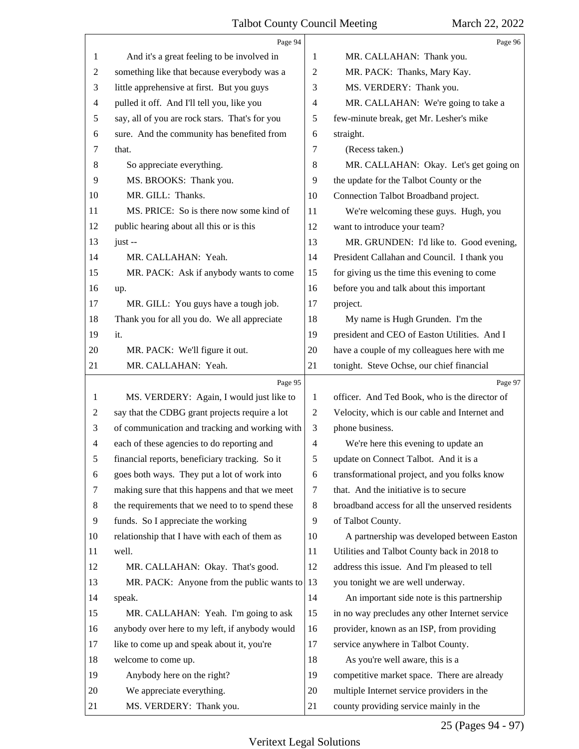Page 94

1 And it's a great feeling to be involved in
2 something like that because everybody was a
3 little apprehensive at first. But you guys
4 pulled it off. And I'll tell you, like you
5 say, all of you are rock stars. That's for you
6 sure. And the community has benefited from
7 that.
8 So appreciate everything.
9 MS. BROOKS: Thank you.
10 MR. GILL: Thanks.
11 MS. PRICE: So is there now some kind of
12 public hearing about all this or is this
13 just --
14 MR. CALLAHAN: Yeah.
15 MR. PACK: Ask if anybody wants to come
16 up.
17 MR. GILL: You guys have a tough job.
18 Thank you for all you do. We all appreciate
19 it.
20 MR. PACK: We'll figure it out.
21 MR. CALLAHAN: Yeah.

Page 95

1 MS. VERDERY: Again, I would just like to
2 say that the CDBG grant projects require a lot
3 of communication and tracking and working with
4 each of these agencies to do reporting and
5 financial reports, beneficiary tracking. So it
6 goes both ways. They put a lot of work into
7 making sure that this happens and that we meet
8 the requirements that we need to to spend these
9 funds. So I appreciate the working
10 relationship that I have with each of them as
11 well.
12 MR. CALLAHAN: Okay. That's good.
13 MR. PACK: Anyone from the public wants to
14 speak.
15 MR. CALLAHAN: Yeah. I'm going to ask
16 anybody over here to my left, if anybody would
17 like to come up and speak about it, you're
18 welcome to come up.
19 Anybody here on the right?
20 We appreciate everything.
21 MS. VERDERY: Thank you.

Page 96

1 MR. CALLAHAN: Thank you.
2 MR. PACK: Thanks, Mary Kay.
3 MS. VERDERY: Thank you.
4 MR. CALLAHAN: We're going to take a
5 few-minute break, get Mr. Lesher's mike
6 straight.
7 (Recess taken.)
8 MR. CALLAHAN: Okay. Let's get going on
9 the update for the Talbot County or the
10 Connection Talbot Broadband project.
11 We're welcoming these guys. Hugh, you
12 want to introduce your team?
13 MR. GRUNDEN: I'd like to. Good evening,
14 President Callahan and Council. I thank you
15 for giving us the time this evening to come
16 before you and talk about this important
17 project.
18 My name is Hugh Grunden. I'm the
19 president and CEO of Easton Utilities. And I
20 have a couple of my colleagues here with me
21 tonight. Steve Ochse, our chief financial

Page 97

1 officer. And Ted Book, who is the director of
2 Velocity, which is our cable and Internet and
3 phone business.
4 We're here this evening to update an
5 update on Connect Talbot. And it is a
6 transformational project, and you folks know
7 that. And the initiative is to secure
8 broadband access for all the unserved residents
9 of Talbot County.
10 A partnership was developed between Easton
11 Utilities and Talbot County back in 2018 to
12 address this issue. And I'm pleased to tell
13 you tonight we are well underway.
14 An important side note is this partnership
15 in no way precludes any other Internet service
16 provider, known as an ISP, from providing
17 service anywhere in Talbot County.
18 As you're well aware, this is a
19 competitive market space. There are already
20 multiple Internet service providers in the
21 county providing service mainly in the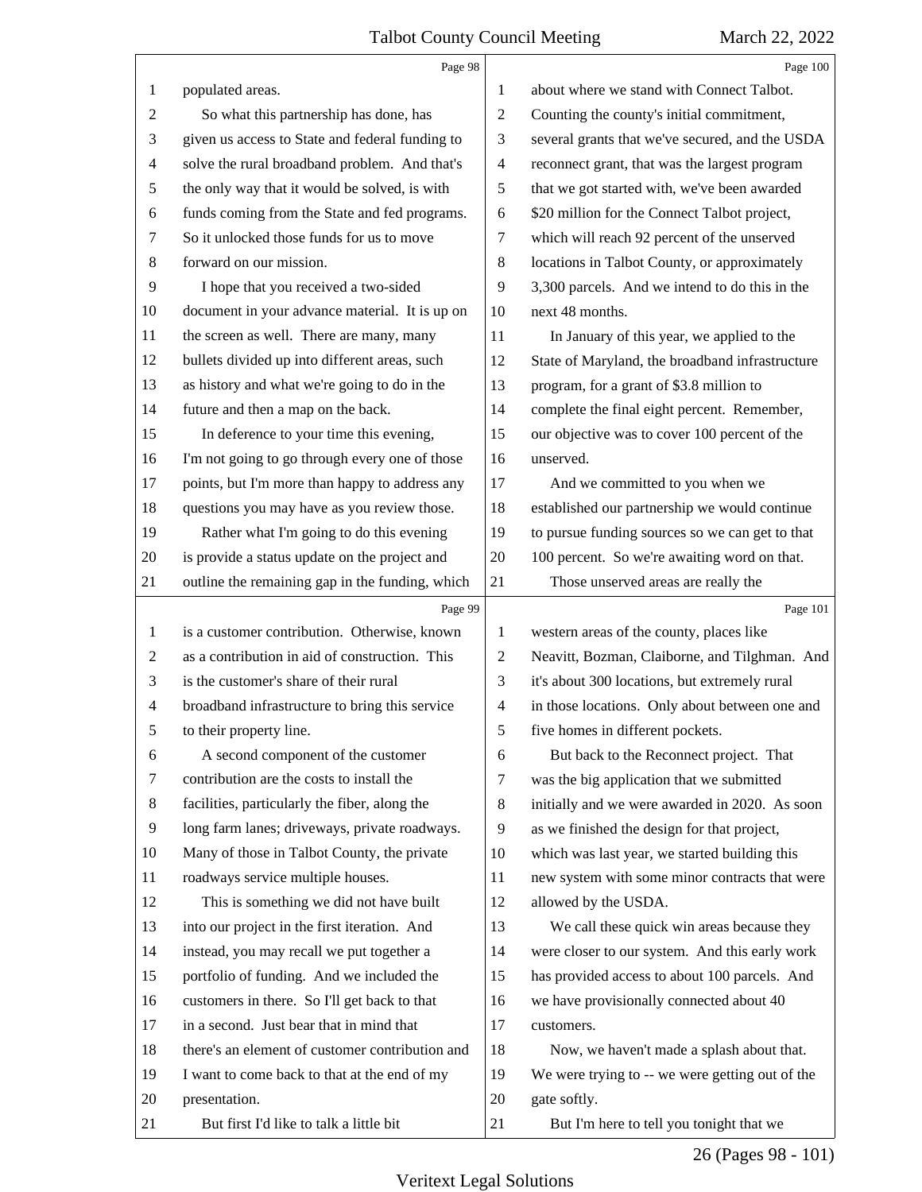**Page 98**

populated areas.

So what this partnership has done, has given us access to State and federal funding to solve the rural broadband problem. And that's the only way that it would be solved, is with funds coming from the State and fed programs. So it unlocked those funds for us to move forward on our mission.

I hope that you received a two-sided document in your advance material. It is up on the screen as well. There are many, many bullets divided up into different areas, such as history and what we're going to do in the future and then a map on the back.

In deference to your time this evening, I'm not going to go through every one of those points, but I'm more than happy to address any questions you may have as you review those.

Rather what I'm going to do this evening is provide a status update on the project and outline the remaining gap in the funding, which

**Page 99**

is a customer contribution. Otherwise, known as a contribution in aid of construction. This is the customer's share of their rural broadband infrastructure to bring this service to their property line.

A second component of the customer contribution are the costs to install the facilities, particularly the fiber, along the long farm lanes; driveways, private roadways. Many of those in Talbot County, the private roadways service multiple houses.

This is something we did not have built into our project in the first iteration. And instead, you may recall we put together a portfolio of funding. And we included the customers in there. So I'll get back to that in a second. Just bear that in mind that there's an element of customer contribution and I want to come back to that at the end of my presentation.

But first I'd like to talk a little bit

**Page 100**

about where we stand with Connect Talbot. Counting the county's initial commitment, several grants that we've secured, and the USDA reconnect grant, that was the largest program that we got started with, we've been awarded $20 million for the Connect Talbot project, which will reach 92 percent of the unserved locations in Talbot County, or approximately 3,300 parcels. And we intend to do this in the next 48 months.

In January of this year, we applied to the State of Maryland, the broadband infrastructure program, for a grant of $3.8 million to complete the final eight percent. Remember, our objective was to cover 100 percent of the unserved.

And we committed to you when we established our partnership we would continue to pursue funding sources so we can get to that 100 percent. So we're awaiting word on that.

Those unserved areas are really the

**Page 101**

western areas of the county, places like Neavitt, Bozman, Claiborne, and Tilghman. And it's about 300 locations, but extremely rural in those locations. Only about between one and five homes in different pockets.

But back to the Reconnect project. That was the big application that we submitted initially and we were awarded in 2020. As soon as we finished the design for that project, which was last year, we started building this new system with some minor contracts that were allowed by the USDA.

We call these quick win areas because they were closer to our system. And this early work has provided access to about 100 parcels. And we have provisionally connected about 40 customers.

Now, we haven't made a splash about that. We were trying to -- we were getting out of the gate softly.

But I'm here to tell you tonight that we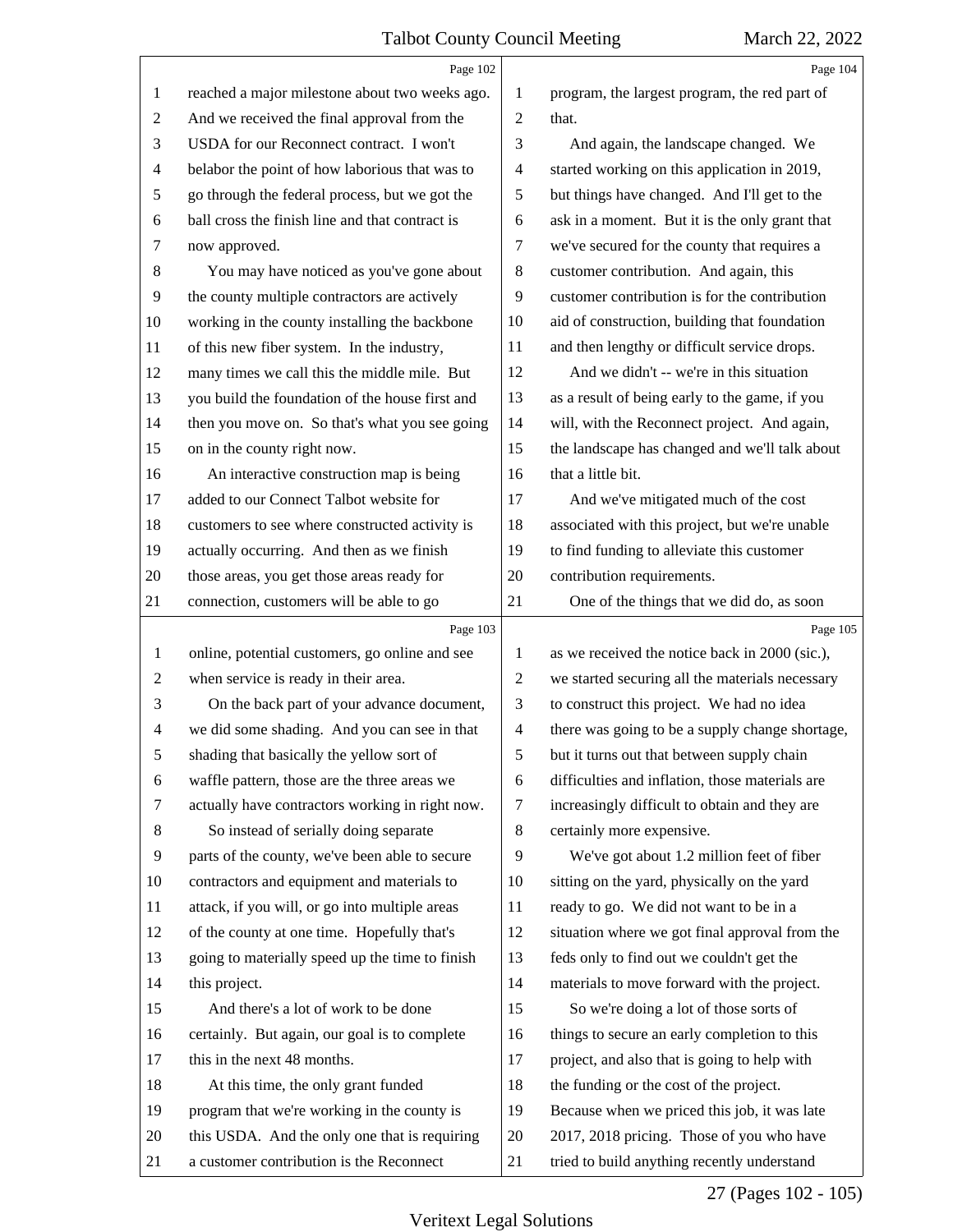reached a major milestone about two weeks ago. And we received the final approval from the USDA for our Reconnect contract. I won't belabor the point of how laborious that was to go through the federal process, but we got the ball cross the finish line and that contract is now approved.

You may have noticed as you've gone about the county multiple contractors are actively working in the county installing the backbone of this new fiber system. In the industry, many times we call this the middle mile. But you build the foundation of the house first and then you move on. So that's what you see going on in the county right now.

An interactive construction map is being added to our Connect Talbot website for customers to see where constructed activity is actually occurring. And then as we finish those areas, you get those areas ready for connection, customers will be able to go online, potential customers, go online and see when service is ready in their area.

On the back part of your advance document, we did some shading. And you can see in that shading that basically the yellow sort of waffle pattern, those are the three areas we actually have contractors working in right now.

So instead of serially doing separate parts of the county, we've been able to secure contractors and equipment and materials to attack, if you will, or go into multiple areas of the county at one time. Hopefully that's going to materially speed up the time to finish this project.

And there's a lot of work to be done certainly. But again, our goal is to complete this in the next 48 months.

At this time, the only grant funded program that we're working in the county is this USDA. And the only one that is requiring a customer contribution is the Reconnect program, the largest program, the red part of that.

And again, the landscape changed. We started working on this application in 2019, but things have changed. And I'll get to the ask in a moment. But it is the only grant that we've secured for the county that requires a customer contribution. And again, this customer contribution is for the contribution aid of construction, building that foundation and then lengthy or difficult service drops.

And we didn't -- we're in this situation as a result of being early to the game, if you will, with the Reconnect project. And again, the landscape has changed and we'll talk about that a little bit.

And we've mitigated much of the cost associated with this project, but we're unable to find funding to alleviate this customer contribution requirements.

One of the things that we did do, as soon as we received the notice back in 2000 (sic.), we started securing all the materials necessary to construct this project. We had no idea there was going to be a supply change shortage, but it turns out that between supply chain difficulties and inflation, those materials are increasingly difficult to obtain and they are certainly more expensive.

We've got about 1.2 million feet of fiber sitting on the yard, physically on the yard ready to go. We did not want to be in a situation where we got final approval from the feds only to find out we couldn't get the materials to move forward with the project.

So we're doing a lot of those sorts of things to secure an early completion to this project, and also that is going to help with the funding or the cost of the project. Because when we priced this job, it was late 2017, 2018 pricing. Those of you who have tried to build anything recently understand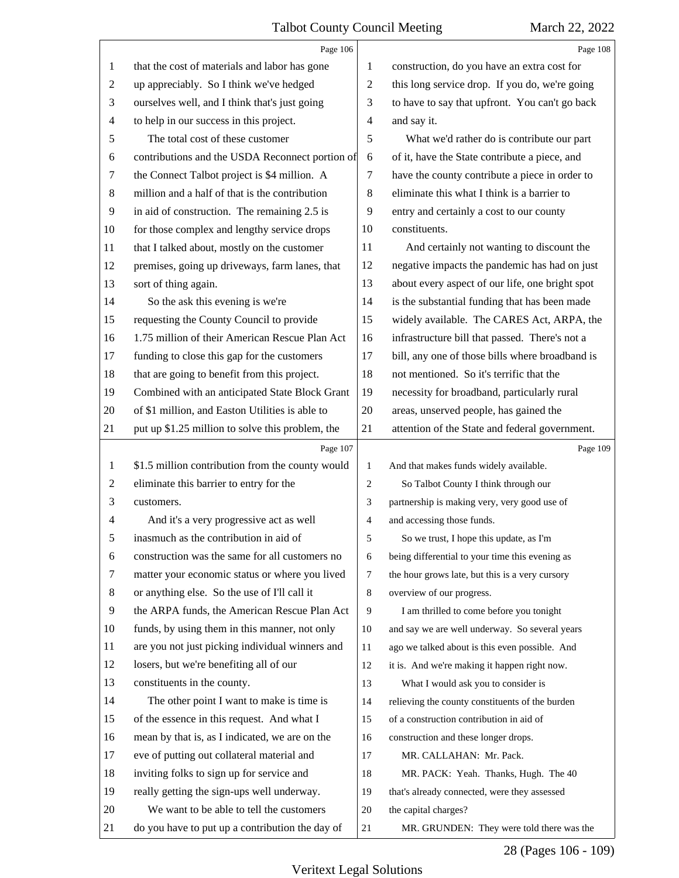that the cost of materials and labor has gone up appreciably. So I think we've hedged ourselves well, and I think that's just going to help in our success in this project.

The total cost of these customer contributions and the USDA Reconnect portion of the Connect Talbot project is $4 million. A million and a half of that is the contribution in aid of construction. The remaining 2.5 is for those complex and lengthy service drops that I talked about, mostly on the customer premises, going up driveways, farm lanes, that sort of thing again.

So the ask this evening is we're requesting the County Council to provide 1.75 million of their American Rescue Plan Act funding to close this gap for the customers that are going to benefit from this project. Combined with an anticipated State Block Grant of $1 million, and Easton Utilities is able to put up $1.25 million to solve this problem, the $1.5 million contribution from the county would eliminate this barrier to entry for the customers.

And it's a very progressive act as well inasmuch as the contribution in aid of construction was the same for all customers no matter your economic status or where you lived or anything else. So the use of I'll call it the ARPA funds, the American Rescue Plan Act funds, by using them in this manner, not only are you not just picking individual winners and losers, but we're benefiting all of our constituents in the county.

The other point I want to make is time is of the essence in this request. And what I mean by that is, as I indicated, we are on the eve of putting out collateral material and inviting folks to sign up for service and really getting the sign-ups well underway.

We want to be able to tell the customers do you have to put up a contribution the day of construction, do you have an extra cost for this long service drop. If you do, we're going to have to say that upfront. You can't go back and say it.

What we'd rather do is contribute our part of it, have the State contribute a piece, and have the county contribute a piece in order to eliminate this what I think is a barrier to entry and certainly a cost to our county constituents.

And certainly not wanting to discount the negative impacts the pandemic has had on just about every aspect of our life, one bright spot is the substantial funding that has been made widely available. The CARES Act, ARPA, the infrastructure bill that passed. There's not a bill, any one of those bills where broadband is not mentioned. So it's terrific that the necessity for broadband, particularly rural areas, unserved people, has gained the attention of the State and federal government. And that makes funds widely available.

So Talbot County I think through our partnership is making very, very good use of and accessing those funds.

So we trust, I hope this update, as I'm being differential to your time this evening as the hour grows late, but this is a very cursory overview of our progress.

I am thrilled to come before you tonight and say we are well underway. So several years ago we talked about is this even possible. And it is. And we're making it happen right now.

What I would ask you to consider is relieving the county constituents of the burden of a construction contribution in aid of construction and these longer drops.

MR. CALLAHAN: Mr. Pack.

MR. PACK: Yeah. Thanks, Hugh. The 40 that's already connected, were they assessed the capital charges?

MR. GRUNDEN: They were told there was the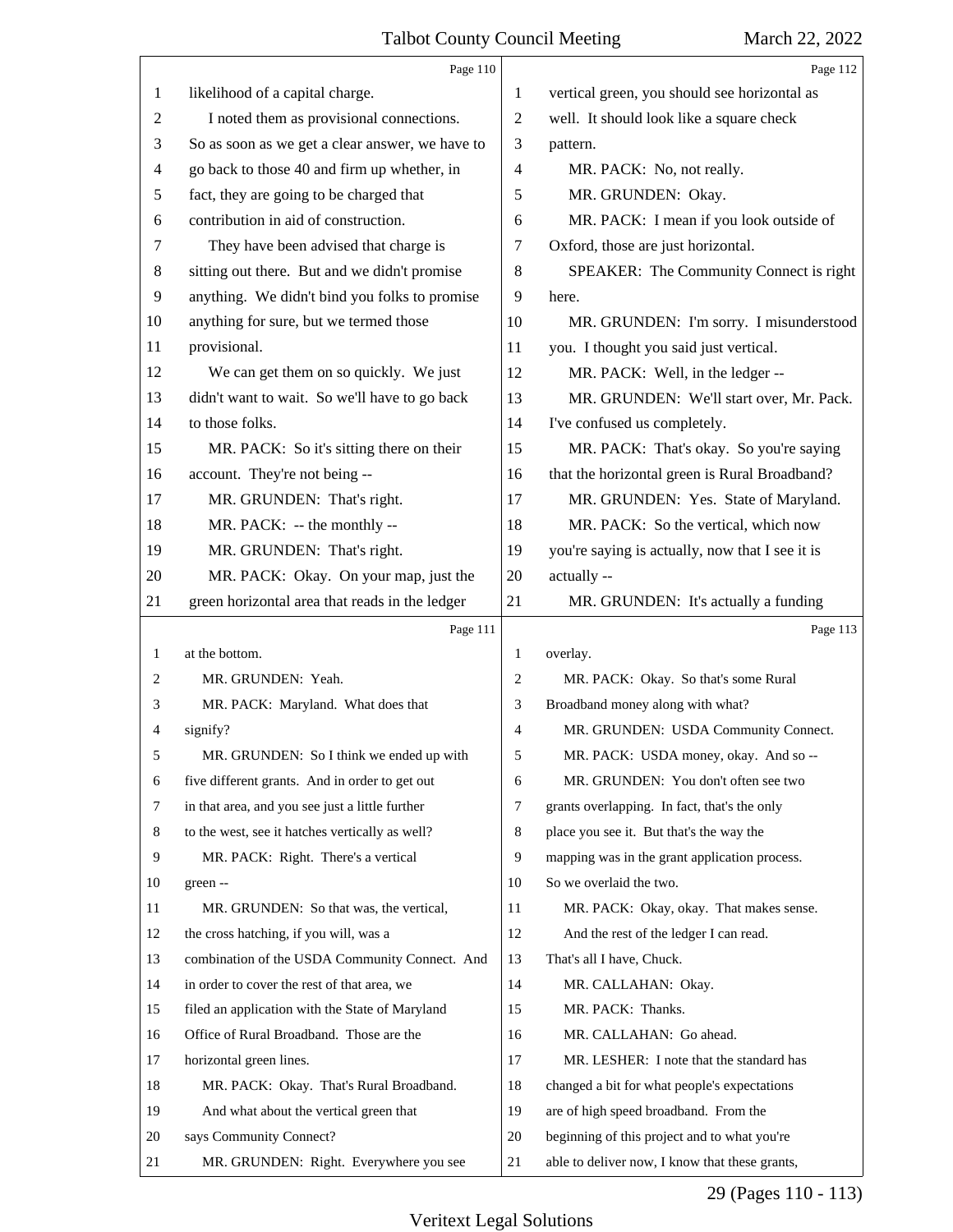Page 110

likelihood of a capital charge.

I noted them as provisional connections. So as soon as we get a clear answer, we have to go back to those 40 and firm up whether, in fact, they are going to be charged that contribution in aid of construction.

They have been advised that charge is sitting out there. But and we didn't promise anything. We didn't bind you folks to promise anything for sure, but we termed those provisional.

We can get them on so quickly. We just didn't want to wait. So we'll have to go back to those folks.

MR. PACK: So it's sitting there on their account. They're not being --

MR. GRUNDEN: That's right.

MR. PACK: -- the monthly --

MR. GRUNDEN: That's right.

MR. PACK: Okay. On your map, just the green horizontal area that reads in the ledger

Page 111

at the bottom.

MR. GRUNDEN: Yeah.

MR. PACK: Maryland. What does that signify?

MR. GRUNDEN: So I think we ended up with five different grants. And in order to get out in that area, and you see just a little further to the west, see it hatches vertically as well?

MR. PACK: Right. There's a vertical green --

MR. GRUNDEN: So that was, the vertical, the cross hatching, if you will, was a combination of the USDA Community Connect. And in order to cover the rest of that area, we filed an application with the State of Maryland Office of Rural Broadband. Those are the horizontal green lines.

MR. PACK: Okay. That's Rural Broadband.

And what about the vertical green that says Community Connect?

MR. GRUNDEN: Right. Everywhere you see

Page 112

vertical green, you should see horizontal as well. It should look like a square check pattern.

MR. PACK: No, not really.

MR. GRUNDEN: Okay.

MR. PACK: I mean if you look outside of Oxford, those are just horizontal.

SPEAKER: The Community Connect is right here.

MR. GRUNDEN: I'm sorry. I misunderstood you. I thought you said just vertical.

MR. PACK: Well, in the ledger --

MR. GRUNDEN: We'll start over, Mr. Pack. I've confused us completely.

MR. PACK: That's okay. So you're saying that the horizontal green is Rural Broadband?

MR. GRUNDEN: Yes. State of Maryland.

MR. PACK: So the vertical, which now you're saying is actually, now that I see it is actually --

MR. GRUNDEN: It's actually a funding

Page 113

overlay.

MR. PACK: Okay. So that's some Rural Broadband money along with what?

MR. GRUNDEN: USDA Community Connect.

MR. PACK: USDA money, okay. And so --

MR. GRUNDEN: You don't often see two grants overlapping. In fact, that's the only place you see it. But that's the way the mapping was in the grant application process. So we overlaid the two.

MR. PACK: Okay, okay. That makes sense.

And the rest of the ledger I can read. That's all I have, Chuck.

MR. CALLAHAN: Okay.

MR. PACK: Thanks.

MR. CALLAHAN: Go ahead.

MR. LESHER: I note that the standard has changed a bit for what people's expectations are of high speed broadband. From the beginning of this project and to what you're able to deliver now, I know that these grants,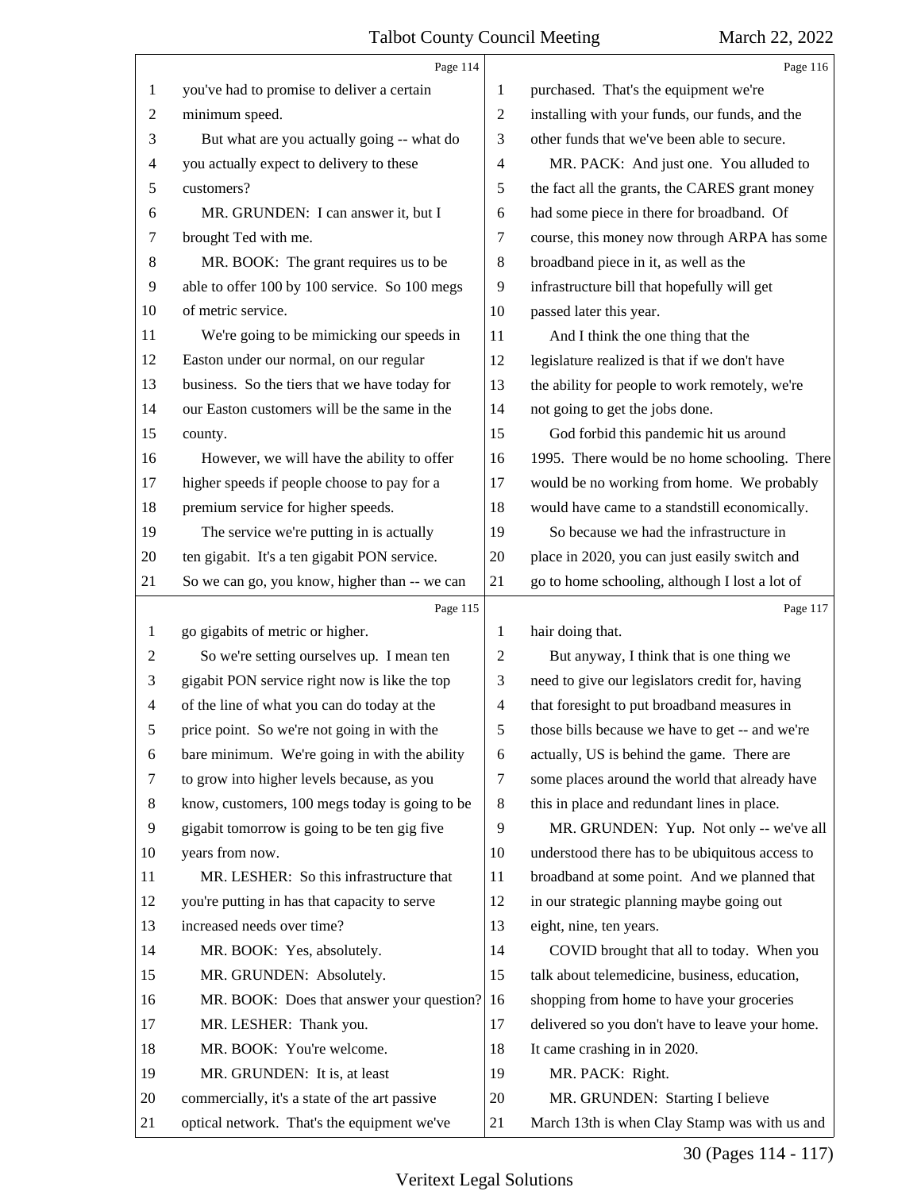you've had to promise to deliver a certain minimum speed.

But what are you actually going -- what do you actually expect to delivery to these customers?

MR. GRUNDEN: I can answer it, but I brought Ted with me.

MR. BOOK: The grant requires us to be able to offer 100 by 100 service. So 100 megs of metric service.

We're going to be mimicking our speeds in Easton under our normal, on our regular business. So the tiers that we have today for our Easton customers will be the same in the county.

However, we will have the ability to offer higher speeds if people choose to pay for a premium service for higher speeds.

The service we're putting in is actually ten gigabit. It's a ten gigabit PON service. So we can go, you know, higher than -- we can go gigabits of metric or higher.

So we're setting ourselves up. I mean ten gigabit PON service right now is like the top of the line of what you can do today at the price point. So we're not going in with the bare minimum. We're going in with the ability to grow into higher levels because, as you know, customers, 100 megs today is going to be gigabit tomorrow is going to be ten gig five years from now.

MR. LESHER: So this infrastructure that you're putting in has that capacity to serve increased needs over time?

MR. BOOK: Yes, absolutely.

MR. GRUNDEN: Absolutely.

MR. BOOK: Does that answer your question?

MR. LESHER: Thank you.

MR. BOOK: You're welcome.

MR. GRUNDEN: It is, at least commercially, it's a state of the art passive optical network. That's the equipment we've purchased. That's the equipment we're installing with your funds, our funds, and the other funds that we've been able to secure.

MR. PACK: And just one. You alluded to the fact all the grants, the CARES grant money had some piece in there for broadband. Of course, this money now through ARPA has some broadband piece in it, as well as the infrastructure bill that hopefully will get passed later this year.

And I think the one thing that the legislature realized is that if we don't have the ability for people to work remotely, we're not going to get the jobs done.

God forbid this pandemic hit us around 1995. There would be no home schooling. There would be no working from home. We probably would have came to a standstill economically.

So because we had the infrastructure in place in 2020, you can just easily switch and go to home schooling, although I lost a lot of hair doing that.

But anyway, I think that is one thing we need to give our legislators credit for, having that foresight to put broadband measures in those bills because we have to get -- and we're actually, US is behind the game. There are some places around the world that already have this in place and redundant lines in place.

MR. GRUNDEN: Yup. Not only -- we've all understood there has to be ubiquitous access to broadband at some point. And we planned that in our strategic planning maybe going out eight, nine, ten years.

COVID brought that all to today. When you talk about telemedicine, business, education, shopping from home to have your groceries delivered so you don't have to leave your home. It came crashing in in 2020.

MR. PACK: Right.

MR. GRUNDEN: Starting I believe March 13th is when Clay Stamp was with us and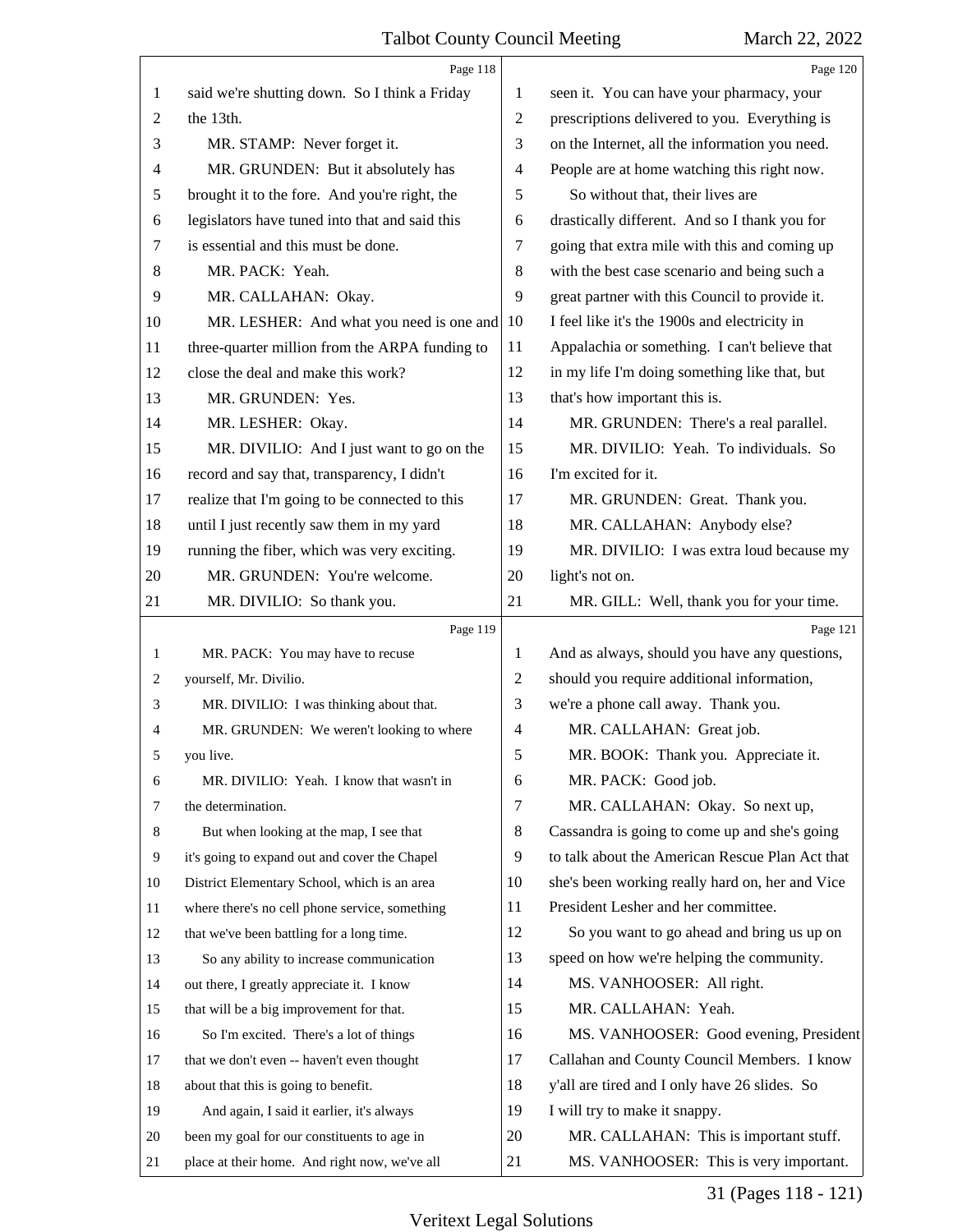**Page 118**

1 said we're shutting down. So I think a Friday
2 the 13th.
3 MR. STAMP: Never forget it.
4 MR. GRUNDEN: But it absolutely has
5 brought it to the fore. And you're right, the
6 legislators have tuned into that and said this
7 is essential and this must be done.
8 MR. PACK: Yeah.
9 MR. CALLAHAN: Okay.
10 MR. LESHER: And what you need is one and
11 three-quarter million from the ARPA funding to
12 close the deal and make this work?
13 MR. GRUNDEN: Yes.
14 MR. LESHER: Okay.
15 MR. DIVILIO: And I just want to go on the
16 record and say that, transparency, I didn't
17 realize that I'm going to be connected to this
18 until I just recently saw them in my yard
19 running the fiber, which was very exciting.
20 MR. GRUNDEN: You're welcome.
21 MR. DIVILIO: So thank you.

**Page 119**

1 MR. PACK: You may have to recuse
2 yourself, Mr. Divilio.
3 MR. DIVILIO: I was thinking about that.
4 MR. GRUNDEN: We weren't looking to where
5 you live.
6 MR. DIVILIO: Yeah. I know that wasn't in
7 the determination.
8 But when looking at the map, I see that
9 it's going to expand out and cover the Chapel
10 District Elementary School, which is an area
11 where there's no cell phone service, something
12 that we've been battling for a long time.
13 So any ability to increase communication
14 out there, I greatly appreciate it. I know
15 that will be a big improvement for that.
16 So I'm excited. There's a lot of things
17 that we don't even -- haven't even thought
18 about that this is going to benefit.
19 And again, I said it earlier, it's always
20 been my goal for our constituents to age in
21 place at their home. And right now, we've all

**Page 120**

1 seen it. You can have your pharmacy, your
2 prescriptions delivered to you. Everything is
3 on the Internet, all the information you need.
4 People are at home watching this right now.
5 So without that, their lives are
6 drastically different. And so I thank you for
7 going that extra mile with this and coming up
8 with the best case scenario and being such a
9 great partner with this Council to provide it.
10 I feel like it's the 1900s and electricity in
11 Appalachia or something. I can't believe that
12 in my life I'm doing something like that, but
13 that's how important this is.
14 MR. GRUNDEN: There's a real parallel.
15 MR. DIVILIO: Yeah. To individuals. So
16 I'm excited for it.
17 MR. GRUNDEN: Great. Thank you.
18 MR. CALLAHAN: Anybody else?
19 MR. DIVILIO: I was extra loud because my
20 light's not on.
21 MR. GILL: Well, thank you for your time.

**Page 121**

1 And as always, should you have any questions,
2 should you require additional information,
3 we're a phone call away. Thank you.
4 MR. CALLAHAN: Great job.
5 MR. BOOK: Thank you. Appreciate it.
6 MR. PACK: Good job.
7 MR. CALLAHAN: Okay. So next up,
8 Cassandra is going to come up and she's going
9 to talk about the American Rescue Plan Act that
10 she's been working really hard on, her and Vice
11 President Lesher and her committee.
12 So you want to go ahead and bring us up on
13 speed on how we're helping the community.
14 MS. VANHOOSER: All right.
15 MR. CALLAHAN: Yeah.
16 MS. VANHOOSER: Good evening, President
17 Callahan and County Council Members. I know
18 y'all are tired and I only have 26 slides. So
19 I will try to make it snappy.
20 MR. CALLAHAN: This is important stuff.
21 MS. VANHOOSER: This is very important.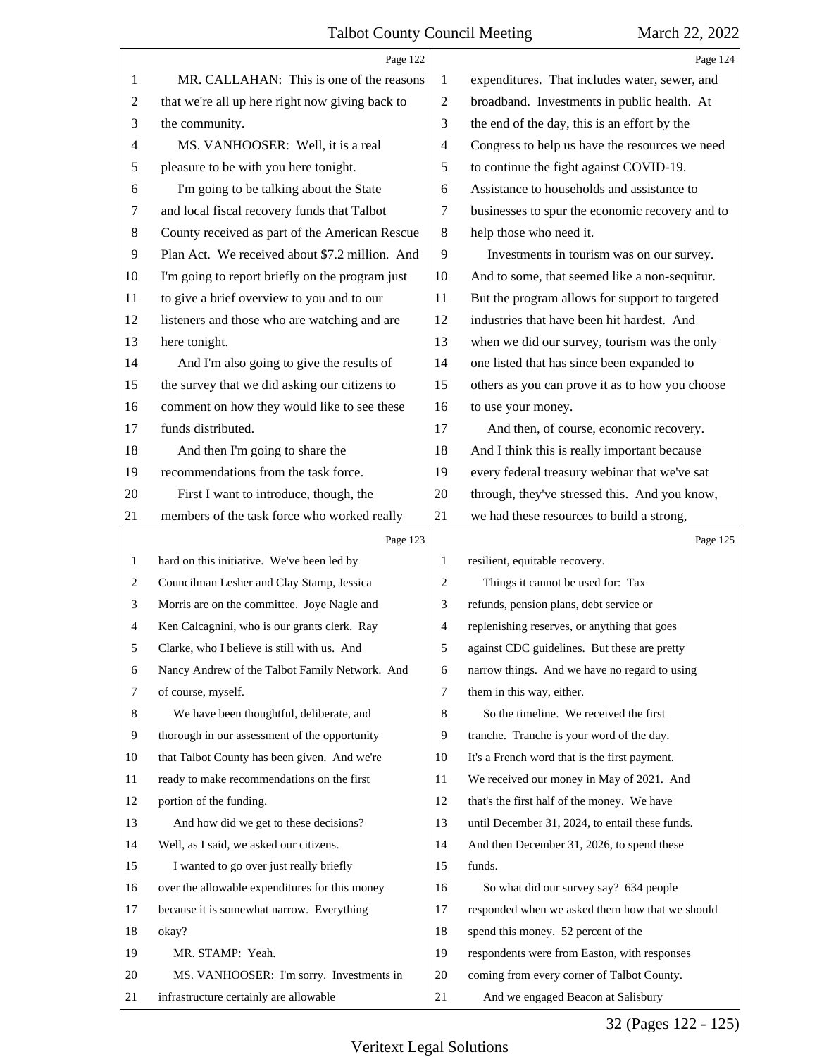MR. CALLAHAN: This is one of the reasons that we're all up here right now giving back to the community.

MS. VANHOOSER: Well, it is a real pleasure to be with you here tonight.

I'm going to be talking about the State and local fiscal recovery funds that Talbot County received as part of the American Rescue Plan Act. We received about $7.2 million. And I'm going to report briefly on the program just to give a brief overview to you and to our listeners and those who are watching and are here tonight.

And I'm also going to give the results of the survey that we did asking our citizens to comment on how they would like to see these funds distributed.

And then I'm going to share the recommendations from the task force.

First I want to introduce, though, the members of the task force who worked really hard on this initiative. We've been led by Councilman Lesher and Clay Stamp, Jessica Morris are on the committee. Joye Nagle and Ken Calcagnini, who is our grants clerk. Ray Clarke, who I believe is still with us. And Nancy Andrew of the Talbot Family Network. And of course, myself.

We have been thoughtful, deliberate, and thorough in our assessment of the opportunity that Talbot County has been given. And we're ready to make recommendations on the first portion of the funding.

And how did we get to these decisions? Well, as I said, we asked our citizens.

I wanted to go over just really briefly over the allowable expenditures for this money because it is somewhat narrow. Everything okay?

MR. STAMP: Yeah.

MS. VANHOOSER: I'm sorry. Investments in infrastructure certainly are allowable expenditures. That includes water, sewer, and broadband. Investments in public health. At the end of the day, this is an effort by the Congress to help us have the resources we need to continue the fight against COVID-19. Assistance to households and assistance to businesses to spur the economic recovery and to help those who need it.

Investments in tourism was on our survey. And to some, that seemed like a non-sequitur. But the program allows for support to targeted industries that have been hit hardest. And when we did our survey, tourism was the only one listed that has since been expanded to others as you can prove it as to how you choose to use your money.

And then, of course, economic recovery. And I think this is really important because every federal treasury webinar that we've sat through, they've stressed this. And you know, we had these resources to build a strong, resilient, equitable recovery.

Things it cannot be used for: Tax refunds, pension plans, debt service or replenishing reserves, or anything that goes against CDC guidelines. But these are pretty narrow things. And we have no regard to using them in this way, either.

So the timeline. We received the first tranche. Tranche is your word of the day. It's a French word that is the first payment. We received our money in May of 2021. And that's the first half of the money. We have until December 31, 2024, to entail these funds. And then December 31, 2026, to spend these funds.

So what did our survey say? 634 people responded when we asked them how that we should spend this money. 52 percent of the respondents were from Easton, with responses coming from every corner of Talbot County.

And we engaged Beacon at Salisbury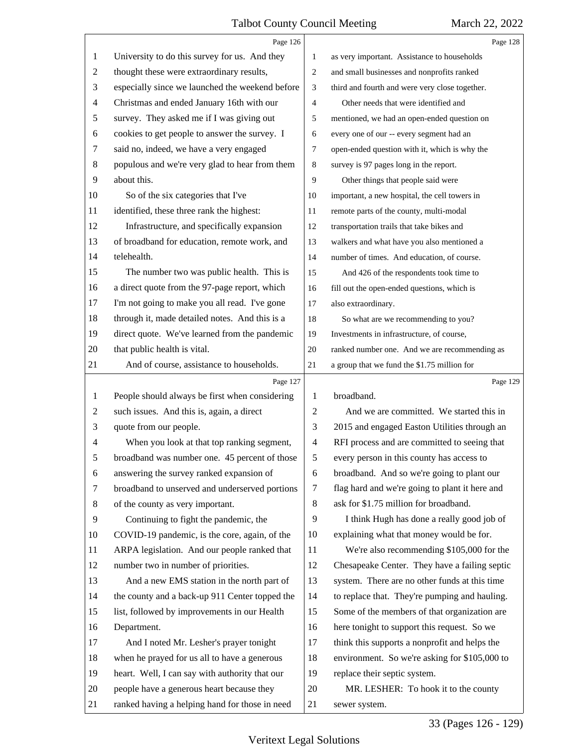Page 126

1 University to do this survey for us. And they
2 thought these were extraordinary results,
3 especially since we launched the weekend before
4 Christmas and ended January 16th with our
5 survey. They asked me if I was giving out
6 cookies to get people to answer the survey. I
7 said no, indeed, we have a very engaged
8 populous and we're very glad to hear from them
9 about this.
10 So of the six categories that I've
11 identified, these three rank the highest:
12 Infrastructure, and specifically expansion
13 of broadband for education, remote work, and
14 telehealth.
15 The number two was public health. This is
16 a direct quote from the 97-page report, which
17 I'm not going to make you all read. I've gone
18 through it, made detailed notes. And this is a
19 direct quote. We've learned from the pandemic
20 that public health is vital.
21 And of course, assistance to households.

Page 127

1 People should always be first when considering
2 such issues. And this is, again, a direct
3 quote from our people.
4 When you look at that top ranking segment,
5 broadband was number one. 45 percent of those
6 answering the survey ranked expansion of
7 broadband to unserved and underserved portions
8 of the county as very important.
9 Continuing to fight the pandemic, the
10 COVID-19 pandemic, is the core, again, of the
11 ARPA legislation. And our people ranked that
12 number two in number of priorities.
13 And a new EMS station in the north part of
14 the county and a back-up 911 Center topped the
15 list, followed by improvements in our Health
16 Department.
17 And I noted Mr. Lesher's prayer tonight
18 when he prayed for us all to have a generous
19 heart. Well, I can say with authority that our
20 people have a generous heart because they
21 ranked having a helping hand for those in need

Page 128

1 as very important. Assistance to households
2 and small businesses and nonprofits ranked
3 third and fourth and were very close together.
4 Other needs that were identified and
5 mentioned, we had an open-ended question on
6 every one of our -- every segment had an
7 open-ended question with it, which is why the
8 survey is 97 pages long in the report.
9 Other things that people said were
10 important, a new hospital, the cell towers in
11 remote parts of the county, multi-modal
12 transportation trails that take bikes and
13 walkers and what have you also mentioned a
14 number of times. And education, of course.
15 And 426 of the respondents took time to
16 fill out the open-ended questions, which is
17 also extraordinary.
18 So what are we recommending to you?
19 Investments in infrastructure, of course,
20 ranked number one. And we are recommending as
21 a group that we fund the $1.75 million for

Page 129

1 broadband.
2 And we are committed. We started this in
3 2015 and engaged Easton Utilities through an
4 RFI process and are committed to seeing that
5 every person in this county has access to
6 broadband. And so we're going to plant our
7 flag hard and we're going to plant it here and
8 ask for $1.75 million for broadband.
9 I think Hugh has done a really good job of
10 explaining what that money would be for.
11 We're also recommending $105,000 for the
12 Chesapeake Center. They have a failing septic
13 system. There are no other funds at this time
14 to replace that. They're pumping and hauling.
15 Some of the members of that organization are
16 here tonight to support this request. So we
17 think this supports a nonprofit and helps the
18 environment. So we're asking for $105,000 to
19 replace their septic system.
20 MR. LESHER: To hook it to the county
21 sewer system.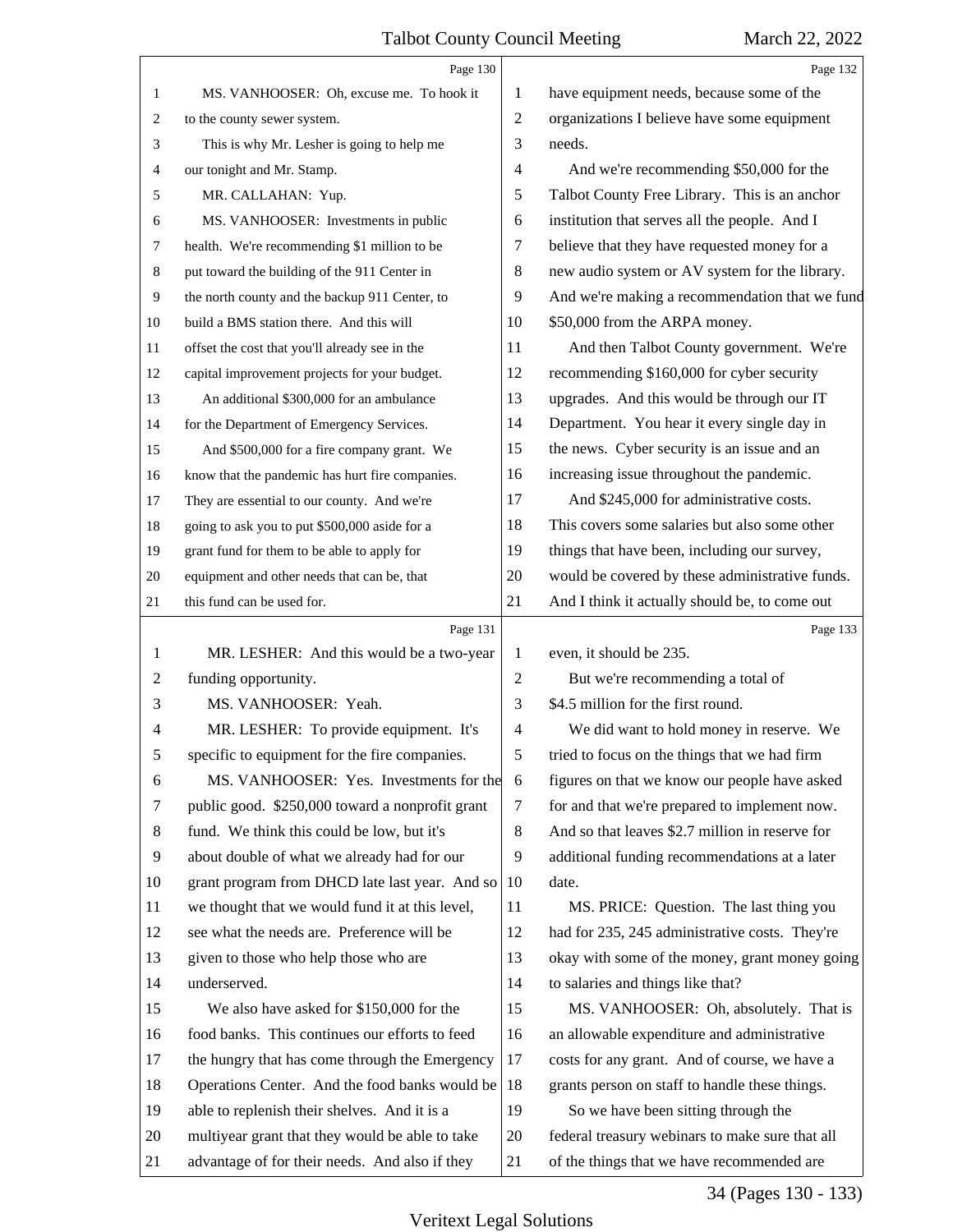Page 130

1 MS. VANHOOSER: Oh, excuse me. To hook it
2 to the county sewer system.
3 This is why Mr. Lesher is going to help me
4 our tonight and Mr. Stamp.
5 MR. CALLAHAN: Yup.
6 MS. VANHOOSER: Investments in public
7 health. We're recommending $1 million to be
8 put toward the building of the 911 Center in
9 the north county and the backup 911 Center, to
10 build a BMS station there. And this will
11 offset the cost that you'll already see in the
12 capital improvement projects for your budget.
13 An additional $300,000 for an ambulance
14 for the Department of Emergency Services.
15 And $500,000 for a fire company grant. We
16 know that the pandemic has hurt fire companies.
17 They are essential to our county. And we're
18 going to ask you to put $500,000 aside for a
19 grant fund for them to be able to apply for
20 equipment and other needs that can be, that
21 this fund can be used for.

Page 131

1 MR. LESHER: And this would be a two-year
2 funding opportunity.
3 MS. VANHOOSER: Yeah.
4 MR. LESHER: To provide equipment. It's
5 specific to equipment for the fire companies.
6 MS. VANHOOSER: Yes. Investments for the
7 public good. $250,000 toward a nonprofit grant
8 fund. We think this could be low, but it's
9 about double of what we already had for our
10 grant program from DHCD late last year. And so
11 we thought that we would fund it at this level,
12 see what the needs are. Preference will be
13 given to those who help those who are
14 underserved.
15 We also have asked for $150,000 for the
16 food banks. This continues our efforts to feed
17 the hungry that has come through the Emergency
18 Operations Center. And the food banks would be
19 able to replenish their shelves. And it is a
20 multiyear grant that they would be able to take
21 advantage of for their needs. And also if they

Page 132

1 have equipment needs, because some of the
2 organizations I believe have some equipment
3 needs.
4 And we're recommending $50,000 for the
5 Talbot County Free Library. This is an anchor
6 institution that serves all the people. And I
7 believe that they have requested money for a
8 new audio system or AV system for the library.
9 And we're making a recommendation that we fund
10 $50,000 from the ARPA money.
11 And then Talbot County government. We're
12 recommending $160,000 for cyber security
13 upgrades. And this would be through our IT
14 Department. You hear it every single day in
15 the news. Cyber security is an issue and an
16 increasing issue throughout the pandemic.
17 And $245,000 for administrative costs.
18 This covers some salaries but also some other
19 things that have been, including our survey,
20 would be covered by these administrative funds.
21 And I think it actually should be, to come out

Page 133

1 even, it should be 235.
2 But we're recommending a total of
3 $4.5 million for the first round.
4 We did want to hold money in reserve. We
5 tried to focus on the things that we had firm
6 figures on that we know our people have asked
7 for and that we're prepared to implement now.
8 And so that leaves $2.7 million in reserve for
9 additional funding recommendations at a later
10 date.
11 MS. PRICE: Question. The last thing you
12 had for 235, 245 administrative costs. They're
13 okay with some of the money, grant money going
14 to salaries and things like that?
15 MS. VANHOOSER: Oh, absolutely. That is
16 an allowable expenditure and administrative
17 costs for any grant. And of course, we have a
18 grants person on staff to handle these things.
19 So we have been sitting through the
20 federal treasury webinars to make sure that all
21 of the things that we have recommended are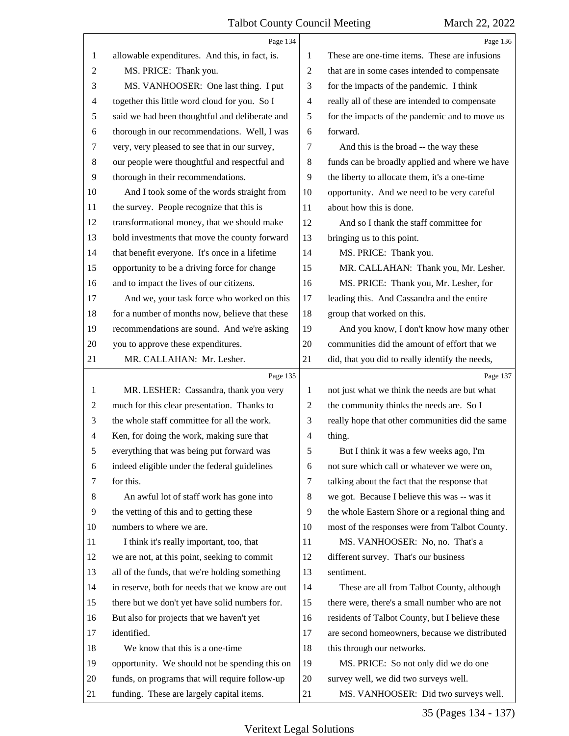Page 134

1 allowable expenditures. And this, in fact, is.
2 MS. PRICE: Thank you.
3 MS. VANHOOSER: One last thing. I put
4 together this little word cloud for you. So I
5 said we had been thoughtful and deliberate and
6 thorough in our recommendations. Well, I was
7 very, very pleased to see that in our survey,
8 our people were thoughtful and respectful and
9 thorough in their recommendations.
10 And I took some of the words straight from
11 the survey. People recognize that this is
12 transformational money, that we should make
13 bold investments that move the county forward
14 that benefit everyone. It's once in a lifetime
15 opportunity to be a driving force for change
16 and to impact the lives of our citizens.
17 And we, your task force who worked on this
18 for a number of months now, believe that these
19 recommendations are sound. And we're asking
20 you to approve these expenditures.
21 MR. CALLAHAN: Mr. Lesher.

Page 135

1 MR. LESHER: Cassandra, thank you very
2 much for this clear presentation. Thanks to
3 the whole staff committee for all the work.
4 Ken, for doing the work, making sure that
5 everything that was being put forward was
6 indeed eligible under the federal guidelines
7 for this.
8 An awful lot of staff work has gone into
9 the vetting of this and to getting these
10 numbers to where we are.
11 I think it's really important, too, that
12 we are not, at this point, seeking to commit
13 all of the funds, that we're holding something
14 in reserve, both for needs that we know are out
15 there but we don't yet have solid numbers for.
16 But also for projects that we haven't yet
17 identified.
18 We know that this is a one-time
19 opportunity. We should not be spending this on
20 funds, on programs that will require follow-up
21 funding. These are largely capital items.

Page 136

1 These are one-time items. These are infusions
2 that are in some cases intended to compensate
3 for the impacts of the pandemic. I think
4 really all of these are intended to compensate
5 for the impacts of the pandemic and to move us
6 forward.
7 And this is the broad -- the way these
8 funds can be broadly applied and where we have
9 the liberty to allocate them, it's a one-time
10 opportunity. And we need to be very careful
11 about how this is done.
12 And so I thank the staff committee for
13 bringing us to this point.
14 MS. PRICE: Thank you.
15 MR. CALLAHAN: Thank you, Mr. Lesher.
16 MS. PRICE: Thank you, Mr. Lesher, for
17 leading this. And Cassandra and the entire
18 group that worked on this.
19 And you know, I don't know how many other
20 communities did the amount of effort that we
21 did, that you did to really identify the needs,

Page 137

1 not just what we think the needs are but what
2 the community thinks the needs are. So I
3 really hope that other communities did the same
4 thing.
5 But I think it was a few weeks ago, I'm
6 not sure which call or whatever we were on,
7 talking about the fact that the response that
8 we got. Because I believe this was -- was it
9 the whole Eastern Shore or a regional thing and
10 most of the responses were from Talbot County.
11 MS. VANHOOSER: No, no. That's a
12 different survey. That's our business
13 sentiment.
14 These are all from Talbot County, although
15 there were, there's a small number who are not
16 residents of Talbot County, but I believe these
17 are second homeowners, because we distributed
18 this through our networks.
19 MS. PRICE: So not only did we do one
20 survey well, we did two surveys well.
21 MS. VANHOOSER: Did two surveys well.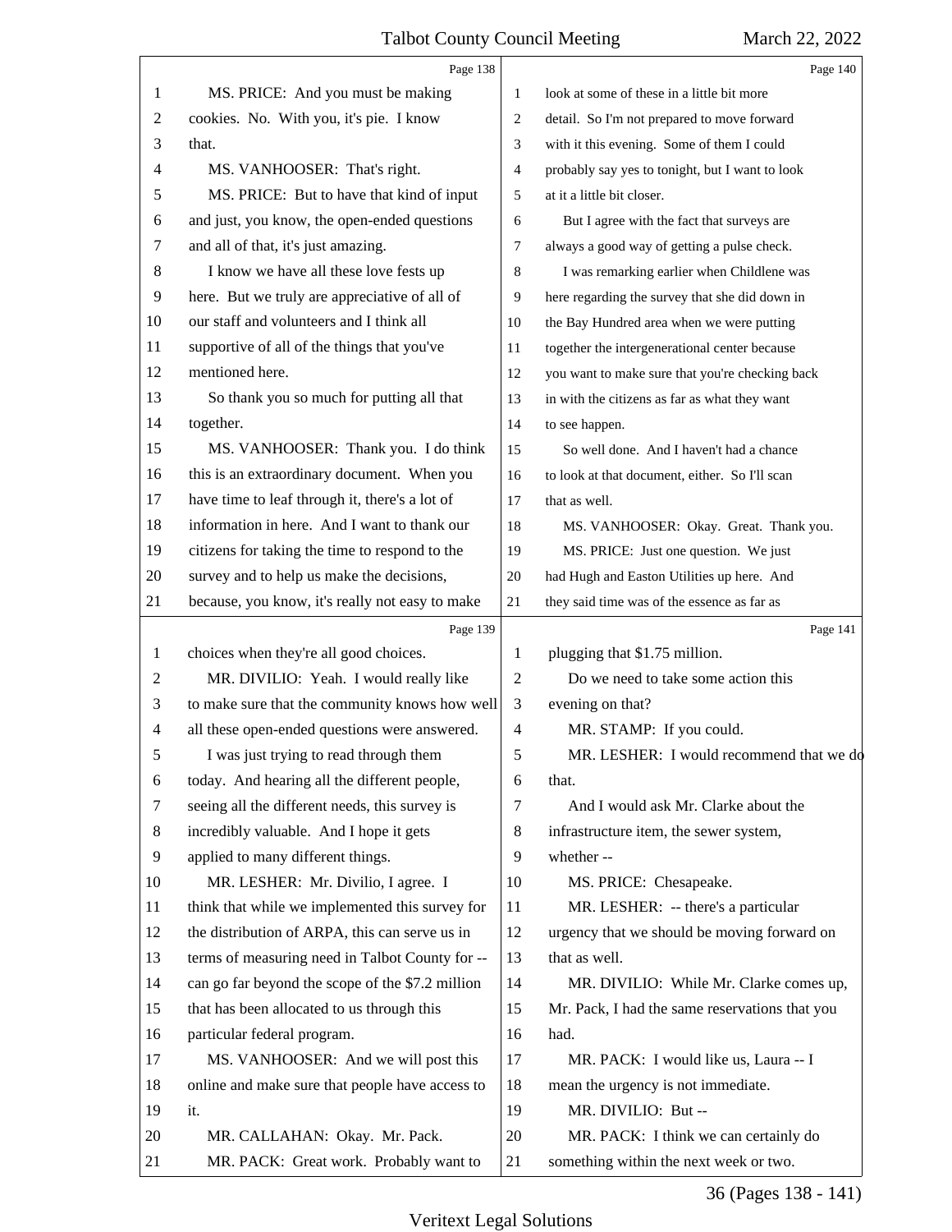Page 138

MS. PRICE: And you must be making cookies. No. With you, it's pie. I know that.

MS. VANHOOSER: That's right.

MS. PRICE: But to have that kind of input and just, you know, the open-ended questions and all of that, it's just amazing.

I know we have all these love fests up here. But we truly are appreciative of all of our staff and volunteers and I think all supportive of all of the things that you've mentioned here.

So thank you so much for putting all that together.

MS. VANHOOSER: Thank you. I do think this is an extraordinary document. When you have time to leaf through it, there's a lot of information in here. And I want to thank our citizens for taking the time to respond to the survey and to help us make the decisions, because, you know, it's really not easy to make

Page 139

choices when they're all good choices.

MR. DIVILIO: Yeah. I would really like to make sure that the community knows how well all these open-ended questions were answered.

I was just trying to read through them today. And hearing all the different people, seeing all the different needs, this survey is incredibly valuable. And I hope it gets applied to many different things.

MR. LESHER: Mr. Divilio, I agree. I think that while we implemented this survey for the distribution of ARPA, this can serve us in terms of measuring need in Talbot County for -- can go far beyond the scope of the $7.2 million that has been allocated to us through this particular federal program.

MS. VANHOOSER: And we will post this online and make sure that people have access to it.

MR. CALLAHAN: Okay. Mr. Pack.

MR. PACK: Great work. Probably want to

Page 140

look at some of these in a little bit more detail. So I'm not prepared to move forward with it this evening. Some of them I could probably say yes to tonight, but I want to look at it a little bit closer.

But I agree with the fact that surveys are always a good way of getting a pulse check.

I was remarking earlier when Childlene was here regarding the survey that she did down in the Bay Hundred area when we were putting together the intergenerational center because you want to make sure that you're checking back in with the citizens as far as what they want to see happen.

So well done. And I haven't had a chance to look at that document, either. So I'll scan that as well.

MS. VANHOOSER: Okay. Great. Thank you.

MS. PRICE: Just one question. We just had Hugh and Easton Utilities up here. And they said time was of the essence as far as

Page 141

plugging that $1.75 million.

Do we need to take some action this evening on that?

MR. STAMP: If you could.

MR. LESHER: I would recommend that we do that.

And I would ask Mr. Clarke about the infrastructure item, the sewer system, whether --

MS. PRICE: Chesapeake.

MR. LESHER: -- there's a particular urgency that we should be moving forward on that as well.

MR. DIVILIO: While Mr. Clarke comes up, Mr. Pack, I had the same reservations that you had.

MR. PACK: I would like us, Laura -- I mean the urgency is not immediate.

MR. DIVILIO: But --

MR. PACK: I think we can certainly do something within the next week or two.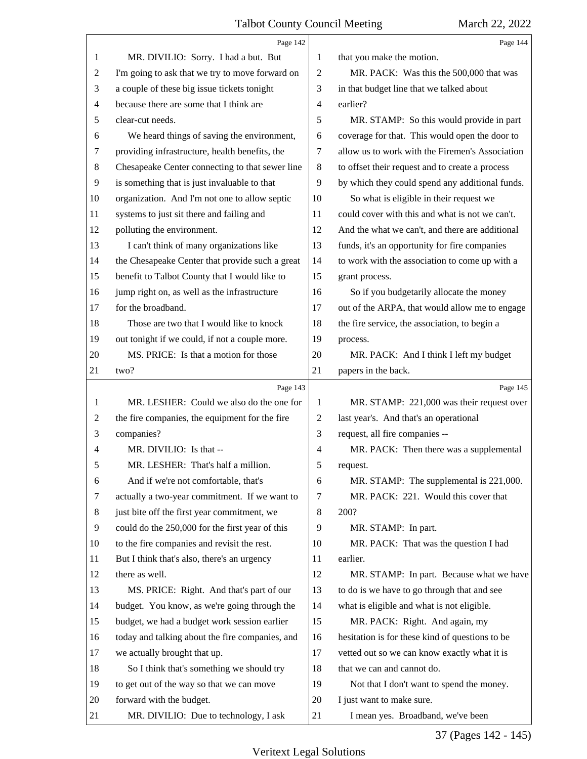Page 142

MR. DIVILIO: Sorry. I had a but. But I'm going to ask that we try to move forward on a couple of these big issue tickets tonight because there are some that I think are clear-cut needs.

We heard things of saving the environment, providing infrastructure, health benefits, the Chesapeake Center connecting to that sewer line is something that is just invaluable to that organization. And I'm not one to allow septic systems to just sit there and failing and polluting the environment.

I can't think of many organizations like the Chesapeake Center that provide such a great benefit to Talbot County that I would like to jump right on, as well as the infrastructure for the broadband.

Those are two that I would like to knock out tonight if we could, if not a couple more.

MS. PRICE: Is that a motion for those two?

Page 143

MR. LESHER: Could we also do the one for the fire companies, the equipment for the fire companies?

MR. DIVILIO: Is that --

MR. LESHER: That's half a million.

And if we're not comfortable, that's actually a two-year commitment. If we want to just bite off the first year commitment, we could do the 250,000 for the first year of this to the fire companies and revisit the rest. But I think that's also, there's an urgency there as well.

MS. PRICE: Right. And that's part of our budget. You know, as we're going through the budget, we had a budget work session earlier today and talking about the fire companies, and we actually brought that up.

So I think that's something we should try to get out of the way so that we can move forward with the budget.

MR. DIVILIO: Due to technology, I ask

Page 144

that you make the motion.

MR. PACK: Was this the 500,000 that was in that budget line that we talked about earlier?

MR. STAMP: So this would provide in part coverage for that. This would open the door to allow us to work with the Firemen's Association to offset their request and to create a process by which they could spend any additional funds.

So what is eligible in their request we could cover with this and what is not we can't. And the what we can't, and there are additional funds, it's an opportunity for fire companies to work with the association to come up with a grant process.

So if you budgetarily allocate the money out of the ARPA, that would allow me to engage the fire service, the association, to begin a process.

MR. PACK: And I think I left my budget papers in the back.

Page 145

MR. STAMP: 221,000 was their request over last year's. And that's an operational request, all fire companies --

MR. PACK: Then there was a supplemental request.

MR. STAMP: The supplemental is 221,000.

MR. PACK: 221. Would this cover that 200?

MR. STAMP: In part.

MR. PACK: That was the question I had earlier.

MR. STAMP: In part. Because what we have to do is we have to go through that and see what is eligible and what is not eligible.

MR. PACK: Right. And again, my hesitation is for these kind of questions to be vetted out so we can know exactly what it is that we can and cannot do.

Not that I don't want to spend the money. I just want to make sure.

I mean yes. Broadband, we've been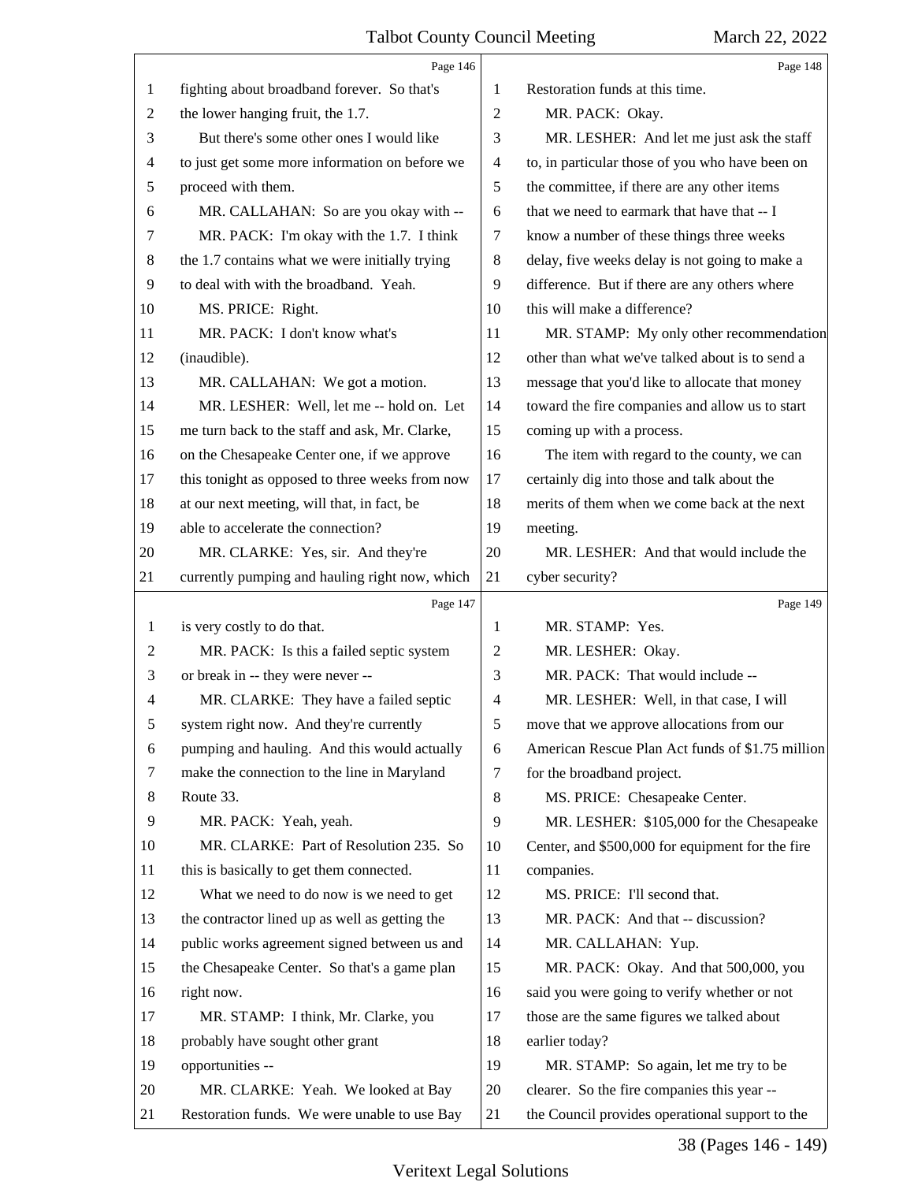fighting about broadband forever. So that's the lower hanging fruit, the 1.7.

But there's some other ones I would like to just get some more information on before we proceed with them.

MR. CALLAHAN: So are you okay with --

MR. PACK: I'm okay with the 1.7. I think the 1.7 contains what we were initially trying to deal with with the broadband. Yeah.

MS. PRICE: Right.

MR. PACK: I don't know what's (inaudible).

MR. CALLAHAN: We got a motion.

MR. LESHER: Well, let me -- hold on. Let me turn back to the staff and ask, Mr. Clarke, on the Chesapeake Center one, if we approve this tonight as opposed to three weeks from now at our next meeting, will that, in fact, be able to accelerate the connection?

MR. CLARKE: Yes, sir. And they're currently pumping and hauling right now, which is very costly to do that.

MR. PACK: Is this a failed septic system or break in -- they were never --

MR. CLARKE: They have a failed septic system right now. And they're currently pumping and hauling. And this would actually make the connection to the line in Maryland Route 33.

MR. PACK: Yeah, yeah.

MR. CLARKE: Part of Resolution 235. So this is basically to get them connected.

What we need to do now is we need to get the contractor lined up as well as getting the public works agreement signed between us and the Chesapeake Center. So that's a game plan right now.

MR. STAMP: I think, Mr. Clarke, you probably have sought other grant opportunities --

MR. CLARKE: Yeah. We looked at Bay Restoration funds. We were unable to use Bay Restoration funds at this time.

MR. PACK: Okay.

MR. LESHER: And let me just ask the staff to, in particular those of you who have been on the committee, if there are any other items that we need to earmark that have that -- I know a number of these things three weeks delay, five weeks delay is not going to make a difference. But if there are any others where this will make a difference?

MR. STAMP: My only other recommendation other than what we've talked about is to send a message that you'd like to allocate that money toward the fire companies and allow us to start coming up with a process.

The item with regard to the county, we can certainly dig into those and talk about the merits of them when we come back at the next meeting.

MR. LESHER: And that would include the cyber security?

MR. STAMP: Yes.

MR. LESHER: Okay.

MR. PACK: That would include --

MR. LESHER: Well, in that case, I will move that we approve allocations from our American Rescue Plan Act funds of $1.75 million for the broadband project.

MS. PRICE: Chesapeake Center.

MR. LESHER: $105,000 for the Chesapeake Center, and $500,000 for equipment for the fire companies.

MS. PRICE: I'll second that.

MR. PACK: And that -- discussion?

MR. CALLAHAN: Yup.

MR. PACK: Okay. And that 500,000, you said you were going to verify whether or not those are the same figures we talked about earlier today?

MR. STAMP: So again, let me try to be clearer. So the fire companies this year -- the Council provides operational support to the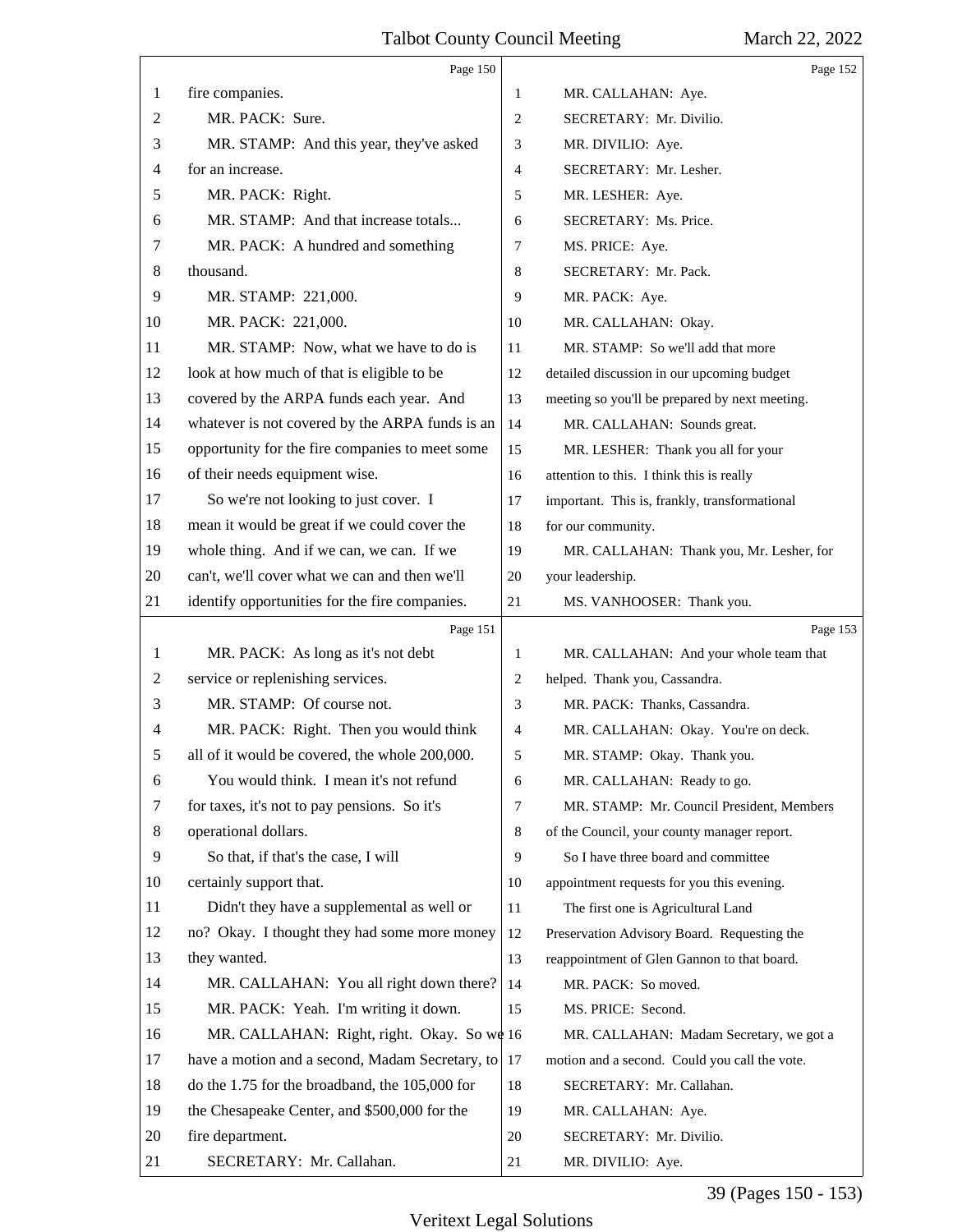Page 150

1 fire companies.
2 MR. PACK: Sure.
3 MR. STAMP: And this year, they've asked
4 for an increase.
5 MR. PACK: Right.
6 MR. STAMP: And that increase totals...
7 MR. PACK: A hundred and something
8 thousand.
9 MR. STAMP: 221,000.
10 MR. PACK: 221,000.
11 MR. STAMP: Now, what we have to do is
12 look at how much of that is eligible to be
13 covered by the ARPA funds each year. And
14 whatever is not covered by the ARPA funds is an
15 opportunity for the fire companies to meet some
16 of their needs equipment wise.
17 So we're not looking to just cover. I
18 mean it would be great if we could cover the
19 whole thing. And if we can, we can. If we
20 can't, we'll cover what we can and then we'll
21 identify opportunities for the fire companies.

Page 151

1 MR. PACK: As long as it's not debt
2 service or replenishing services.
3 MR. STAMP: Of course not.
4 MR. PACK: Right. Then you would think
5 all of it would be covered, the whole 200,000.
6 You would think. I mean it's not refund
7 for taxes, it's not to pay pensions. So it's
8 operational dollars.
9 So that, if that's the case, I will
10 certainly support that.
11 Didn't they have a supplemental as well or
12 no? Okay. I thought they had some more money
13 they wanted.
14 MR. CALLAHAN: You all right down there?
15 MR. PACK: Yeah. I'm writing it down.
16 MR. CALLAHAN: Right, right. Okay. So we
17 have a motion and a second, Madam Secretary, to
18 do the 1.75 for the broadband, the 105,000 for
19 the Chesapeake Center, and $500,000 for the
20 fire department.
21 SECRETARY: Mr. Callahan.

Page 152

1 MR. CALLAHAN: Aye.
2 SECRETARY: Mr. Divilio.
3 MR. DIVILIO: Aye.
4 SECRETARY: Mr. Lesher.
5 MR. LESHER: Aye.
6 SECRETARY: Ms. Price.
7 MS. PRICE: Aye.
8 SECRETARY: Mr. Pack.
9 MR. PACK: Aye.
10 MR. CALLAHAN: Okay.
11 MR. STAMP: So we'll add that more
12 detailed discussion in our upcoming budget
13 meeting so you'll be prepared by next meeting.
14 MR. CALLAHAN: Sounds great.
15 MR. LESHER: Thank you all for your
16 attention to this. I think this is really
17 important. This is, frankly, transformational
18 for our community.
19 MR. CALLAHAN: Thank you, Mr. Lesher, for
20 your leadership.
21 MS. VANHOOSER: Thank you.

Page 153

1 MR. CALLAHAN: And your whole team that
2 helped. Thank you, Cassandra.
3 MR. PACK: Thanks, Cassandra.
4 MR. CALLAHAN: Okay. You're on deck.
5 MR. STAMP: Okay. Thank you.
6 MR. CALLAHAN: Ready to go.
7 MR. STAMP: Mr. Council President, Members
8 of the Council, your county manager report.
9 So I have three board and committee
10 appointment requests for you this evening.
11 The first one is Agricultural Land
12 Preservation Advisory Board. Requesting the
13 reappointment of Glen Gannon to that board.
14 MR. PACK: So moved.
15 MS. PRICE: Second.
16 MR. CALLAHAN: Madam Secretary, we got a
17 motion and a second. Could you call the vote.
18 SECRETARY: Mr. Callahan.
19 MR. CALLAHAN: Aye.
20 SECRETARY: Mr. Divilio.
21 MR. DIVILIO: Aye.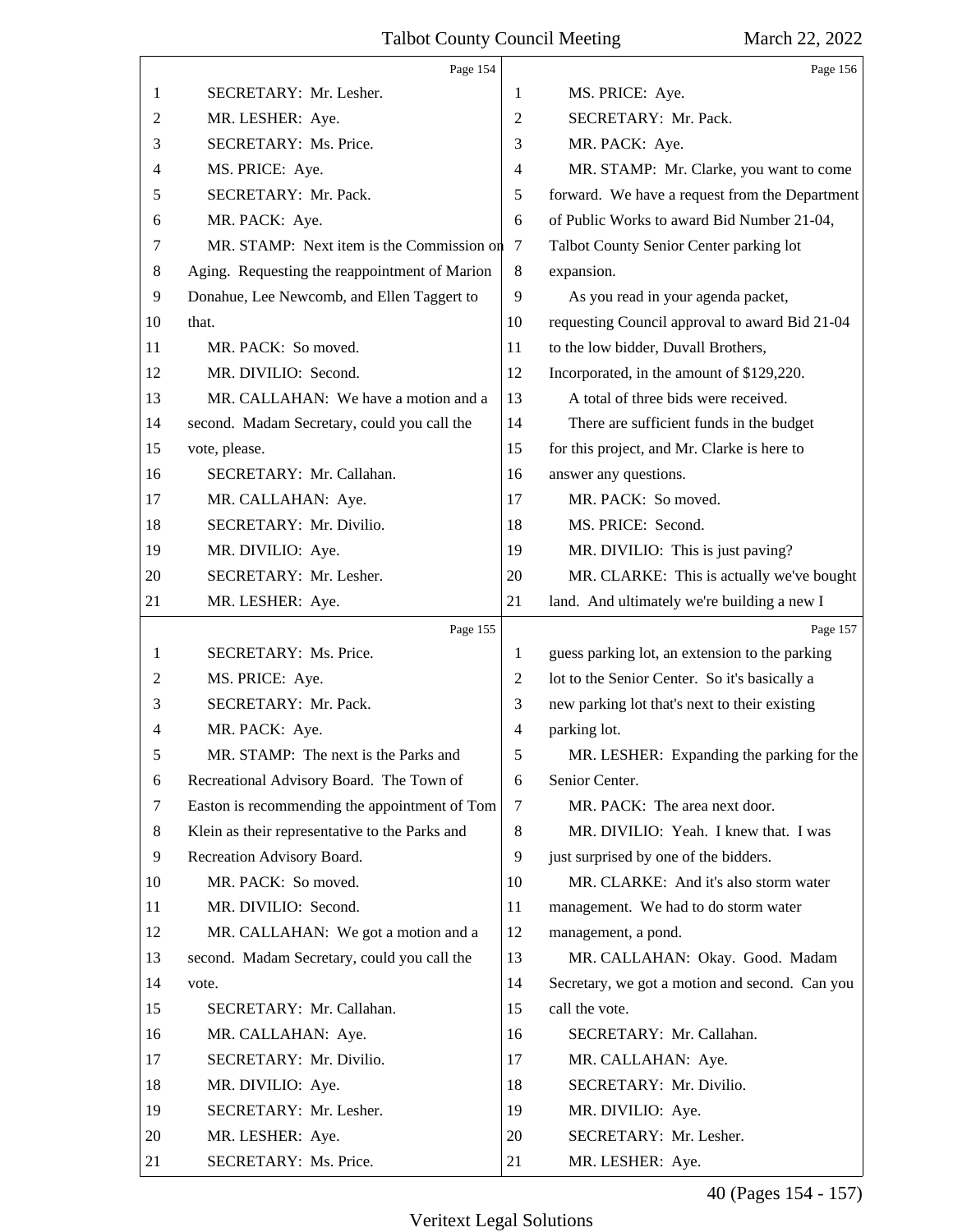Page 154

1 SECRETARY: Mr. Lesher.
2 MR. LESHER: Aye.
3 SECRETARY: Ms. Price.
4 MS. PRICE: Aye.
5 SECRETARY: Mr. Pack.
6 MR. PACK: Aye.
7 MR. STAMP: Next item is the Commission on
8 Aging. Requesting the reappointment of Marion
9 Donahue, Lee Newcomb, and Ellen Taggert to
10 that.
11 MR. PACK: So moved.
12 MR. DIVILIO: Second.
13 MR. CALLAHAN: We have a motion and a
14 second. Madam Secretary, could you call the
15 vote, please.
16 SECRETARY: Mr. Callahan.
17 MR. CALLAHAN: Aye.
18 SECRETARY: Mr. Divilio.
19 MR. DIVILIO: Aye.
20 SECRETARY: Mr. Lesher.
21 MR. LESHER: Aye.

Page 155

1 SECRETARY: Ms. Price.
2 MS. PRICE: Aye.
3 SECRETARY: Mr. Pack.
4 MR. PACK: Aye.
5 MR. STAMP: The next is the Parks and
6 Recreational Advisory Board. The Town of
7 Easton is recommending the appointment of Tom
8 Klein as their representative to the Parks and
9 Recreation Advisory Board.
10 MR. PACK: So moved.
11 MR. DIVILIO: Second.
12 MR. CALLAHAN: We got a motion and a
13 second. Madam Secretary, could you call the
14 vote.
15 SECRETARY: Mr. Callahan.
16 MR. CALLAHAN: Aye.
17 SECRETARY: Mr. Divilio.
18 MR. DIVILIO: Aye.
19 SECRETARY: Mr. Lesher.
20 MR. LESHER: Aye.
21 SECRETARY: Ms. Price.

Page 156

1 MS. PRICE: Aye.
2 SECRETARY: Mr. Pack.
3 MR. PACK: Aye.
4 MR. STAMP: Mr. Clarke, you want to come
5 forward. We have a request from the Department
6 of Public Works to award Bid Number 21-04,
7 Talbot County Senior Center parking lot
8 expansion.
9 As you read in your agenda packet,
10 requesting Council approval to award Bid 21-04
11 to the low bidder, Duvall Brothers,
12 Incorporated, in the amount of $129,220.
13 A total of three bids were received.
14 There are sufficient funds in the budget
15 for this project, and Mr. Clarke is here to
16 answer any questions.
17 MR. PACK: So moved.
18 MS. PRICE: Second.
19 MR. DIVILIO: This is just paving?
20 MR. CLARKE: This is actually we've bought
21 land. And ultimately we're building a new I

Page 157

1 guess parking lot, an extension to the parking
2 lot to the Senior Center. So it's basically a
3 new parking lot that's next to their existing
4 parking lot.
5 MR. LESHER: Expanding the parking for the
6 Senior Center.
7 MR. PACK: The area next door.
8 MR. DIVILIO: Yeah. I knew that. I was
9 just surprised by one of the bidders.
10 MR. CLARKE: And it's also storm water
11 management. We had to do storm water
12 management, a pond.
13 MR. CALLAHAN: Okay. Good. Madam
14 Secretary, we got a motion and second. Can you
15 call the vote.
16 SECRETARY: Mr. Callahan.
17 MR. CALLAHAN: Aye.
18 SECRETARY: Mr. Divilio.
19 MR. DIVILIO: Aye.
20 SECRETARY: Mr. Lesher.
21 MR. LESHER: Aye.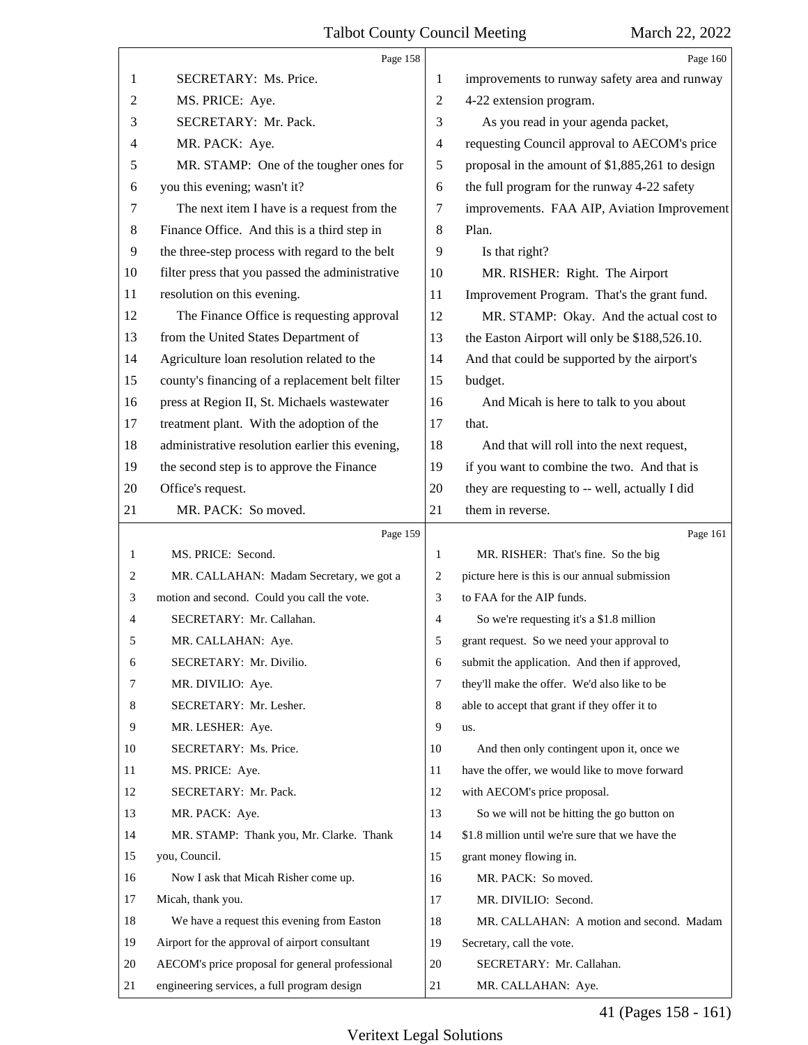Page 158

1 SECRETARY: Ms. Price.
2 MS. PRICE: Aye.
3 SECRETARY: Mr. Pack.
4 MR. PACK: Aye.
5 MR. STAMP: One of the tougher ones for
6 you this evening; wasn't it?
7 The next item I have is a request from the
8 Finance Office. And this is a third step in
9 the three-step process with regard to the belt
10 filter press that you passed the administrative
11 resolution on this evening.
12 The Finance Office is requesting approval
13 from the United States Department of
14 Agriculture loan resolution related to the
15 county's financing of a replacement belt filter
16 press at Region II, St. Michaels wastewater
17 treatment plant. With the adoption of the
18 administrative resolution earlier this evening,
19 the second step is to approve the Finance
20 Office's request.
21 MR. PACK: So moved.

Page 159

1 MS. PRICE: Second.
2 MR. CALLAHAN: Madam Secretary, we got a
3 motion and second. Could you call the vote.
4 SECRETARY: Mr. Callahan.
5 MR. CALLAHAN: Aye.
6 SECRETARY: Mr. Divilio.
7 MR. DIVILIO: Aye.
8 SECRETARY: Mr. Lesher.
9 MR. LESHER: Aye.
10 SECRETARY: Ms. Price.
11 MS. PRICE: Aye.
12 SECRETARY: Mr. Pack.
13 MR. PACK: Aye.
14 MR. STAMP: Thank you, Mr. Clarke. Thank
15 you, Council.
16 Now I ask that Micah Risher come up.
17 Micah, thank you.
18 We have a request this evening from Easton
19 Airport for the approval of airport consultant
20 AECOM's price proposal for general professional
21 engineering services, a full program design

Page 160

1 improvements to runway safety area and runway
2 4-22 extension program.
3 As you read in your agenda packet,
4 requesting Council approval to AECOM's price
5 proposal in the amount of $1,885,261 to design
6 the full program for the runway 4-22 safety
7 improvements. FAA AIP, Aviation Improvement
8 Plan.
9 Is that right?
10 MR. RISHER: Right. The Airport
11 Improvement Program. That's the grant fund.
12 MR. STAMP: Okay. And the actual cost to
13 the Easton Airport will only be $188,526.10.
14 And that could be supported by the airport's
15 budget.
16 And Micah is here to talk to you about
17 that.
18 And that will roll into the next request,
19 if you want to combine the two. And that is
20 they are requesting to -- well, actually I did
21 them in reverse.

Page 161

1 MR. RISHER: That's fine. So the big
2 picture here is this is our annual submission
3 to FAA for the AIP funds.
4 So we're requesting it's a $1.8 million
5 grant request. So we need your approval to
6 submit the application. And then if approved,
7 they'll make the offer. We'd also like to be
8 able to accept that grant if they offer it to
9 us.
10 And then only contingent upon it, once we
11 have the offer, we would like to move forward
12 with AECOM's price proposal.
13 So we will not be hitting the go button on
14 $1.8 million until we're sure that we have the
15 grant money flowing in.
16 MR. PACK: So moved.
17 MR. DIVILIO: Second.
18 MR. CALLAHAN: A motion and second. Madam
19 Secretary, call the vote.
20 SECRETARY: Mr. Callahan.
21 MR. CALLAHAN: Aye.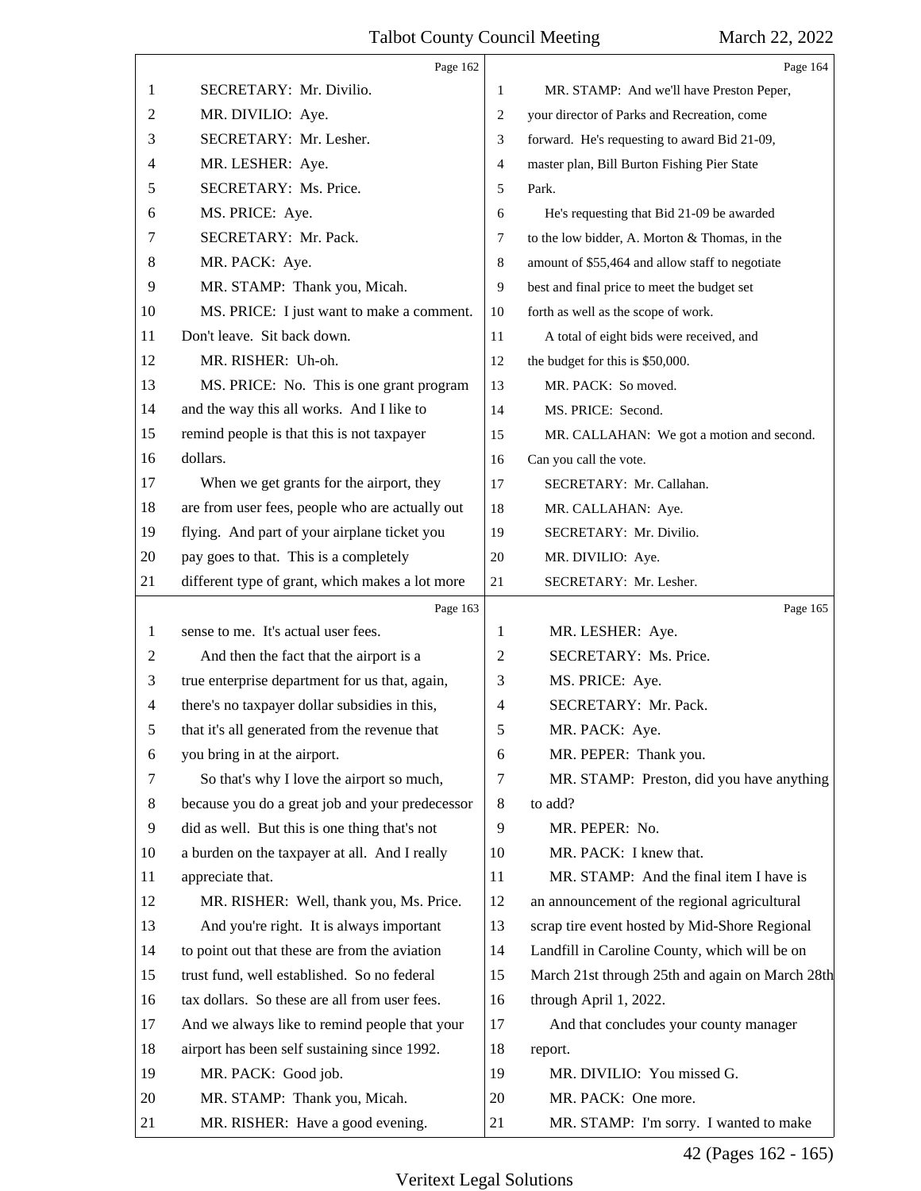Page 162

1 SECRETARY: Mr. Divilio.
2 MR. DIVILIO: Aye.
3 SECRETARY: Mr. Lesher.
4 MR. LESHER: Aye.
5 SECRETARY: Ms. Price.
6 MS. PRICE: Aye.
7 SECRETARY: Mr. Pack.
8 MR. PACK: Aye.
9 MR. STAMP: Thank you, Micah.
10 MS. PRICE: I just want to make a comment.
11 Don't leave. Sit back down.
12 MR. RISHER: Uh-oh.
13 MS. PRICE: No. This is one grant program
14 and the way this all works. And I like to
15 remind people is that this is not taxpayer
16 dollars.
17 When we get grants for the airport, they
18 are from user fees, people who are actually out
19 flying. And part of your airplane ticket you
20 pay goes to that. This is a completely
21 different type of grant, which makes a lot more

Page 163

1 sense to me. It's actual user fees.
2 And then the fact that the airport is a
3 true enterprise department for us that, again,
4 there's no taxpayer dollar subsidies in this,
5 that it's all generated from the revenue that
6 you bring in at the airport.
7 So that's why I love the airport so much,
8 because you do a great job and your predecessor
9 did as well. But this is one thing that's not
10 a burden on the taxpayer at all. And I really
11 appreciate that.
12 MR. RISHER: Well, thank you, Ms. Price.
13 And you're right. It is always important
14 to point out that these are from the aviation
15 trust fund, well established. So no federal
16 tax dollars. So these are all from user fees.
17 And we always like to remind people that your
18 airport has been self sustaining since 1992.
19 MR. PACK: Good job.
20 MR. STAMP: Thank you, Micah.
21 MR. RISHER: Have a good evening.

Page 164

1 MR. STAMP: And we'll have Preston Peper,
2 your director of Parks and Recreation, come
3 forward. He's requesting to award Bid 21-09,
4 master plan, Bill Burton Fishing Pier State
5 Park.
6 He's requesting that Bid 21-09 be awarded
7 to the low bidder, A. Morton & Thomas, in the
8 amount of $55,464 and allow staff to negotiate
9 best and final price to meet the budget set
10 forth as well as the scope of work.
11 A total of eight bids were received, and
12 the budget for this is $50,000.
13 MR. PACK: So moved.
14 MS. PRICE: Second.
15 MR. CALLAHAN: We got a motion and second.
16 Can you call the vote.
17 SECRETARY: Mr. Callahan.
18 MR. CALLAHAN: Aye.
19 SECRETARY: Mr. Divilio.
20 MR. DIVILIO: Aye.
21 SECRETARY: Mr. Lesher.

Page 165

1 MR. LESHER: Aye.
2 SECRETARY: Ms. Price.
3 MS. PRICE: Aye.
4 SECRETARY: Mr. Pack.
5 MR. PACK: Aye.
6 MR. PEPER: Thank you.
7 MR. STAMP: Preston, did you have anything
8 to add?
9 MR. PEPER: No.
10 MR. PACK: I knew that.
11 MR. STAMP: And the final item I have is
12 an announcement of the regional agricultural
13 scrap tire event hosted by Mid-Shore Regional
14 Landfill in Caroline County, which will be on
15 March 21st through 25th and again on March 28th
16 through April 1, 2022.
17 And that concludes your county manager
18 report.
19 MR. DIVILIO: You missed G.
20 MR. PACK: One more.
21 MR. STAMP: I'm sorry. I wanted to make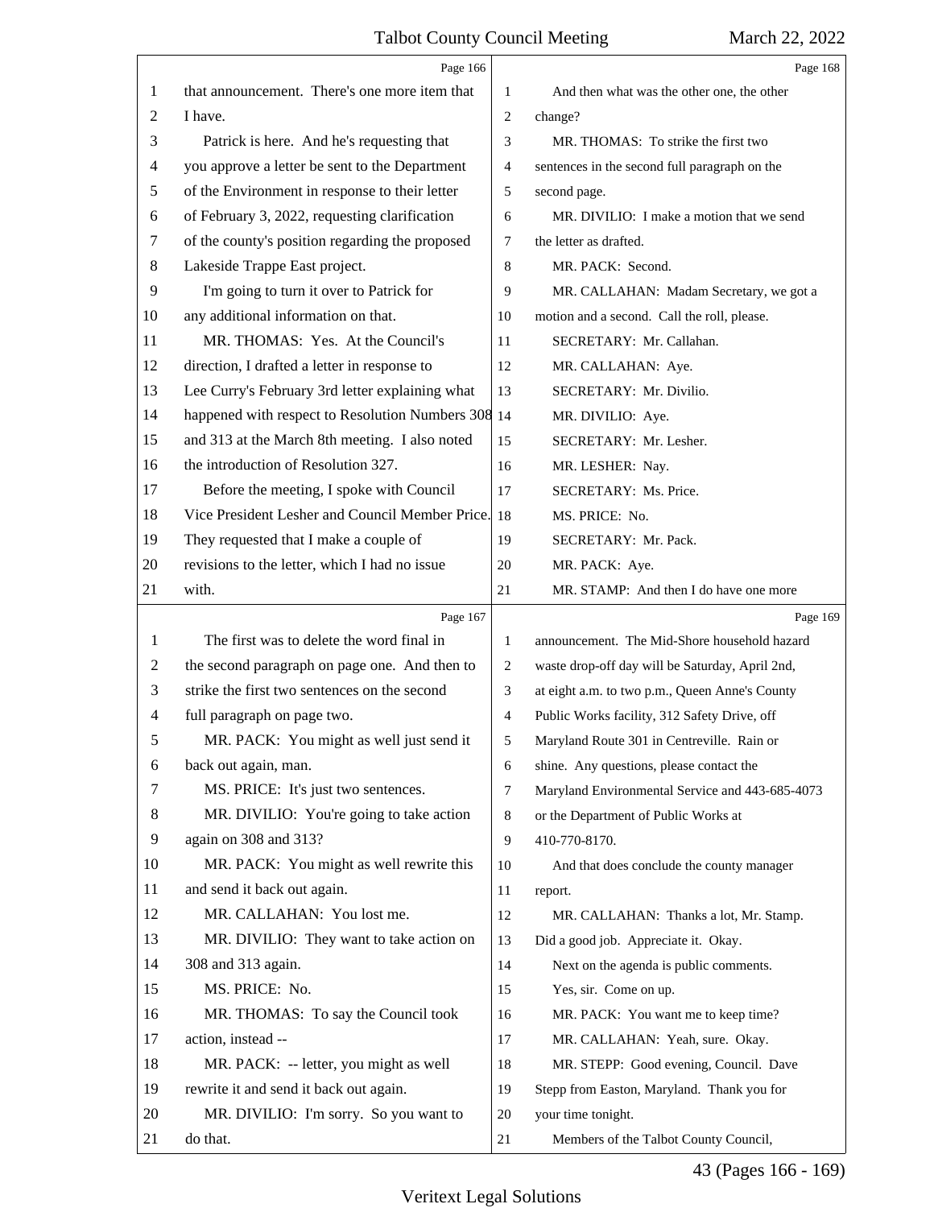Page 166

1 that announcement. There's one more item that
2 I have.
3 Patrick is here. And he's requesting that
4 you approve a letter be sent to the Department
5 of the Environment in response to their letter
6 of February 3, 2022, requesting clarification
7 of the county's position regarding the proposed
8 Lakeside Trappe East project.
9 I'm going to turn it over to Patrick for
10 any additional information on that.
11 MR. THOMAS: Yes. At the Council's
12 direction, I drafted a letter in response to
13 Lee Curry's February 3rd letter explaining what
14 happened with respect to Resolution Numbers 308
15 and 313 at the March 8th meeting. I also noted
16 the introduction of Resolution 327.
17 Before the meeting, I spoke with Council
18 Vice President Lesher and Council Member Price.
19 They requested that I make a couple of
20 revisions to the letter, which I had no issue
21 with.

Page 167

1 The first was to delete the word final in
2 the second paragraph on page one. And then to
3 strike the first two sentences on the second
4 full paragraph on page two.
5 MR. PACK: You might as well just send it
6 back out again, man.
7 MS. PRICE: It's just two sentences.
8 MR. DIVILIO: You're going to take action
9 again on 308 and 313?
10 MR. PACK: You might as well rewrite this
11 and send it back out again.
12 MR. CALLAHAN: You lost me.
13 MR. DIVILIO: They want to take action on
14 308 and 313 again.
15 MS. PRICE: No.
16 MR. THOMAS: To say the Council took
17 action, instead --
18 MR. PACK: -- letter, you might as well
19 rewrite it and send it back out again.
20 MR. DIVILIO: I'm sorry. So you want to
21 do that.

Page 168

1 And then what was the other one, the other
2 change?
3 MR. THOMAS: To strike the first two
4 sentences in the second full paragraph on the
5 second page.
6 MR. DIVILIO: I make a motion that we send
7 the letter as drafted.
8 MR. PACK: Second.
9 MR. CALLAHAN: Madam Secretary, we got a
10 motion and a second. Call the roll, please.
11 SECRETARY: Mr. Callahan.
12 MR. CALLAHAN: Aye.
13 SECRETARY: Mr. Divilio.
14 MR. DIVILIO: Aye.
15 SECRETARY: Mr. Lesher.
16 MR. LESHER: Nay.
17 SECRETARY: Ms. Price.
18 MS. PRICE: No.
19 SECRETARY: Mr. Pack.
20 MR. PACK: Aye.
21 MR. STAMP: And then I do have one more

Page 169

1 announcement. The Mid-Shore household hazard
2 waste drop-off day will be Saturday, April 2nd,
3 at eight a.m. to two p.m., Queen Anne's County
4 Public Works facility, 312 Safety Drive, off
5 Maryland Route 301 in Centreville. Rain or
6 shine. Any questions, please contact the
7 Maryland Environmental Service and 443-685-4073
8 or the Department of Public Works at
9 410-770-8170.
10 And that does conclude the county manager
11 report.
12 MR. CALLAHAN: Thanks a lot, Mr. Stamp.
13 Did a good job. Appreciate it. Okay.
14 Next on the agenda is public comments.
15 Yes, sir. Come on up.
16 MR. PACK: You want me to keep time?
17 MR. CALLAHAN: Yeah, sure. Okay.
18 MR. STEPP: Good evening, Council. Dave
19 Stepp from Easton, Maryland. Thank you for
20 your time tonight.
21 Members of the Talbot County Council,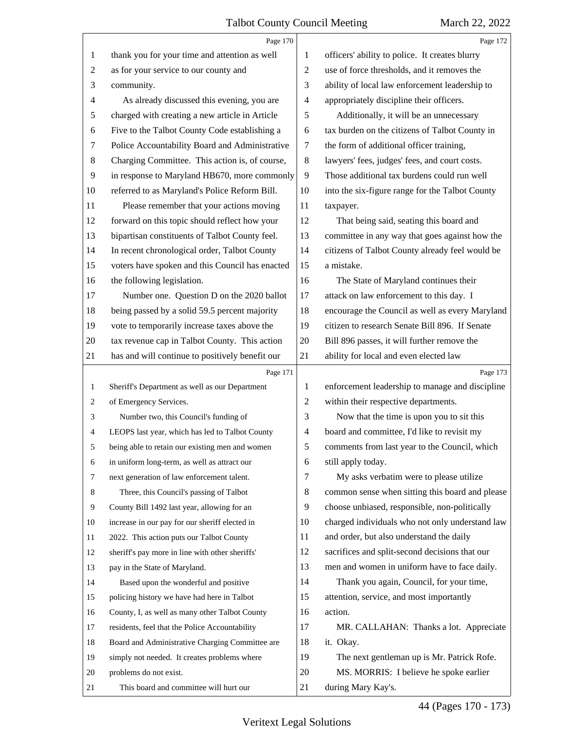thank you for your time and attention as well as for your service to our county and community.

As already discussed this evening, you are charged with creating a new article in Article Five to the Talbot County Code establishing a Police Accountability Board and Administrative Charging Committee. This action is, of course, in response to Maryland HB670, more commonly referred to as Maryland's Police Reform Bill.

Please remember that your actions moving forward on this topic should reflect how your bipartisan constituents of Talbot County feel. In recent chronological order, Talbot County voters have spoken and this Council has enacted the following legislation.

Number one. Question D on the 2020 ballot being passed by a solid 59.5 percent majority vote to temporarily increase taxes above the tax revenue cap in Talbot County. This action has and will continue to positively benefit our Sheriff's Department as well as our Department of Emergency Services.

Number two, this Council's funding of LEOPS last year, which has led to Talbot County being able to retain our existing men and women in uniform long-term, as well as attract our next generation of law enforcement talent.

Three, this Council's passing of Talbot County Bill 1492 last year, allowing for an increase in our pay for our sheriff elected in 2022. This action puts our Talbot County sheriff's pay more in line with other sheriffs' pay in the State of Maryland.

Based upon the wonderful and positive policing history we have had here in Talbot County, I, as well as many other Talbot County residents, feel that the Police Accountability Board and Administrative Charging Committee are simply not needed. It creates problems where problems do not exist.

This board and committee will hurt our officers' ability to police. It creates blurry use of force thresholds, and it removes the ability of local law enforcement leadership to appropriately discipline their officers.

Additionally, it will be an unnecessary tax burden on the citizens of Talbot County in the form of additional officer training, lawyers' fees, judges' fees, and court costs. Those additional tax burdens could run well into the six-figure range for the Talbot County taxpayer.

That being said, seating this board and committee in any way that goes against how the citizens of Talbot County already feel would be a mistake.

The State of Maryland continues their attack on law enforcement to this day. I encourage the Council as well as every Maryland citizen to research Senate Bill 896. If Senate Bill 896 passes, it will further remove the ability for local and even elected law enforcement leadership to manage and discipline within their respective departments.

Now that the time is upon you to sit this board and committee, I'd like to revisit my comments from last year to the Council, which still apply today.

My asks verbatim were to please utilize common sense when sitting this board and please choose unbiased, responsible, non-politically charged individuals who not only understand law and order, but also understand the daily sacrifices and split-second decisions that our men and women in uniform have to face daily.

Thank you again, Council, for your time, attention, service, and most importantly action.

MR. CALLAHAN: Thanks a lot. Appreciate it. Okay.

The next gentleman up is Mr. Patrick Rofe.

MS. MORRIS: I believe he spoke earlier during Mary Kay's.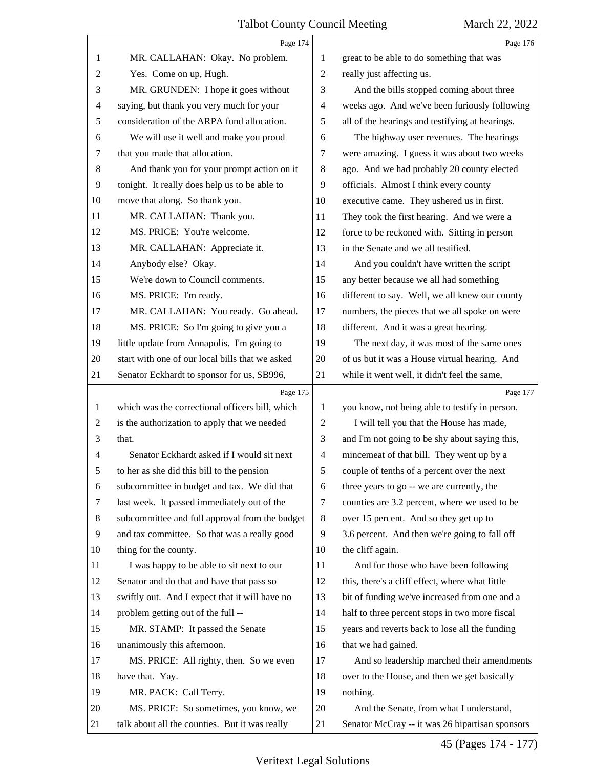**Page 174**

1 MR. CALLAHAN: Okay. No problem.
2 Yes. Come on up, Hugh.
3 MR. GRUNDEN: I hope it goes without
4 saying, but thank you very much for your
5 consideration of the ARPA fund allocation.
6 We will use it well and make you proud
7 that you made that allocation.
8 And thank you for your prompt action on it
9 tonight. It really does help us to be able to
10 move that along. So thank you.
11 MR. CALLAHAN: Thank you.
12 MS. PRICE: You're welcome.
13 MR. CALLAHAN: Appreciate it.
14 Anybody else? Okay.
15 We're down to Council comments.
16 MS. PRICE: I'm ready.
17 MR. CALLAHAN: You ready. Go ahead.
18 MS. PRICE: So I'm going to give you a
19 little update from Annapolis. I'm going to
20 start with one of our local bills that we asked
21 Senator Eckhardt to sponsor for us, SB996,

**Page 175**

1 which was the correctional officers bill, which
2 is the authorization to apply that we needed
3 that.
4 Senator Eckhardt asked if I would sit next
5 to her as she did this bill to the pension
6 subcommittee in budget and tax. We did that
7 last week. It passed immediately out of the
8 subcommittee and full approval from the budget
9 and tax committee. So that was a really good
10 thing for the county.
11 I was happy to be able to sit next to our
12 Senator and do that and have that pass so
13 swiftly out. And I expect that it will have no
14 problem getting out of the full --
15 MR. STAMP: It passed the Senate
16 unanimously this afternoon.
17 MS. PRICE: All righty, then. So we even
18 have that. Yay.
19 MR. PACK: Call Terry.
20 MS. PRICE: So sometimes, you know, we
21 talk about all the counties. But it was really

**Page 176**

1 great to be able to do something that was
2 really just affecting us.
3 And the bills stopped coming about three
4 weeks ago. And we've been furiously following
5 all of the hearings and testifying at hearings.
6 The highway user revenues. The hearings
7 were amazing. I guess it was about two weeks
8 ago. And we had probably 20 county elected
9 officials. Almost I think every county
10 executive came. They ushered us in first.
11 They took the first hearing. And we were a
12 force to be reckoned with. Sitting in person
13 in the Senate and we all testified.
14 And you couldn't have written the script
15 any better because we all had something
16 different to say. Well, we all knew our county
17 numbers, the pieces that we all spoke on were
18 different. And it was a great hearing.
19 The next day, it was most of the same ones
20 of us but it was a House virtual hearing. And
21 while it went well, it didn't feel the same,

**Page 177**

1 you know, not being able to testify in person.
2 I will tell you that the House has made,
3 and I'm not going to be shy about saying this,
4 mincemeat of that bill. They went up by a
5 couple of tenths of a percent over the next
6 three years to go -- we are currently, the
7 counties are 3.2 percent, where we used to be
8 over 15 percent. And so they get up to
9 3.6 percent. And then we're going to fall off
10 the cliff again.
11 And for those who have been following
12 this, there's a cliff effect, where what little
13 bit of funding we've increased from one and a
14 half to three percent stops in two more fiscal
15 years and reverts back to lose all the funding
16 that we had gained.
17 And so leadership marched their amendments
18 over to the House, and then we get basically
19 nothing.
20 And the Senate, from what I understand,
21 Senator McCray -- it was 26 bipartisan sponsors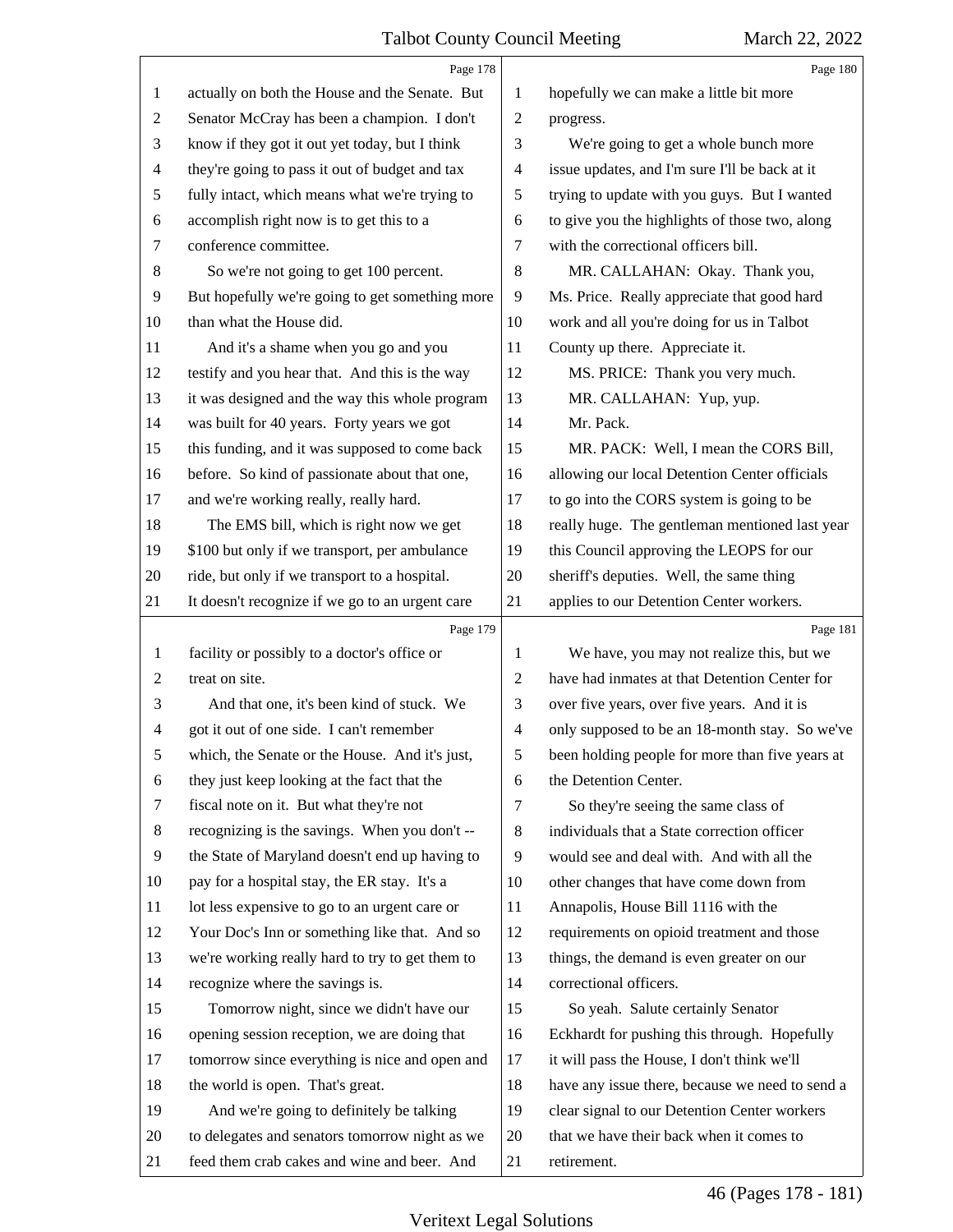actually on both the House and the Senate. But Senator McCray has been a champion. I don't know if they got it out yet today, but I think they're going to pass it out of budget and tax fully intact, which means what we're trying to accomplish right now is to get this to a conference committee.

So we're not going to get 100 percent. But hopefully we're going to get something more than what the House did.

And it's a shame when you go and you testify and you hear that. And this is the way it was designed and the way this whole program was built for 40 years. Forty years we got this funding, and it was supposed to come back before. So kind of passionate about that one, and we're working really, really hard.

The EMS bill, which is right now we get $100 but only if we transport, per ambulance ride, but only if we transport to a hospital. It doesn't recognize if we go to an urgent care facility or possibly to a doctor's office or treat on site.

And that one, it's been kind of stuck. We got it out of one side. I can't remember which, the Senate or the House. And it's just, they just keep looking at the fact that the fiscal note on it. But what they're not recognizing is the savings. When you don't -- the State of Maryland doesn't end up having to pay for a hospital stay, the ER stay. It's a lot less expensive to go to an urgent care or Your Doc's Inn or something like that. And so we're working really hard to try to get them to recognize where the savings is.

Tomorrow night, since we didn't have our opening session reception, we are doing that tomorrow since everything is nice and open and the world is open. That's great.

And we're going to definitely be talking to delegates and senators tomorrow night as we feed them crab cakes and wine and beer. And hopefully we can make a little bit more progress.

We're going to get a whole bunch more issue updates, and I'm sure I'll be back at it trying to update with you guys. But I wanted to give you the highlights of those two, along with the correctional officers bill.

MR. CALLAHAN: Okay. Thank you, Ms. Price. Really appreciate that good hard work and all you're doing for us in Talbot County up there. Appreciate it.

MS. PRICE: Thank you very much.

MR. CALLAHAN: Yup, yup.

Mr. Pack.

MR. PACK: Well, I mean the CORS Bill, allowing our local Detention Center officials to go into the CORS system is going to be really huge. The gentleman mentioned last year this Council approving the LEOPS for our sheriff's deputies. Well, the same thing applies to our Detention Center workers.

We have, you may not realize this, but we have had inmates at that Detention Center for over five years, over five years. And it is only supposed to be an 18-month stay. So we've been holding people for more than five years at the Detention Center.

So they're seeing the same class of individuals that a State correction officer would see and deal with. And with all the other changes that have come down from Annapolis, House Bill 1116 with the requirements on opioid treatment and those things, the demand is even greater on our correctional officers.

So yeah. Salute certainly Senator Eckhardt for pushing this through. Hopefully it will pass the House, I don't think we'll have any issue there, because we need to send a clear signal to our Detention Center workers that we have their back when it comes to retirement.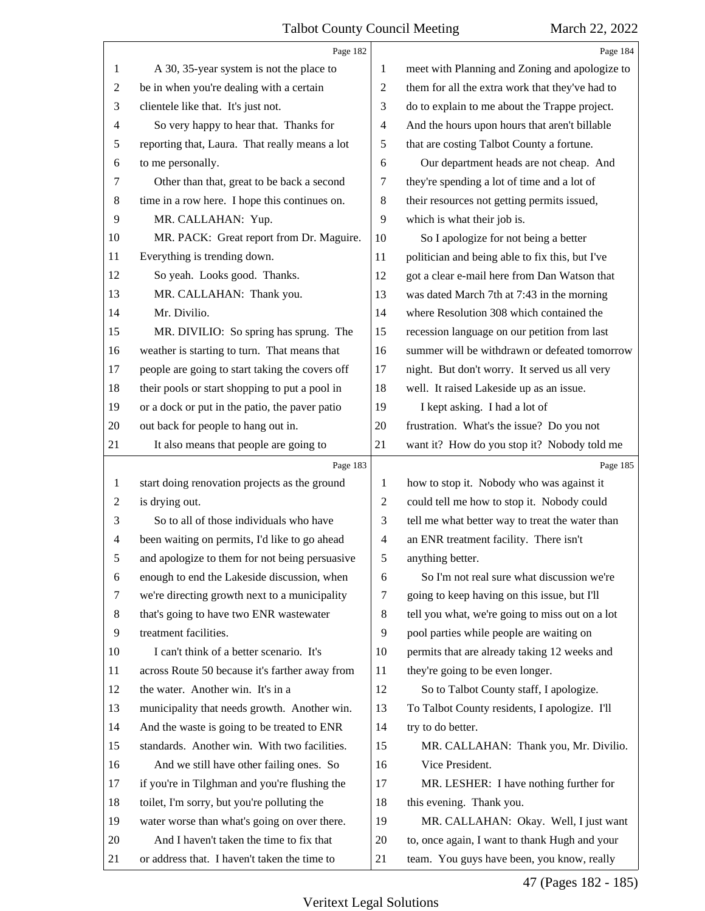Page 182

A 30, 35-year system is not the place to be in when you're dealing with a certain clientele like that. It's just not.

So very happy to hear that. Thanks for reporting that, Laura. That really means a lot to me personally.

Other than that, great to be back a second time in a row here. I hope this continues on.

MR. CALLAHAN: Yup.

MR. PACK: Great report from Dr. Maguire. Everything is trending down.

So yeah. Looks good. Thanks.

MR. CALLAHAN: Thank you.

Mr. Divilio.

MR. DIVILIO: So spring has sprung. The weather is starting to turn. That means that people are going to start taking the covers off their pools or start shopping to put a pool in or a dock or put in the patio, the paver patio out back for people to hang out in.

It also means that people are going to

Page 183

start doing renovation projects as the ground is drying out.

So to all of those individuals who have been waiting on permits, I'd like to go ahead and apologize to them for not being persuasive enough to end the Lakeside discussion, when we're directing growth next to a municipality that's going to have two ENR wastewater treatment facilities.

I can't think of a better scenario. It's across Route 50 because it's farther away from the water. Another win. It's in a municipality that needs growth. Another win. And the waste is going to be treated to ENR standards. Another win. With two facilities.

And we still have other failing ones. So if you're in Tilghman and you're flushing the toilet, I'm sorry, but you're polluting the water worse than what's going on over there.

And I haven't taken the time to fix that or address that. I haven't taken the time to

Page 184

meet with Planning and Zoning and apologize to them for all the extra work that they've had to do to explain to me about the Trappe project. And the hours upon hours that aren't billable that are costing Talbot County a fortune.

Our department heads are not cheap. And they're spending a lot of time and a lot of their resources not getting permits issued, which is what their job is.

So I apologize for not being a better politician and being able to fix this, but I've got a clear e-mail here from Dan Watson that was dated March 7th at 7:43 in the morning where Resolution 308 which contained the recession language on our petition from last summer will be withdrawn or defeated tomorrow night. But don't worry. It served us all very well. It raised Lakeside up as an issue.

I kept asking. I had a lot of frustration. What's the issue? Do you not want it? How do you stop it? Nobody told me

Page 185

how to stop it. Nobody who was against it could tell me how to stop it. Nobody could tell me what better way to treat the water than an ENR treatment facility. There isn't anything better.

So I'm not real sure what discussion we're going to keep having on this issue, but I'll tell you what, we're going to miss out on a lot pool parties while people are waiting on permits that are already taking 12 weeks and they're going to be even longer.

So to Talbot County staff, I apologize. To Talbot County residents, I apologize. I'll try to do better.

MR. CALLAHAN: Thank you, Mr. Divilio.

Vice President.

MR. LESHER: I have nothing further for this evening. Thank you.

MR. CALLAHAN: Okay. Well, I just want to, once again, I want to thank Hugh and your team. You guys have been, you know, really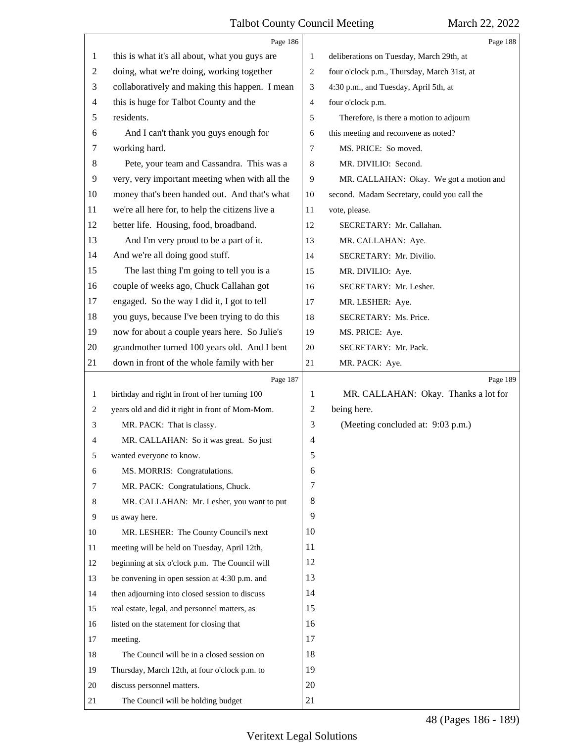this is what it's all about, what you guys are doing, what we're doing, working together collaboratively and making this happen. I mean this is huge for Talbot County and the residents.

And I can't thank you guys enough for working hard.

Pete, your team and Cassandra. This was a very, very important meeting when with all the money that's been handed out. And that's what we're all here for, to help the citizens live a better life. Housing, food, broadband.

And I'm very proud to be a part of it. And we're all doing good stuff.

The last thing I'm going to tell you is a couple of weeks ago, Chuck Callahan got engaged. So the way I did it, I got to tell you guys, because I've been trying to do this now for about a couple years here. So Julie's grandmother turned 100 years old. And I bent down in front of the whole family with her birthday and right in front of her turning 100 years old and did it right in front of Mom-Mom.

MR. PACK: That is classy.

MR. CALLAHAN: So it was great. So just wanted everyone to know.

MS. MORRIS: Congratulations.

MR. PACK: Congratulations, Chuck.

MR. CALLAHAN: Mr. Lesher, you want to put us away here.

MR. LESHER: The County Council's next meeting will be held on Tuesday, April 12th, beginning at six o'clock p.m. The Council will be convening in open session at 4:30 p.m. and then adjourning into closed session to discuss real estate, legal, and personnel matters, as listed on the statement for closing that meeting.

The Council will be in a closed session on Thursday, March 12th, at four o'clock p.m. to discuss personnel matters.

The Council will be holding budget deliberations on Tuesday, March 29th, at four o'clock p.m., Thursday, March 31st, at 4:30 p.m., and Tuesday, April 5th, at four o'clock p.m.

Therefore, is there a motion to adjourn this meeting and reconvene as noted?

MS. PRICE: So moved.

MR. DIVILIO: Second.

MR. CALLAHAN: Okay. We got a motion and second. Madam Secretary, could you call the vote, please.

SECRETARY: Mr. Callahan.

MR. CALLAHAN: Aye.

SECRETARY: Mr. Divilio.

MR. DIVILIO: Aye.

SECRETARY: Mr. Lesher.

MR. LESHER: Aye.

SECRETARY: Ms. Price.

MS. PRICE: Aye.

SECRETARY: Mr. Pack.

MR. PACK: Aye.

MR. CALLAHAN: Okay. Thanks a lot for being here.

(Meeting concluded at: 9:03 p.m.)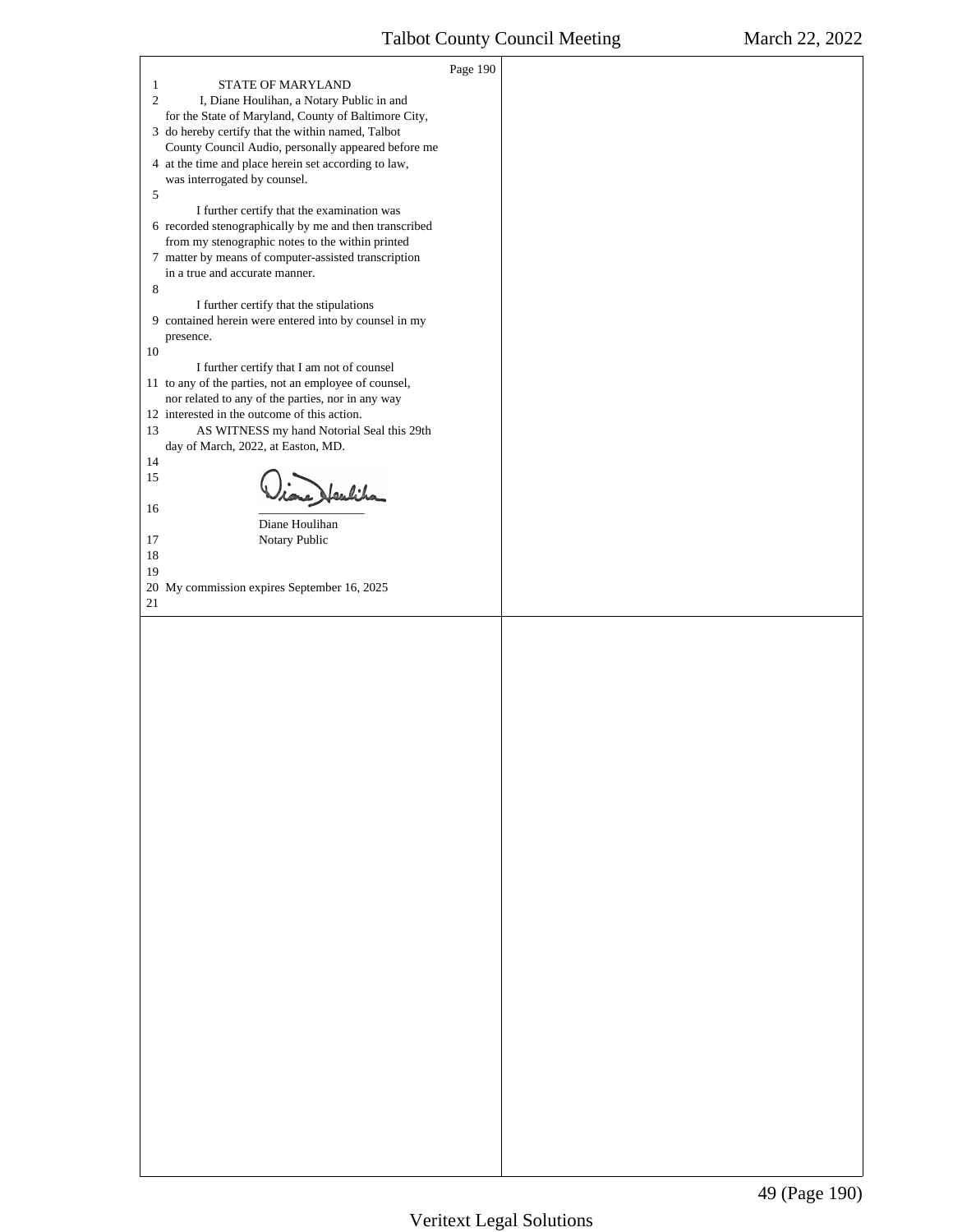Page 190

1 STATE OF MARYLAND

2 I, Diane Houlihan, a Notary Public in and for the State of Maryland, County of Baltimore City,

3 do hereby certify that the within named, Talbot County Council Audio, personally appeared before me

4 at the time and place herein set according to law, was interrogated by counsel.

5

I further certify that the examination was

6 recorded stenographically by me and then transcribed from my stenographic notes to the within printed

7 matter by means of computer-assisted transcription in a true and accurate manner.

8

I further certify that the stipulations

9 contained herein were entered into by counsel in my presence.

10

I further certify that I am not of counsel

11 to any of the parties, not an employee of counsel, nor related to any of the parties, nor in any way

12 interested in the outcome of this action.

13 AS WITNESS my hand Notorial Seal this 29th day of March, 2022, at Easton, MD.

14

15

16 \_\_\_\_\_\_\_\_\_\_\_\_\_\_\_\_\_\_\_\_

Diane Houlihan

17 Notary Public

18

19

20 My commission expires September 16, 2025

21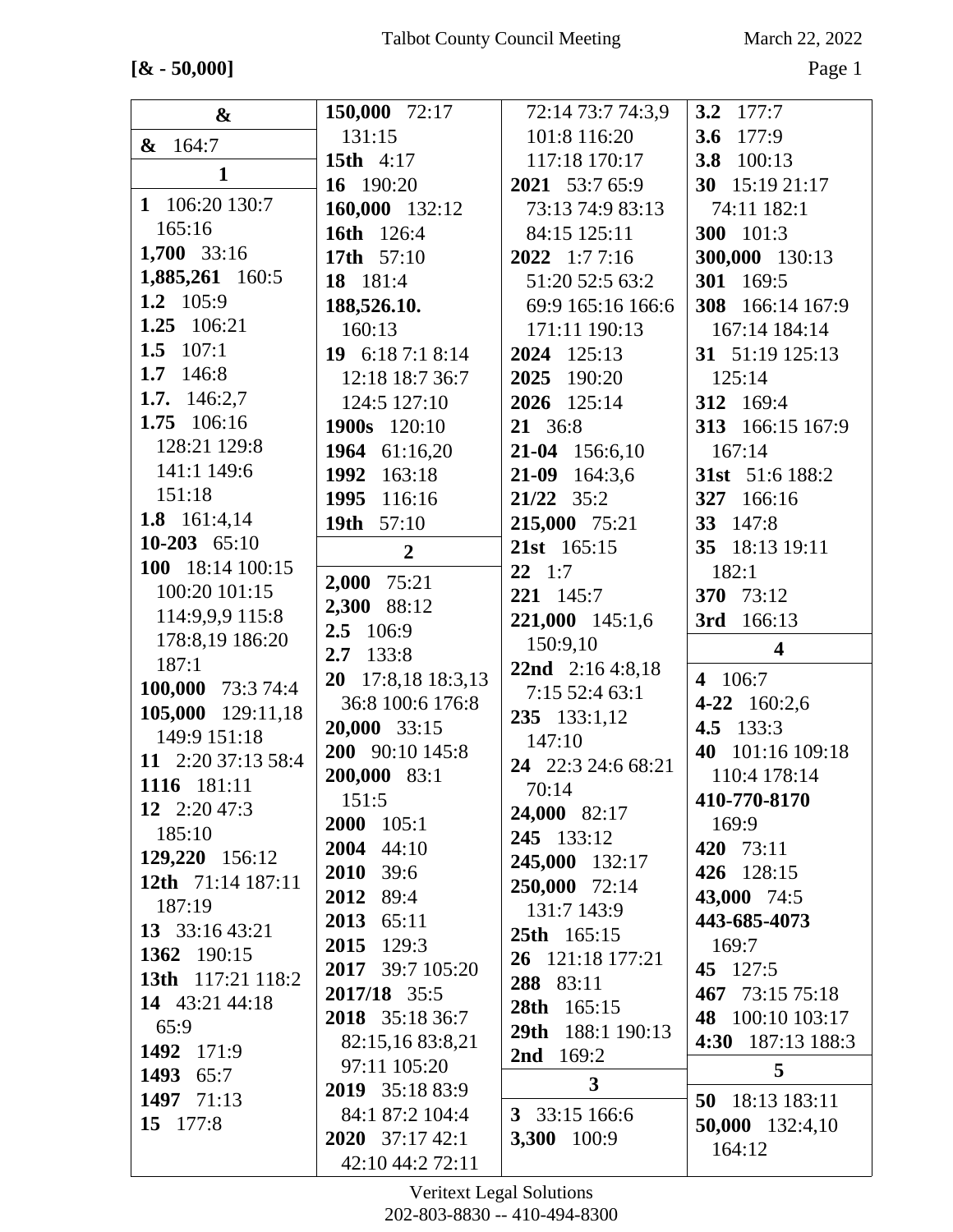**[& - 50,000]**

**&**

**&** 164:7

**1**

**1** 106:20 130:7 165:16
**1,700** 33:16
**1,885,261** 160:5
**1.2** 105:9
**1.25** 106:21
**1.5** 107:1
**1.7** 146:8
**1.7.** 146:2,7
**1.75** 106:16 128:21 129:8 141:1 149:6 151:18
**1.8** 161:4,14
**10-203** 65:10
**100** 18:14 100:15 100:20 101:15 114:9,9,9 115:8 178:8,19 186:20 187:1
**100,000** 73:3 74:4
**105,000** 129:11,18 149:9 151:18
**11** 2:20 37:13 58:4
**1116** 181:11
**12** 2:20 47:3 185:10
**129,220** 156:12
**12th** 71:14 187:11 187:19
**13** 33:16 43:21
**1362** 190:15
**13th** 117:21 118:2
**14** 43:21 44:18 65:9
**1492** 171:9
**1493** 65:7
**1497** 71:13
**15** 177:8
**150,000** 72:17 131:15
**15th** 4:17
**16** 190:20
**160,000** 132:12
**16th** 126:4
**17th** 57:10
**18** 181:4
**188,526.10.** 160:13
**19** 6:18 7:1 8:14 12:18 18:7 36:7 124:5 127:10
**1900s** 120:10
**1964** 61:16,20
**1992** 163:18
**1995** 116:16
**19th** 57:10

**2**

**2,000** 75:21
**2,300** 88:12
**2.5** 106:9
**2.7** 133:8
**20** 17:8,18 18:3,13 36:8 100:6 176:8
**20,000** 33:15
**200** 90:10 145:8
**200,000** 83:1 151:5
**2000** 105:1
**2004** 44:10
**2010** 39:6
**2012** 89:4
**2013** 65:11
**2015** 129:3
**2017** 39:7 105:20
**2017/18** 35:5
**2018** 35:18 36:7 82:15,16 83:8,21 97:11 105:20
**2019** 35:18 83:9 84:1 87:2 104:4
**2020** 37:17 42:1 42:10 44:2 72:11 72:14 73:7 74:3,9 101:8 116:20 117:18 170:17
**2021** 53:7 65:9 73:13 74:9 83:13 84:15 125:11
**2022** 1:7 7:16 51:20 52:5 63:2 69:9 165:16 166:6 171:11 190:13
**2024** 125:13
**2025** 190:20
**2026** 125:14
**21** 36:8
**21-04** 156:6,10
**21-09** 164:3,6
**21/22** 35:2
**215,000** 75:21
**21st** 165:15
**22** 1:7
**221** 145:7
**221,000** 145:1,6 150:9,10
**22nd** 2:16 4:8,18 7:15 52:4 63:1
**235** 133:1,12 147:10
**24** 22:3 24:6 68:21 70:14
**24,000** 82:17
**245** 133:12
**245,000** 132:17
**250,000** 72:14 131:7 143:9
**25th** 165:15
**26** 121:18 177:21
**288** 83:11
**28th** 165:15
**29th** 188:1 190:13
**2nd** 169:2

**3**

**3** 33:15 166:6
**3,300** 100:9
**3.2** 177:7
**3.6** 177:9
**3.8** 100:13
**30** 15:19 21:17 74:11 182:1
**300** 101:3
**300,000** 130:13
**301** 169:5
**308** 166:14 167:9 167:14 184:14
**31** 51:19 125:13 125:14
**312** 169:4
**313** 166:15 167:9 167:14
**31st** 51:6 188:2
**327** 166:16
**33** 147:8
**35** 18:13 19:11 182:1
**370** 73:12
**3rd** 166:13

**4**

**4** 106:7
**4-22** 160:2,6
**4.5** 133:3
**40** 101:16 109:18 110:4 178:14
**410-770-8170** 169:9
**420** 73:11
**426** 128:15
**43,000** 74:5
**443-685-4073** 169:7
**45** 127:5
**467** 73:15 75:18
**48** 100:10 103:17
**4:30** 187:13 188:3

**5**

**50** 18:13 183:11
**50,000** 132:4,10 164:12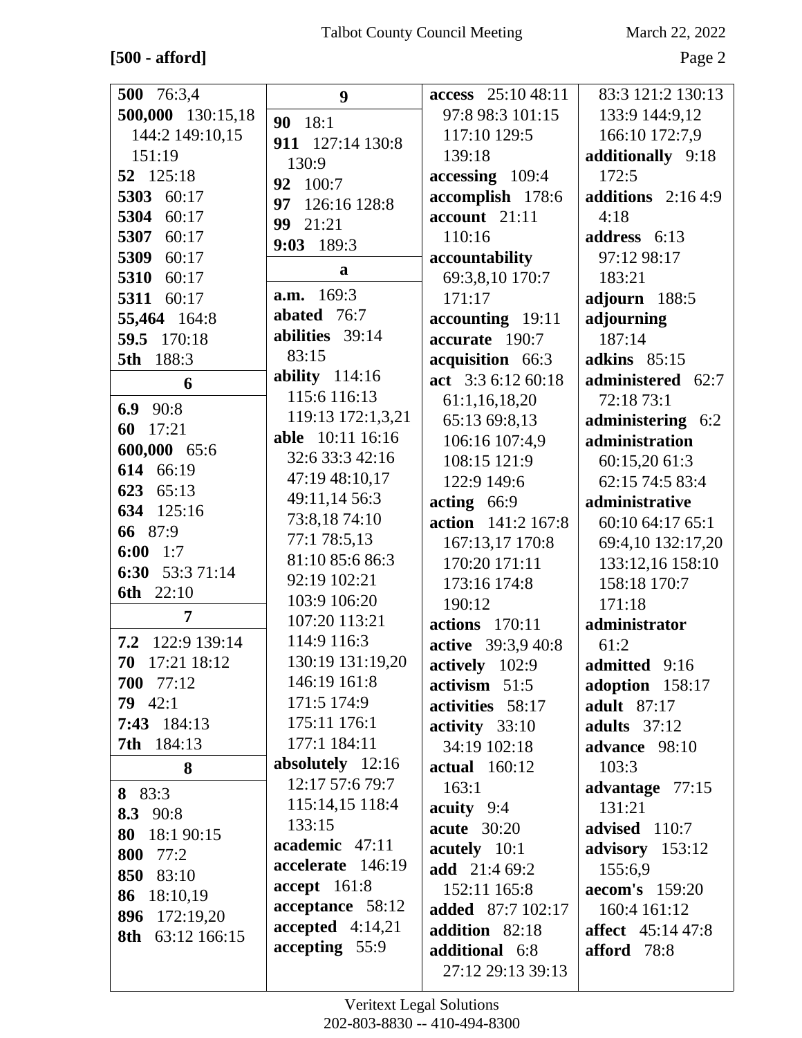**[500 - afford]**

**500** 76:3,4
**500,000** 130:15,18 144:2 149:10,15 151:19
**52** 125:18
**5303** 60:17
**5304** 60:17
**5307** 60:17
**5309** 60:17
**5310** 60:17
**5311** 60:17
**55,464** 164:8
**59.5** 170:18
**5th** 188:3

**6**

**6.9** 90:8
**60** 17:21
**600,000** 65:6
**614** 66:19
**623** 65:13
**634** 125:16
**66** 87:9
**6:00** 1:7
**6:30** 53:3 71:14
**6th** 22:10

**7**

**7.2** 122:9 139:14
**70** 17:21 18:12
**700** 77:12
**79** 42:1
**7:43** 184:13
**7th** 184:13

**8**

**8** 83:3
**8.3** 90:8
**80** 18:1 90:15
**800** 77:2
**850** 83:10
**86** 18:10,19
**896** 172:19,20
**8th** 63:12 166:15

**9**

**90** 18:1
**911** 127:14 130:8 130:9
**92** 100:7
**97** 126:16 128:8
**99** 21:21
**9:03** 189:3

**a**

**a.m.** 169:3
**abated** 76:7
**abilities** 39:14 83:15
**ability** 114:16 115:6 116:13 119:13 172:1,3,21
**able** 10:11 16:16 32:6 33:3 42:16 47:19 48:10,17 49:11,14 56:3 73:8,18 74:10 77:1 78:5,13 81:10 85:6 86:3 92:19 102:21 103:9 106:20 107:20 113:21 114:9 116:3 130:19 131:19,20 146:19 161:8 171:5 174:9 175:11 176:1 177:1 184:11
**absolutely** 12:16 12:17 57:6 79:7 115:14,15 118:4 133:15
**academic** 47:11
**accelerate** 146:19
**accept** 161:8
**acceptance** 58:12
**accepted** 4:14,21
**accepting** 55:9
**access** 25:10 48:11 97:8 98:3 101:15 117:10 129:5 139:18
**accessing** 109:4
**accomplish** 178:6
**account** 21:11 110:16
**accountability** 69:3,8,10 170:7 171:17
**accounting** 19:11
**accurate** 190:7
**acquisition** 66:3
**act** 3:3 6:12 60:18 61:1,16,18,20 65:13 69:8,13 106:16 107:4,9 108:15 121:9 122:9 149:6
**acting** 66:9
**action** 141:2 167:8 167:13,17 170:8 170:20 171:11 173:16 174:8 190:12
**actions** 170:11
**active** 39:3,9 40:8
**actively** 102:9
**activism** 51:5
**activities** 58:17
**activity** 33:10 34:19 102:18
**actual** 160:12 163:1
**acuity** 9:4
**acute** 30:20
**acutely** 10:1
**add** 21:4 69:2 152:11 165:8
**added** 87:7 102:17
**addition** 82:18
**additional** 6:8 27:12 29:13 39:13 83:3 121:2 130:13 133:9 144:9,12 166:10 172:7,9
**additionally** 9:18 172:5
**additions** 2:16 4:9 4:18
**address** 6:13 97:12 98:17 183:21
**adjourn** 188:5
**adjourning** 187:14
**adkins** 85:15
**administered** 62:7 72:18 73:1
**administering** 6:2
**administration** 60:15,20 61:3 62:15 74:5 83:4
**administrative** 60:10 64:17 65:1 69:4,10 132:17,20 133:12,16 158:10 158:18 170:7 171:18
**administrator** 61:2
**admitted** 9:16
**adoption** 158:17
**adult** 87:17
**adults** 37:12
**advance** 98:10 103:3
**advantage** 77:15 131:21
**advised** 110:7
**advisory** 153:12 155:6,9
**aecom's** 159:20 160:4 161:12
**affect** 45:14 47:8
**afford** 78:8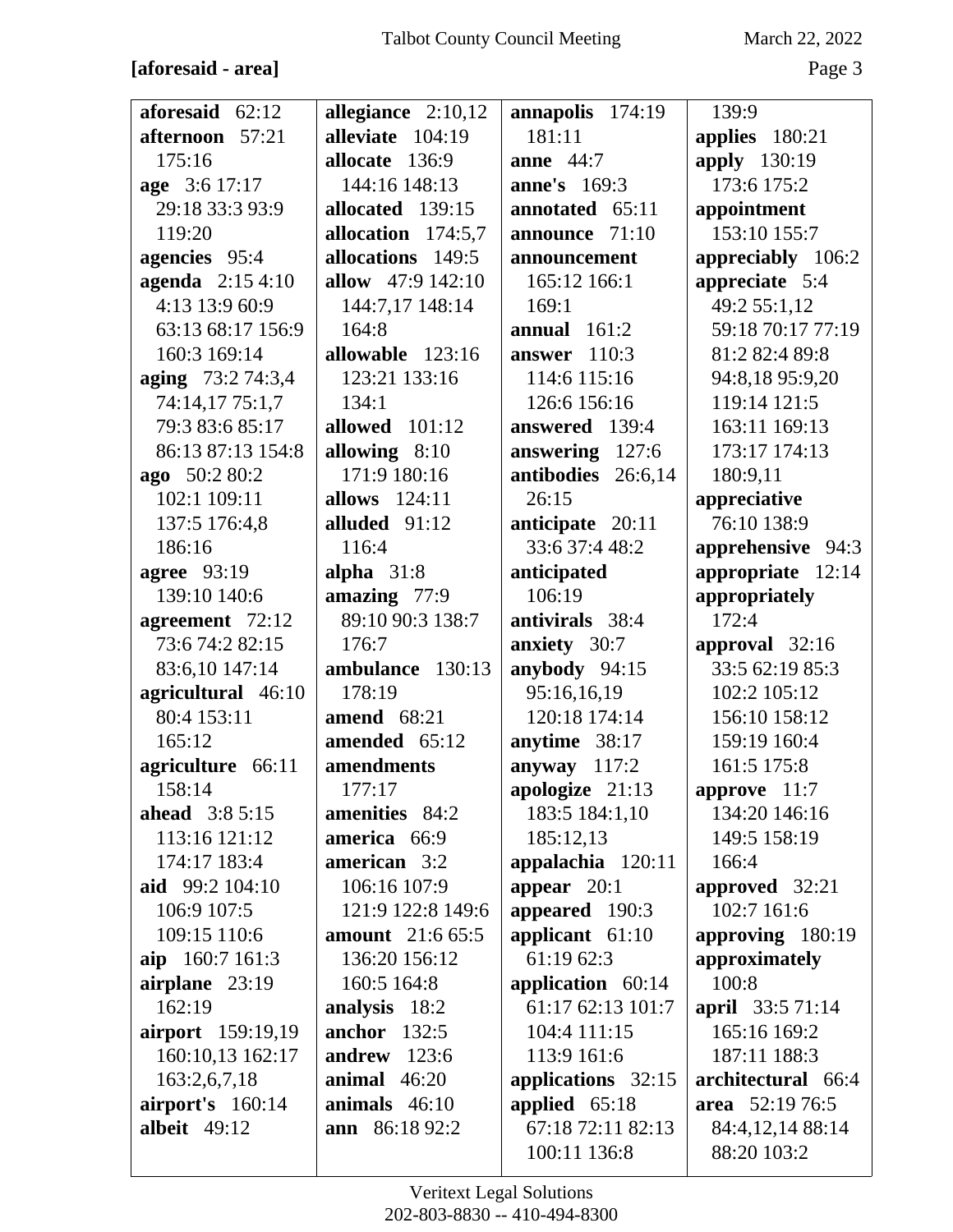**[aforesaid - area]**

**aforesaid** 62:12
**afternoon** 57:21 175:16
**age** 3:6 17:17 29:18 33:3 93:9 119:20
**agencies** 95:4
**agenda** 2:15 4:10 4:13 13:9 60:9 63:13 68:17 156:9 160:3 169:14
**aging** 73:2 74:3,4 74:14,17 75:1,7 79:3 83:6 85:17 86:13 87:13 154:8
**ago** 50:2 80:2 102:1 109:11 137:5 176:4,8 186:16
**agree** 93:19 139:10 140:6
**agreement** 72:12 73:6 74:2 82:15 83:6,10 147:14
**agricultural** 46:10 80:4 153:11 165:12
**agriculture** 66:11 158:14
**ahead** 3:8 5:15 113:16 121:12 174:17 183:4
**aid** 99:2 104:10 106:9 107:5 109:15 110:6
**aip** 160:7 161:3
**airplane** 23:19 162:19
**airport** 159:19,19 160:10,13 162:17 163:2,6,7,18
**airport's** 160:14
**albeit** 49:12
**allegiance** 2:10,12
**alleviate** 104:19
**allocate** 136:9 144:16 148:13
**allocated** 139:15
**allocation** 174:5,7
**allocations** 149:5
**allow** 47:9 142:10 144:7,17 148:14 164:8
**allowable** 123:16 123:21 133:16 134:1
**allowed** 101:12
**allowing** 8:10 171:9 180:16
**allows** 124:11
**alluded** 91:12 116:4
**alpha** 31:8
**amazing** 77:9 89:10 90:3 138:7 176:7
**ambulance** 130:13 178:19
**amend** 68:21
**amended** 65:12
**amendments** 177:17
**amenities** 84:2
**america** 66:9
**american** 3:2 106:16 107:9 121:9 122:8 149:6
**amount** 21:6 65:5 136:20 156:12 160:5 164:8
**analysis** 18:2
**anchor** 132:5
**andrew** 123:6
**animal** 46:20
**animals** 46:10
**ann** 86:18 92:2
**annapolis** 174:19 181:11
**anne** 44:7
**anne's** 169:3
**annotated** 65:11
**announce** 71:10
**announcement** 165:12 166:1 169:1
**annual** 161:2
**answer** 110:3 114:6 115:16 126:6 156:16
**answered** 139:4
**answering** 127:6
**antibodies** 26:6,14 26:15
**anticipate** 20:11 33:6 37:4 48:2
**anticipated** 106:19
**antivirals** 38:4
**anxiety** 30:7
**anybody** 94:15 95:16,16,19 120:18 174:14
**anytime** 38:17
**anyway** 117:2
**apologize** 21:13 183:5 184:1,10 185:12,13
**appalachia** 120:11
**appear** 20:1
**appeared** 190:3
**applicant** 61:10 61:19 62:3
**application** 60:14 61:17 62:13 101:7 104:4 111:15 113:9 161:6
**applications** 32:15
**applied** 65:18 67:18 72:11 82:13 100:11 136:8 139:9
**applies** 180:21
**apply** 130:19 173:6 175:2
**appointment** 153:10 155:7
**appreciably** 106:2
**appreciate** 5:4 49:2 55:1,12 59:18 70:17 77:19 81:2 82:4 89:8 94:8,18 95:9,20 119:14 121:5 163:11 169:13 173:17 174:13 180:9,11
**appreciative** 76:10 138:9
**apprehensive** 94:3
**appropriate** 12:14
**appropriately** 172:4
**approval** 32:16 33:5 62:19 85:3 102:2 105:12 156:10 158:12 159:19 160:4 161:5 175:8
**approve** 11:7 134:20 146:16 149:5 158:19 166:4
**approved** 32:21 102:7 161:6
**approving** 180:19
**approximately** 100:8
**april** 33:5 71:14 165:16 169:2 187:11 188:3
**architectural** 66:4
**area** 52:19 76:5 84:4,12,14 88:14 88:20 103:2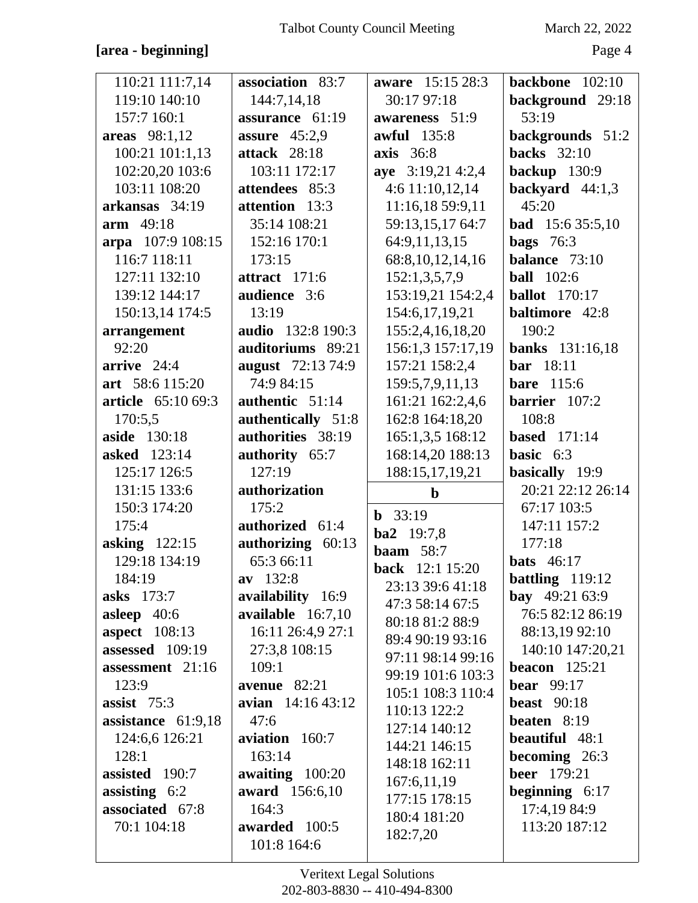**[area - beginning]**

110:21 111:7,14
119:10 140:10
157:7 160:1
**areas** 98:1,12
100:21 101:1,13
102:20,20 103:6
103:11 108:20
**arkansas** 34:19
**arm** 49:18
**arpa** 107:9 108:15
116:7 118:11
127:11 132:10
139:12 144:17
150:13,14 174:5
**arrangement**
92:20
**arrive** 24:4
**art** 58:6 115:20
**article** 65:10 69:3
170:5,5
**aside** 130:18
**asked** 123:14
125:17 126:5
131:15 133:6
150:3 174:20
175:4
**asking** 122:15
129:18 134:19
184:19
**asks** 173:7
**asleep** 40:6
**aspect** 108:13
**assessed** 109:19
**assessment** 21:16
123:9
**assist** 75:3
**assistance** 61:9,18
124:6,6 126:21
128:1
**assisted** 190:7
**assisting** 6:2
**associated** 67:8
70:1 104:18
**association** 83:7
144:7,14,18
**assurance** 61:19
**assure** 45:2,9
**attack** 28:18
103:11 172:17
**attendees** 85:3
**attention** 13:3
35:14 108:21
152:16 170:1
173:15
**attract** 171:6
**audience** 3:6
13:19
**audio** 132:8 190:3
**auditoriums** 89:21
**august** 72:13 74:9
74:9 84:15
**authentic** 51:14
**authentically** 51:8
**authorities** 38:19
**authority** 65:7
127:19
**authorization**
175:2
**authorized** 61:4
**authorizing** 60:13
65:3 66:11
**av** 132:8
**availability** 16:9
**available** 16:7,10
16:11 26:4,9 27:1
27:3,8 108:15
109:1
**avenue** 82:21
**avian** 14:16 43:12
47:6
**aviation** 160:7
163:14
**awaiting** 100:20
**award** 156:6,10
164:3
**awarded** 100:5
101:8 164:6
**aware** 15:15 28:3
30:17 97:18
**awareness** 51:9
**awful** 135:8
**axis** 36:8
**aye** 3:19,21 4:2,4
4:6 11:10,12,14
11:16,18 59:9,11
59:13,15,17 64:7
64:9,11,13,15
68:8,10,12,14,16
152:1,3,5,7,9
153:19,21 154:2,4
154:6,17,19,21
155:2,4,16,18,20
156:1,3 157:17,19
157:21 158:2,4
159:5,7,9,11,13
161:21 162:2,4,6
162:8 164:18,20
165:1,3,5 168:12
168:14,20 188:13
188:15,17,19,21

## b

**b** 33:19
**ba2** 19:7,8
**baam** 58:7
**back** 12:1 15:20
23:13 39:6 41:18
47:3 58:14 67:5
80:18 81:2 88:9
89:4 90:19 93:16
97:11 98:14 99:16
99:19 101:6 103:3
105:1 108:3 110:4
110:13 122:2
127:14 140:12
144:21 146:15
148:18 162:11
167:6,11,19
177:15 178:15
180:4 181:20
182:7,20
**backbone** 102:10
**background** 29:18
53:19
**backgrounds** 51:2
**backs** 32:10
**backup** 130:9
**backyard** 44:1,3
45:20
**bad** 15:6 35:5,10
**bags** 76:3
**balance** 73:10
**ball** 102:6
**ballot** 170:17
**baltimore** 42:8
190:2
**banks** 131:16,18
**bar** 18:11
**bare** 115:6
**barrier** 107:2
108:8
**based** 171:14
**basic** 6:3
**basically** 19:9
20:21 22:12 26:14
67:17 103:5
147:11 157:2
177:18
**bats** 46:17
**battling** 119:12
**bay** 49:21 63:9
76:5 82:12 86:19
88:13,19 92:10
140:10 147:20,21
**beacon** 125:21
**bear** 99:17
**beast** 90:18
**beaten** 8:19
**beautiful** 48:1
**becoming** 26:3
**beer** 179:21
**beginning** 6:17
17:4,19 84:9
113:20 187:12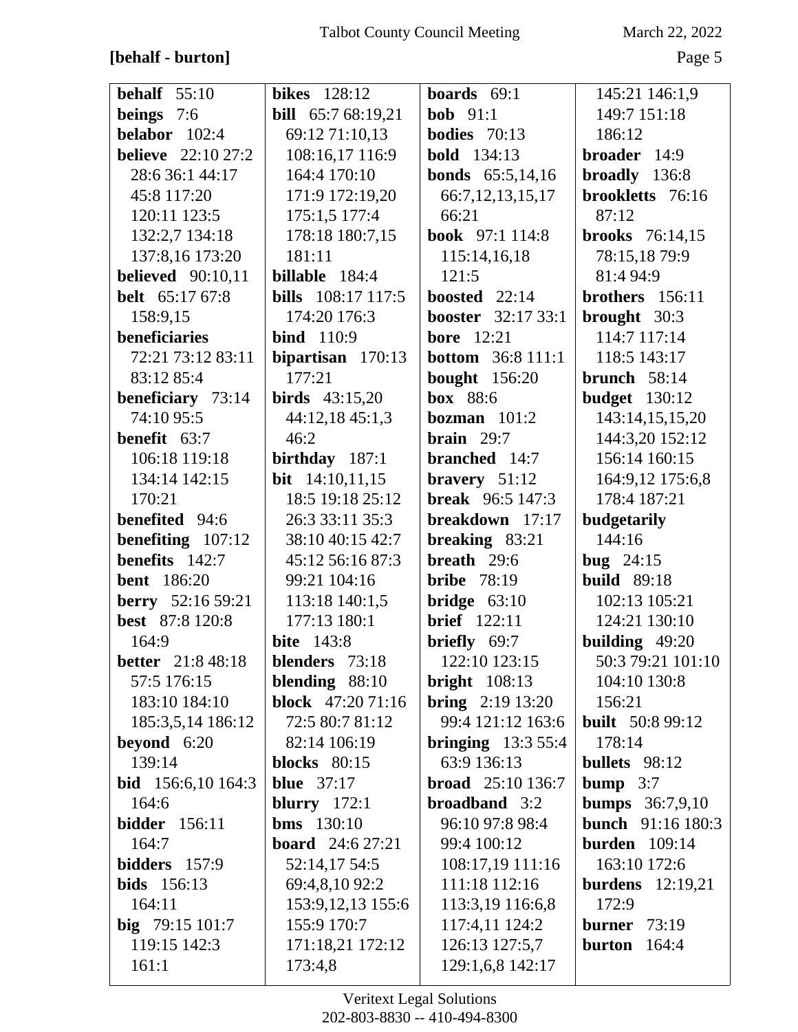**[behalf - burton]**

**behalf** 55:10
**beings** 7:6
**belabor** 102:4
**believe** 22:10 27:2 28:6 36:1 44:17 45:8 117:20 120:11 123:5 132:2,7 134:18 137:8,16 173:20
**believed** 90:10,11
**belt** 65:17 67:8 158:9,15
**beneficiaries** 72:21 73:12 83:11 83:12 85:4
**beneficiary** 73:14 74:10 95:5
**benefit** 63:7 106:18 119:18 134:14 142:15 170:21
**benefited** 94:6
**benefiting** 107:12
**benefits** 142:7
**bent** 186:20
**berry** 52:16 59:21
**best** 87:8 120:8 164:9
**better** 21:8 48:18 57:5 176:15 183:10 184:10 185:3,5,14 186:12
**beyond** 6:20 139:14
**bid** 156:6,10 164:3 164:6
**bidder** 156:11 164:7
**bidders** 157:9
**bids** 156:13 164:11
**big** 79:15 101:7 119:15 142:3 161:1
**bikes** 128:12
**bill** 65:7 68:19,21 69:12 71:10,13 108:16,17 116:9 164:4 170:10 171:9 172:19,20 175:1,5 177:4 178:18 180:7,15 181:11
**billable** 184:4
**bills** 108:17 117:5 174:20 176:3
**bind** 110:9
**bipartisan** 170:13 177:21
**birds** 43:15,20 44:12,18 45:1,3 46:2
**birthday** 187:1
**bit** 14:10,11,15 18:5 19:18 25:12 26:3 33:11 35:3 38:10 40:15 42:7 45:12 56:16 87:3 99:21 104:16 113:18 140:1,5 177:13 180:1
**bite** 143:8
**blenders** 73:18
**blending** 88:10
**block** 47:20 71:16 72:5 80:7 81:12 82:14 106:19
**blocks** 80:15
**blue** 37:17
**blurry** 172:1
**bms** 130:10
**board** 24:6 27:21 52:14,17 54:5 69:4,8,10 92:2 153:9,12,13 155:6 155:9 170:7 171:18,21 172:12 173:4,8
**boards** 69:1
**bob** 91:1
**bodies** 70:13
**bold** 134:13
**bonds** 65:5,14,16 66:7,12,13,15,17 66:21
**book** 97:1 114:8 115:14,16,18 121:5
**boosted** 22:14
**booster** 32:17 33:1
**bore** 12:21
**bottom** 36:8 111:1
**bought** 156:20
**box** 88:6
**bozman** 101:2
**brain** 29:7
**branched** 14:7
**bravery** 51:12
**break** 96:5 147:3
**breakdown** 17:17
**breaking** 83:21
**breath** 29:6
**bribe** 78:19
**bridge** 63:10
**brief** 122:11
**briefly** 69:7 122:10 123:15
**bright** 108:13
**bring** 2:19 13:20 99:4 121:12 163:6
**bringing** 13:3 55:4 63:9 136:13
**broad** 25:10 136:7
**broadband** 3:2 96:10 97:8 98:4 99:4 100:12 108:17,19 111:16 111:18 112:16 113:3,19 116:6,8 117:4,11 124:2 126:13 127:5,7 129:1,6,8 142:17 145:21 146:1,9 149:7 151:18 186:12
**broader** 14:9
**broadly** 136:8
**brookletts** 76:16 87:12
**brooks** 76:14,15 78:15,18 79:9 81:4 94:9
**brothers** 156:11
**brought** 30:3 114:7 117:14 118:5 143:17
**brunch** 58:14
**budget** 130:12 143:14,15,15,20 144:3,20 152:12 156:14 160:15 164:9,12 175:6,8 178:4 187:21
**budgetarily** 144:16
**bug** 24:15
**build** 89:18 102:13 105:21 124:21 130:10
**building** 49:20 50:3 79:21 101:10 104:10 130:8 156:21
**built** 50:8 99:12 178:14
**bullets** 98:12
**bump** 3:7
**bumps** 36:7,9,10
**bunch** 91:16 180:3
**burden** 109:14 163:10 172:6
**burdens** 12:19,21 172:9
**burner** 73:19
**burton** 164:4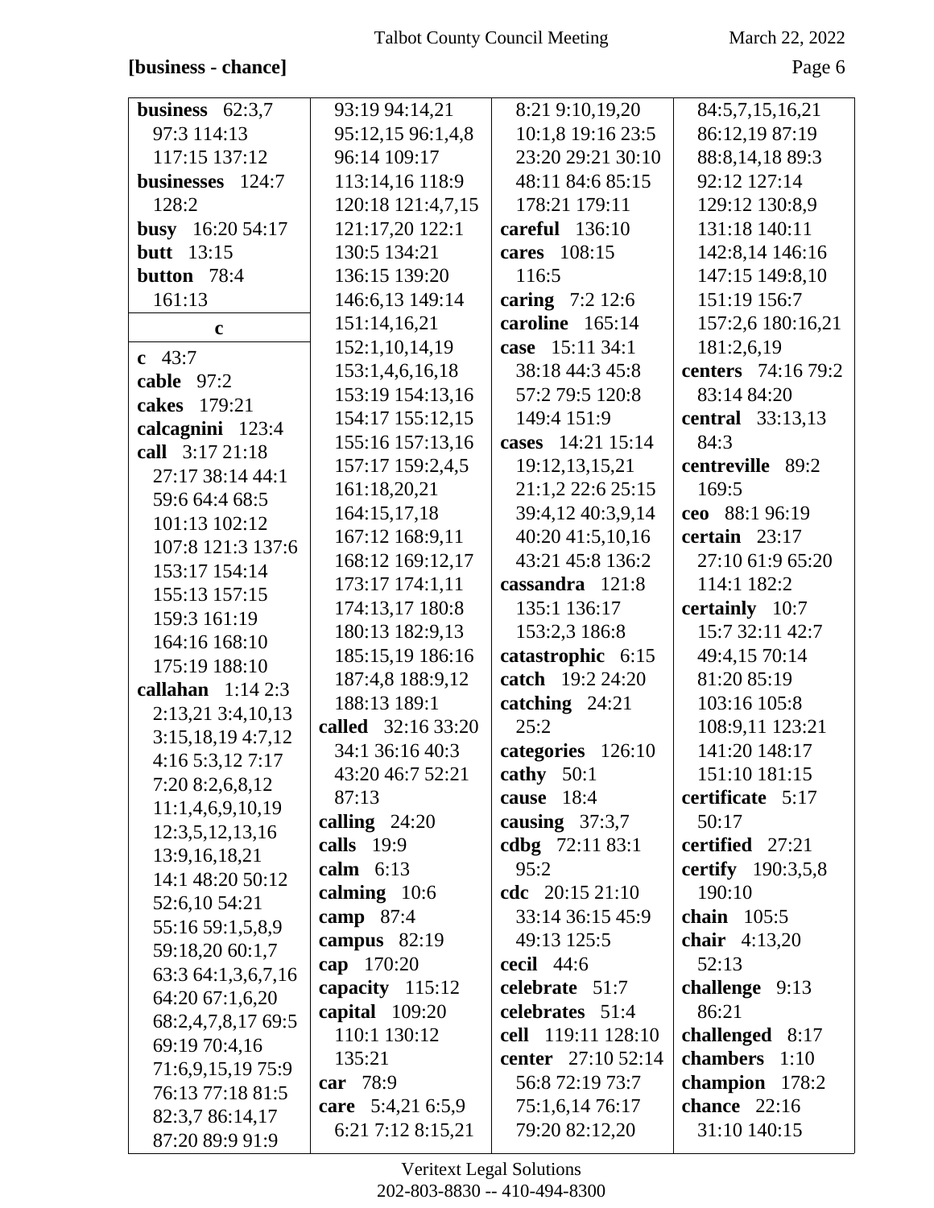**[business - chance]**

**business** 62:3,7 97:3 114:13 117:15 137:12
**businesses** 124:7 128:2
**busy** 16:20 54:17
**butt** 13:15
**button** 78:4 161:13

**c**

**c** 43:7
**cable** 97:2
**cakes** 179:21
**calcagnini** 123:4
**call** 3:17 21:18 27:17 38:14 44:1 59:6 64:4 68:5 101:13 102:12 107:8 121:3 137:6 153:17 154:14 155:13 157:15 159:3 161:19 164:16 168:10 175:19 188:10
**callahan** 1:14 2:3 2:13,21 3:4,10,13 3:15,18,19 4:7,12 4:16 5:3,12 7:17 7:20 8:2,6,8,12 11:1,4,6,9,10,19 12:3,5,12,13,16 13:9,16,18,21 14:1 48:20 50:12 52:6,10 54:21 55:16 59:1,5,8,9 59:18,20 60:1,7 63:3 64:1,3,6,7,16 64:20 67:1,6,20 68:2,4,7,8,17 69:5 69:19 70:4,16 71:6,9,15,19 75:9 76:13 77:18 81:5 82:3,7 86:14,17 87:20 89:9 91:9 93:19 94:14,21 95:12,15 96:1,4,8 96:14 109:17 113:14,16 118:9 120:18 121:4,7,15 121:17,20 122:1 130:5 134:21 136:15 139:20 146:6,13 149:14 151:14,16,21 152:1,10,14,19 153:1,4,6,16,18 153:19 154:13,16 154:17 155:12,15 155:16 157:13,16 157:17 159:2,4,5 161:18,20,21 164:15,17,18 167:12 168:9,11 168:12 169:12,17 173:17 174:1,11 174:13,17 180:8 180:13 182:9,13 185:15,19 186:16 187:4,8 188:9,12 188:13 189:1
**called** 32:16 33:20 34:1 36:16 40:3 43:20 46:7 52:21 87:13
**calling** 24:20
**calls** 19:9
**calm** 6:13
**calming** 10:6
**camp** 87:4
**campus** 82:19
**cap** 170:20
**capacity** 115:12
**capital** 109:20 110:1 130:12 135:21
**car** 78:9
**care** 5:4,21 6:5,9 6:21 7:12 8:15,21 8:21 9:10,19,20 10:1,8 19:16 23:5 23:20 29:21 30:10 48:11 84:6 85:15 178:21 179:11
**careful** 136:10
**cares** 108:15 116:5
**caring** 7:2 12:6
**caroline** 165:14
**case** 15:11 34:1 38:18 44:3 45:8 57:2 79:5 120:8 149:4 151:9
**cases** 14:21 15:14 19:12,13,15,21 21:1,2 22:6 25:15 39:4,12 40:3,9,14 40:20 41:5,10,16 43:21 45:8 136:2
**cassandra** 121:8 135:1 136:17 153:2,3 186:8
**catastrophic** 6:15
**catch** 19:2 24:20
**catching** 24:21 25:2
**categories** 126:10
**cathy** 50:1
**cause** 18:4
**causing** 37:3,7
**cdbg** 72:11 83:1 95:2
**cdc** 20:15 21:10 33:14 36:15 45:9 49:13 125:5
**cecil** 44:6
**celebrate** 51:7
**celebrates** 51:4
**cell** 119:11 128:10
**center** 27:10 52:14 56:8 72:19 73:7 75:1,6,14 76:17 79:20 82:12,20 84:5,7,15,16,21 86:12,19 87:19 88:8,14,18 89:3 92:12 127:14 129:12 130:8,9 131:18 140:11 142:8,14 146:16 147:15 149:8,10 151:19 156:7 157:2,6 180:16,21 181:2,6,19
**centers** 74:16 79:2 83:14 84:20
**central** 33:13,13 84:3
**centreville** 89:2 169:5
**ceo** 88:1 96:19
**certain** 23:17 27:10 61:9 65:20 114:1 182:2
**certainly** 10:7 15:7 32:11 42:7 49:4,15 70:14 81:20 85:19 103:16 105:8 108:9,11 123:21 141:20 148:17 151:10 181:15
**certificate** 5:17 50:17
**certified** 27:21
**certify** 190:3,5,8 190:10
**chain** 105:5
**chair** 4:13,20 52:13
**challenge** 9:13 86:21
**challenged** 8:17
**chambers** 1:10
**champion** 178:2
**chance** 22:16 31:10 140:15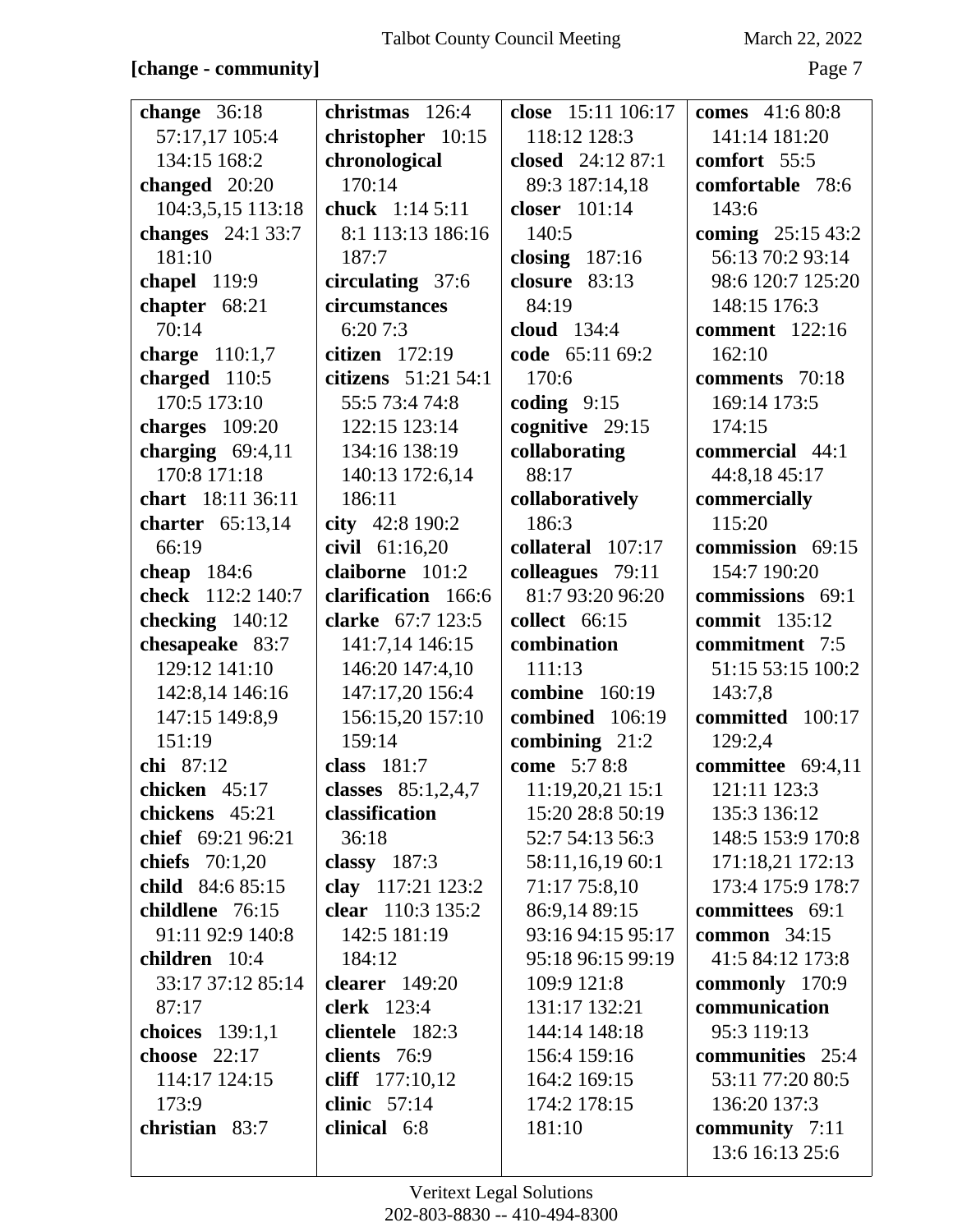**[change - community]**

**change** 36:18 57:17,17 105:4 134:15 168:2
**changed** 20:20 104:3,5,15 113:18
**changes** 24:1 33:7 181:10
**chapel** 119:9
**chapter** 68:21 70:14
**charge** 110:1,7
**charged** 110:5 170:5 173:10
**charges** 109:20
**charging** 69:4,11 170:8 171:18
**chart** 18:11 36:11
**charter** 65:13,14 66:19
**cheap** 184:6
**check** 112:2 140:7
**checking** 140:12
**chesapeake** 83:7 129:12 141:10 142:8,14 146:16 147:15 149:8,9 151:19
**chi** 87:12
**chicken** 45:17
**chickens** 45:21
**chief** 69:21 96:21
**chiefs** 70:1,20
**child** 84:6 85:15
**childlene** 76:15 91:11 92:9 140:8
**children** 10:4 33:17 37:12 85:14 87:17
**choices** 139:1,1
**choose** 22:17 114:17 124:15 173:9
**christian** 83:7
**christmas** 126:4
**christopher** 10:15
**chronological** 170:14
**chuck** 1:14 5:11 8:1 113:13 186:16 187:7
**circulating** 37:6
**circumstances** 6:20 7:3
**citizen** 172:19
**citizens** 51:21 54:1 55:5 73:4 74:8 122:15 123:14 134:16 138:19 140:13 172:6,14 186:11
**city** 42:8 190:2
**civil** 61:16,20
**claiborne** 101:2
**clarification** 166:6
**clarke** 67:7 123:5 141:7,14 146:15 146:20 147:4,10 147:17,20 156:4 156:15,20 157:10 159:14
**class** 181:7
**classes** 85:1,2,4,7
**classification** 36:18
**classy** 187:3
**clay** 117:21 123:2
**clear** 110:3 135:2 142:5 181:19 184:12
**clearer** 149:20
**clerk** 123:4
**clientele** 182:3
**clients** 76:9
**cliff** 177:10,12
**clinic** 57:14
**clinical** 6:8
**close** 15:11 106:17 118:12 128:3
**closed** 24:12 87:1 89:3 187:14,18
**closer** 101:14 140:5
**closing** 187:16
**closure** 83:13 84:19
**cloud** 134:4
**code** 65:11 69:2 170:6
**coding** 9:15
**cognitive** 29:15
**collaborating** 88:17
**collaboratively** 186:3
**collateral** 107:17
**colleagues** 79:11 81:7 93:20 96:20
**collect** 66:15
**combination** 111:13
**combine** 160:19
**combined** 106:19
**combining** 21:2
**come** 5:7 8:8 11:19,20,21 15:1 15:20 28:8 50:19 52:7 54:13 56:3 58:11,16,19 60:1 71:17 75:8,10 86:9,14 89:15 93:16 94:15 95:17 95:18 96:15 99:19 109:9 121:8 131:17 132:21 144:14 148:18 156:4 159:16 164:2 169:15 174:2 178:15 181:10
**comes** 41:6 80:8 141:14 181:20
**comfort** 55:5
**comfortable** 78:6 143:6
**coming** 25:15 43:2 56:13 70:2 93:14 98:6 120:7 125:20 148:15 176:3
**comment** 122:16 162:10
**comments** 70:18 169:14 173:5 174:15
**commercial** 44:1 44:8,18 45:17
**commercially** 115:20
**commission** 69:15 154:7 190:20
**commissions** 69:1
**commit** 135:12
**commitment** 7:5 51:15 53:15 100:2 143:7,8
**committed** 100:17 129:2,4
**committee** 69:4,11 121:11 123:3 135:3 136:12 148:5 153:9 170:8 171:18,21 172:13 173:4 175:9 178:7
**committees** 69:1
**common** 34:15 41:5 84:12 173:8
**commonly** 170:9
**communication** 95:3 119:13
**communities** 25:4 53:11 77:20 80:5 136:20 137:3
**community** 7:11 13:6 16:13 25:6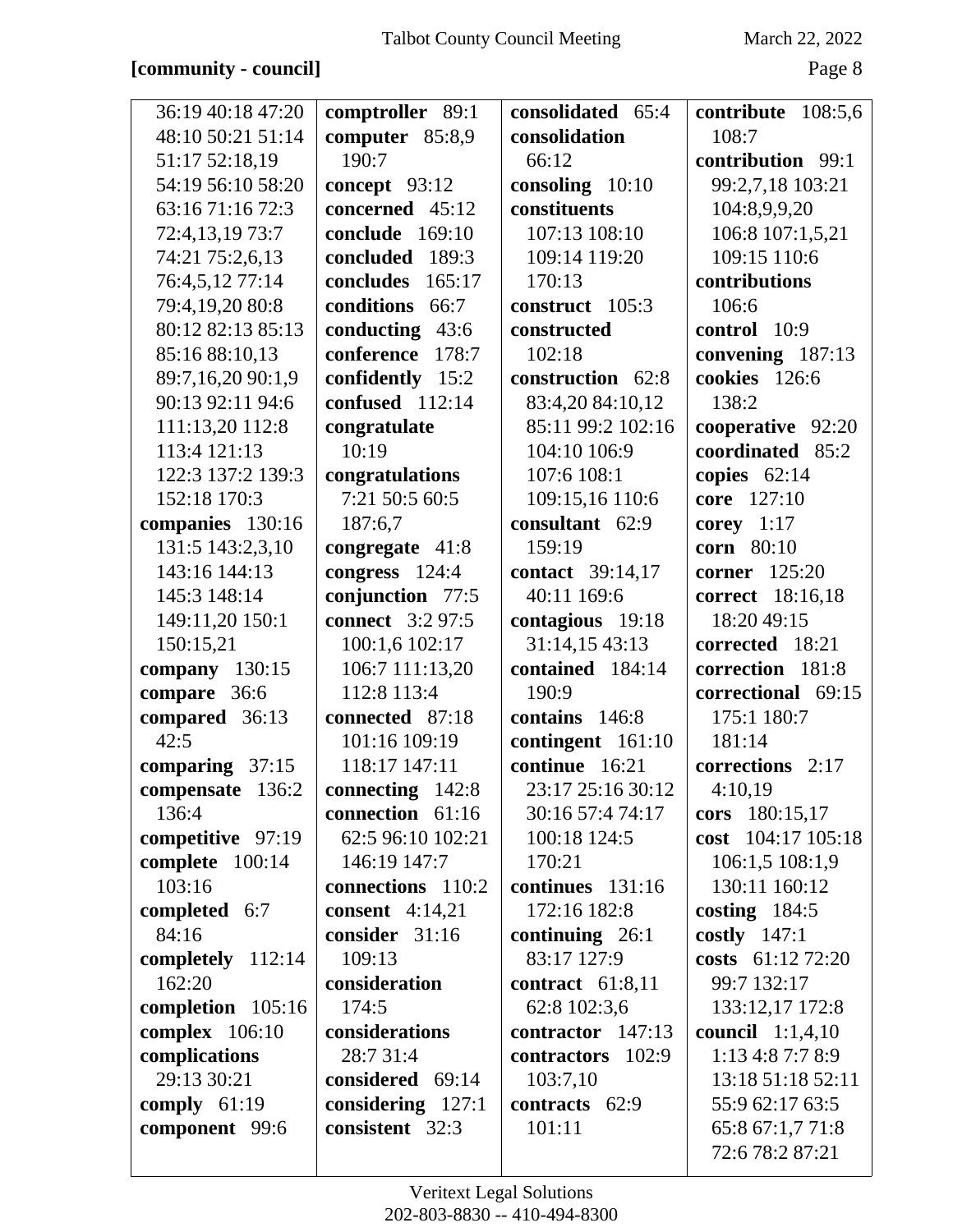**[community - council]**

36:19 40:18 47:20 48:10 50:21 51:14 51:17 52:18,19 54:19 56:10 58:20 63:16 71:16 72:3 72:4,13,19 73:7 74:21 75:2,6,13 76:4,5,12 77:14 79:4,19,20 80:8 80:12 82:13 85:13 85:16 88:10,13 89:7,16,20 90:1,9 90:13 92:11 94:6 111:13,20 112:8 113:4 121:13 122:3 137:2 139:3 152:18 170:3

**companies** 130:16 131:5 143:2,3,10 143:16 144:13 145:3 148:14 149:11,20 150:1 150:15,21

**company** 130:15

**compare** 36:6

**compared** 36:13 42:5

**comparing** 37:15

**compensate** 136:2 136:4

**competitive** 97:19

**complete** 100:14 103:16

**completed** 6:7 84:16

**completely** 112:14 162:20

**completion** 105:16

**complex** 106:10

**complications** 29:13 30:21

**comply** 61:19

**component** 99:6

**comptroller** 89:1

**computer** 85:8,9 190:7

**concept** 93:12

**concerned** 45:12

**conclude** 169:10

**concluded** 189:3

**concludes** 165:17

**conditions** 66:7

**conducting** 43:6

**conference** 178:7

**confidently** 15:2

**confused** 112:14

**congratulate** 10:19

**congratulations** 7:21 50:5 60:5 187:6,7

**congregate** 41:8

**congress** 124:4

**conjunction** 77:5

**connect** 3:2 97:5 100:1,6 102:17 106:7 111:13,20 112:8 113:4

**connected** 87:18 101:16 109:19 118:17 147:11

**connecting** 142:8

**connection** 61:16 62:5 96:10 102:21 146:19 147:7

**connections** 110:2

**consent** 4:14,21

**consider** 31:16 109:13

**consideration** 174:5

**considerations** 28:7 31:4

**considered** 69:14

**considering** 127:1

**consistent** 32:3

**consolidated** 65:4

**consolidation** 66:12

**consoling** 10:10

**constituents** 107:13 108:10 109:14 119:20 170:13

**construct** 105:3

**constructed** 102:18

**construction** 62:8 83:4,20 84:10,12 85:11 99:2 102:16 104:10 106:9 107:6 108:1 109:15,16 110:6

**consultant** 62:9 159:19

**contact** 39:14,17 40:11 169:6

**contagious** 19:18 31:14,15 43:13

**contained** 184:14 190:9

**contains** 146:8

**contingent** 161:10

**continue** 16:21 23:17 25:16 30:12 30:16 57:4 74:17 100:18 124:5 170:21

**continues** 131:16 172:16 182:8

**continuing** 26:1 83:17 127:9

**contract** 61:8,11 62:8 102:3,6

**contractor** 147:13

**contractors** 102:9 103:7,10

**contracts** 62:9 101:11

**contribute** 108:5,6 108:7

**contribution** 99:1 99:2,7,18 103:21 104:8,9,9,20 106:8 107:1,5,21 109:15 110:6

**contributions** 106:6

**control** 10:9

**convening** 187:13

**cookies** 126:6 138:2

**cooperative** 92:20

**coordinated** 85:2

**copies** 62:14

**core** 127:10

**corey** 1:17

**corn** 80:10

**corner** 125:20

**correct** 18:16,18 18:20 49:15

**corrected** 18:21

**correction** 181:8

**correctional** 69:15 175:1 180:7 181:14

**corrections** 2:17 4:10,19

**cors** 180:15,17

**cost** 104:17 105:18 106:1,5 108:1,9 130:11 160:12

**costing** 184:5

**costly** 147:1

**costs** 61:12 72:20 99:7 132:17 133:12,17 172:8

**council** 1:1,4,10 1:13 4:8 7:7 8:9 13:18 51:18 52:11 55:9 62:17 63:5 65:8 67:1,7 71:8 72:6 78:2 87:21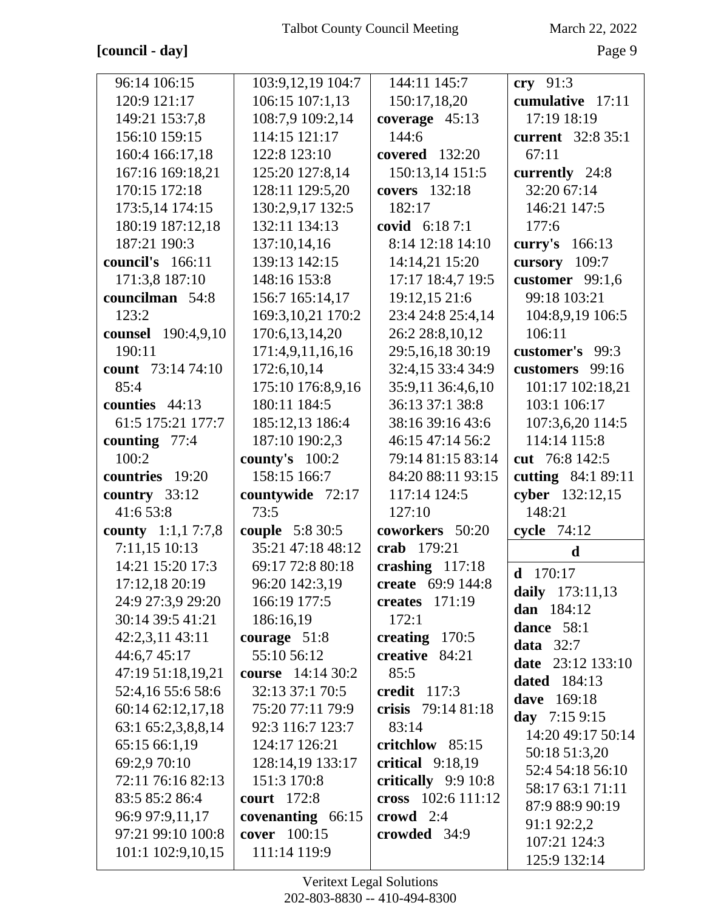**[council - day]**

96:14 106:15 120:9 121:17 149:21 153:7,8 156:10 159:15 160:4 166:17,18 167:16 169:18,21 170:15 172:18 173:5,14 174:15 180:19 187:12,18 187:21 190:3

**council's** 166:11 171:3,8 187:10

**councilman** 54:8 123:2

**counsel** 190:4,9,10 190:11

**count** 73:14 74:10 85:4

**counties** 44:13 61:5 175:21 177:7

**counting** 77:4 100:2

**countries** 19:20

**country** 33:12 41:6 53:8

**county** 1:1,1 7:7,8 7:11,15 10:13 14:21 15:20 17:3 17:12,18 20:19 24:9 27:3,9 29:20 30:14 39:5 41:21 42:2,3,11 43:11 44:6,7 45:17 47:19 51:18,19,21 52:4,16 55:6 58:6 60:14 62:12,17,18 63:1 65:2,3,8,8,14 65:15 66:1,19 69:2,9 70:10 72:11 76:16 82:13 83:5 85:2 86:4 96:9 97:9,11,17 97:21 99:10 100:8 101:1 102:9,10,15 103:9,12,19 104:7 106:15 107:1,13 108:7,9 109:2,14 114:15 121:17 122:8 123:10 125:20 127:8,14 128:11 129:5,20 130:2,9,17 132:5 132:11 134:13 137:10,14,16 139:13 142:15 148:16 153:8 156:7 165:14,17 169:3,10,21 170:2 170:6,13,14,20 171:4,9,11,16,16 172:6,10,14 175:10 176:8,9,16 180:11 184:5 185:12,13 186:4 187:10 190:2,3

**county's** 100:2 158:15 166:7

**countywide** 72:17 73:5

**couple** 5:8 30:5 35:21 47:18 48:12 69:17 72:8 80:18 96:20 142:3,19 166:19 177:5 186:16,19

**courage** 51:8 55:10 56:12

**course** 14:14 30:2 32:13 37:1 70:5 75:20 77:11 79:9 92:3 116:7 123:7 124:17 126:21 128:14,19 133:17 151:3 170:8

**court** 172:8

**covenanting** 66:15

**cover** 100:15 111:14 119:9 144:11 145:7 150:17,18,20

**coverage** 45:13 144:6

**covered** 132:20 150:13,14 151:5

**covers** 132:18 182:17

**covid** 6:18 7:1 8:14 12:18 14:10 14:14,21 15:20 17:17 18:4,7 19:5 19:12,15 21:6 23:4 24:8 25:4,14 26:2 28:8,10,12 29:5,16,18 30:19 32:4,15 33:4 34:9 35:9,11 36:4,6,10 36:13 37:1 38:8 38:16 39:16 43:6 46:15 47:14 56:2 79:14 81:15 83:14 84:20 88:11 93:15 117:14 124:5 127:10

**coworkers** 50:20

**crab** 179:21

**crashing** 117:18

**create** 69:9 144:8

**creates** 171:19 172:1

**creating** 170:5

**creative** 84:21 85:5

**credit** 117:3

**crisis** 79:14 81:18 83:14

**critchlow** 85:15

**critical** 9:18,19

**critically** 9:9 10:8

**cross** 102:6 111:12

**crowd** 2:4

**crowded** 34:9

**cry** 91:3

**cumulative** 17:11 17:19 18:19

**current** 32:8 35:1 67:11

**currently** 24:8 32:20 67:14 146:21 147:5 177:6

**curry's** 166:13

**cursory** 109:7

**customer** 99:1,6 99:18 103:21 104:8,9,19 106:5 106:11

**customer's** 99:3

**customers** 99:16 101:17 102:18,21 103:1 106:17 107:3,6,20 114:5 114:14 115:8

**cut** 76:8 142:5

**cutting** 84:1 89:11

**cyber** 132:12,15 148:21

**cycle** 74:12

## d

**d** 170:17

**daily** 173:11,13

**dan** 184:12

**dance** 58:1

**data** 32:7

**date** 23:12 133:10

**dated** 184:13

**dave** 169:18

**day** 7:15 9:15 14:20 49:17 50:14 50:18 51:3,20 52:4 54:18 56:10 58:17 63:1 71:11 87:9 88:9 90:19 91:1 92:2,2 107:21 124:3 125:9 132:14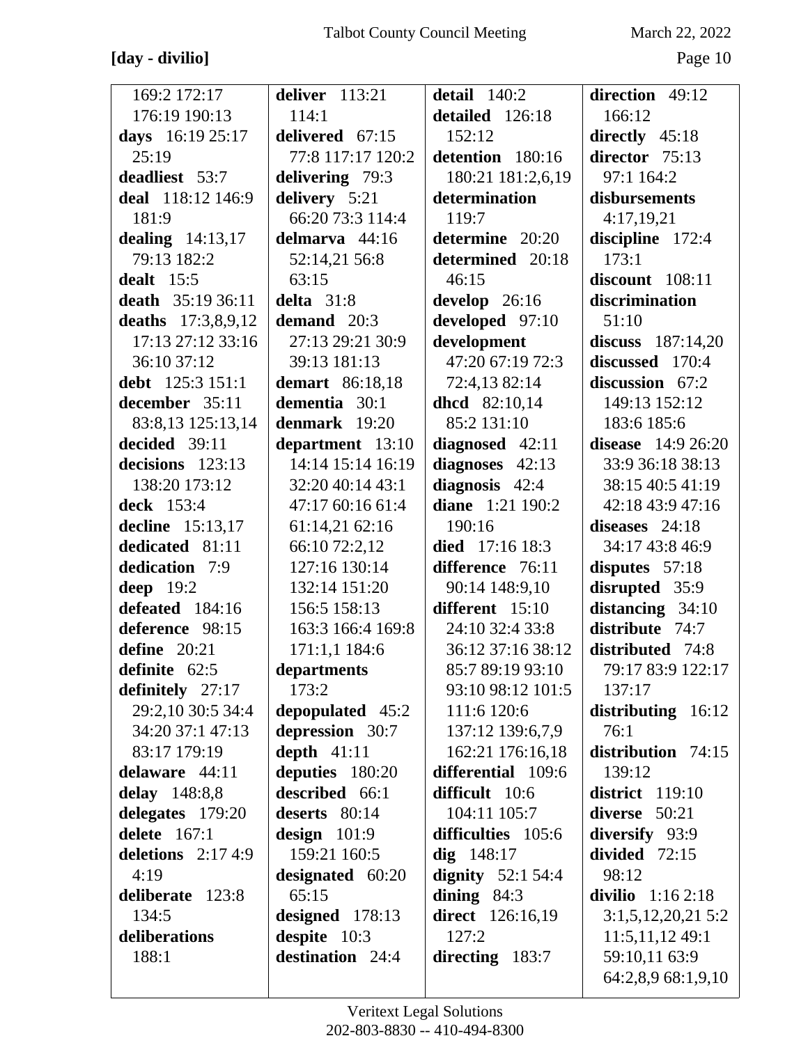**[day - divilio]**

169:2 172:17 176:19 190:13
**days** 16:19 25:17 25:19
**deadliest** 53:7
**deal** 118:12 146:9 181:9
**dealing** 14:13,17 79:13 182:2
**dealt** 15:5
**death** 35:19 36:11
**deaths** 17:3,8,9,12 17:13 27:12 33:16 36:10 37:12
**debt** 125:3 151:1
**december** 35:11 83:8,13 125:13,14
**decided** 39:11
**decisions** 123:13 138:20 173:12
**deck** 153:4
**decline** 15:13,17
**dedicated** 81:11
**dedication** 7:9
**deep** 19:2
**defeated** 184:16
**deference** 98:15
**define** 20:21
**definite** 62:5
**definitely** 27:17 29:2,10 30:5 34:4 34:20 37:1 47:13 83:17 179:19
**delaware** 44:11
**delay** 148:8,8
**delegates** 179:20
**delete** 167:1
**deletions** 2:17 4:9 4:19
**deliberate** 123:8 134:5
**deliberations** 188:1
**deliver** 113:21 114:1
**delivered** 67:15 77:8 117:17 120:2
**delivering** 79:3
**delivery** 5:21 66:20 73:3 114:4
**delmarva** 44:16 52:14,21 56:8 63:15
**delta** 31:8
**demand** 20:3 27:13 29:21 30:9 39:13 181:13
**demart** 86:18,18
**dementia** 30:1
**denmark** 19:20
**department** 13:10 14:14 15:14 16:19 32:20 40:14 43:1 47:17 60:16 61:4 61:14,21 62:16 66:10 72:2,12 127:16 130:14 132:14 151:20 156:5 158:13 163:3 166:4 169:8 171:1,1 184:6
**departments** 173:2
**depopulated** 45:2
**depression** 30:7
**depth** 41:11
**deputies** 180:20
**described** 66:1
**deserts** 80:14
**design** 101:9 159:21 160:5
**designated** 60:20 65:15
**designed** 178:13
**despite** 10:3
**destination** 24:4
**detail** 140:2
**detailed** 126:18 152:12
**detention** 180:16 180:21 181:2,6,19
**determination** 119:7
**determine** 20:20
**determined** 20:18 46:15
**develop** 26:16
**developed** 97:10
**development** 47:20 67:19 72:3 72:4,13 82:14
**dhcd** 82:10,14 85:2 131:10
**diagnosed** 42:11
**diagnoses** 42:13
**diagnosis** 42:4
**diane** 1:21 190:2 190:16
**died** 17:16 18:3
**difference** 76:11 90:14 148:9,10
**different** 15:10 24:10 32:4 33:8 36:12 37:16 38:12 85:7 89:19 93:10 93:10 98:12 101:5 111:6 120:6 137:12 139:6,7,9 162:21 176:16,18
**differential** 109:6
**difficult** 10:6 104:11 105:7
**difficulties** 105:6
**dig** 148:17
**dignity** 52:1 54:4
**dining** 84:3
**direct** 126:16,19 127:2
**directing** 183:7
**direction** 49:12 166:12
**directly** 45:18
**director** 75:13 97:1 164:2
**disbursements** 4:17,19,21
**discipline** 172:4 173:1
**discount** 108:11
**discrimination** 51:10
**discuss** 187:14,20
**discussed** 170:4
**discussion** 67:2 149:13 152:12 183:6 185:6
**disease** 14:9 26:20 33:9 36:18 38:13 38:15 40:5 41:19 42:18 43:9 47:16
**diseases** 24:18 34:17 43:8 46:9
**disputes** 57:18
**disrupted** 35:9
**distancing** 34:10
**distribute** 74:7
**distributed** 74:8 79:17 83:9 122:17 137:17
**distributing** 16:12 76:1
**distribution** 74:15 139:12
**district** 119:10
**diverse** 50:21
**diversify** 93:9
**divided** 72:15 98:12
**divilio** 1:16 2:18 3:1,5,12,20,21 5:2 11:5,11,12 49:1 59:10,11 63:9 64:2,8,9 68:1,9,10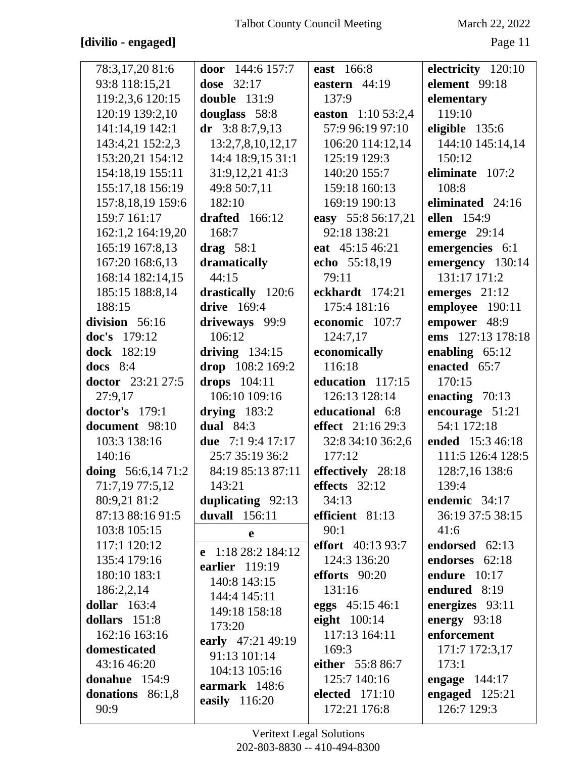**[divilio - engaged]**

78:3,17,20 81:6 93:8 118:15,21 119:2,3,6 120:15 120:19 139:2,10 141:14,19 142:1 143:4,21 152:2,3 153:20,21 154:12 154:18,19 155:11 155:17,18 156:19 157:8,18,19 159:6 159:7 161:17 162:1,2 164:19,20 165:19 167:8,13 167:20 168:6,13 168:14 182:14,15 185:15 188:8,14 188:15

**division** 56:16
**doc's** 179:12
**dock** 182:19
**docs** 8:4
**doctor** 23:21 27:5 27:9,17
**doctor's** 179:1
**document** 98:10 103:3 138:16 140:16
**doing** 56:6,14 71:2 71:7,19 77:5,12 80:9,21 81:2 87:13 88:16 91:5 103:8 105:15 117:1 120:12 135:4 179:16 180:10 183:1 186:2,2,14
**dollar** 163:4
**dollars** 151:8 162:16 163:16
**domesticated** 43:16 46:20
**donahue** 154:9
**donations** 86:1,8 90:9
**door** 144:6 157:7
**dose** 32:17
**double** 131:9
**douglass** 58:8
**dr** 3:8 8:7,9,13 13:2,7,8,10,12,17 14:4 18:9,15 31:1 31:9,12,21 41:3 49:8 50:7,11 182:10
**drafted** 166:12 168:7
**drag** 58:1
**dramatically** 44:15
**drastically** 120:6
**drive** 169:4
**driveways** 99:9 106:12
**driving** 134:15
**drop** 108:2 169:2
**drops** 104:11 106:10 109:16
**drying** 183:2
**dual** 84:3
**due** 7:1 9:4 17:17 25:7 35:19 36:2 84:19 85:13 87:11 143:21
**duplicating** 92:13
**duvall** 156:11

**e**

**e** 1:18 28:2 184:12
**earlier** 119:19 140:8 143:15 144:4 145:11 149:18 158:18 173:20
**early** 47:21 49:19 91:13 101:14 104:13 105:16
**earmark** 148:6
**easily** 116:20
**east** 166:8
**eastern** 44:19 137:9
**easton** 1:10 53:2,4 57:9 96:19 97:10 106:20 114:12,14 125:19 129:3 140:20 155:7 159:18 160:13 169:19 190:13
**easy** 55:8 56:17,21 92:18 138:21
**eat** 45:15 46:21
**echo** 55:18,19 79:11
**eckhardt** 174:21 175:4 181:16
**economic** 107:7 124:7,17
**economically** 116:18
**education** 117:15 126:13 128:14
**educational** 6:8
**effect** 21:16 29:3 32:8 34:10 36:2,6 177:12
**effectively** 28:18
**effects** 32:12 34:13
**efficient** 81:13 90:1
**effort** 40:13 93:7 124:3 136:20
**efforts** 90:20 131:16
**eggs** 45:15 46:1
**eight** 100:14 117:13 164:11 169:3
**either** 55:8 86:7 125:7 140:16
**elected** 171:10 172:21 176:8
**electricity** 120:10
**element** 99:18
**elementary** 119:10
**eligible** 135:6 144:10 145:14,14 150:12
**eliminate** 107:2 108:8
**eliminated** 24:16
**ellen** 154:9
**emerge** 29:14
**emergencies** 6:1
**emergency** 130:14 131:17 171:2
**emerges** 21:12
**employee** 190:11
**empower** 48:9
**ems** 127:13 178:18
**enabling** 65:12
**enacted** 65:7 170:15
**enacting** 70:13
**encourage** 51:21 54:1 172:18
**ended** 15:3 46:18 111:5 126:4 128:5 128:7,16 138:6 139:4
**endemic** 34:17 36:19 37:5 38:15 41:6
**endorsed** 62:13
**endorses** 62:18
**endure** 10:17
**endured** 8:19
**energizes** 93:11
**energy** 93:18
**enforcement** 171:7 172:3,17 173:1
**engage** 144:17
**engaged** 125:21 126:7 129:3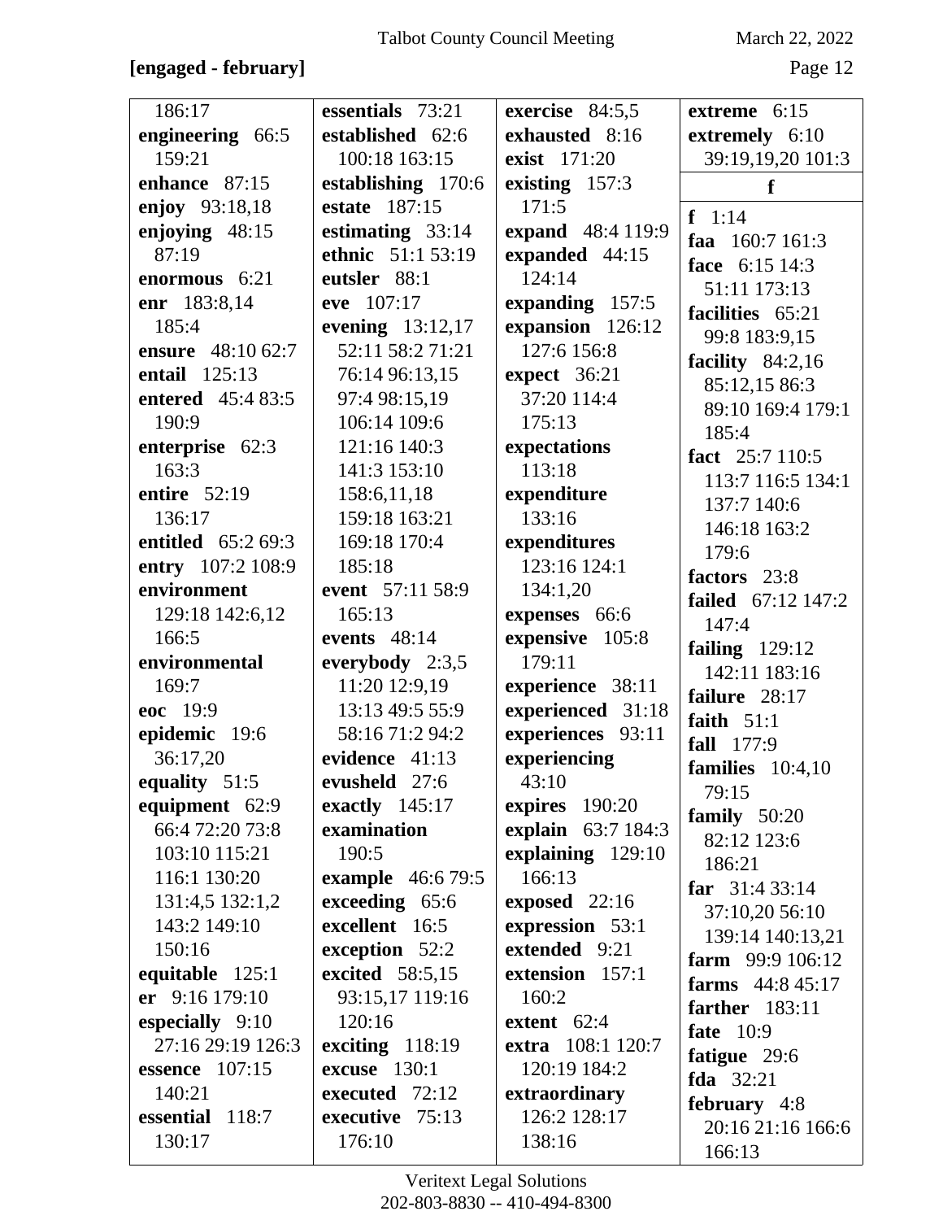**[engaged - february]**

186:17
**engineering** 66:5 159:21
**enhance** 87:15
**enjoy** 93:18,18
**enjoying** 48:15 87:19
**enormous** 6:21
**enr** 183:8,14 185:4
**ensure** 48:10 62:7
**entail** 125:13
**entered** 45:4 83:5 190:9
**enterprise** 62:3 163:3
**entire** 52:19 136:17
**entitled** 65:2 69:3
**entry** 107:2 108:9
**environment** 129:18 142:6,12 166:5
**environmental** 169:7
**eoc** 19:9
**epidemic** 19:6 36:17,20
**equality** 51:5
**equipment** 62:9 66:4 72:20 73:8 103:10 115:21 116:1 130:20 131:4,5 132:1,2 143:2 149:10 150:16
**equitable** 125:1
**er** 9:16 179:10
**especially** 9:10 27:16 29:19 126:3
**essence** 107:15 140:21
**essential** 118:7 130:17
**essentials** 73:21
**established** 62:6 100:18 163:15
**establishing** 170:6
**estate** 187:15
**estimating** 33:14
**ethnic** 51:1 53:19
**eutsler** 88:1
**eve** 107:17
**evening** 13:12,17 52:11 58:2 71:21 76:14 96:13,15 97:4 98:15,19 106:14 109:6 121:16 140:3 141:3 153:10 158:6,11,18 159:18 163:21 169:18 170:4 185:18
**event** 57:11 58:9 165:13
**events** 48:14
**everybody** 2:3,5 11:20 12:9,19 13:13 49:5 55:9 58:16 71:2 94:2
**evidence** 41:13
**evusheld** 27:6
**exactly** 145:17
**examination** 190:5
**example** 46:6 79:5
**exceeding** 65:6
**excellent** 16:5
**exception** 52:2
**excited** 58:5,15 93:15,17 119:16 120:16
**exciting** 118:19
**excuse** 130:1
**executed** 72:12
**executive** 75:13 176:10
**exercise** 84:5,5
**exhausted** 8:16
**exist** 171:20
**existing** 157:3 171:5
**expand** 48:4 119:9
**expanded** 44:15 124:14
**expanding** 157:5
**expansion** 126:12 127:6 156:8
**expect** 36:21 37:20 114:4 175:13
**expectations** 113:18
**expenditure** 133:16
**expenditures** 123:16 124:1 134:1,20
**expenses** 66:6
**expensive** 105:8 179:11
**experience** 38:11
**experienced** 31:18
**experiences** 93:11
**experiencing** 43:10
**expires** 190:20
**explain** 63:7 184:3
**explaining** 129:10 166:13
**exposed** 22:16
**expression** 53:1
**extended** 9:21
**extension** 157:1 160:2
**extent** 62:4
**extra** 108:1 120:7 120:19 184:2
**extraordinary** 126:2 128:17 138:16
**extreme** 6:15
**extremely** 6:10 39:19,19,20 101:3

**f**

**f** 1:14
**faa** 160:7 161:3
**face** 6:15 14:3 51:11 173:13
**facilities** 65:21 99:8 183:9,15
**facility** 84:2,16 85:12,15 86:3 89:10 169:4 179:1 185:4
**fact** 25:7 110:5 113:7 116:5 134:1 137:7 140:6 146:18 163:2 179:6
**factors** 23:8
**failed** 67:12 147:2 147:4
**failing** 129:12 142:11 183:16
**failure** 28:17
**faith** 51:1
**fall** 177:9
**families** 10:4,10 79:15
**family** 50:20 82:12 123:6 186:21
**far** 31:4 33:14 37:10,20 56:10 139:14 140:13,21
**farm** 99:9 106:12
**farms** 44:8 45:17
**farther** 183:11
**fate** 10:9
**fatigue** 29:6
**fda** 32:21
**february** 4:8 20:16 21:16 166:6 166:13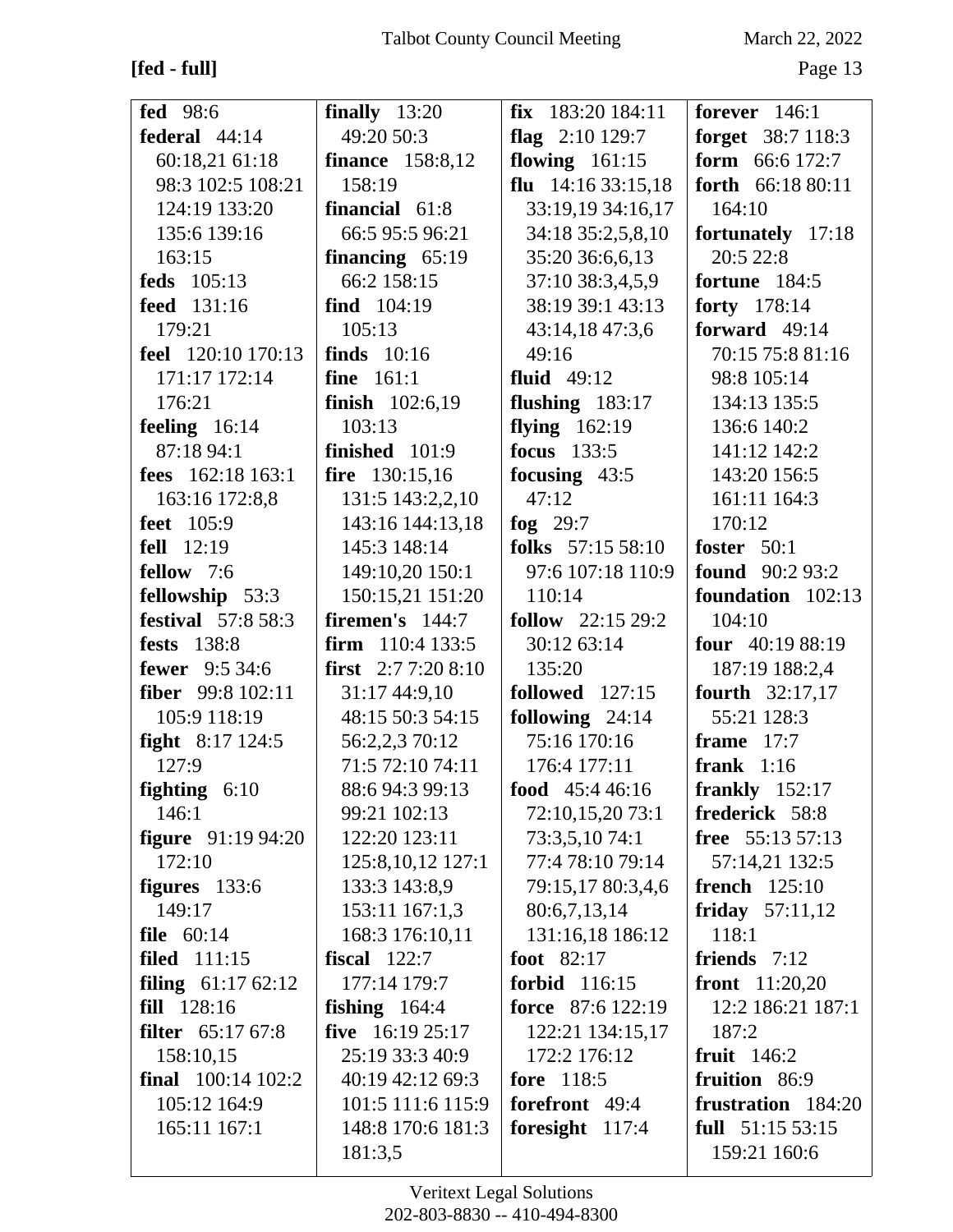**[fed - full]**

**fed** 98:6
**federal** 44:14 60:18,21 61:18 98:3 102:5 108:21 124:19 133:20 135:6 139:16 163:15
**feds** 105:13
**feed** 131:16 179:21
**feel** 120:10 170:13 171:17 172:14 176:21
**feeling** 16:14 87:18 94:1
**fees** 162:18 163:1 163:16 172:8,8
**feet** 105:9
**fell** 12:19
**fellow** 7:6
**fellowship** 53:3
**festival** 57:8 58:3
**fests** 138:8
**fewer** 9:5 34:6
**fiber** 99:8 102:11 105:9 118:19
**fight** 8:17 124:5 127:9
**fighting** 6:10 146:1
**figure** 91:19 94:20 172:10
**figures** 133:6 149:17
**file** 60:14
**filed** 111:15
**filing** 61:17 62:12
**fill** 128:16
**filter** 65:17 67:8 158:10,15
**final** 100:14 102:2 105:12 164:9 165:11 167:1
**finally** 13:20 49:20 50:3
**finance** 158:8,12 158:19
**financial** 61:8 66:5 95:5 96:21
**financing** 65:19 66:2 158:15
**find** 104:19 105:13
**finds** 10:16
**fine** 161:1
**finish** 102:6,19 103:13
**finished** 101:9
**fire** 130:15,16 131:5 143:2,2,10 143:16 144:13,18 145:3 148:14 149:10,20 150:1 150:15,21 151:20
**firemen's** 144:7
**firm** 110:4 133:5
**first** 2:7 7:20 8:10 31:17 44:9,10 48:15 50:3 54:15 56:2,2,3 70:12 71:5 72:10 74:11 88:6 94:3 99:13 99:21 102:13 122:20 123:11 125:8,10,12 127:1 133:3 143:8,9 153:11 167:1,3 168:3 176:10,11
**fiscal** 122:7 177:14 179:7
**fishing** 164:4
**five** 16:19 25:17 25:19 33:3 40:9 40:19 42:12 69:3 101:5 111:6 115:9 148:8 170:6 181:3 181:3,5
**fix** 183:20 184:11
**flag** 2:10 129:7
**flowing** 161:15
**flu** 14:16 33:15,18 33:19,19 34:16,17 34:18 35:2,5,8,10 35:20 36:6,6,13 37:10 38:3,4,5,9 38:19 39:1 43:13 43:14,18 47:3,6 49:16
**fluid** 49:12
**flushing** 183:17
**flying** 162:19
**focus** 133:5
**focusing** 43:5 47:12
**fog** 29:7
**folks** 57:15 58:10 97:6 107:18 110:9 110:14
**follow** 22:15 29:2 30:12 63:14 135:20
**followed** 127:15
**following** 24:14 75:16 170:16 176:4 177:11
**food** 45:4 46:16 72:10,15,20 73:1 73:3,5,10 74:1 77:4 78:10 79:14 79:15,17 80:3,4,6 80:6,7,13,14 131:16,18 186:12
**foot** 82:17
**forbid** 116:15
**force** 87:6 122:19 122:21 134:15,17 172:2 176:12
**fore** 118:5
**forefront** 49:4
**foresight** 117:4
**forever** 146:1
**forget** 38:7 118:3
**form** 66:6 172:7
**forth** 66:18 80:11 164:10
**fortunately** 17:18 20:5 22:8
**fortune** 184:5
**forty** 178:14
**forward** 49:14 70:15 75:8 81:16 98:8 105:14 134:13 135:5 136:6 140:2 141:12 142:2 143:20 156:5 161:11 164:3 170:12
**foster** 50:1
**found** 90:2 93:2
**foundation** 102:13 104:10
**four** 40:19 88:19 187:19 188:2,4
**fourth** 32:17,17 55:21 128:3
**frame** 17:7
**frank** 1:16
**frankly** 152:17
**frederick** 58:8
**free** 55:13 57:13 57:14,21 132:5
**french** 125:10
**friday** 57:11,12 118:1
**friends** 7:12
**front** 11:20,20 12:2 186:21 187:1 187:2
**fruit** 146:2
**fruition** 86:9
**frustration** 184:20
**full** 51:15 53:15 159:21 160:6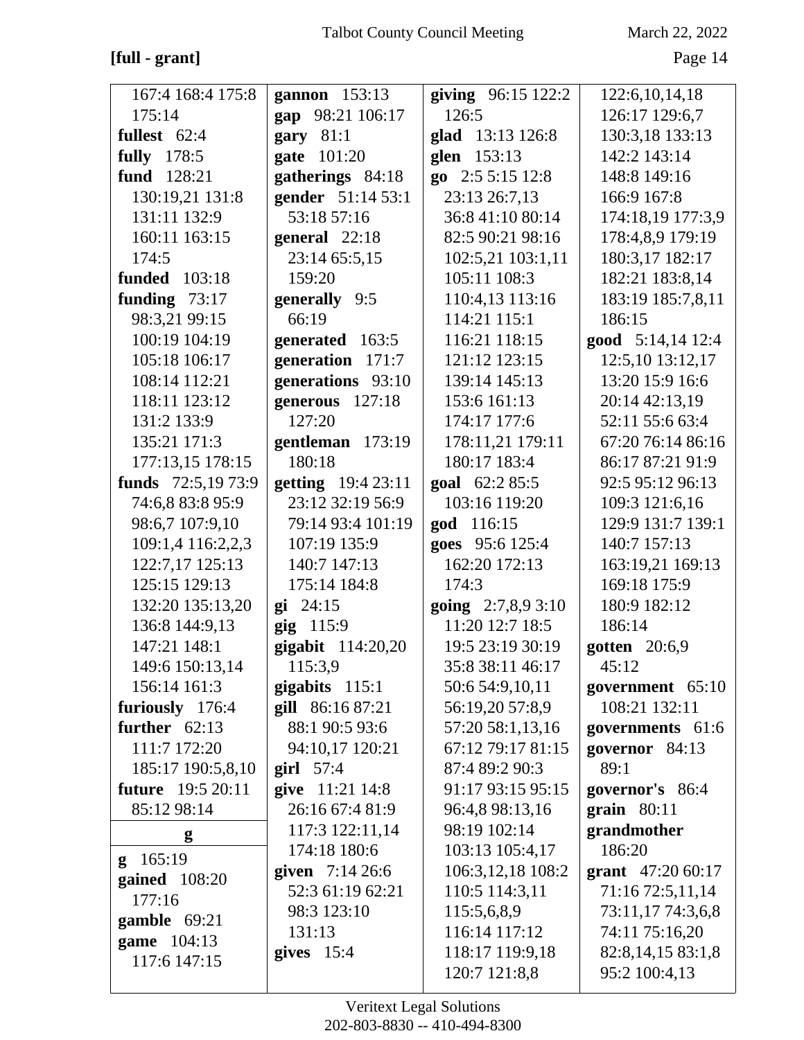**[full - grant]**

167:4 168:4 175:8 175:14
**fullest** 62:4
**fully** 178:5
**fund** 128:21 130:19,21 131:8 131:11 132:9 160:11 163:15 174:5
**funded** 103:18
**funding** 73:17 98:3,21 99:15 100:19 104:19 105:18 106:17 108:14 112:21 118:11 123:12 131:2 133:9 135:21 171:3 177:13,15 178:15
**funds** 72:5,19 73:9 74:6,8 83:8 95:9 98:6,7 107:9,10 109:1,4 116:2,2,3 122:7,17 125:13 125:15 129:13 132:20 135:13,20 136:8 144:9,13 147:21 148:1 149:6 150:13,14 156:14 161:3
**furiously** 176:4
**further** 62:13 111:7 172:20 185:17 190:5,8,10
**future** 19:5 20:11 85:12 98:14

**g**

**g** 165:19
**gained** 108:20 177:16
**gamble** 69:21
**game** 104:13 117:6 147:15
**gannon** 153:13
**gap** 98:21 106:17
**gary** 81:1
**gate** 101:20
**gatherings** 84:18
**gender** 51:14 53:1 53:18 57:16
**general** 22:18 23:14 65:5,15 159:20
**generally** 9:5 66:19
**generated** 163:5
**generation** 171:7
**generations** 93:10
**generous** 127:18 127:20
**gentleman** 173:19 180:18
**getting** 19:4 23:11 23:12 32:19 56:9 79:14 93:4 101:19 107:19 135:9 140:7 147:13 175:14 184:8
**gi** 24:15
**gig** 115:9
**gigabit** 114:20,20 115:3,9
**gigabits** 115:1
**gill** 86:16 87:21 88:1 90:5 93:6 94:10,17 120:21
**girl** 57:4
**give** 11:21 14:8 26:16 67:4 81:9 117:3 122:11,14 174:18 180:6
**given** 7:14 26:6 52:3 61:19 62:21 98:3 123:10 131:13
**gives** 15:4
**giving** 96:15 122:2 126:5
**glad** 13:13 126:8
**glen** 153:13
**go** 2:5 5:15 12:8 23:13 26:7,13 36:8 41:10 80:14 82:5 90:21 98:16 102:5,21 103:1,11 105:11 108:3 110:4,13 113:16 114:21 115:1 116:21 118:15 121:12 123:15 139:14 145:13 153:6 161:13 174:17 177:6 178:11,21 179:11 180:17 183:4
**goal** 62:2 85:5 103:16 119:20
**god** 116:15
**goes** 95:6 125:4 162:20 172:13 174:3
**going** 2:7,8,9 3:10 11:20 12:7 18:5 19:5 23:19 30:19 35:8 38:11 46:17 50:6 54:9,10,11 56:19,20 57:8,9 57:20 58:1,13,16 67:12 79:17 81:15 87:4 89:2 90:3 91:17 93:15 95:15 96:4,8 98:13,16 98:19 102:14 103:13 105:4,17 106:3,12,18 108:2 110:5 114:3,11 115:5,6,8,9 116:14 117:12 118:17 119:9,18 120:7 121:8,8 122:6,10,14,18 126:17 129:6,7 130:3,18 133:13 142:2 143:14 148:8 149:16 166:9 167:8 174:18,19 177:3,9 178:4,8,9 179:19 180:3,17 182:17 182:21 183:8,14 183:19 185:7,8,11 186:15
**good** 5:14,14 12:4 12:5,10 13:12,17 13:20 15:9 16:6 20:14 42:13,19 52:11 55:6 63:4 67:20 76:14 86:16 86:17 87:21 91:9 92:5 95:12 96:13 109:3 121:6,16 129:9 131:7 139:1 140:7 157:13 163:19,21 169:13 169:18 175:9 180:9 182:12 186:14
**gotten** 20:6,9 45:12
**government** 65:10 108:21 132:11
**governments** 61:6
**governor** 84:13 89:1
**governor's** 86:4
**grain** 80:11
**grandmother** 186:20
**grant** 47:20 60:17 71:16 72:5,11,14 73:11,17 74:3,6,8 74:11 75:16,20 82:8,14,15 83:1,8 95:2 100:4,13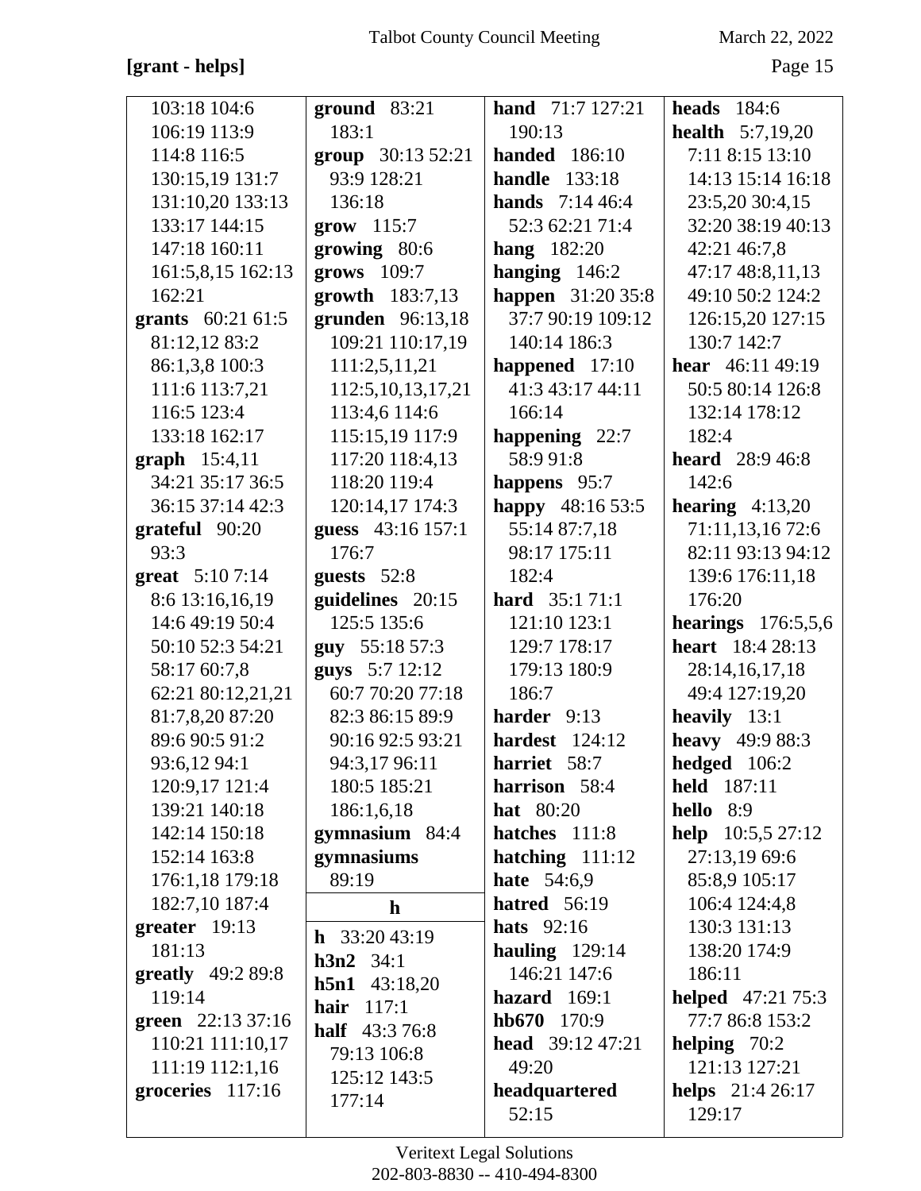**[grant - helps]**

103:18 104:6 106:19 113:9 114:8 116:5 130:15,19 131:7 131:10,20 133:13 133:17 144:15 147:18 160:11 161:5,8,15 162:13 162:21

**grants** 60:21 61:5 81:12,12 83:2 86:1,3,8 100:3 111:6 113:7,21 116:5 123:4 133:18 162:17

**graph** 15:4,11 34:21 35:17 36:5 36:15 37:14 42:3

**grateful** 90:20 93:3

**great** 5:10 7:14 8:6 13:16,16,19 14:6 49:19 50:4 50:10 52:3 54:21 58:17 60:7,8 62:21 80:12,21,21 81:7,8,20 87:20 89:6 90:5 91:2 93:6,12 94:1 120:9,17 121:4 139:21 140:18 142:14 150:18 152:14 163:8 176:1,18 179:18 182:7,10 187:4

**greater** 19:13 181:13

**greatly** 49:2 89:8 119:14

**green** 22:13 37:16 110:21 111:10,17 111:19 112:1,16

**groceries** 117:16

**ground** 83:21 183:1

**group** 30:13 52:21 93:9 128:21 136:18

**grow** 115:7

**growing** 80:6

**grows** 109:7

**growth** 183:7,13

**grunden** 96:13,18 109:21 110:17,19 111:2,5,11,21 112:5,10,13,17,21 113:4,6 114:6 115:15,19 117:9 117:20 118:4,13 118:20 119:4 120:14,17 174:3

**guess** 43:16 157:1 176:7

**guests** 52:8

**guidelines** 20:15 125:5 135:6

**guy** 55:18 57:3

**guys** 5:7 12:12 60:7 70:20 77:18 82:3 86:15 89:9 90:16 92:5 93:21 94:3,17 96:11 180:5 185:21 186:1,6,18

**gymnasium** 84:4

**gymnasiums** 89:19

## h

**h** 33:20 43:19

**h3n2** 34:1

**h5n1** 43:18,20

**hair** 117:1

**half** 43:3 76:8 79:13 106:8 125:12 143:5 177:14

**hand** 71:7 127:21 190:13

**handed** 186:10

**handle** 133:18

**hands** 7:14 46:4 52:3 62:21 71:4

**hang** 182:20

**hanging** 146:2

**happen** 31:20 35:8 37:7 90:19 109:12 140:14 186:3

**happened** 17:10 41:3 43:17 44:11 166:14

**happening** 22:7 58:9 91:8

**happens** 95:7

**happy** 48:16 53:5 55:14 87:7,18 98:17 175:11 182:4

**hard** 35:1 71:1 121:10 123:1 129:7 178:17 179:13 180:9 186:7

**harder** 9:13

**hardest** 124:12

**harriet** 58:7

**harrison** 58:4

**hat** 80:20

**hatches** 111:8

**hatching** 111:12

**hate** 54:6,9

**hatred** 56:19

**hats** 92:16

**hauling** 129:14 146:21 147:6

**hazard** 169:1

**hb670** 170:9

**head** 39:12 47:21 49:20

**headquartered** 52:15

**heads** 184:6

**health** 5:7,19,20 7:11 8:15 13:10 14:13 15:14 16:18 23:5,20 30:4,15 32:20 38:19 40:13 42:21 46:7,8 47:17 48:8,11,13 49:10 50:2 124:2 126:15,20 127:15 130:7 142:7

**hear** 46:11 49:19 50:5 80:14 126:8 132:14 178:12 182:4

**heard** 28:9 46:8 142:6

**hearing** 4:13,20 71:11,13,16 72:6 82:11 93:13 94:12 139:6 176:11,18 176:20

**hearings** 176:5,5,6

**heart** 18:4 28:13 28:14,16,17,18 49:4 127:19,20

**heavily** 13:1

**heavy** 49:9 88:3

**hedged** 106:2

**held** 187:11

**hello** 8:9

**help** 10:5,5 27:12 27:13,19 69:6 85:8,9 105:17 106:4 124:4,8 130:3 131:13 138:20 174:9 186:11

**helped** 47:21 75:3 77:7 86:8 153:2

**helping** 70:2 121:13 127:21

**helps** 21:4 26:17 129:17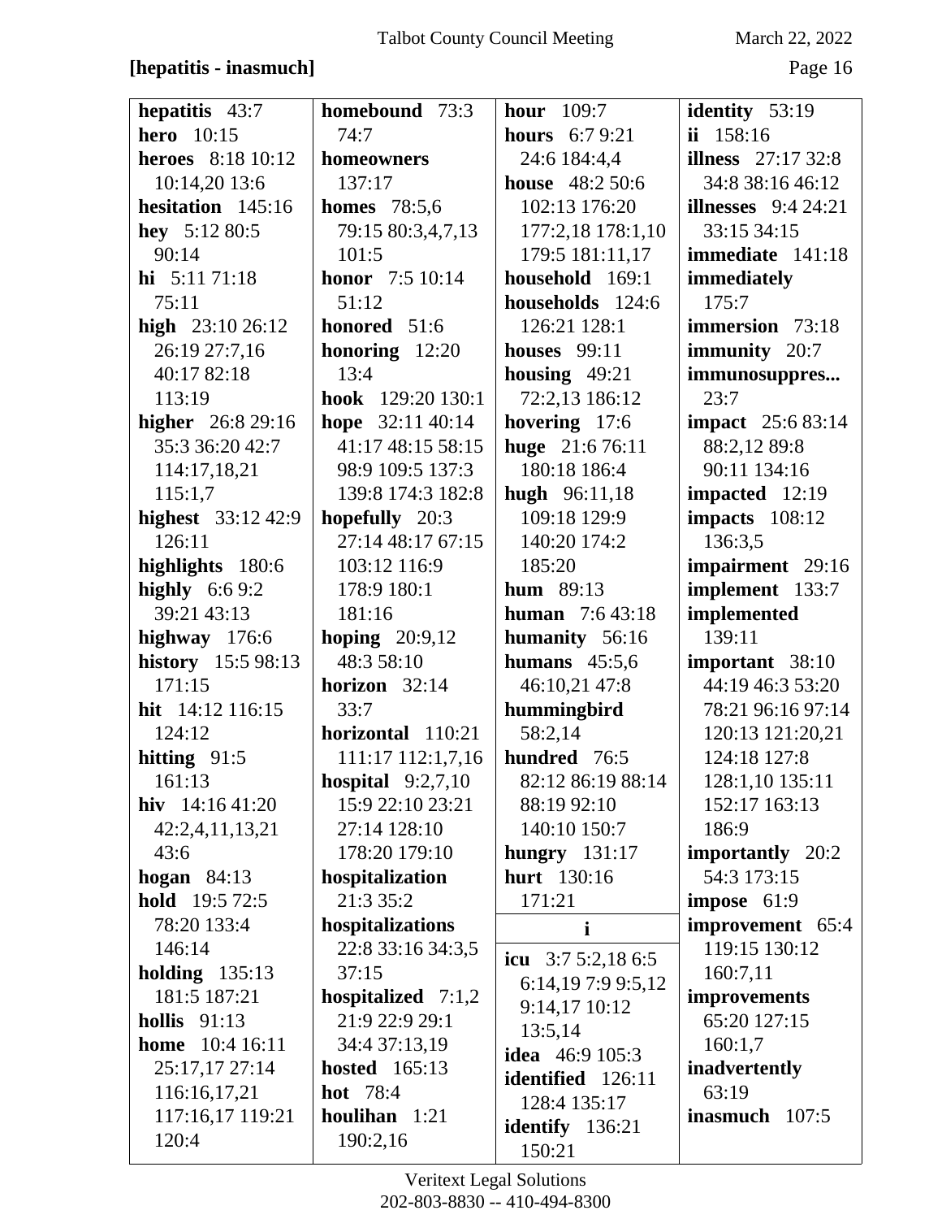**[hepatitis - inasmuch]**

**hepatitis** 43:7
**hero** 10:15
**heroes** 8:18 10:12 10:14,20 13:6
**hesitation** 145:16
**hey** 5:12 80:5 90:14
**hi** 5:11 71:18 75:11
**high** 23:10 26:12 26:19 27:7,16 40:17 82:18 113:19
**higher** 26:8 29:16 35:3 36:20 42:7 114:17,18,21 115:1,7
**highest** 33:12 42:9 126:11
**highlights** 180:6
**highly** 6:6 9:2 39:21 43:13
**highway** 176:6
**history** 15:5 98:13 171:15
**hit** 14:12 116:15 124:12
**hitting** 91:5 161:13
**hiv** 14:16 41:20 42:2,4,11,13,21 43:6
**hogan** 84:13
**hold** 19:5 72:5 78:20 133:4 146:14
**holding** 135:13 181:5 187:21
**hollis** 91:13
**home** 10:4 16:11 25:17,17 27:14 116:16,17,21 117:16,17 119:21 120:4
**homebound** 73:3 74:7
**homeowners** 137:17
**homes** 78:5,6 79:15 80:3,4,7,13 101:5
**honor** 7:5 10:14 51:12
**honored** 51:6
**honoring** 12:20 13:4
**hook** 129:20 130:1
**hope** 32:11 40:14 41:17 48:15 58:15 98:9 109:5 137:3 139:8 174:3 182:8
**hopefully** 20:3 27:14 48:17 67:15 103:12 116:9 178:9 180:1 181:16
**hoping** 20:9,12 48:3 58:10
**horizon** 32:14 33:7
**horizontal** 110:21 111:17 112:1,7,16
**hospital** 9:2,7,10 15:9 22:10 23:21 27:14 128:10 178:20 179:10
**hospitalization** 21:3 35:2
**hospitalizations** 22:8 33:16 34:3,5 37:15
**hospitalized** 7:1,2 21:9 22:9 29:1 34:4 37:13,19
**hosted** 165:13
**hot** 78:4
**houlihan** 1:21 190:2,16
**hour** 109:7
**hours** 6:7 9:21 24:6 184:4,4
**house** 48:2 50:6 102:13 176:20 177:2,18 178:1,10 179:5 181:11,17
**household** 169:1
**households** 124:6 126:21 128:1
**houses** 99:11
**housing** 49:21 72:2,13 186:12
**hovering** 17:6
**huge** 21:6 76:11 180:18 186:4
**hugh** 96:11,18 109:18 129:9 140:20 174:2 185:20
**hum** 89:13
**human** 7:6 43:18
**humanity** 56:16
**humans** 45:5,6 46:10,21 47:8
**hummingbird** 58:2,14
**hundred** 76:5 82:12 86:19 88:14 88:19 92:10 140:10 150:7
**hungry** 131:17
**hurt** 130:16 171:21

**i**

**icu** 3:7 5:2,18 6:5 6:14,19 7:9 9:5,12 9:14,17 10:12 13:5,14
**idea** 46:9 105:3
**identified** 126:11 128:4 135:17
**identify** 136:21 150:21
**identity** 53:19
**ii** 158:16
**illness** 27:17 32:8 34:8 38:16 46:12
**illnesses** 9:4 24:21 33:15 34:15
**immediate** 141:18
**immediately** 175:7
**immersion** 73:18
**immunity** 20:7
**immunosuppres...** 23:7
**impact** 25:6 83:14 88:2,12 89:8 90:11 134:16
**impacted** 12:19
**impacts** 108:12 136:3,5
**impairment** 29:16
**implement** 133:7
**implemented** 139:11
**important** 38:10 44:19 46:3 53:20 78:21 96:16 97:14 120:13 121:20,21 124:18 127:8 128:1,10 135:11 152:17 163:13 186:9
**importantly** 20:2 54:3 173:15
**impose** 61:9
**improvement** 65:4 119:15 130:12 160:7,11
**improvements** 65:20 127:15 160:1,7
**inadvertently** 63:19
**inasmuch** 107:5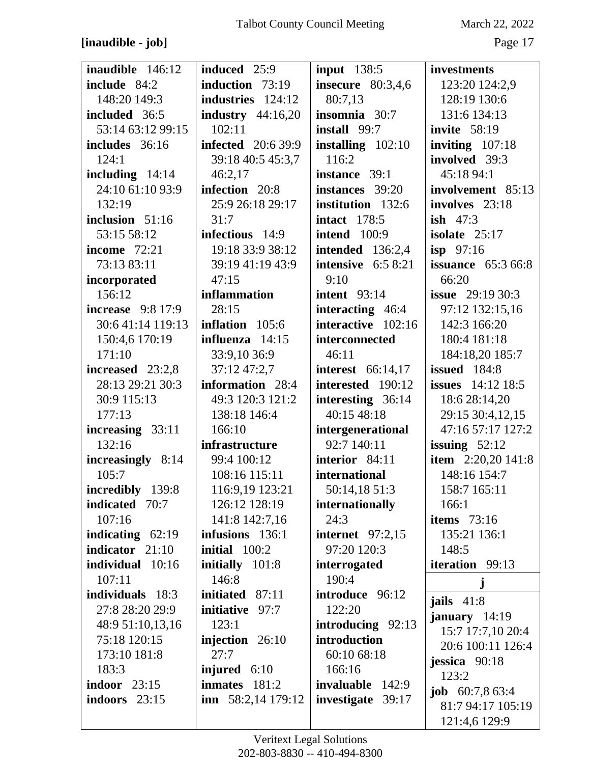**[inaudible - job]**

**inaudible** 146:12
**include** 84:2 148:20 149:3
**included** 36:5 53:14 63:12 99:15
**includes** 36:16 124:1
**including** 14:14 24:10 61:10 93:9 132:19
**inclusion** 51:16 53:15 58:12
**income** 72:21 73:13 83:11
**incorporated** 156:12
**increase** 9:8 17:9 30:6 41:14 119:13 150:4,6 170:19 171:10
**increased** 23:2,8 28:13 29:21 30:3 30:9 115:13 177:13
**increasing** 33:11 132:16
**increasingly** 8:14 105:7
**incredibly** 139:8
**indicated** 70:7 107:16
**indicating** 62:19
**indicator** 21:10
**individual** 10:16 107:11
**individuals** 18:3 27:8 28:20 29:9 48:9 51:10,13,16 75:18 120:15 173:10 181:8 183:3
**indoor** 23:15
**indoors** 23:15
**induced** 25:9
**induction** 73:19
**industries** 124:12
**industry** 44:16,20 102:11
**infected** 20:6 39:9 39:18 40:5 45:3,7 46:2,17
**infection** 20:8 25:9 26:18 29:17 31:7
**infectious** 14:9 19:18 33:9 38:12 39:19 41:19 43:9 47:15
**inflammation** 28:15
**inflation** 105:6
**influenza** 14:15 33:9,10 36:9 37:12 47:2,7
**information** 28:4 49:3 120:3 121:2 138:18 146:4 166:10
**infrastructure** 99:4 100:12 108:16 115:11 116:9,19 123:21 126:12 128:19 141:8 142:7,16
**infusions** 136:1
**initial** 100:2
**initially** 101:8 146:8
**initiated** 87:11
**initiative** 97:7 123:1
**injection** 26:10 27:7
**injured** 6:10
**inmates** 181:2
**inn** 58:2,14 179:12
**input** 138:5
**insecure** 80:3,4,6 80:7,13
**insomnia** 30:7
**install** 99:7
**installing** 102:10 116:2
**instance** 39:1
**instances** 39:20
**institution** 132:6
**intact** 178:5
**intend** 100:9
**intended** 136:2,4
**intensive** 6:5 8:21 9:10
**intent** 93:14
**interacting** 46:4
**interactive** 102:16
**interconnected** 46:11
**interest** 66:14,17
**interested** 190:12
**interesting** 36:14 40:15 48:18
**intergenerational** 92:7 140:11
**interior** 84:11
**international** 50:14,18 51:3
**internationally** 24:3
**internet** 97:2,15 97:20 120:3
**interrogated** 190:4
**introduce** 96:12 122:20
**introducing** 92:13
**introduction** 60:10 68:18 166:16
**invaluable** 142:9
**investigate** 39:17
**investments** 123:20 124:2,9 128:19 130:6 131:6 134:13
**invite** 58:19
**inviting** 107:18
**involved** 39:3 45:18 94:1
**involvement** 85:13
**involves** 23:18
**ish** 47:3
**isolate** 25:17
**isp** 97:16
**issuance** 65:3 66:8 66:20
**issue** 29:19 30:3 97:12 132:15,16 142:3 166:20 180:4 181:18 184:18,20 185:7
**issued** 184:8
**issues** 14:12 18:5 18:6 28:14,20 29:15 30:4,12,15 47:16 57:17 127:2
**issuing** 52:12
**item** 2:20,20 141:8 148:16 154:7 158:7 165:11 166:1
**items** 73:16 135:21 136:1 148:5
**iteration** 99:13

**j**

**jails** 41:8
**january** 14:19 15:7 17:7,10 20:4 20:6 100:11 126:4
**jessica** 90:18 123:2
**job** 60:7,8 63:4 81:7 94:17 105:19 121:4,6 129:9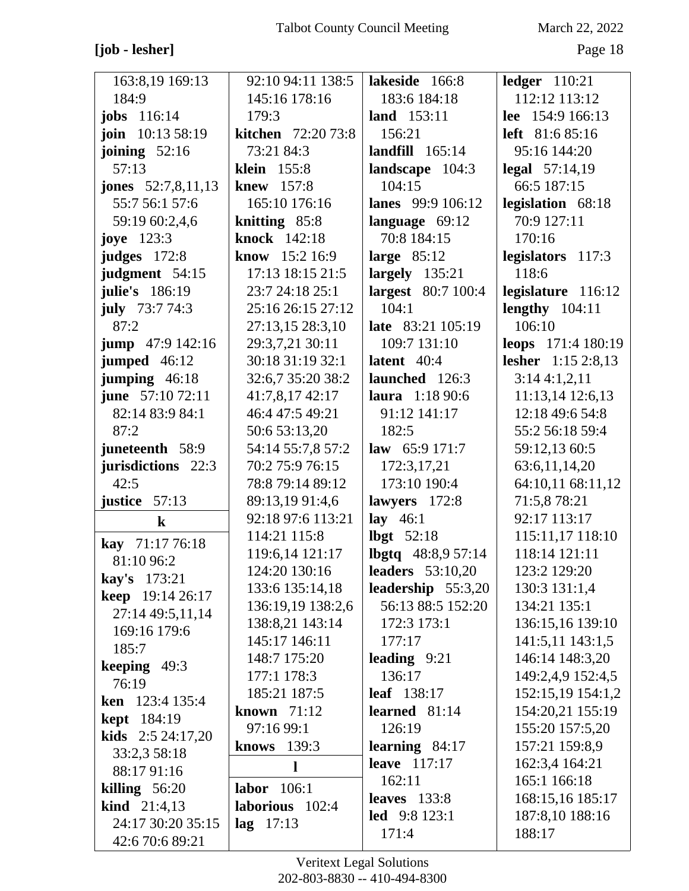**[job - lesher]**

163:8,19 169:13 184:9
**jobs** 116:14
**join** 10:13 58:19
**joining** 52:16 57:13
**jones** 52:7,8,11,13 55:7 56:1 57:6 59:19 60:2,4,6
**joye** 123:3
**judges** 172:8
**judgment** 54:15
**julie's** 186:19
**july** 73:7 74:3 87:2
**jump** 47:9 142:16
**jumped** 46:12
**jumping** 46:18
**june** 57:10 72:11 82:14 83:9 84:1 87:2
**juneteenth** 58:9
**jurisdictions** 22:3 42:5
**justice** 57:13

**k**

**kay** 71:17 76:18 81:10 96:2
**kay's** 173:21
**keep** 19:14 26:17 27:14 49:5,11,14 169:16 179:6 185:7
**keeping** 49:3 76:19
**ken** 123:4 135:4
**kept** 184:19
**kids** 2:5 24:17,20 33:2,3 58:18 88:17 91:16
**killing** 56:20
**kind** 21:4,13 24:17 30:20 35:15 42:6 70:6 89:21
92:10 94:11 138:5 145:16 178:16 179:3
**kitchen** 72:20 73:8 73:21 84:3
**klein** 155:8
**knew** 157:8 165:10 176:16
**knitting** 85:8
**knock** 142:18
**know** 15:2 16:9 17:13 18:15 21:5 23:7 24:18 25:1 25:16 26:15 27:12 27:13,15 28:3,10 29:3,7,21 30:11 30:18 31:19 32:1 32:6,7 35:20 38:2 41:7,8,17 42:17 46:4 47:5 49:21 50:6 53:13,20 54:14 55:7,8 57:2 70:2 75:9 76:15 78:8 79:14 89:12 89:13,19 91:4,6 92:18 97:6 113:21 114:21 115:8 119:6,14 121:17 124:20 130:16 133:6 135:14,18 136:19,19 138:2,6 138:8,21 143:14 145:17 146:11 148:7 175:20 177:1 178:3 185:21 187:5
**known** 71:12 97:16 99:1
**knows** 139:3

**l**

**labor** 106:1
**laborious** 102:4
**lag** 17:13
**lakeside** 166:8 183:6 184:18
**land** 153:11 156:21
**landfill** 165:14
**landscape** 104:3 104:15
**lanes** 99:9 106:12
**language** 69:12 70:8 184:15
**large** 85:12
**largely** 135:21
**largest** 80:7 100:4 104:1
**late** 83:21 105:19 109:7 131:10
**latent** 40:4
**launched** 126:3
**laura** 1:18 90:6 91:12 141:17 182:5
**law** 65:9 171:7 172:3,17,21 173:10 190:4
**lawyers** 172:8
**lay** 46:1
**lbgt** 52:18
**lbgtq** 48:8,9 57:14
**leaders** 53:10,20
**leadership** 55:3,20 56:13 88:5 152:20 172:3 173:1 177:17
**leading** 9:21 136:17
**leaf** 138:17
**learned** 81:14 126:19
**learning** 84:17
**leave** 117:17 162:11
**leaves** 133:8
**led** 9:8 123:1 171:4
**ledger** 110:21 112:12 113:12
**lee** 154:9 166:13
**left** 81:6 85:16 95:16 144:20
**legal** 57:14,19 66:5 187:15
**legislation** 68:18 70:9 127:11 170:16
**legislators** 117:3 118:6
**legislature** 116:12
**lengthy** 104:11 106:10
**leops** 171:4 180:19
**lesher** 1:15 2:8,13 3:14 4:1,2,11 11:13,14 12:6,13 12:18 49:6 54:8 55:2 56:18 59:4 59:12,13 60:5 63:6,11,14,20 64:10,11 68:11,12 71:5,8 78:21 92:17 113:17 115:11,17 118:10 118:14 121:11 123:2 129:20 130:3 131:1,4 134:21 135:1 136:15,16 139:10 141:5,11 143:1,5 146:14 148:3,20 149:2,4,9 152:4,5 152:15,19 154:1,2 154:20,21 155:19 155:20 157:5,20 157:21 159:8,9 162:3,4 164:21 165:1 166:18 168:15,16 185:17 187:8,10 188:16 188:17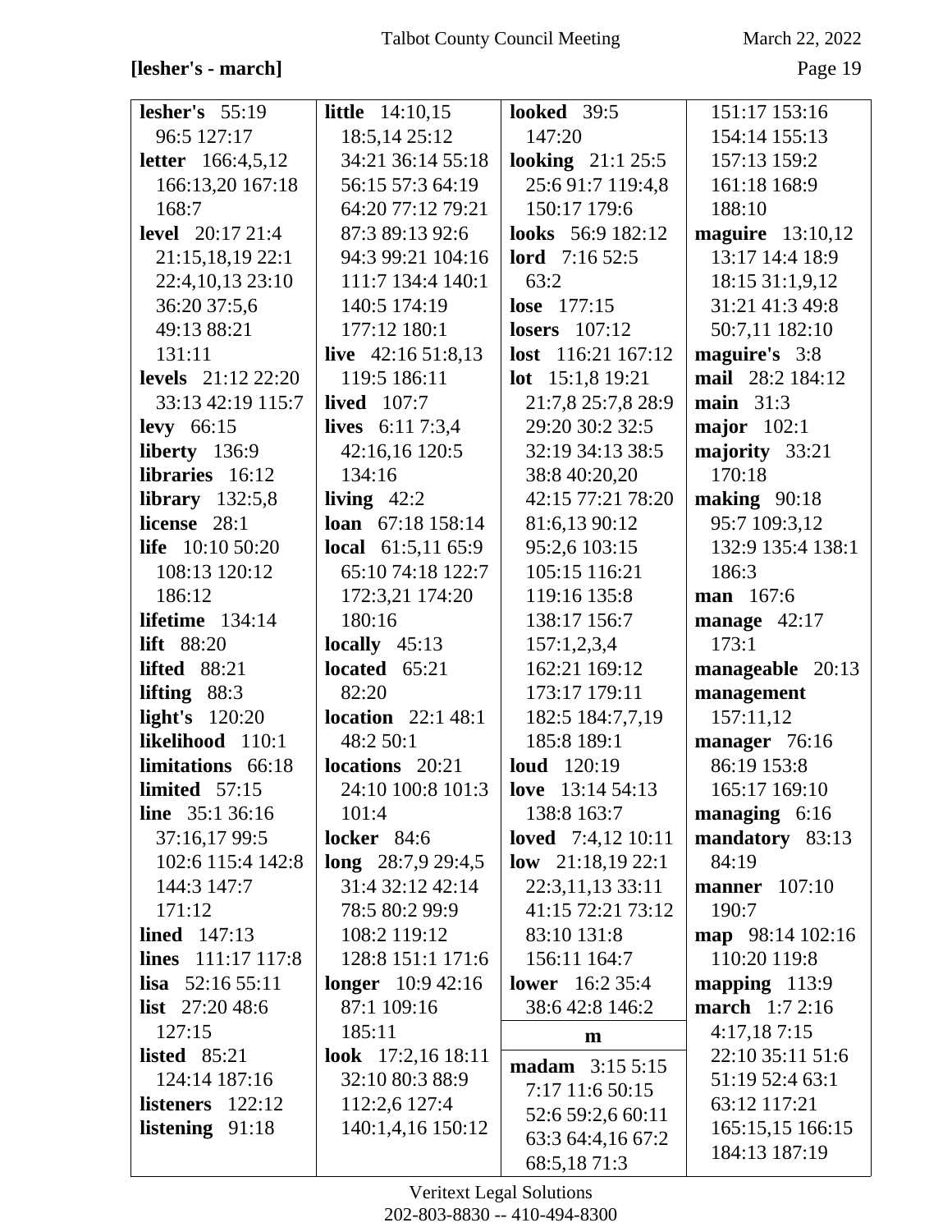**[lesher's - march]**

**lesher's** 55:19 96:5 127:17
**letter** 166:4,5,12 166:13,20 167:18 168:7
**level** 20:17 21:4 21:15,18,19 22:1 22:4,10,13 23:10 36:20 37:5,6 49:13 88:21 131:11
**levels** 21:12 22:20 33:13 42:19 115:7
**levy** 66:15
**liberty** 136:9
**libraries** 16:12
**library** 132:5,8
**license** 28:1
**life** 10:10 50:20 108:13 120:12 186:12
**lifetime** 134:14
**lift** 88:20
**lifted** 88:21
**lifting** 88:3
**light's** 120:20
**likelihood** 110:1
**limitations** 66:18
**limited** 57:15
**line** 35:1 36:16 37:16,17 99:5 102:6 115:4 142:8 144:3 147:7 171:12
**lined** 147:13
**lines** 111:17 117:8
**lisa** 52:16 55:11
**list** 27:20 48:6 127:15
**listed** 85:21 124:14 187:16
**listeners** 122:12
**listening** 91:18
**little** 14:10,15 18:5,14 25:12 34:21 36:14 55:18 56:15 57:3 64:19 64:20 77:12 79:21 87:3 89:13 92:6 94:3 99:21 104:16 111:7 134:4 140:1 140:5 174:19 177:12 180:1
**live** 42:16 51:8,13 119:5 186:11
**lived** 107:7
**lives** 6:11 7:3,4 42:16,16 120:5 134:16
**living** 42:2
**loan** 67:18 158:14
**local** 61:5,11 65:9 65:10 74:18 122:7 172:3,21 174:20 180:16
**locally** 45:13
**located** 65:21 82:20
**location** 22:1 48:1 48:2 50:1
**locations** 20:21 24:10 100:8 101:3 101:4
**locker** 84:6
**long** 28:7,9 29:4,5 31:4 32:12 42:14 78:5 80:2 99:9 108:2 119:12 128:8 151:1 171:6
**longer** 10:9 42:16 87:1 109:16 185:11
**look** 17:2,16 18:11 32:10 80:3 88:9 112:2,6 127:4 140:1,4,16 150:12
**looked** 39:5 147:20
**looking** 21:1 25:5 25:6 91:7 119:4,8 150:17 179:6
**looks** 56:9 182:12
**lord** 7:16 52:5 63:2
**lose** 177:15
**losers** 107:12
**lost** 116:21 167:12
**lot** 15:1,8 19:21 21:7,8 25:7,8 28:9 29:20 30:2 32:5 32:19 34:13 38:5 38:8 40:20,20 42:15 77:21 78:20 81:6,13 90:12 95:2,6 103:15 105:15 116:21 119:16 135:8 138:17 156:7 157:1,2,3,4 162:21 169:12 173:17 179:11 182:5 184:7,7,19 185:8 189:1
**loud** 120:19
**love** 13:14 54:13 138:8 163:7
**loved** 7:4,12 10:11
**low** 21:18,19 22:1 22:3,11,13 33:11 41:15 72:21 73:12 83:10 131:8 156:11 164:7
**lower** 16:2 35:4 38:6 42:8 146:2

**m**

**madam** 3:15 5:15 7:17 11:6 50:15 52:6 59:2,6 60:11 63:3 64:4,16 67:2 68:5,18 71:3 151:17 153:16 154:14 155:13 157:13 159:2 161:18 168:9 188:10
**maguire** 13:10,12 13:17 14:4 18:9 18:15 31:1,9,12 31:21 41:3 49:8 50:7,11 182:10
**maguire's** 3:8
**mail** 28:2 184:12
**main** 31:3
**major** 102:1
**majority** 33:21 170:18
**making** 90:18 95:7 109:3,12 132:9 135:4 138:1 186:3
**man** 167:6
**manage** 42:17 173:1
**manageable** 20:13
**management** 157:11,12
**manager** 76:16 86:19 153:8 165:17 169:10
**managing** 6:16
**mandatory** 83:13 84:19
**manner** 107:10 190:7
**map** 98:14 102:16 110:20 119:8
**mapping** 113:9
**march** 1:7 2:16 4:17,18 7:15 22:10 35:11 51:6 51:19 52:4 63:1 63:12 117:21 165:15,15 166:15 184:13 187:19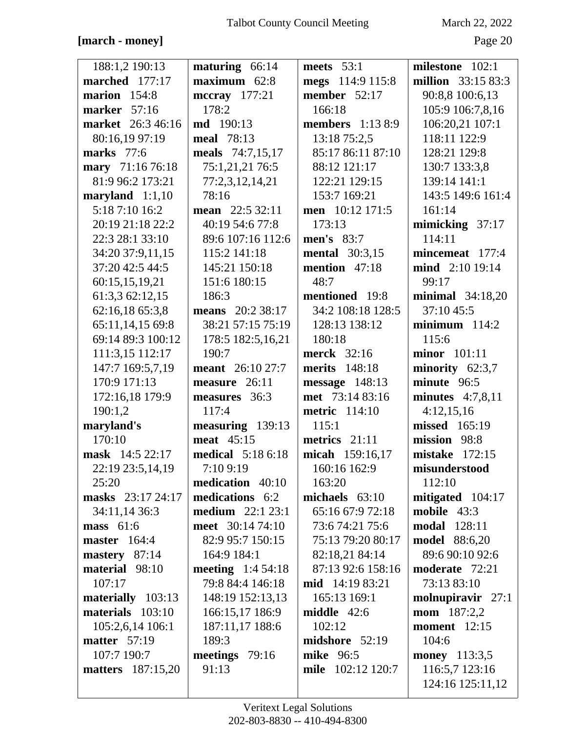**[march - money]**

188:1,2 190:13
**marched** 177:17
**marion** 154:8
**marker** 57:16
**market** 26:3 46:16 80:16,19 97:19
**marks** 77:6
**mary** 71:16 76:18 81:9 96:2 173:21
**maryland** 1:1,10 5:18 7:10 16:2 20:19 21:18 22:2 22:3 28:1 33:10 34:20 37:9,11,15 37:20 42:5 44:5 60:15,15,19,21 61:3,3 62:12,15 62:16,18 65:3,8 65:11,14,15 69:8 69:14 89:3 100:12 111:3,15 112:17 147:7 169:5,7,19 170:9 171:13 172:16,18 179:9 190:1,2
**maryland's** 170:10
**mask** 14:5 22:17 22:19 23:5,14,19 25:20
**masks** 23:17 24:17 34:11,14 36:3
**mass** 61:6
**master** 164:4
**mastery** 87:14
**material** 98:10 107:17
**materially** 103:13
**materials** 103:10 105:2,6,14 106:1
**matter** 57:19 107:7 190:7
**matters** 187:15,20
**maturing** 66:14
**maximum** 62:8
**mccray** 177:21 178:2
**md** 190:13
**meal** 78:13
**meals** 74:7,15,17 75:1,21,21 76:5 77:2,3,12,14,21 78:16
**mean** 22:5 32:11 40:19 54:6 77:8 89:6 107:16 112:6 115:2 141:18 145:21 150:18 151:6 180:15 186:3
**means** 20:2 38:17 38:21 57:15 75:19 178:5 182:5,16,21 190:7
**meant** 26:10 27:7
**measure** 26:11
**measures** 36:3 117:4
**measuring** 139:13
**meat** 45:15
**medical** 5:18 6:18 7:10 9:19
**medication** 40:10
**medications** 6:2
**medium** 22:1 23:1
**meet** 30:14 74:10 82:9 95:7 150:15 164:9 184:1
**meeting** 1:4 54:18 79:8 84:4 146:18 148:19 152:13,13 166:15,17 186:9 187:11,17 188:6 189:3
**meetings** 79:16 91:13
**meets** 53:1
**megs** 114:9 115:8
**member** 52:17 166:18
**members** 1:13 8:9 13:18 75:2,5 85:17 86:11 87:10 88:12 121:17 122:21 129:15 153:7 169:21
**men** 10:12 171:5 173:13
**men's** 83:7
**mental** 30:3,15
**mention** 47:18 48:7
**mentioned** 19:8 34:2 108:18 128:5 128:13 138:12 180:18
**merck** 32:16
**merits** 148:18
**message** 148:13
**met** 73:14 83:16
**metric** 114:10 115:1
**metrics** 21:11
**micah** 159:16,17 160:16 162:9 163:20
**michaels** 63:10 65:16 67:9 72:18 73:6 74:21 75:6 75:13 79:20 80:17 82:18,21 84:14 87:13 92:6 158:16
**mid** 14:19 83:21 165:13 169:1
**middle** 42:6 102:12
**midshore** 52:19
**mike** 96:5
**mile** 102:12 120:7
**milestone** 102:1
**million** 33:15 83:3 90:8,8 100:6,13 105:9 106:7,8,16 106:20,21 107:1 118:11 122:9 128:21 129:8 130:7 133:3,8 139:14 141:1 143:5 149:6 161:4 161:14
**mimicking** 37:17 114:11
**mincemeat** 177:4
**mind** 2:10 19:14 99:17
**minimal** 34:18,20 37:10 45:5
**minimum** 114:2 115:6
**minor** 101:11
**minority** 62:3,7
**minute** 96:5
**minutes** 4:7,8,11 4:12,15,16
**missed** 165:19
**mission** 98:8
**mistake** 172:15
**misunderstood** 112:10
**mitigated** 104:17
**mobile** 43:3
**modal** 128:11
**model** 88:6,20 89:6 90:10 92:6
**moderate** 72:21 73:13 83:10
**molnupiravir** 27:1
**mom** 187:2,2
**moment** 12:15 104:6
**money** 113:3,5 116:5,7 123:16 124:16 125:11,12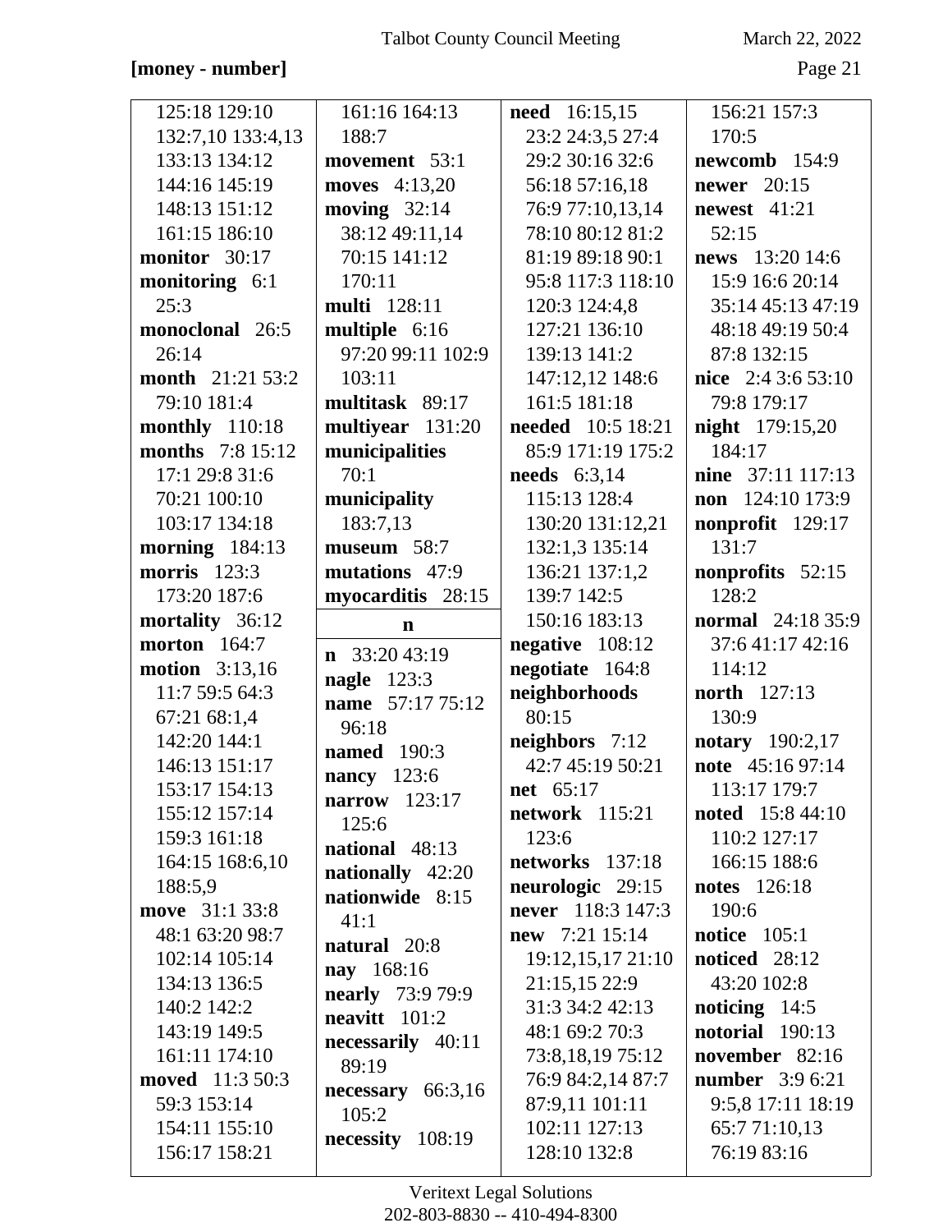[money - number]

125:18 129:10 132:7,10 133:4,13 133:13 134:12 144:16 145:19 148:13 151:12 161:15 186:10

**monitor** 30:17

**monitoring** 6:1 25:3

**monoclonal** 26:5 26:14

**month** 21:21 53:2 79:10 181:4

**monthly** 110:18

**months** 7:8 15:12 17:1 29:8 31:6 70:21 100:10 103:17 134:18

**morning** 184:13

**morris** 123:3 173:20 187:6

**mortality** 36:12

**morton** 164:7

**motion** 3:13,16 11:7 59:5 64:3 67:21 68:1,4 142:20 144:1 146:13 151:17 153:17 154:13 155:12 157:14 159:3 161:18 164:15 168:6,10 188:5,9

**move** 31:1 33:8 48:1 63:20 98:7 102:14 105:14 134:13 136:5 140:2 142:2 143:19 149:5 161:11 174:10

**moved** 11:3 50:3 59:3 153:14 154:11 155:10 156:17 158:21 161:16 164:13 188:7

**movement** 53:1

**moves** 4:13,20

**moving** 32:14 38:12 49:11,14 70:15 141:12 170:11

**multi** 128:11

**multiple** 6:16 97:20 99:11 102:9 103:11

**multitask** 89:17

**multiyear** 131:20

**municipalities** 70:1

**municipality** 183:7,13

**museum** 58:7

**mutations** 47:9

**myocarditis** 28:15

## n

**n** 33:20 43:19

**nagle** 123:3

**name** 57:17 75:12 96:18

**named** 190:3

**nancy** 123:6

**narrow** 123:17 125:6

**national** 48:13

**nationally** 42:20

**nationwide** 8:15 41:1

**natural** 20:8

**nay** 168:16

**nearly** 73:9 79:9

**neavitt** 101:2

**necessarily** 40:11 89:19

**necessary** 66:3,16 105:2

**necessity** 108:19

**need** 16:15,15 23:2 24:3,5 27:4 29:2 30:16 32:6 56:18 57:16,18 76:9 77:10,13,14 78:10 80:12 81:2 81:19 89:18 90:1 95:8 117:3 118:10 120:3 124:4,8 127:21 136:10 139:13 141:2 147:12,12 148:6 161:5 181:18

**needed** 10:5 18:21 85:9 171:19 175:2

**needs** 6:3,14 115:13 128:4 130:20 131:12,21 132:1,3 135:14 136:21 137:1,2 139:7 142:5 150:16 183:13

**negative** 108:12

**negotiate** 164:8

**neighborhoods** 80:15

**neighbors** 7:12 42:7 45:19 50:21

**net** 65:17

**network** 115:21 123:6

**networks** 137:18

**neurologic** 29:15

**never** 118:3 147:3

**new** 7:21 15:14 19:12,15,17 21:10 21:15,15 22:9 31:3 34:2 42:13 48:1 69:2 70:3 73:8,18,19 75:12 76:9 84:2,14 87:7 87:9,11 101:11 102:11 127:13 128:10 132:8 156:21 157:3 170:5

**newcomb** 154:9

**newer** 20:15

**newest** 41:21 52:15

**news** 13:20 14:6 15:9 16:6 20:14 35:14 45:13 47:19 48:18 49:19 50:4 87:8 132:15

**nice** 2:4 3:6 53:10 79:8 179:17

**night** 179:15,20 184:17

**nine** 37:11 117:13

**non** 124:10 173:9

**nonprofit** 129:17 131:7

**nonprofits** 52:15 128:2

**normal** 24:18 35:9 37:6 41:17 42:16 114:12

**north** 127:13 130:9

**notary** 190:2,17

**note** 45:16 97:14 113:17 179:7

**noted** 15:8 44:10 110:2 127:17 166:15 188:6

**notes** 126:18 190:6

**notice** 105:1

**noticed** 28:12 43:20 102:8

**noticing** 14:5

**notorial** 190:13

**november** 82:16

**number** 3:9 6:21 9:5,8 17:11 18:19 65:7 71:10,13 76:19 83:16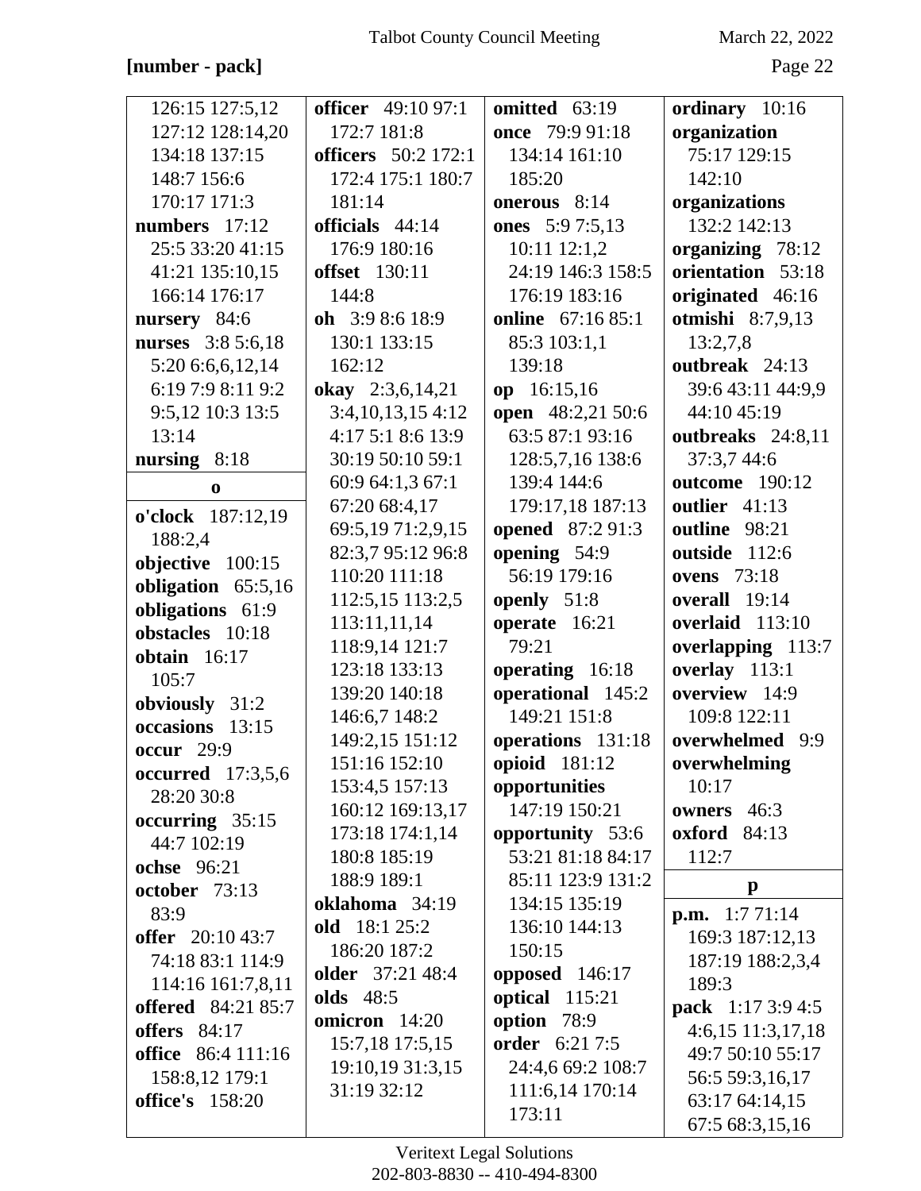**[number - pack]**

126:15 127:5,12 127:12 128:14,20 134:18 137:15 148:7 156:6 170:17 171:3
**numbers** 17:12 25:5 33:20 41:15 41:21 135:10,15 166:14 176:17
**nursery** 84:6
**nurses** 3:8 5:6,18 5:20 6:6,6,12,14 6:19 7:9 8:11 9:2 9:5,12 10:3 13:5 13:14
**nursing** 8:18

**o**

**o'clock** 187:12,19 188:2,4
**objective** 100:15
**obligation** 65:5,16
**obligations** 61:9
**obstacles** 10:18
**obtain** 16:17 105:7
**obviously** 31:2
**occasions** 13:15
**occur** 29:9
**occurred** 17:3,5,6 28:20 30:8
**occurring** 35:15 44:7 102:19
**ochse** 96:21
**october** 73:13 83:9
**offer** 20:10 43:7 74:18 83:1 114:9 114:16 161:7,8,11
**offered** 84:21 85:7
**offers** 84:17
**office** 86:4 111:16 158:8,12 179:1
**office's** 158:20
**officer** 49:10 97:1 172:7 181:8
**officers** 50:2 172:1 172:4 175:1 180:7 181:14
**officials** 44:14 176:9 180:16
**offset** 130:11 144:8
**oh** 3:9 8:6 18:9 130:1 133:15 162:12
**okay** 2:3,6,14,21 3:4,10,13,15 4:12 4:17 5:1 8:6 13:9 30:19 50:10 59:1 60:9 64:1,3 67:1 67:20 68:4,17 69:5,19 71:2,9,15 82:3,7 95:12 96:8 110:20 111:18 112:5,15 113:2,5 113:11,11,14 118:9,14 121:7 123:18 133:13 139:20 140:18 146:6,7 148:2 149:2,15 151:12 151:16 152:10 153:4,5 157:13 160:12 169:13,17 173:18 174:1,14 180:8 185:19 188:9 189:1
**oklahoma** 34:19
**old** 18:1 25:2 186:20 187:2
**older** 37:21 48:4
**olds** 48:5
**omicron** 14:20 15:7,18 17:5,15 19:10,19 31:3,15 31:19 32:12
**omitted** 63:19
**once** 79:9 91:18 134:14 161:10 185:20
**onerous** 8:14
**ones** 5:9 7:5,13 10:11 12:1,2 24:19 146:3 158:5 176:19 183:16
**online** 67:16 85:1 85:3 103:1,1 139:18
**op** 16:15,16
**open** 48:2,21 50:6 63:5 87:1 93:16 128:5,7,16 138:6 139:4 144:6 179:17,18 187:13
**opened** 87:2 91:3
**opening** 54:9 56:19 179:16
**openly** 51:8
**operate** 16:21 79:21
**operating** 16:18
**operational** 145:2 149:21 151:8
**operations** 131:18
**opioid** 181:12
**opportunities** 147:19 150:21
**opportunity** 53:6 53:21 81:18 84:17 85:11 123:9 131:2 134:15 135:19 136:10 144:13 150:15
**opposed** 146:17
**optical** 115:21
**option** 78:9
**order** 6:21 7:5 24:4,6 69:2 108:7 111:6,14 170:14 173:11
**ordinary** 10:16
**organization** 75:17 129:15 142:10
**organizations** 132:2 142:13
**organizing** 78:12
**orientation** 53:18
**originated** 46:16
**otmishi** 8:7,9,13 13:2,7,8
**outbreak** 24:13 39:6 43:11 44:9,9 44:10 45:19
**outbreaks** 24:8,11 37:3,7 44:6
**outcome** 190:12
**outlier** 41:13
**outline** 98:21
**outside** 112:6
**ovens** 73:18
**overall** 19:14
**overlaid** 113:10
**overlapping** 113:7
**overlay** 113:1
**overview** 14:9 109:8 122:11
**overwhelmed** 9:9
**overwhelming** 10:17
**owners** 46:3
**oxford** 84:13 112:7

**p**

**p.m.** 1:7 71:14 169:3 187:12,13 187:19 188:2,3,4 189:3
**pack** 1:17 3:9 4:5 4:6,15 11:3,17,18 49:7 50:10 55:17 56:5 59:3,16,17 63:17 64:14,15 67:5 68:3,15,16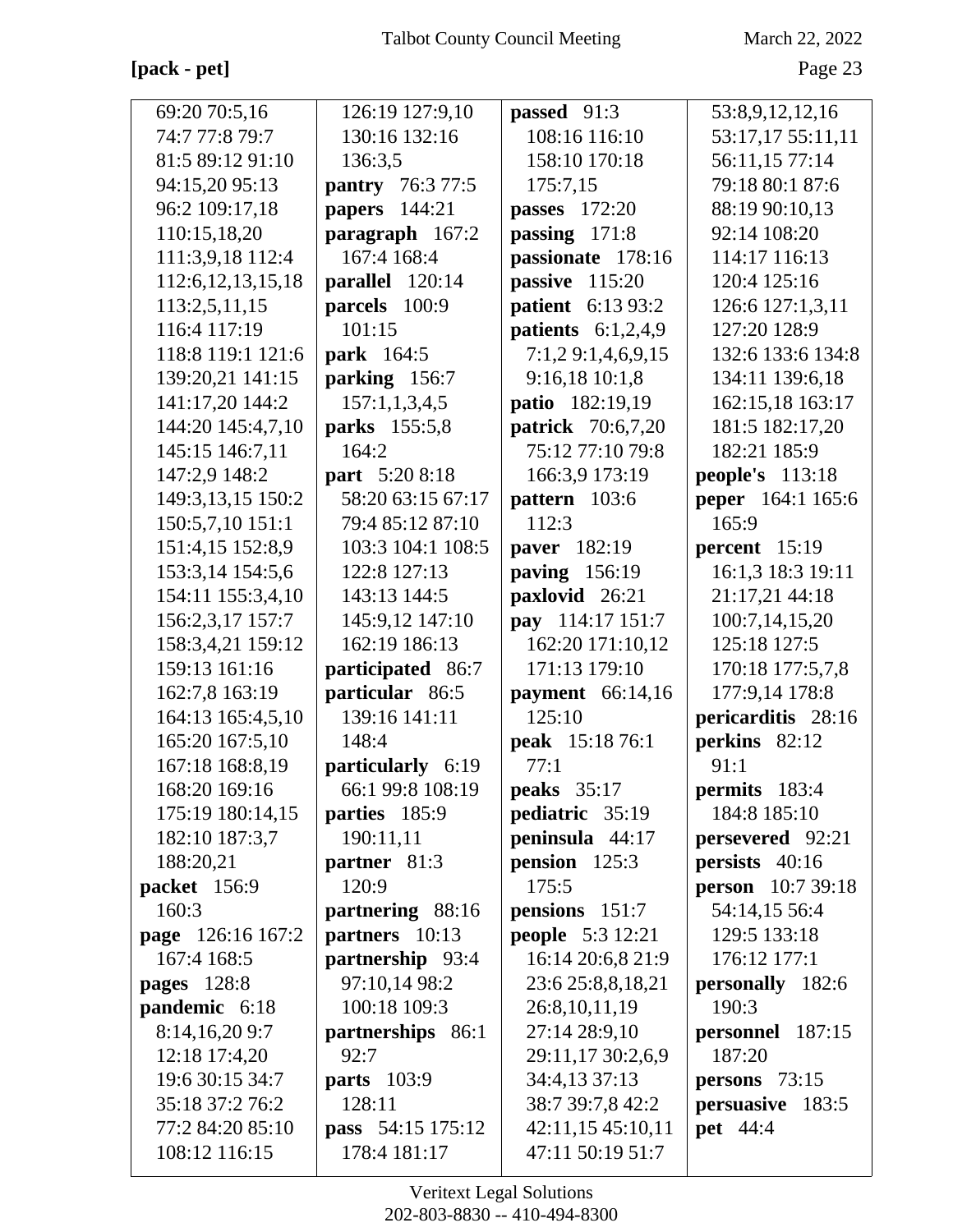**[pack - pet]**

69:20 70:5,16 74:7 77:8 79:7 81:5 89:12 91:10 94:15,20 95:13 96:2 109:17,18 110:15,18,20 111:3,9,18 112:4 112:6,12,13,15,18 113:2,5,11,15 116:4 117:19 118:8 119:1 121:6 139:20,21 141:15 141:17,20 144:2 144:20 145:4,7,10 145:15 146:7,11 147:2,9 148:2 149:3,13,15 150:2 150:5,7,10 151:1 151:4,15 152:8,9 153:3,14 154:5,6 154:11 155:3,4,10 156:2,3,17 157:7 158:3,4,21 159:12 159:13 161:16 162:7,8 163:19 164:13 165:4,5,10 165:20 167:5,10 167:18 168:8,19 168:20 169:16 175:19 180:14,15 182:10 187:3,7 188:20,21

**packet** 156:9 160:3

**page** 126:16 167:2 167:4 168:5

**pages** 128:8

**pandemic** 6:18 8:14,16,20 9:7 12:18 17:4,20 19:6 30:15 34:7 35:18 37:2 76:2 77:2 84:20 85:10 108:12 116:15 126:19 127:9,10 130:16 132:16 136:3,5

**pantry** 76:3 77:5

**papers** 144:21

**paragraph** 167:2 167:4 168:4

**parallel** 120:14

**parcels** 100:9 101:15

**park** 164:5

**parking** 156:7 157:1,1,3,4,5

**parks** 155:5,8 164:2

**part** 5:20 8:18 58:20 63:15 67:17 79:4 85:12 87:10 103:3 104:1 108:5 122:8 127:13 143:13 144:5 145:9,12 147:10 162:19 186:13

**participated** 86:7

**particular** 86:5 139:16 141:11 148:4

**particularly** 6:19 66:1 99:8 108:19

**parties** 185:9 190:11,11

**partner** 81:3 120:9

**partnering** 88:16

**partners** 10:13

**partnership** 93:4 97:10,14 98:2 100:18 109:3

**partnerships** 86:1 92:7

**parts** 103:9 128:11

**pass** 54:15 175:12 178:4 181:17

**passed** 91:3 108:16 116:10 158:10 170:18 175:7,15

**passes** 172:20

**passing** 171:8

**passionate** 178:16

**passive** 115:20

**patient** 6:13 93:2

**patients** 6:1,2,4,9 7:1,2 9:1,4,6,9,15 9:16,18 10:1,8

**patio** 182:19,19

**patrick** 70:6,7,20 75:12 77:10 79:8 166:3,9 173:19

**pattern** 103:6 112:3

**paver** 182:19

**paving** 156:19

**paxlovid** 26:21

**pay** 114:17 151:7 162:20 171:10,12 171:13 179:10

**payment** 66:14,16 125:10

**peak** 15:18 76:1 77:1

**peaks** 35:17

**pediatric** 35:19

**peninsula** 44:17

**pension** 125:3 175:5

**pensions** 151:7

**people** 5:3 12:21 16:14 20:6,8 21:9 23:6 25:8,8,18,21 26:8,10,11,19 27:14 28:9,10 29:11,17 30:2,6,9 34:4,13 37:13 38:7 39:7,8 42:2 42:11,15 45:10,11 47:11 50:19 51:7 53:8,9,12,12,16 53:17,17 55:11,11 56:11,15 77:14 79:18 80:1 87:6 88:19 90:10,13 92:14 108:20 114:17 116:13 120:4 125:16 126:6 127:1,3,11 127:20 128:9 132:6 133:6 134:8 134:11 139:6,18 162:15,18 163:17 181:5 182:17,20 182:21 185:9

**people's** 113:18

**peper** 164:1 165:6 165:9

**percent** 15:19 16:1,3 18:3 19:11 21:17,21 44:18 100:7,14,15,20 125:18 127:5 170:18 177:5,7,8 177:9,14 178:8

**pericarditis** 28:16

**perkins** 82:12 91:1

**permits** 183:4 184:8 185:10

**persevered** 92:21

**persists** 40:16

**person** 10:7 39:18 54:14,15 56:4 129:5 133:18 176:12 177:1

**personally** 182:6 190:3

**personnel** 187:15 187:20

**persons** 73:15

**persuasive** 183:5

**pet** 44:4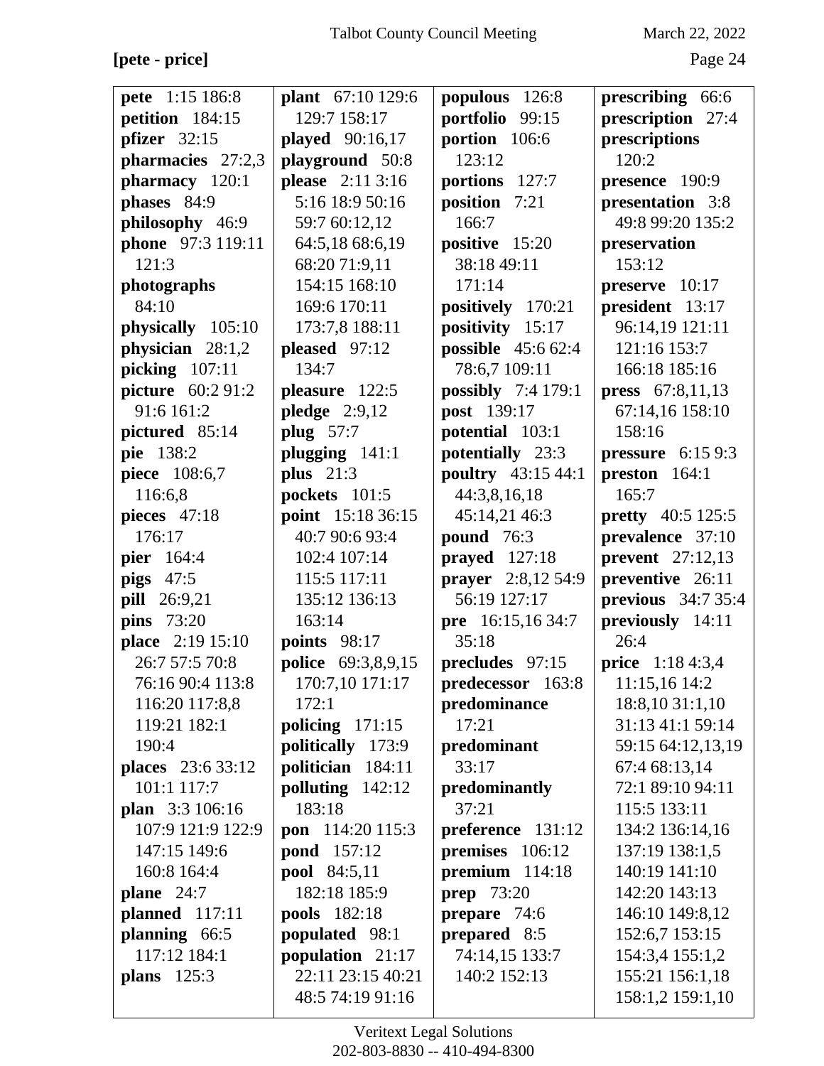**[pete - price]**

**pete** 1:15 186:8
**petition** 184:15
**pfizer** 32:15
**pharmacies** 27:2,3
**pharmacy** 120:1
**phases** 84:9
**philosophy** 46:9
**phone** 97:3 119:11 121:3
**photographs** 84:10
**physically** 105:10
**physician** 28:1,2
**picking** 107:11
**picture** 60:2 91:2 91:6 161:2
**pictured** 85:14
**pie** 138:2
**piece** 108:6,7 116:6,8
**pieces** 47:18 176:17
**pier** 164:4
**pigs** 47:5
**pill** 26:9,21
**pins** 73:20
**place** 2:19 15:10 26:7 57:5 70:8 76:16 90:4 113:8 116:20 117:8,8 119:21 182:1 190:4
**places** 23:6 33:12 101:1 117:7
**plan** 3:3 106:16 107:9 121:9 122:9 147:15 149:6 160:8 164:4
**plane** 24:7
**planned** 117:11
**planning** 66:5 117:12 184:1
**plans** 125:3
**plant** 67:10 129:6 129:7 158:17
**played** 90:16,17
**playground** 50:8
**please** 2:11 3:16 5:16 18:9 50:16 59:7 60:12,12 64:5,18 68:6,19 68:20 71:9,11 154:15 168:10 169:6 170:11 173:7,8 188:11
**pleased** 97:12 134:7
**pleasure** 122:5
**pledge** 2:9,12
**plug** 57:7
**plugging** 141:1
**plus** 21:3
**pockets** 101:5
**point** 15:18 36:15 40:7 90:6 93:4 102:4 107:14 115:5 117:11 135:12 136:13 163:14
**points** 98:17
**police** 69:3,8,9,15 170:7,10 171:17 172:1
**policing** 171:15
**politically** 173:9
**politician** 184:11
**polluting** 142:12 183:18
**pon** 114:20 115:3
**pond** 157:12
**pool** 84:5,11 182:18 185:9
**pools** 182:18
**populated** 98:1
**population** 21:17 22:11 23:15 40:21 48:5 74:19 91:16
**populous** 126:8
**portfolio** 99:15
**portion** 106:6 123:12
**portions** 127:7
**position** 7:21 166:7
**positive** 15:20 38:18 49:11 171:14
**positively** 170:21
**positivity** 15:17
**possible** 45:6 62:4 78:6,7 109:11
**possibly** 7:4 179:1
**post** 139:17
**potential** 103:1
**potentially** 23:3
**poultry** 43:15 44:1 44:3,8,16,18 45:14,21 46:3
**pound** 76:3
**prayed** 127:18
**prayer** 2:8,12 54:9 56:19 127:17
**pre** 16:15,16 34:7 35:18
**precludes** 97:15
**predecessor** 163:8
**predominance** 17:21
**predominant** 33:17
**predominantly** 37:21
**preference** 131:12
**premises** 106:12
**premium** 114:18
**prep** 73:20
**prepare** 74:6
**prepared** 8:5 74:14,15 133:7 140:2 152:13
**prescribing** 66:6
**prescription** 27:4
**prescriptions** 120:2
**presence** 190:9
**presentation** 3:8 49:8 99:20 135:2
**preservation** 153:12
**preserve** 10:17
**president** 13:17 96:14,19 121:11 121:16 153:7 166:18 185:16
**press** 67:8,11,13 67:14,16 158:10 158:16
**pressure** 6:15 9:3
**preston** 164:1 165:7
**pretty** 40:5 125:5
**prevalence** 37:10
**prevent** 27:12,13
**preventive** 26:11
**previous** 34:7 35:4
**previously** 14:11 26:4
**price** 1:18 4:3,4 11:15,16 14:2 18:8,10 31:1,10 31:13 41:1 59:14 59:15 64:12,13,19 67:4 68:13,14 72:1 89:10 94:11 115:5 133:11 134:2 136:14,16 137:19 138:1,5 140:19 141:10 142:20 143:13 146:10 149:8,12 152:6,7 153:15 154:3,4 155:1,2 155:21 156:1,18 158:1,2 159:1,10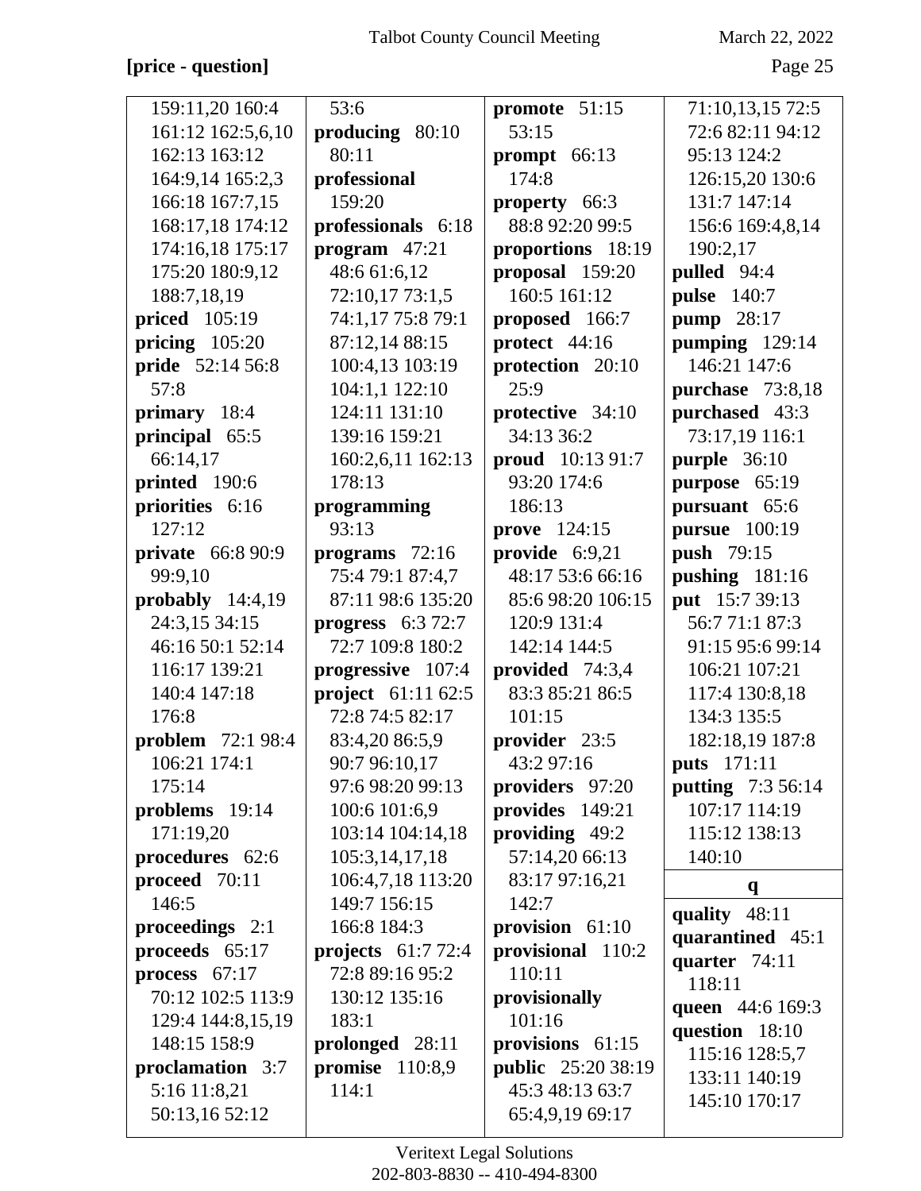**[price - question]**

159:11,20 160:4 161:12 162:5,6,10 162:13 163:12 164:9,14 165:2,3 166:18 167:7,15 168:17,18 174:12 174:16,18 175:17 175:20 180:9,12 188:7,18,19

**priced** 105:19

**pricing** 105:20

**pride** 52:14 56:8 57:8

**primary** 18:4

**principal** 65:5 66:14,17

**printed** 190:6

**priorities** 6:16 127:12

**private** 66:8 90:9 99:9,10

**probably** 14:4,19 24:3,15 34:15 46:16 50:1 52:14 116:17 139:21 140:4 147:18 176:8

**problem** 72:1 98:4 106:21 174:1 175:14

**problems** 19:14 171:19,20

**procedures** 62:6

**proceed** 70:11 146:5

**proceedings** 2:1

**proceeds** 65:17

**process** 67:17 70:12 102:5 113:9 129:4 144:8,15,19 148:15 158:9

**proclamation** 3:7 5:16 11:8,21 50:13,16 52:12 53:6

**producing** 80:10 80:11

**professional** 159:20

**professionals** 6:18

**program** 47:21 48:6 61:6,12 72:10,17 73:1,5 74:1,17 75:8 79:1 87:12,14 88:15 100:4,13 103:19 104:1,1 122:10 124:11 131:10 139:16 159:21 160:2,6,11 162:13 178:13

**programming** 93:13

**programs** 72:16 75:4 79:1 87:4,7 87:11 98:6 135:20

**progress** 6:3 72:7 72:7 109:8 180:2

**progressive** 107:4

**project** 61:11 62:5 72:8 74:5 82:17 83:4,20 86:5,9 90:7 96:10,17 97:6 98:20 99:13 100:6 101:6,9 103:14 104:14,18 105:3,14,17,18 106:4,7,18 113:20 149:7 156:15 166:8 184:3

**projects** 61:7 72:4 72:8 89:16 95:2 130:12 135:16 183:1

**prolonged** 28:11

**promise** 110:8,9 114:1

**promote** 51:15 53:15

**prompt** 66:13 174:8

**property** 66:3 88:8 92:20 99:5

**proportions** 18:19

**proposal** 159:20 160:5 161:12

**proposed** 166:7

**protect** 44:16

**protection** 20:10 25:9

**protective** 34:10 34:13 36:2

**proud** 10:13 91:7 93:20 174:6 186:13

**prove** 124:15

**provide** 6:9,21 48:17 53:6 66:16 85:6 98:20 106:15 120:9 131:4 142:14 144:5

**provided** 74:3,4 83:3 85:21 86:5 101:15

**provider** 23:5 43:2 97:16

**providers** 97:20

**provides** 149:21

**providing** 49:2 57:14,20 66:13 83:17 97:16,21 142:7

**provision** 61:10

**provisional** 110:2 110:11

**provisionally** 101:16

**provisions** 61:15

**public** 25:20 38:19 45:3 48:13 63:7 65:4,9,19 69:17 71:10,13,15 72:5 72:6 82:11 94:12 95:13 124:2 126:15,20 130:6 131:7 147:14 156:6 169:4,8,14 190:2,17

**pulled** 94:4

**pulse** 140:7

**pump** 28:17

**pumping** 129:14 146:21 147:6

**purchase** 73:8,18

**purchased** 43:3 73:17,19 116:1

**purple** 36:10

**purpose** 65:19

**pursuant** 65:6

**pursue** 100:19

**push** 79:15

**pushing** 181:16

**put** 15:7 39:13 56:7 71:1 87:3 91:15 95:6 99:14 106:21 107:21 117:4 130:8,18 134:3 135:5 182:18,19 187:8

**puts** 171:11

**putting** 7:3 56:14 107:17 114:19 115:12 138:13 140:10

### q

**quality** 48:11

**quarantined** 45:1

**quarter** 74:11 118:11

**queen** 44:6 169:3

**question** 18:10 115:16 128:5,7 133:11 140:19 145:10 170:17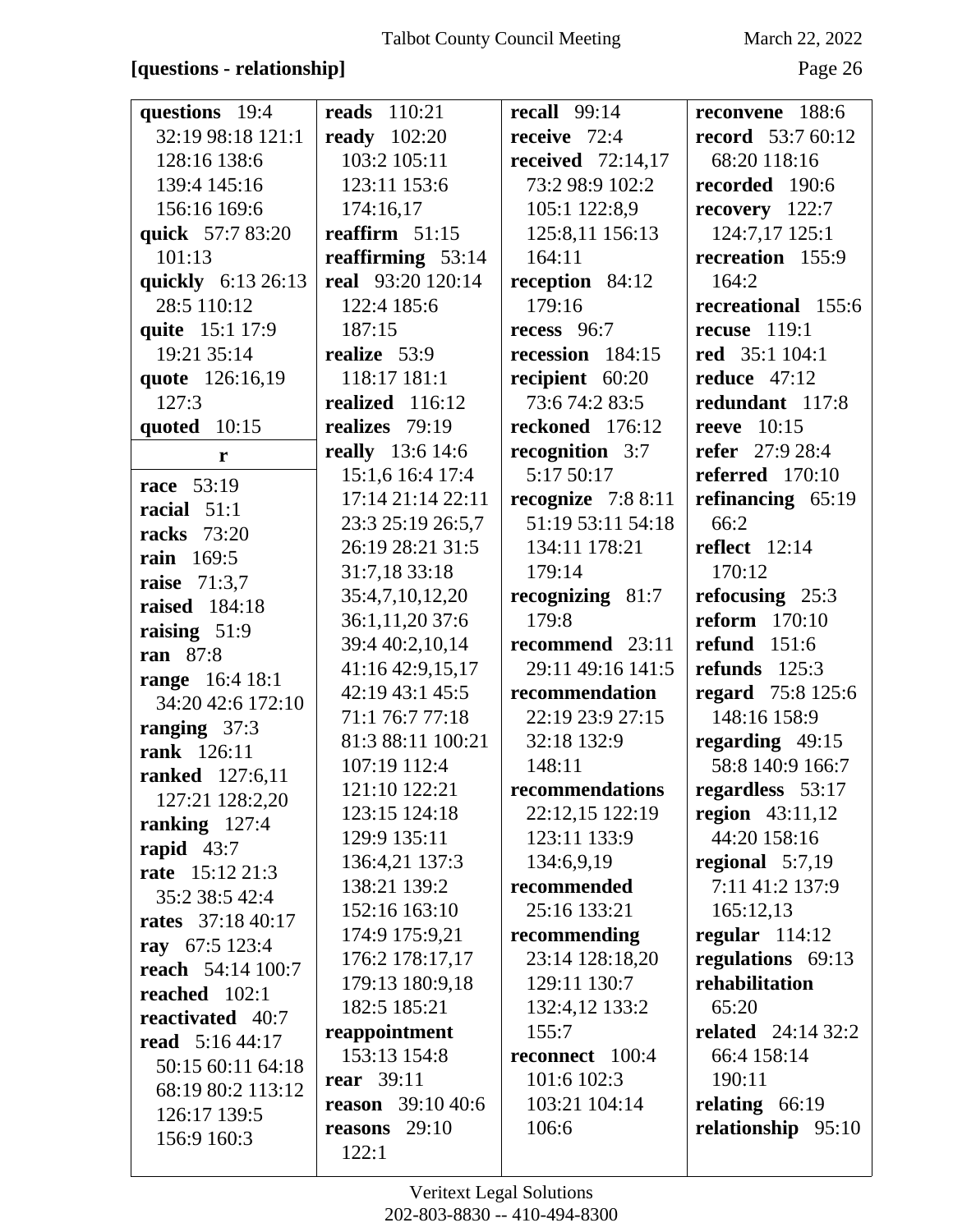**[questions - relationship]**

**questions** 19:4 32:19 98:18 121:1 128:16 138:6 139:4 145:16 156:16 169:6
**quick** 57:7 83:20 101:13
**quickly** 6:13 26:13 28:5 110:12
**quite** 15:1 17:9 19:21 35:14
**quote** 126:16,19 127:3
**quoted** 10:15

**r**

**race** 53:19
**racial** 51:1
**racks** 73:20
**rain** 169:5
**raise** 71:3,7
**raised** 184:18
**raising** 51:9
**ran** 87:8
**range** 16:4 18:1 34:20 42:6 172:10
**ranging** 37:3
**rank** 126:11
**ranked** 127:6,11 127:21 128:2,20
**ranking** 127:4
**rapid** 43:7
**rate** 15:12 21:3 35:2 38:5 42:4
**rates** 37:18 40:17
**ray** 67:5 123:4
**reach** 54:14 100:7
**reached** 102:1
**reactivated** 40:7
**read** 5:16 44:17 50:15 60:11 64:18 68:19 80:2 113:12 126:17 139:5 156:9 160:3
**reads** 110:21
**ready** 102:20 103:2 105:11 123:11 153:6 174:16,17
**reaffirm** 51:15
**reaffirming** 53:14
**real** 93:20 120:14 122:4 185:6 187:15
**realize** 53:9 118:17 181:1
**realized** 116:12
**realizes** 79:19
**really** 13:6 14:6 15:1,6 16:4 17:4 17:14 21:14 22:11 23:3 25:19 26:5,7 26:19 28:21 31:5 31:7,18 33:18 35:4,7,10,12,20 36:1,11,20 37:6 39:4 40:2,10,14 41:16 42:9,15,17 42:19 43:1 45:5 71:1 76:7 77:18 81:3 88:11 100:21 107:19 112:4 121:10 122:21 123:15 124:18 129:9 135:11 136:4,21 137:3 138:21 139:2 152:16 163:10 174:9 175:9,21 176:2 178:17,17 179:13 180:9,18 182:5 185:21
**reappointment** 153:13 154:8
**rear** 39:11
**reason** 39:10 40:6
**reasons** 29:10 122:1
**recall** 99:14
**receive** 72:4
**received** 72:14,17 73:2 98:9 102:2 105:1 122:8,9 125:8,11 156:13 164:11
**reception** 84:12 179:16
**recess** 96:7
**recession** 184:15
**recipient** 60:20 73:6 74:2 83:5
**reckoned** 176:12
**recognition** 3:7 5:17 50:17
**recognize** 7:8 8:11 51:19 53:11 54:18 134:11 178:21 179:14
**recognizing** 81:7 179:8
**recommend** 23:11 29:11 49:16 141:5
**recommendation** 22:19 23:9 27:15 32:18 132:9 148:11
**recommendations** 22:12,15 122:19 123:11 133:9 134:6,9,19
**recommended** 25:16 133:21
**recommending** 23:14 128:18,20 129:11 130:7 132:4,12 133:2 155:7
**reconnect** 100:4 101:6 102:3 103:21 104:14 106:6
**reconvene** 188:6
**record** 53:7 60:12 68:20 118:16
**recorded** 190:6
**recovery** 122:7 124:7,17 125:1
**recreation** 155:9 164:2
**recreational** 155:6
**recuse** 119:1
**red** 35:1 104:1
**reduce** 47:12
**redundant** 117:8
**reeve** 10:15
**refer** 27:9 28:4
**referred** 170:10
**refinancing** 65:19 66:2
**reflect** 12:14 170:12
**refocusing** 25:3
**reform** 170:10
**refund** 151:6
**refunds** 125:3
**regard** 75:8 125:6 148:16 158:9
**regarding** 49:15 58:8 140:9 166:7
**regardless** 53:17
**region** 43:11,12 44:20 158:16
**regional** 5:7,19 7:11 41:2 137:9 165:12,13
**regular** 114:12
**regulations** 69:13
**rehabilitation** 65:20
**related** 24:14 32:2 66:4 158:14 190:11
**relating** 66:19
**relationship** 95:10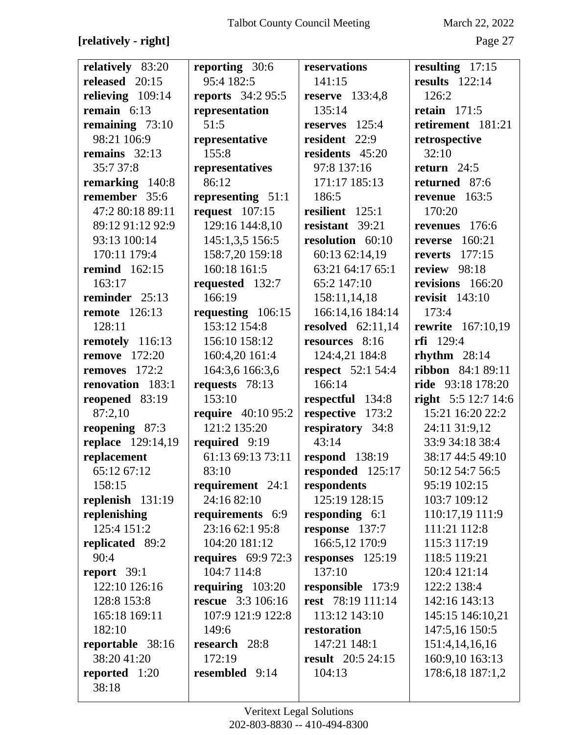**[relatively - right]**

**relatively** 83:20
**released** 20:15
**relieving** 109:14
**remain** 6:13
**remaining** 73:10 98:21 106:9
**remains** 32:13 35:7 37:8
**remarking** 140:8
**remember** 35:6 47:2 80:18 89:11 89:12 91:12 92:9 93:13 100:14 170:11 179:4
**remind** 162:15 163:17
**reminder** 25:13
**remote** 126:13 128:11
**remotely** 116:13
**remove** 172:20
**removes** 172:2
**renovation** 183:1
**reopened** 83:19 87:2,10
**reopening** 87:3
**replace** 129:14,19
**replacement** 65:12 67:12 158:15
**replenish** 131:19
**replenishing** 125:4 151:2
**replicated** 89:2 90:4
**report** 39:1 122:10 126:16 128:8 153:8 165:18 169:11 182:10
**reportable** 38:16 38:20 41:20
**reported** 1:20 38:18
**reporting** 30:6 95:4 182:5
**reports** 34:2 95:5
**representation** 51:5
**representative** 155:8
**representatives** 86:12
**representing** 51:1
**request** 107:15 129:16 144:8,10 145:1,3,5 156:5 158:7,20 159:18 160:18 161:5
**requested** 132:7 166:19
**requesting** 106:15 153:12 154:8 156:10 158:12 160:4,20 161:4 164:3,6 166:3,6
**requests** 78:13 153:10
**require** 40:10 95:2 121:2 135:20
**required** 9:19 61:13 69:13 73:11 83:10
**requirement** 24:1 24:16 82:10
**requirements** 6:9 23:16 62:1 95:8 104:20 181:12
**requires** 69:9 72:3 104:7 114:8
**requiring** 103:20
**rescue** 3:3 106:16 107:9 121:9 122:8 149:6
**research** 28:8 172:19
**resembled** 9:14
**reservations** 141:15
**reserve** 133:4,8 135:14
**reserves** 125:4
**resident** 22:9
**residents** 45:20 97:8 137:16 171:17 185:13 186:5
**resilient** 125:1
**resistant** 39:21
**resolution** 60:10 60:13 62:14,19 63:21 64:17 65:1 65:2 147:10 158:11,14,18 166:14,16 184:14
**resolved** 62:11,14
**resources** 8:16 124:4,21 184:8
**respect** 52:1 54:4 166:14
**respectful** 134:8
**respective** 173:2
**respiratory** 34:8 43:14
**respond** 138:19
**responded** 125:17
**respondents** 125:19 128:15
**responding** 6:1
**response** 137:7 166:5,12 170:9
**responses** 125:19 137:10
**responsible** 173:9
**rest** 78:19 111:14 113:12 143:10
**restoration** 147:21 148:1
**result** 20:5 24:15 104:13
**resulting** 17:15
**results** 122:14 126:2
**retain** 171:5
**retirement** 181:21
**retrospective** 32:10
**return** 24:5
**returned** 87:6
**revenue** 163:5 170:20
**revenues** 176:6
**reverse** 160:21
**reverts** 177:15
**review** 98:18
**revisions** 166:20
**revisit** 143:10 173:4
**rewrite** 167:10,19
**rfi** 129:4
**rhythm** 28:14
**ribbon** 84:1 89:11
**ride** 93:18 178:20
**right** 5:5 12:7 14:6 15:21 16:20 22:2 24:11 31:9,12 33:9 34:18 38:4 38:17 44:5 49:10 50:12 54:7 56:5 95:19 102:15 103:7 109:12 110:17,19 111:9 111:21 112:8 115:3 117:19 118:5 119:21 120:4 121:14 122:2 138:4 142:16 143:13 145:15 146:10,21 147:5,16 150:5 151:4,14,16,16 160:9,10 163:13 178:6,18 187:1,2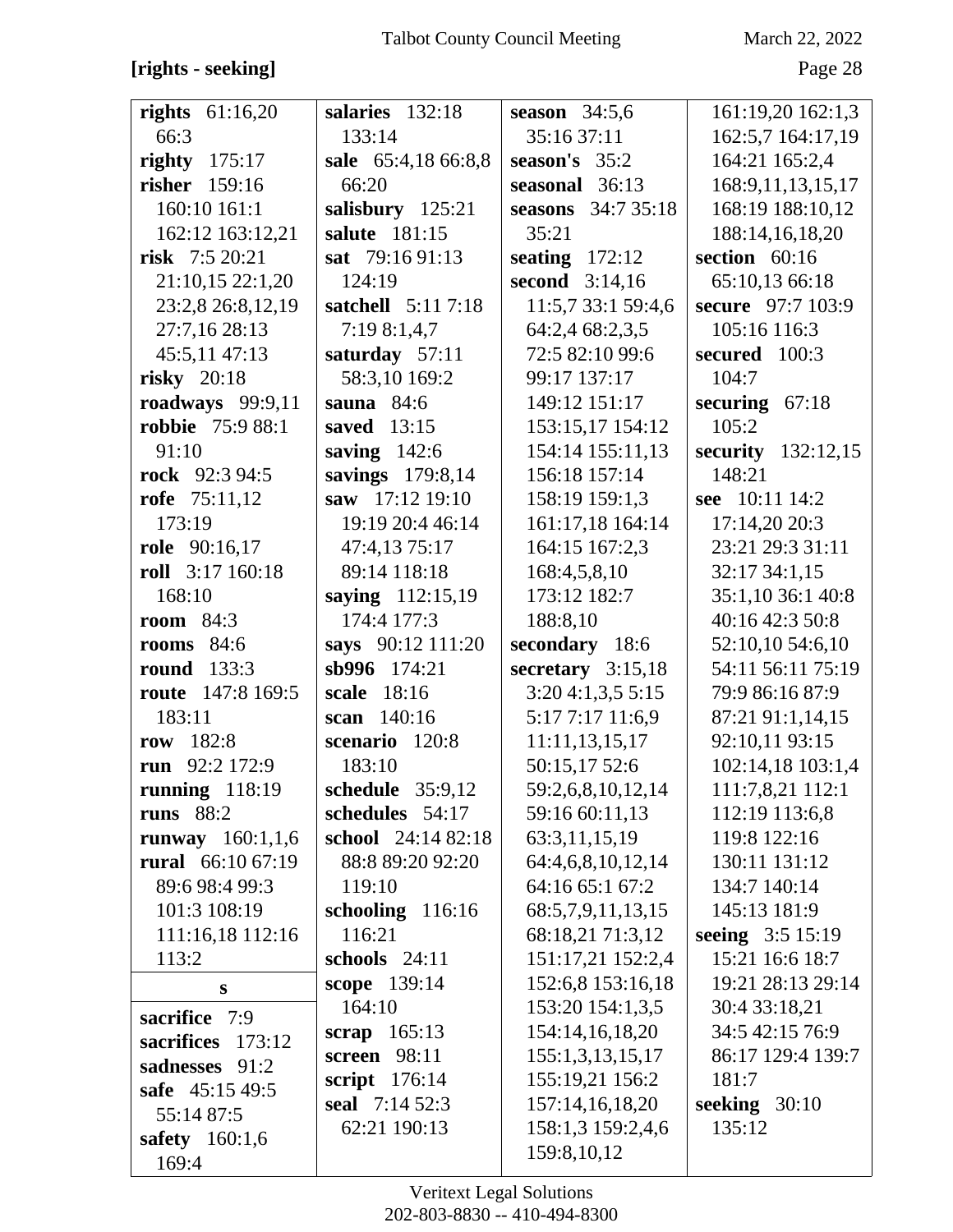**[rights - seeking]**

**rights** 61:16,20 66:3
**righty** 175:17
**risher** 159:16 160:10 161:1 162:12 163:12,21
**risk** 7:5 20:21 21:10,15 22:1,20 23:2,8 26:8,12,19 27:7,16 28:13 45:5,11 47:13
**risky** 20:18
**roadways** 99:9,11
**robbie** 75:9 88:1 91:10
**rock** 92:3 94:5
**rofe** 75:11,12 173:19
**role** 90:16,17
**roll** 3:17 160:18 168:10
**room** 84:3
**rooms** 84:6
**round** 133:3
**route** 147:8 169:5 183:11
**row** 182:8
**run** 92:2 172:9
**running** 118:19
**runs** 88:2
**runway** 160:1,1,6
**rural** 66:10 67:19 89:6 98:4 99:3 101:3 108:19 111:16,18 112:16 113:2

**s**

**sacrifice** 7:9
**sacrifices** 173:12
**sadnesses** 91:2
**safe** 45:15 49:5 55:14 87:5
**safety** 160:1,6 169:4
**salaries** 132:18 133:14
**sale** 65:4,18 66:8,8 66:20
**salisbury** 125:21
**salute** 181:15
**sat** 79:16 91:13 124:19
**satchell** 5:11 7:18 7:19 8:1,4,7
**saturday** 57:11 58:3,10 169:2
**sauna** 84:6
**saved** 13:15
**saving** 142:6
**savings** 179:8,14
**saw** 17:12 19:10 19:19 20:4 46:14 47:4,13 75:17 89:14 118:18
**saying** 112:15,19 174:4 177:3
**says** 90:12 111:20
**sb996** 174:21
**scale** 18:16
**scan** 140:16
**scenario** 120:8 183:10
**schedule** 35:9,12
**schedules** 54:17
**school** 24:14 82:18 88:8 89:20 92:20 119:10
**schooling** 116:16 116:21
**schools** 24:11
**scope** 139:14 164:10
**scrap** 165:13
**screen** 98:11
**script** 176:14
**seal** 7:14 52:3 62:21 190:13
**season** 34:5,6 35:16 37:11
**season's** 35:2
**seasonal** 36:13
**seasons** 34:7 35:18 35:21
**seating** 172:12
**second** 3:14,16 11:5,7 33:1 59:4,6 64:2,4 68:2,3,5 72:5 82:10 99:6 99:17 137:17 149:12 151:17 153:15,17 154:12 154:14 155:11,13 156:18 157:14 158:19 159:1,3 161:17,18 164:14 164:15 167:2,3 168:4,5,8,10 173:12 182:7 188:8,10
**secondary** 18:6
**secretary** 3:15,18 3:20 4:1,3,5 5:15 5:17 7:17 11:6,9 11:11,13,15,17 50:15,17 52:6 59:2,6,8,10,12,14 59:16 60:11,13 63:3,11,15,19 64:4,6,8,10,12,14 64:16 65:1 67:2 68:5,7,9,11,13,15 68:18,21 71:3,12 151:17,21 152:2,4 152:6,8 153:16,18 153:20 154:1,3,5 154:14,16,18,20 155:1,3,13,15,17 155:19,21 156:2 157:14,16,18,20 158:1,3 159:2,4,6 159:8,10,12 161:19,20 162:1,3 162:5,7 164:17,19 164:21 165:2,4 168:9,11,13,15,17 168:19 188:10,12 188:14,16,18,20
**section** 60:16 65:10,13 66:18
**secure** 97:7 103:9 105:16 116:3
**secured** 100:3 104:7
**securing** 67:18 105:2
**security** 132:12,15 148:21
**see** 10:11 14:2 17:14,20 20:3 23:21 29:3 31:11 32:17 34:1,15 35:1,10 36:1 40:8 40:16 42:3 50:8 52:10,10 54:6,10 54:11 56:11 75:19 79:9 86:16 87:9 87:21 91:1,14,15 92:10,11 93:15 102:14,18 103:1,4 111:7,8,21 112:1 112:19 113:6,8 119:8 122:16 130:11 131:12 134:7 140:14 145:13 181:9
**seeing** 3:5 15:19 15:21 16:6 18:7 19:21 28:13 29:14 30:4 33:18,21 34:5 42:15 76:9 86:17 129:4 139:7 181:7
**seeking** 30:10 135:12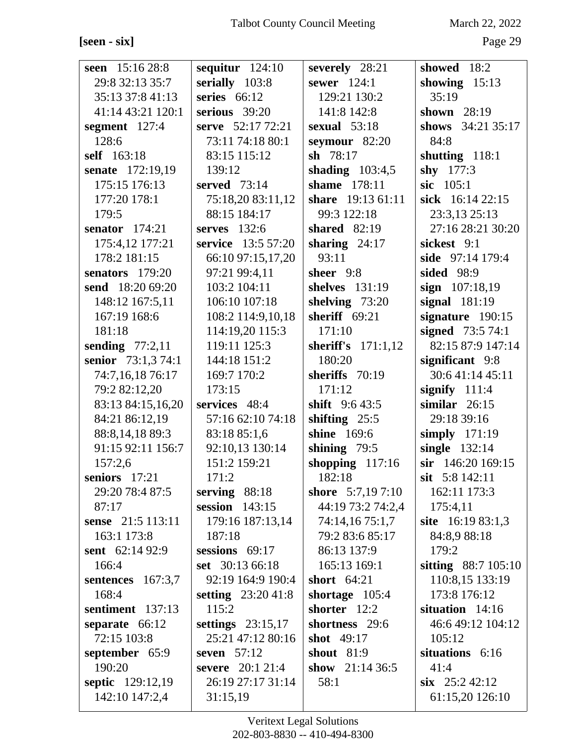**[seen - six]**

**seen** 15:16 28:8 29:8 32:13 35:7 35:13 37:8 41:13 41:14 43:21 120:1
**segment** 127:4 128:6
**self** 163:18
**senate** 172:19,19 175:15 176:13 177:20 178:1 179:5
**senator** 174:21 175:4,12 177:21 178:2 181:15
**senators** 179:20
**send** 18:20 69:20 148:12 167:5,11 167:19 168:6 181:18
**sending** 77:2,11
**senior** 73:1,3 74:1 74:7,16,18 76:17 79:2 82:12,20 83:13 84:15,16,20 84:21 86:12,19 88:8,14,18 89:3 91:15 92:11 156:7 157:2,6
**seniors** 17:21 29:20 78:4 87:5 87:17
**sense** 21:5 113:11 163:1 173:8
**sent** 62:14 92:9 166:4
**sentences** 167:3,7 168:4
**sentiment** 137:13
**separate** 66:12 72:15 103:8
**september** 65:9 190:20
**septic** 129:12,19 142:10 147:2,4
**sequitur** 124:10
**serially** 103:8
**series** 66:12
**serious** 39:20
**serve** 52:17 72:21 73:11 74:18 80:1 83:15 115:12 139:12
**served** 73:14 75:18,20 83:11,12 88:15 184:17
**serves** 132:6
**service** 13:5 57:20 66:10 97:15,17,20 97:21 99:4,11 103:2 104:11 106:10 107:18 108:2 114:9,10,18 114:19,20 115:3 119:11 125:3 144:18 151:2 169:7 170:2 173:15
**services** 48:4 57:16 62:10 74:18 83:18 85:1,6 92:10,13 130:14 151:2 159:21 171:2
**serving** 88:18
**session** 143:15 179:16 187:13,14 187:18
**sessions** 69:17
**set** 30:13 66:18 92:19 164:9 190:4
**setting** 23:20 41:8 115:2
**settings** 23:15,17 25:21 47:12 80:16
**seven** 57:12
**severe** 20:1 21:4 26:19 27:17 31:14 31:15,19
**severely** 28:21
**sewer** 124:1 129:21 130:2 141:8 142:8
**sexual** 53:18
**seymour** 82:20
**sh** 78:17
**shading** 103:4,5
**shame** 178:11
**share** 19:13 61:11 99:3 122:18
**shared** 82:19
**sharing** 24:17 93:11
**sheer** 9:8
**shelves** 131:19
**shelving** 73:20
**sheriff** 69:21 171:10
**sheriff's** 171:1,12 180:20
**sheriffs** 70:19 171:12
**shift** 9:6 43:5
**shifting** 25:5
**shine** 169:6
**shining** 79:5
**shopping** 117:16 182:18
**shore** 5:7,19 7:10 44:19 73:2 74:2,4 74:14,16 75:1,7 79:2 83:6 85:17 86:13 137:9 165:13 169:1
**short** 64:21
**shortage** 105:4
**shorter** 12:2
**shortness** 29:6
**shot** 49:17
**shout** 81:9
**show** 21:14 36:5 58:1
**showed** 18:2
**showing** 15:13 35:19
**shown** 28:19
**shows** 34:21 35:17 84:8
**shutting** 118:1
**shy** 177:3
**sic** 105:1
**sick** 16:14 22:15 23:3,13 25:13 27:16 28:21 30:20
**sickest** 9:1
**side** 97:14 179:4
**sided** 98:9
**sign** 107:18,19
**signal** 181:19
**signature** 190:15
**signed** 73:5 74:1 82:15 87:9 147:14
**significant** 9:8 30:6 41:14 45:11
**signify** 111:4
**similar** 26:15 29:18 39:16
**simply** 171:19
**single** 132:14
**sir** 146:20 169:15
**sit** 5:8 142:11 162:11 173:3 175:4,11
**site** 16:19 83:1,3 84:8,9 88:18 179:2
**sitting** 88:7 105:10 110:8,15 133:19 173:8 176:12
**situation** 14:16 46:6 49:12 104:12 105:12
**situations** 6:16 41:4
**six** 25:2 42:12 61:15,20 126:10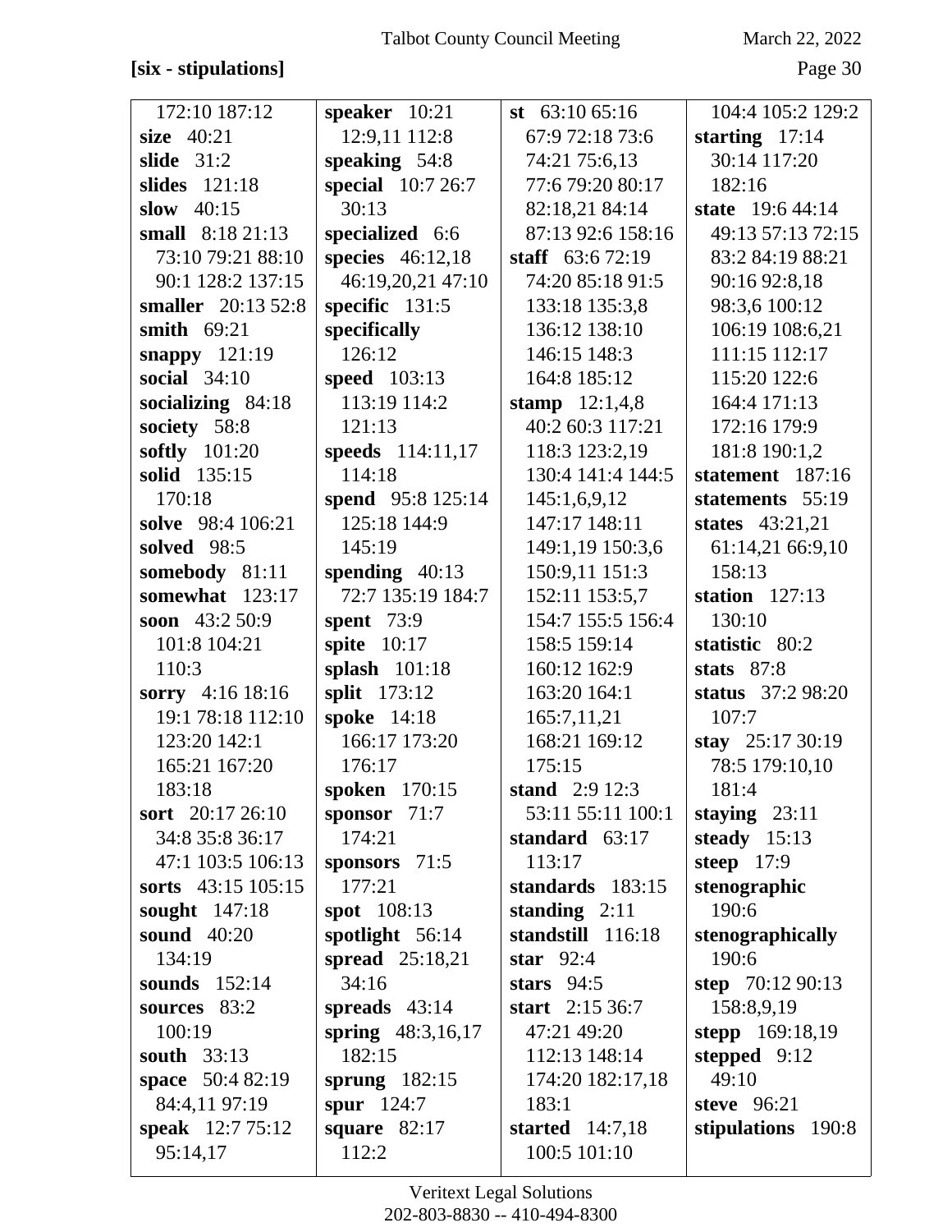**[six - stipulations]**

172:10 187:12
**size** 40:21
**slide** 31:2
**slides** 121:18
**slow** 40:15
**small** 8:18 21:13 73:10 79:21 88:10 90:1 128:2 137:15
**smaller** 20:13 52:8
**smith** 69:21
**snappy** 121:19
**social** 34:10
**socializing** 84:18
**society** 58:8
**softly** 101:20
**solid** 135:15 170:18
**solve** 98:4 106:21
**solved** 98:5
**somebody** 81:11
**somewhat** 123:17
**soon** 43:2 50:9 101:8 104:21 110:3
**sorry** 4:16 18:16 19:1 78:18 112:10 123:20 142:1 165:21 167:20 183:18
**sort** 20:17 26:10 34:8 35:8 36:17 47:1 103:5 106:13
**sorts** 43:15 105:15
**sought** 147:18
**sound** 40:20 134:19
**sounds** 152:14
**sources** 83:2 100:19
**south** 33:13
**space** 50:4 82:19 84:4,11 97:19
**speak** 12:7 75:12 95:14,17
**speaker** 10:21 12:9,11 112:8
**speaking** 54:8
**special** 10:7 26:7 30:13
**specialized** 6:6
**species** 46:12,18 46:19,20,21 47:10
**specific** 131:5
**specifically** 126:12
**speed** 103:13 113:19 114:2 121:13
**speeds** 114:11,17 114:18
**spend** 95:8 125:14 125:18 144:9 145:19
**spending** 40:13 72:7 135:19 184:7
**spent** 73:9
**spite** 10:17
**splash** 101:18
**split** 173:12
**spoke** 14:18 166:17 173:20 176:17
**spoken** 170:15
**sponsor** 71:7 174:21
**sponsors** 71:5 177:21
**spot** 108:13
**spotlight** 56:14
**spread** 25:18,21 34:16
**spreads** 43:14
**spring** 48:3,16,17 182:15
**sprung** 182:15
**spur** 124:7
**square** 82:17 112:2
**st** 63:10 65:16 67:9 72:18 73:6 74:21 75:6,13 77:6 79:20 80:17 82:18,21 84:14 87:13 92:6 158:16
**staff** 63:6 72:19 74:20 85:18 91:5 133:18 135:3,8 136:12 138:10 146:15 148:3 164:8 185:12
**stamp** 12:1,4,8 40:2 60:3 117:21 118:3 123:2,19 130:4 141:4 144:5 145:1,6,9,12 147:17 148:11 149:1,19 150:3,6 150:9,11 151:3 152:11 153:5,7 154:7 155:5 156:4 158:5 159:14 160:12 162:9 163:20 164:1 165:7,11,21 168:21 169:12 175:15
**stand** 2:9 12:3 53:11 55:11 100:1
**standard** 63:17 113:17
**standards** 183:15
**standing** 2:11
**standstill** 116:18
**star** 92:4
**stars** 94:5
**start** 2:15 36:7 47:21 49:20 112:13 148:14 174:20 182:17,18 183:1
**started** 14:7,18 100:5 101:10
104:4 105:2 129:2
**starting** 17:14 30:14 117:20 182:16
**state** 19:6 44:14 49:13 57:13 72:15 83:2 84:19 88:21 90:16 92:8,18 98:3,6 100:12 106:19 108:6,21 111:15 112:17 115:20 122:6 164:4 171:13 172:16 179:9 181:8 190:1,2
**statement** 187:16
**statements** 55:19
**states** 43:21,21 61:14,21 66:9,10 158:13
**station** 127:13 130:10
**statistic** 80:2
**stats** 87:8
**status** 37:2 98:20 107:7
**stay** 25:17 30:19 78:5 179:10,10 181:4
**staying** 23:11
**steady** 15:13
**steep** 17:9
**stenographic** 190:6
**stenographically** 190:6
**step** 70:12 90:13 158:8,9,19
**stepp** 169:18,19
**stepped** 9:12 49:10
**steve** 96:21
**stipulations** 190:8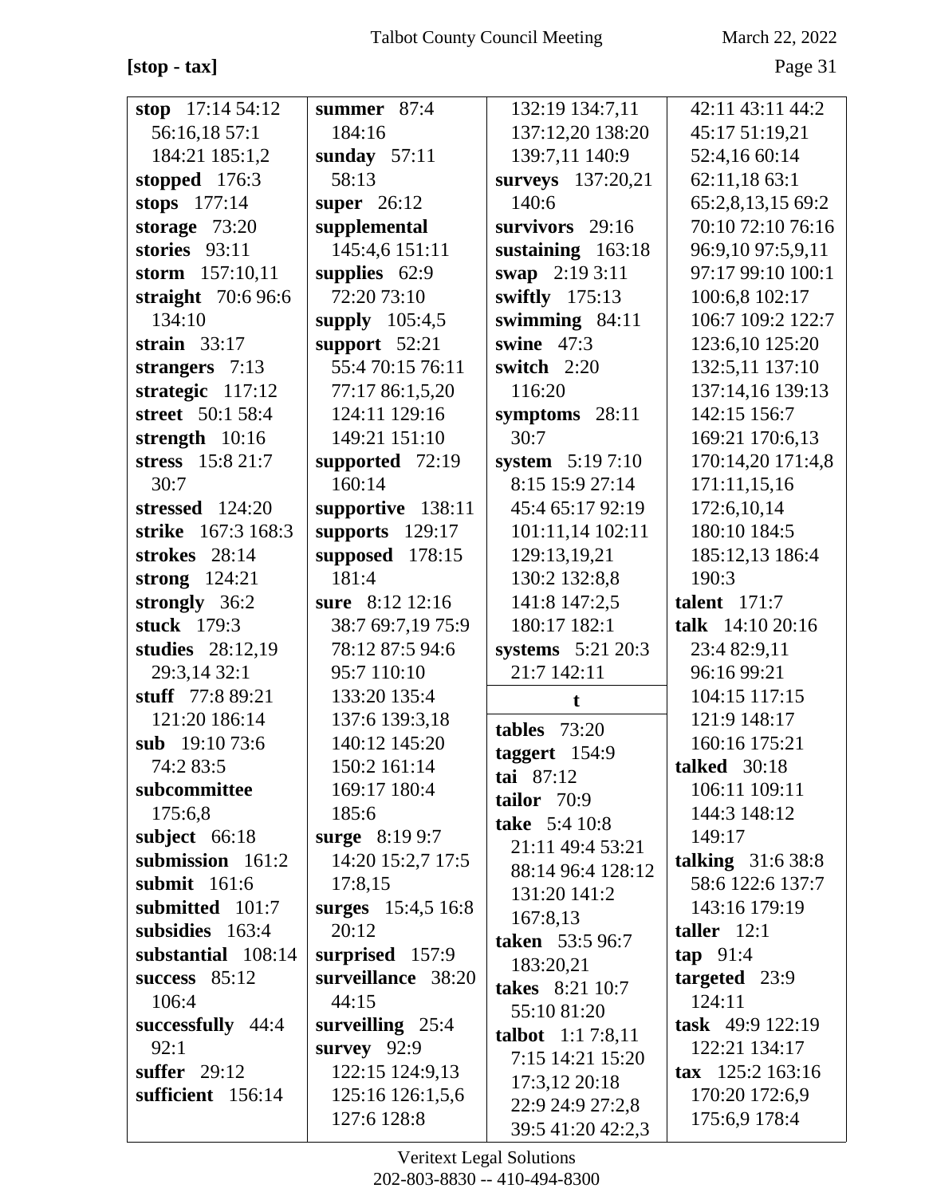**[stop - tax]**

**stop** 17:14 54:12 56:16,18 57:1 184:21 185:1,2
**stopped** 176:3
**stops** 177:14
**storage** 73:20
**stories** 93:11
**storm** 157:10,11
**straight** 70:6 96:6 134:10
**strain** 33:17
**strangers** 7:13
**strategic** 117:12
**street** 50:1 58:4
**strength** 10:16
**stress** 15:8 21:7 30:7
**stressed** 124:20
**strike** 167:3 168:3
**strokes** 28:14
**strong** 124:21
**strongly** 36:2
**stuck** 179:3
**studies** 28:12,19 29:3,14 32:1
**stuff** 77:8 89:21 121:20 186:14
**sub** 19:10 73:6 74:2 83:5
**subcommittee** 175:6,8
**subject** 66:18
**submission** 161:2
**submit** 161:6
**submitted** 101:7
**subsidies** 163:4
**substantial** 108:14
**success** 85:12 106:4
**successfully** 44:4 92:1
**suffer** 29:12
**sufficient** 156:14
**summer** 87:4 184:16
**sunday** 57:11 58:13
**super** 26:12
**supplemental** 145:4,6 151:11
**supplies** 62:9 72:20 73:10
**supply** 105:4,5
**support** 52:21 55:4 70:15 76:11 77:17 86:1,5,20 124:11 129:16 149:21 151:10
**supported** 72:19 160:14
**supportive** 138:11
**supports** 129:17
**supposed** 178:15 181:4
**sure** 8:12 12:16 38:7 69:7,19 75:9 78:12 87:5 94:6 95:7 110:10 133:20 135:4 137:6 139:3,18 140:12 145:20 150:2 161:14 169:17 180:4 185:6
**surge** 8:19 9:7 14:20 15:2,7 17:5 17:8,15
**surges** 15:4,5 16:8 20:12
**surprised** 157:9
**surveillance** 38:20 44:15
**surveilling** 25:4
**survey** 92:9 122:15 124:9,13 125:16 126:1,5,6 127:6 128:8 132:19 134:7,11 137:12,20 138:20 139:7,11 140:9
**surveys** 137:20,21 140:6
**survivors** 29:16
**sustaining** 163:18
**swap** 2:19 3:11
**swiftly** 175:13
**swimming** 84:11
**swine** 47:3
**switch** 2:20 116:20
**symptoms** 28:11 30:7
**system** 5:19 7:10 8:15 15:9 27:14 45:4 65:17 92:19 101:11,14 102:11 129:13,19,21 130:2 132:8,8 141:8 147:2,5 180:17 182:1
**systems** 5:21 20:3 21:7 142:11

**t**

**tables** 73:20
**taggert** 154:9
**tai** 87:12
**tailor** 70:9
**take** 5:4 10:8 21:11 49:4 53:21 88:14 96:4 128:12 131:20 141:2 167:8,13
**taken** 53:5 96:7 183:20,21
**takes** 8:21 10:7 55:10 81:20
**talbot** 1:1 7:8,11 7:15 14:21 15:20 17:3,12 20:18 22:9 24:9 27:2,8 39:5 41:20 42:2,3 42:11 43:11 44:2 45:17 51:19,21 52:4,16 60:14 62:11,18 63:1 65:2,8,13,15 69:2 70:10 72:10 76:16 96:9,10 97:5,9,11 97:17 99:10 100:1 100:6,8 102:17 106:7 109:2 122:7 123:6,10 125:20 132:5,11 137:10 137:14,16 139:13 142:15 156:7 169:21 170:6,13 170:14,20 171:4,8 171:11,15,16 172:6,10,14 180:10 184:5 185:12,13 186:4 190:3
**talent** 171:7
**talk** 14:10 20:16 23:4 82:9,11 96:16 99:21 104:15 117:15 121:9 148:17 160:16 175:21
**talked** 30:18 106:11 109:11 144:3 148:12 149:17
**talking** 31:6 38:8 58:6 122:6 137:7 143:16 179:19
**taller** 12:1
**tap** 91:4
**targeted** 23:9 124:11
**task** 49:9 122:19 122:21 134:17
**tax** 125:2 163:16 170:20 172:6,9 175:6,9 178:4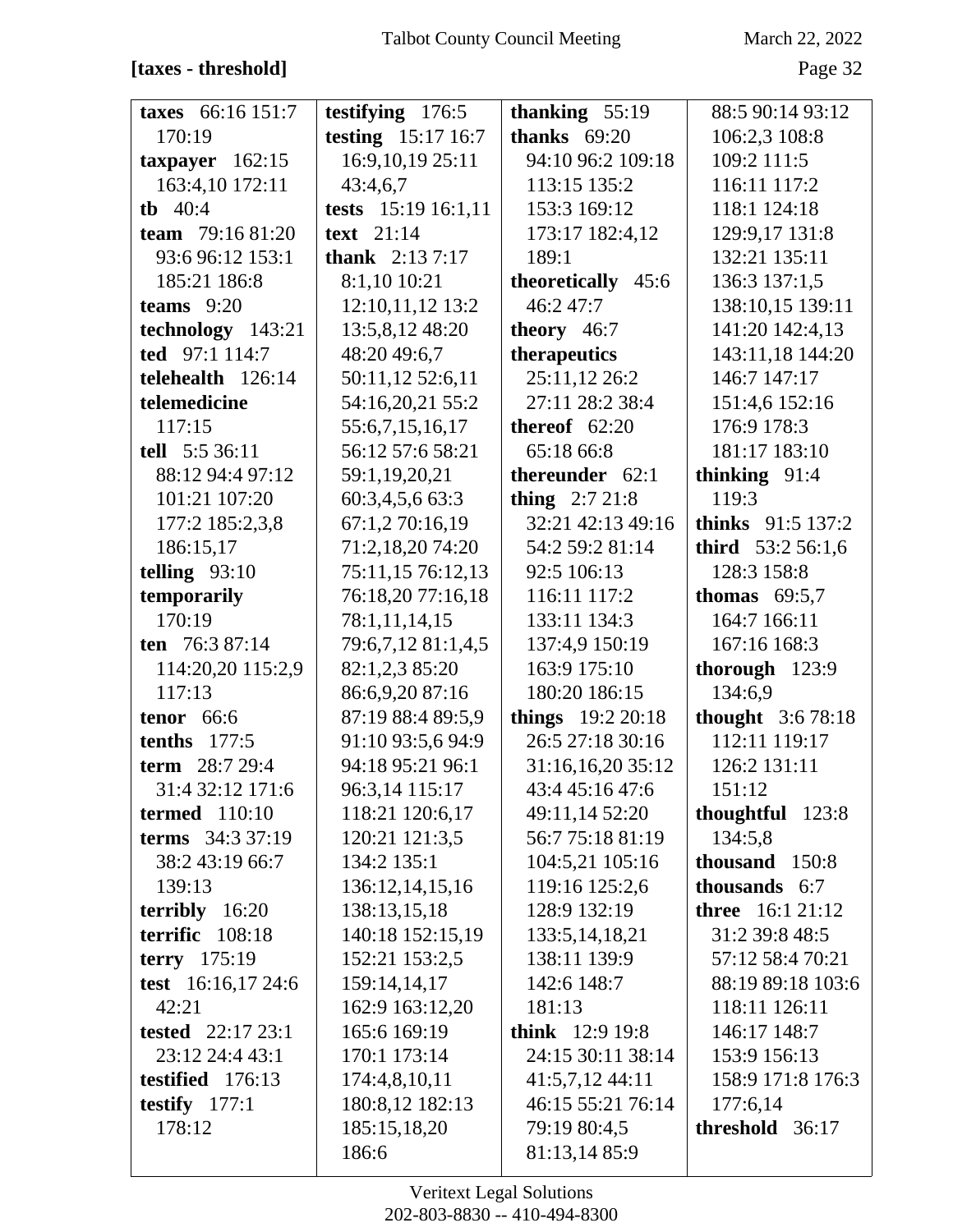**[taxes - threshold]**

**taxes** 66:16 151:7 170:19
**taxpayer** 162:15 163:4,10 172:11
**tb** 40:4
**team** 79:16 81:20 93:6 96:12 153:1 185:21 186:8
**teams** 9:20
**technology** 143:21
**ted** 97:1 114:7
**telehealth** 126:14
**telemedicine** 117:15
**tell** 5:5 36:11 88:12 94:4 97:12 101:21 107:20 177:2 185:2,3,8 186:15,17
**telling** 93:10
**temporarily** 170:19
**ten** 76:3 87:14 114:20,20 115:2,9 117:13
**tenor** 66:6
**tenths** 177:5
**term** 28:7 29:4 31:4 32:12 171:6
**termed** 110:10
**terms** 34:3 37:19 38:2 43:19 66:7 139:13
**terribly** 16:20
**terrific** 108:18
**terry** 175:19
**test** 16:16,17 24:6 42:21
**tested** 22:17 23:1 23:12 24:4 43:1
**testified** 176:13
**testify** 177:1 178:12
**testifying** 176:5
**testing** 15:17 16:7 16:9,10,19 25:11 43:4,6,7
**tests** 15:19 16:1,11
**text** 21:14
**thank** 2:13 7:17 8:1,10 10:21 12:10,11,12 13:2 13:5,8,12 48:20 48:20 49:6,7 50:11,12 52:6,11 54:16,20,21 55:2 55:6,7,15,16,17 56:12 57:6 58:21 59:1,19,20,21 60:3,4,5,6 63:3 67:1,2 70:16,19 71:2,18,20 74:20 75:11,15 76:12,13 76:18,20 77:16,18 78:1,11,14,15 79:6,7,12 81:1,4,5 82:1,2,3 85:20 86:6,9,20 87:16 87:19 88:4 89:5,9 91:10 93:5,6 94:9 94:18 95:21 96:1 96:3,14 115:17 118:21 120:6,17 120:21 121:3,5 134:2 135:1 136:12,14,15,16 138:13,15,18 140:18 152:15,19 152:21 153:2,5 159:14,14,17 162:9 163:12,20 165:6 169:19 170:1 173:14 174:4,8,10,11 180:8,12 182:13 185:15,18,20 186:6
**thanking** 55:19
**thanks** 69:20 94:10 96:2 109:18 113:15 135:2 153:3 169:12 173:17 182:4,12 189:1
**theoretically** 45:6 46:2 47:7
**theory** 46:7
**therapeutics** 25:11,12 26:2 27:11 28:2 38:4
**thereof** 62:20 65:18 66:8
**thereunder** 62:1
**thing** 2:7 21:8 32:21 42:13 49:16 54:2 59:2 81:14 92:5 106:13 116:11 117:2 133:11 134:3 137:4,9 150:19 163:9 175:10 180:20 186:15
**things** 19:2 20:18 26:5 27:18 30:16 31:16,16,20 35:12 43:4 45:16 47:6 49:11,14 52:20 56:7 75:18 81:19 104:5,21 105:16 119:16 125:2,6 128:9 132:19 133:5,14,18,21 138:11 139:9 142:6 148:7 181:13
**think** 12:9 19:8 24:15 30:11 38:14 41:5,7,12 44:11 46:15 55:21 76:14 79:19 80:4,5 81:13,14 85:9 88:5 90:14 93:12 106:2,3 108:8 109:2 111:5 116:11 117:2 118:1 124:18 129:9,17 131:8 132:21 135:11 136:3 137:1,5 138:10,15 139:11 141:20 142:4,13 143:11,18 144:20 146:7 147:17 151:4,6 152:16 176:9 178:3 181:17 183:10
**thinking** 91:4 119:3
**thinks** 91:5 137:2
**third** 53:2 56:1,6 128:3 158:8
**thomas** 69:5,7 164:7 166:11 167:16 168:3
**thorough** 123:9 134:6,9
**thought** 3:6 78:18 112:11 119:17 126:2 131:11 151:12
**thoughtful** 123:8 134:5,8
**thousand** 150:8
**thousands** 6:7
**three** 16:1 21:12 31:2 39:8 48:5 57:12 58:4 70:21 88:19 89:18 103:6 118:11 126:11 146:17 148:7 153:9 156:13 158:9 171:8 176:3 177:6,14
**threshold** 36:17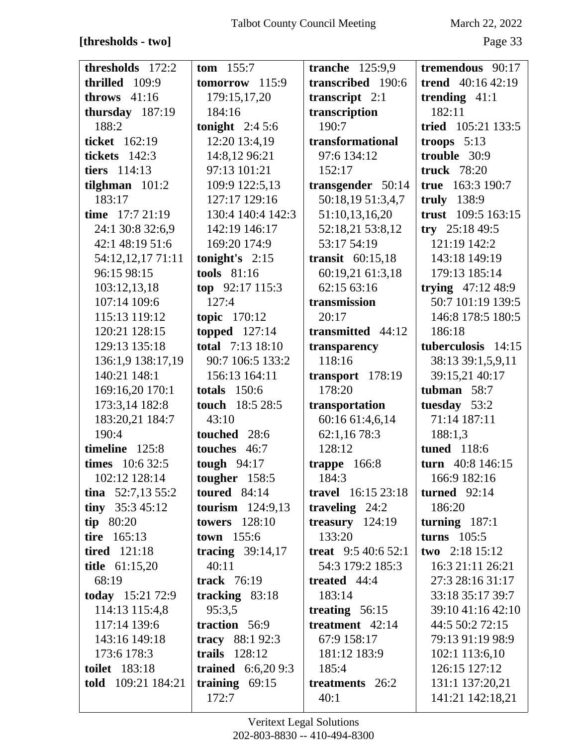**[thresholds - two]**

**thresholds** 172:2
**thrilled** 109:9
**throws** 41:16
**thursday** 187:19 188:2
**ticket** 162:19
**tickets** 142:3
**tiers** 114:13
**tilghman** 101:2 183:17
**time** 17:7 21:19 24:1 30:8 32:6,9 42:1 48:19 51:6 54:12,12,17 71:11 96:15 98:15 103:12,13,18 107:14 109:6 115:13 119:12 120:21 128:15 129:13 135:18 136:1,9 138:17,19 140:21 148:1 169:16,20 170:1 173:3,14 182:8 183:20,21 184:7 190:4
**timeline** 125:8
**times** 10:6 32:5 102:12 128:14
**tina** 52:7,13 55:2
**tiny** 35:3 45:12
**tip** 80:20
**tire** 165:13
**tired** 121:18
**title** 61:15,20 68:19
**today** 15:21 72:9 114:13 115:4,8 117:14 139:6 143:16 149:18 173:6 178:3
**toilet** 183:18
**told** 109:21 184:21
**tom** 155:7
**tomorrow** 115:9 179:15,17,20 184:16
**tonight** 2:4 5:6 12:20 13:4,19 14:8,12 96:21 97:13 101:21 109:9 122:5,13 127:17 129:16 130:4 140:4 142:3 142:19 146:17 169:20 174:9
**tonight's** 2:15
**tools** 81:16
**top** 92:17 115:3 127:4
**topic** 170:12
**topped** 127:14
**total** 7:13 18:10 90:7 106:5 133:2 156:13 164:11
**totals** 150:6
**touch** 18:5 28:5 43:10
**touched** 28:6
**touches** 46:7
**tough** 94:17
**tougher** 158:5
**toured** 84:14
**tourism** 124:9,13
**towers** 128:10
**town** 155:6
**tracing** 39:14,17 40:11
**track** 76:19
**tracking** 83:18 95:3,5
**traction** 56:9
**tracy** 88:1 92:3
**trails** 128:12
**trained** 6:6,20 9:3
**training** 69:15 172:7
**tranche** 125:9,9
**transcribed** 190:6
**transcript** 2:1
**transcription** 190:7
**transformational** 97:6 134:12 152:17
**transgender** 50:14 50:18,19 51:3,4,7 51:10,13,16,20 52:18,21 53:8,12 53:17 54:19
**transit** 60:15,18 60:19,21 61:3,18 62:15 63:16
**transmission** 20:17
**transmitted** 44:12
**transparency** 118:16
**transport** 178:19 178:20
**transportation** 60:16 61:4,6,14 62:1,16 78:3 128:12
**trappe** 166:8 184:3
**travel** 16:15 23:18
**traveling** 24:2
**treasury** 124:19 133:20
**treat** 9:5 40:6 52:1 54:3 179:2 185:3
**treated** 44:4 183:14
**treating** 56:15
**treatment** 42:14 67:9 158:17 181:12 183:9 185:4
**treatments** 26:2 40:1
**tremendous** 90:17
**trend** 40:16 42:19
**trending** 41:1 182:11
**tried** 105:21 133:5
**troops** 5:13
**trouble** 30:9
**truck** 78:20
**true** 163:3 190:7
**truly** 138:9
**trust** 109:5 163:15
**try** 25:18 49:5 121:19 142:2 143:18 149:19 179:13 185:14
**trying** 47:12 48:9 50:7 101:19 139:5 146:8 178:5 180:5 186:18
**tuberculosis** 14:15 38:13 39:1,5,9,11 39:15,21 40:17
**tubman** 58:7
**tuesday** 53:2 71:14 187:11 188:1,3
**tuned** 118:6
**turn** 40:8 146:15 166:9 182:16
**turned** 92:14 186:20
**turning** 187:1
**turns** 105:5
**two** 2:18 15:12 16:3 21:11 26:21 27:3 28:16 31:17 33:18 35:17 39:7 39:10 41:16 42:10 44:5 50:2 72:15 79:13 91:19 98:9 102:1 113:6,10 126:15 127:12 131:1 137:20,21 141:21 142:18,21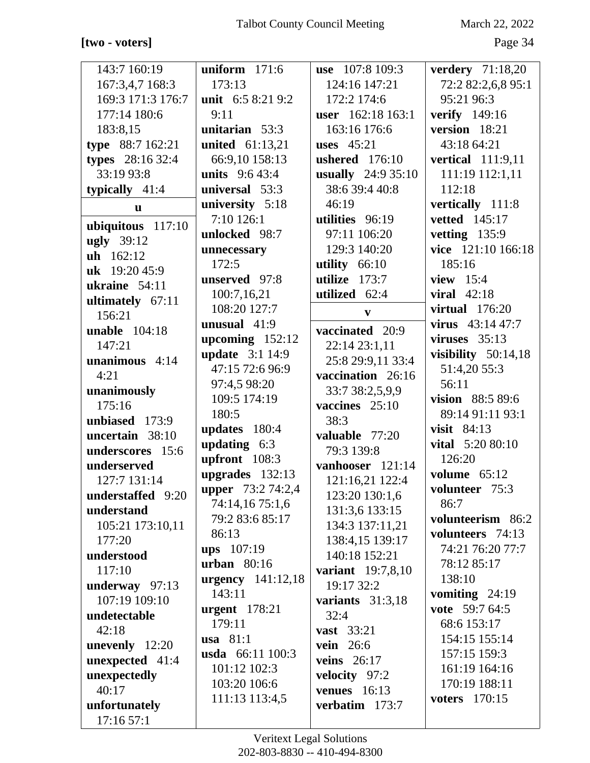**[two - voters]**

143:7 160:19 167:3,4,7 168:3 169:3 171:3 176:7 177:14 180:6 183:8,15
**type** 88:7 162:21
**types** 28:16 32:4 33:19 93:8
**typically** 41:4

**u**

**ubiquitous** 117:10
**ugly** 39:12
**uh** 162:12
**uk** 19:20 45:9
**ukraine** 54:11
**ultimately** 67:11 156:21
**unable** 104:18 147:21
**unanimous** 4:14 4:21
**unanimously** 175:16
**unbiased** 173:9
**uncertain** 38:10
**underscores** 15:6
**underserved** 127:7 131:14
**understaffed** 9:20
**understand** 105:21 173:10,11 177:20
**understood** 117:10
**underway** 97:13 107:19 109:10
**undetectable** 42:18
**unevenly** 12:20
**unexpected** 41:4
**unexpectedly** 40:17
**unfortunately** 17:16 57:1
**uniform** 171:6 173:13
**unit** 6:5 8:21 9:2 9:11
**unitarian** 53:3
**united** 61:13,21 66:9,10 158:13
**units** 9:6 43:4
**universal** 53:3
**university** 5:18 7:10 126:1
**unlocked** 98:7
**unnecessary** 172:5
**unserved** 97:8 100:7,16,21 108:20 127:7
**unusual** 41:9
**upcoming** 152:12
**update** 3:1 14:9 47:15 72:6 96:9 97:4,5 98:20 109:5 174:19 180:5
**updates** 180:4
**updating** 6:3
**upfront** 108:3
**upgrades** 132:13
**upper** 73:2 74:2,4 74:14,16 75:1,6 79:2 83:6 85:17 86:13
**ups** 107:19
**urban** 80:16
**urgency** 141:12,18 143:11
**urgent** 178:21 179:11
**usa** 81:1
**usda** 66:11 100:3 101:12 102:3 103:20 106:6 111:13 113:4,5
**use** 107:8 109:3 124:16 147:21 172:2 174:6
**user** 162:18 163:1 163:16 176:6
**uses** 45:21
**ushered** 176:10
**usually** 24:9 35:10 38:6 39:4 40:8 46:19
**utilities** 96:19 97:11 106:20 129:3 140:20
**utility** 66:10
**utilize** 173:7
**utilized** 62:4

**v**

**vaccinated** 20:9 22:14 23:1,11 25:8 29:9,11 33:4
**vaccination** 26:16 33:7 38:2,5,9,9
**vaccines** 25:10 38:3
**valuable** 77:20 79:3 139:8
**vanhooser** 121:14 121:16,21 122:4 123:20 130:1,6 131:3,6 133:15 134:3 137:11,21 138:4,15 139:17 140:18 152:21
**variant** 19:7,8,10 19:17 32:2
**variants** 31:3,18 32:4
**vast** 33:21
**vein** 26:6
**veins** 26:17
**velocity** 97:2
**venues** 16:13
**verbatim** 173:7
**verdery** 71:18,20 72:2 82:2,6,8 95:1 95:21 96:3
**verify** 149:16
**version** 18:21 43:18 64:21
**vertical** 111:9,11 111:19 112:1,11 112:18
**vertically** 111:8
**vetted** 145:17
**vetting** 135:9
**vice** 121:10 166:18 185:16
**view** 15:4
**viral** 42:18
**virtual** 176:20
**virus** 43:14 47:7
**viruses** 35:13
**visibility** 50:14,18 51:4,20 55:3 56:11
**vision** 88:5 89:6 89:14 91:11 93:1
**visit** 84:13
**vital** 5:20 80:10 126:20
**volume** 65:12
**volunteer** 75:3 86:7
**volunteerism** 86:2
**volunteers** 74:13 74:21 76:20 77:7 78:12 85:17 138:10
**vomiting** 24:19
**vote** 59:7 64:5 68:6 153:17 154:15 155:14 157:15 159:3 161:19 164:16 170:19 188:11
**voters** 170:15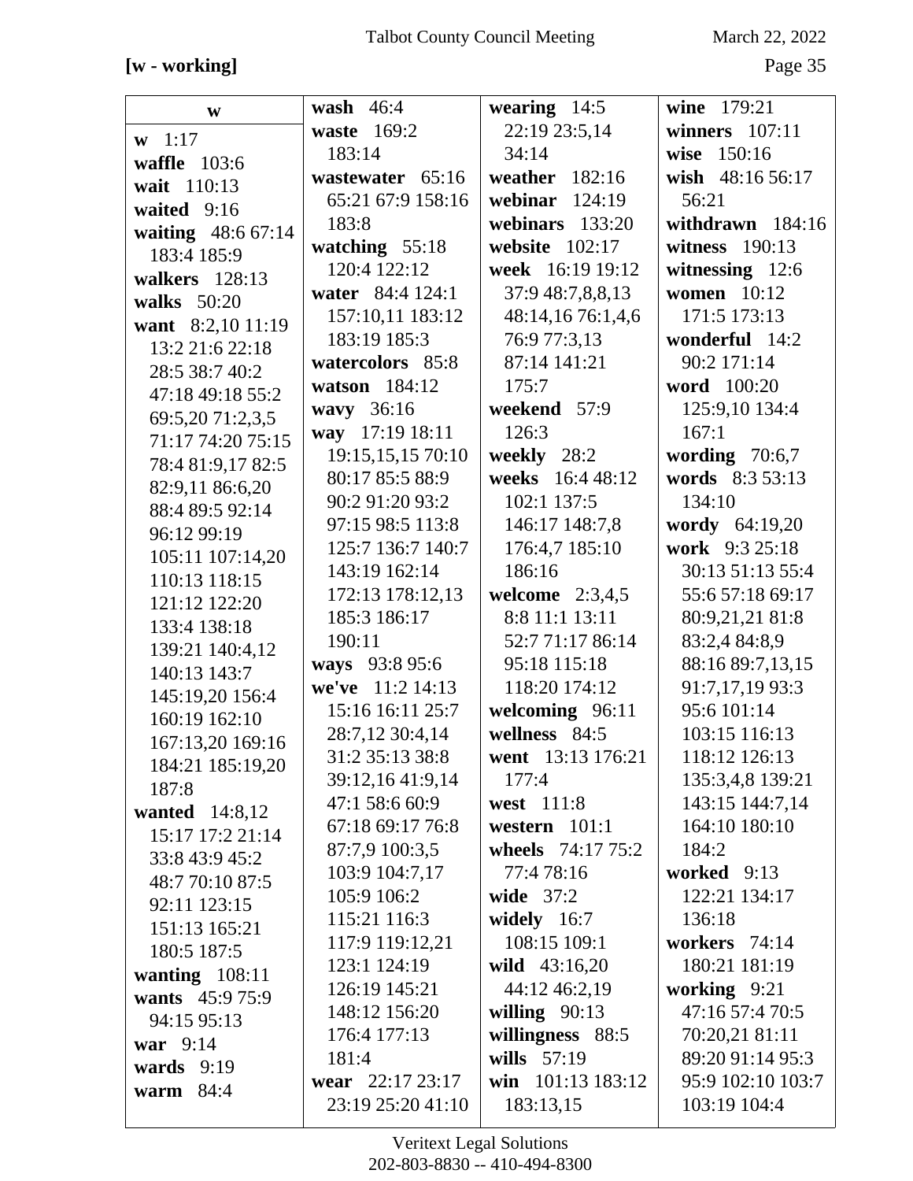**[w - working]**

**w**

**w** 1:17
**waffle** 103:6
**wait** 110:13
**waited** 9:16
**waiting** 48:6 67:14 183:4 185:9
**walkers** 128:13
**walks** 50:20
**want** 8:2,10 11:19 13:2 21:6 22:18 28:5 38:7 40:2 47:18 49:18 55:2 69:5,20 71:2,3,5 71:17 74:20 75:15 78:4 81:9,17 82:5 82:9,11 86:6,20 88:4 89:5 92:14 96:12 99:19 105:11 107:14,20 110:13 118:15 121:12 122:20 133:4 138:18 139:21 140:4,12 140:13 143:7 145:19,20 156:4 160:19 162:10 167:13,20 169:16 184:21 185:19,20 187:8
**wanted** 14:8,12 15:17 17:2 21:14 33:8 43:9 45:2 48:7 70:10 87:5 92:11 123:15 151:13 165:21 180:5 187:5
**wanting** 108:11
**wants** 45:9 75:9 94:15 95:13
**war** 9:14
**wards** 9:19
**warm** 84:4
**wash** 46:4
**waste** 169:2 183:14
**wastewater** 65:16 65:21 67:9 158:16 183:8
**watching** 55:18 120:4 122:12
**water** 84:4 124:1 157:10,11 183:12 183:19 185:3
**watercolors** 85:8
**watson** 184:12
**wavy** 36:16
**way** 17:19 18:11 19:15,15,15 70:10 80:17 85:5 88:9 90:2 91:20 93:2 97:15 98:5 113:8 125:7 136:7 140:7 143:19 162:14 172:13 178:12,13 185:3 186:17 190:11
**ways** 93:8 95:6
**we've** 11:2 14:13 15:16 16:11 25:7 28:7,12 30:4,14 31:2 35:13 38:8 39:12,16 41:9,14 47:1 58:6 60:9 67:18 69:17 76:8 87:7,9 100:3,5 103:9 104:7,17 105:9 106:2 115:21 116:3 117:9 119:12,21 123:1 124:19 126:19 145:21 148:12 156:20 176:4 177:13 181:4
**wear** 22:17 23:17 23:19 25:20 41:10
**wearing** 14:5 22:19 23:5,14 34:14
**weather** 182:16
**webinar** 124:19
**webinars** 133:20
**website** 102:17
**week** 16:19 19:12 37:9 48:7,8,8,13 48:14,16 76:1,4,6 76:9 77:3,13 87:14 141:21 175:7
**weekend** 57:9 126:3
**weekly** 28:2
**weeks** 16:4 48:12 102:1 137:5 146:17 148:7,8 176:4,7 185:10 186:16
**welcome** 2:3,4,5 8:8 11:1 13:11 52:7 71:17 86:14 95:18 115:18 118:20 174:12
**welcoming** 96:11
**wellness** 84:5
**went** 13:13 176:21 177:4
**west** 111:8
**western** 101:1
**wheels** 74:17 75:2 77:4 78:16
**wide** 37:2
**widely** 16:7 108:15 109:1
**wild** 43:16,20 44:12 46:2,19
**willing** 90:13
**willingness** 88:5
**wills** 57:19
**win** 101:13 183:12 183:13,15
**wine** 179:21
**winners** 107:11
**wise** 150:16
**wish** 48:16 56:17 56:21
**withdrawn** 184:16
**witness** 190:13
**witnessing** 12:6
**women** 10:12 171:5 173:13
**wonderful** 14:2 90:2 171:14
**word** 100:20 125:9,10 134:4 167:1
**wording** 70:6,7
**words** 8:3 53:13 134:10
**wordy** 64:19,20
**work** 9:3 25:18 30:13 51:13 55:4 55:6 57:18 69:17 80:9,21,21 81:8 83:2,4 84:8,9 88:16 89:7,13,15 91:7,17,19 93:3 95:6 101:14 103:15 116:13 118:12 126:13 135:3,4,8 139:21 143:15 144:7,14 164:10 180:10 184:2
**worked** 9:13 122:21 134:17 136:18
**workers** 74:14 180:21 181:19
**working** 9:21 47:16 57:4 70:5 70:20,21 81:11 89:20 91:14 95:3 95:9 102:10 103:7 103:19 104:4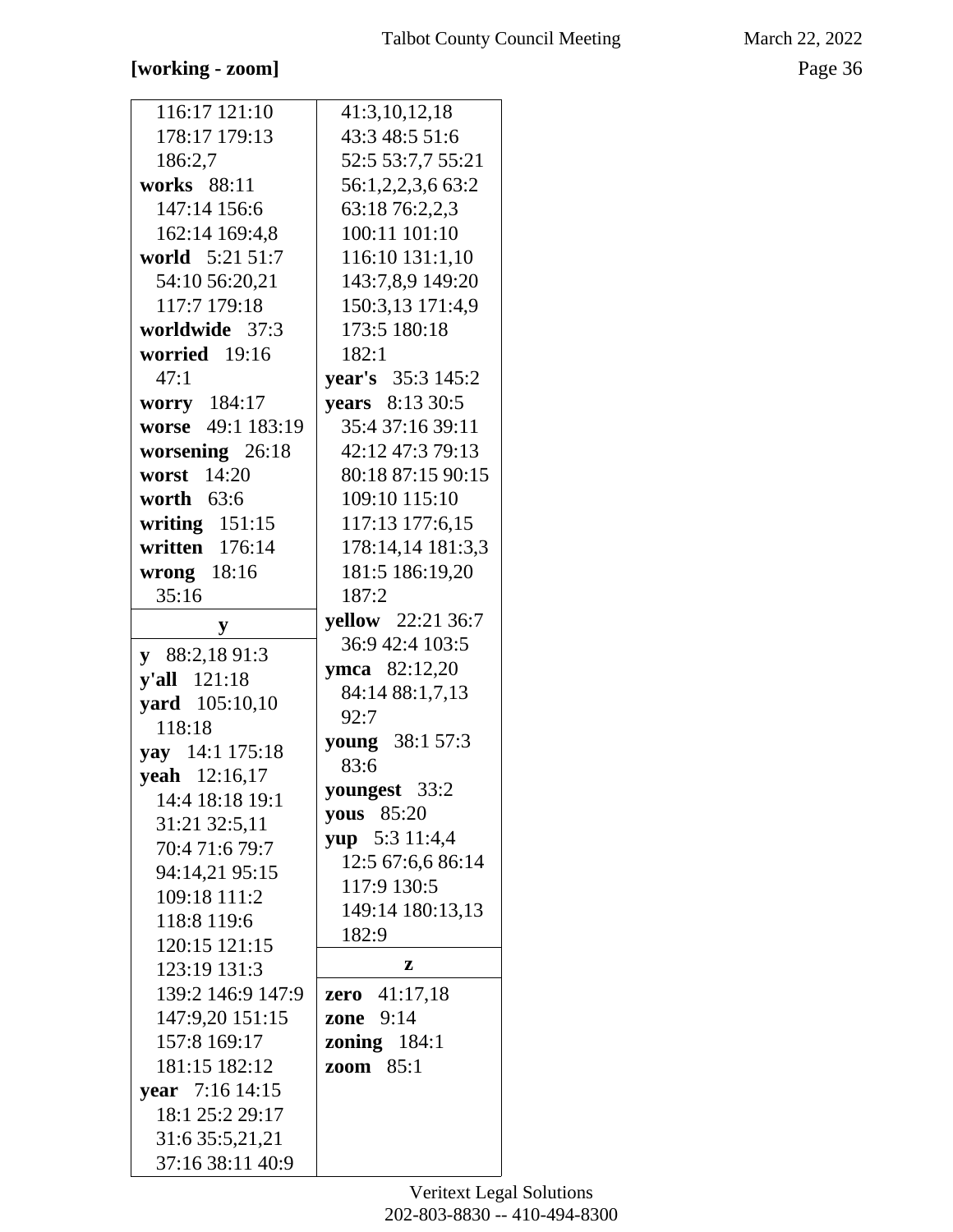[working - zoom]

116:17 121:10 178:17 179:13 186:2,7

**works** 88:11 147:14 156:6 162:14 169:4,8

**world** 5:21 51:7 54:10 56:20,21 117:7 179:18

**worldwide** 37:3

**worried** 19:16 47:1

**worry** 184:17

**worse** 49:1 183:19

**worsening** 26:18

**worst** 14:20

**worth** 63:6

**writing** 151:15

**written** 176:14

**wrong** 18:16 35:16

**y**

**y** 88:2,18 91:3

**y'all** 121:18

**yard** 105:10,10 118:18

**yay** 14:1 175:18

**yeah** 12:16,17 14:4 18:18 19:1 31:21 32:5,11 70:4 71:6 79:7 94:14,21 95:15 109:18 111:2 118:8 119:6 120:15 121:15 123:19 131:3 139:2 146:9 147:9 147:9,20 151:15 157:8 169:17 181:15 182:12

**year** 7:16 14:15 18:1 25:2 29:17 31:6 35:5,21,21 37:16 38:11 40:9 41:3,10,12,18 43:3 48:5 51:6 52:5 53:7,7 55:21 56:1,2,2,3,6 63:2 63:18 76:2,2,3 100:11 101:10 116:10 131:1,10 143:7,8,9 149:20 150:3,13 171:4,9 173:5 180:18 182:1

**year's** 35:3 145:2

**years** 8:13 30:5 35:4 37:16 39:11 42:12 47:3 79:13 80:18 87:15 90:15 109:10 115:10 117:13 177:6,15 178:14,14 181:3,3 181:5 186:19,20 187:2

**yellow** 22:21 36:7 36:9 42:4 103:5

**ymca** 82:12,20 84:14 88:1,7,13 92:7

**young** 38:1 57:3 83:6

**youngest** 33:2

**yous** 85:20

**yup** 5:3 11:4,4 12:5 67:6,6 86:14 117:9 130:5 149:14 180:13,13 182:9

**z**

**zero** 41:17,18

**zone** 9:14

**zoning** 184:1

**zoom** 85:1